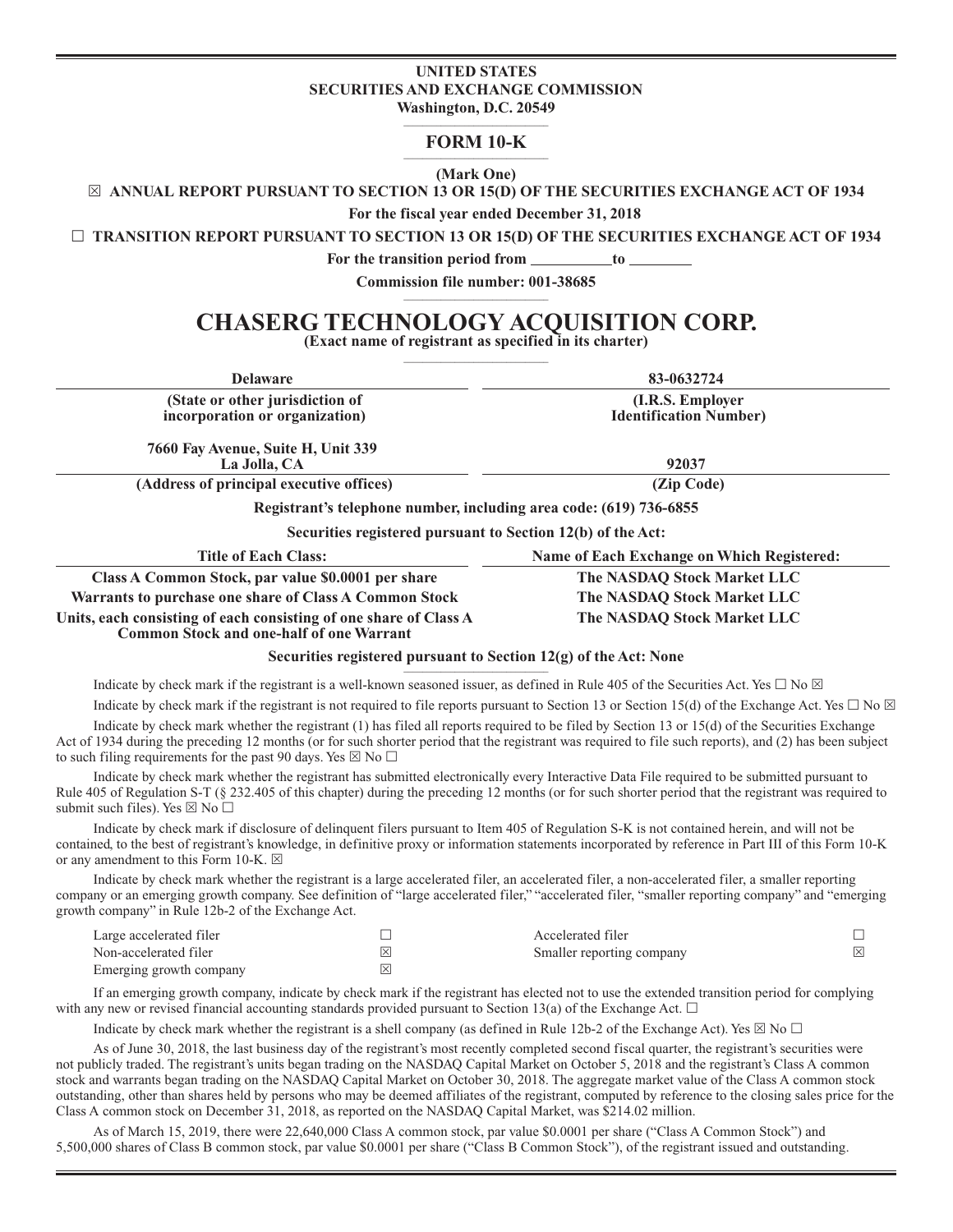**UNITED STATES**
**SECURITIES AND EXCHANGE COMMISSION**
**Washington, D.C. 20549**

# FORM 10-K

**(Mark One)**

☒ **ANNUAL REPORT PURSUANT TO SECTION 13 OR 15(D) OF THE SECURITIES EXCHANGE ACT OF 1934**

**For the fiscal year ended December 31, 2018**

☐ **TRANSITION REPORT PURSUANT TO SECTION 13 OR 15(D) OF THE SECURITIES EXCHANGE ACT OF 1934**

**For the transition period from \_\_\_\_\_\_\_\_\_\_ to \_\_\_\_\_\_\_\_**

**Commission file number: 001-38685**

# CHASERG TECHNOLOGY ACQUISITION CORP.

**(Exact name of registrant as specified in its charter)**

| Delaware | 83-0632724 |
|---|---|
| (State or other jurisdiction of incorporation or organization) | (I.R.S. Employer Identification Number) |
| 7660 Fay Avenue, Suite H, Unit 339 La Jolla, CA | 92037 |
| (Address of principal executive offices) | (Zip Code) |

**Registrant's telephone number, including area code: (619) 736-6855**

**Securities registered pursuant to Section 12(b) of the Act:**

| Title of Each Class: | Name of Each Exchange on Which Registered: |
|---|---|
| Class A Common Stock, par value $0.0001 per share | The NASDAQ Stock Market LLC |
| Warrants to purchase one share of Class A Common Stock | The NASDAQ Stock Market LLC |
| Units, each consisting of each consisting of one share of Class A Common Stock and one-half of one Warrant | The NASDAQ Stock Market LLC |

**Securities registered pursuant to Section 12(g) of the Act: None**

Indicate by check mark if the registrant is a well-known seasoned issuer, as defined in Rule 405 of the Securities Act. Yes ☐ No ☒

Indicate by check mark if the registrant is not required to file reports pursuant to Section 13 or Section 15(d) of the Exchange Act. Yes ☐ No ☒

Indicate by check mark whether the registrant (1) has filed all reports required to be filed by Section 13 or 15(d) of the Securities Exchange Act of 1934 during the preceding 12 months (or for such shorter period that the registrant was required to file such reports), and (2) has been subject to such filing requirements for the past 90 days. Yes ☒ No ☐

Indicate by check mark whether the registrant has submitted electronically every Interactive Data File required to be submitted pursuant to Rule 405 of Regulation S-T (§ 232.405 of this chapter) during the preceding 12 months (or for such shorter period that the registrant was required to submit such files). Yes ☒ No ☐

Indicate by check mark if disclosure of delinquent filers pursuant to Item 405 of Regulation S-K is not contained herein, and will not be contained, to the best of registrant's knowledge, in definitive proxy or information statements incorporated by reference in Part III of this Form 10-K or any amendment to this Form 10-K. ☒

Indicate by check mark whether the registrant is a large accelerated filer, an accelerated filer, a non-accelerated filer, a smaller reporting company or an emerging growth company. See definition of "large accelerated filer," "accelerated filer, "smaller reporting company" and "emerging growth company" in Rule 12b-2 of the Exchange Act.

| | | | |
|---|---|---|---|
| Large accelerated filer | ☐ | Accelerated filer | ☐ |
| Non-accelerated filer | ☒ | Smaller reporting company | ☒ |
| Emerging growth company | ☒ | | |

If an emerging growth company, indicate by check mark if the registrant has elected not to use the extended transition period for complying with any new or revised financial accounting standards provided pursuant to Section 13(a) of the Exchange Act. ☐

Indicate by check mark whether the registrant is a shell company (as defined in Rule 12b-2 of the Exchange Act). Yes ☒ No ☐

As of June 30, 2018, the last business day of the registrant's most recently completed second fiscal quarter, the registrant's securities were not publicly traded. The registrant's units began trading on the NASDAQ Capital Market on October 5, 2018 and the registrant's Class A common stock and warrants began trading on the NASDAQ Capital Market on October 30, 2018. The aggregate market value of the Class A common stock outstanding, other than shares held by persons who may be deemed affiliates of the registrant, computed by reference to the closing sales price for the Class A common stock on December 31, 2018, as reported on the NASDAQ Capital Market, was $214.02 million.

As of March 15, 2019, there were 22,640,000 Class A common stock, par value $0.0001 per share ("Class A Common Stock") and 5,500,000 shares of Class B common stock, par value $0.0001 per share ("Class B Common Stock"), of the registrant issued and outstanding.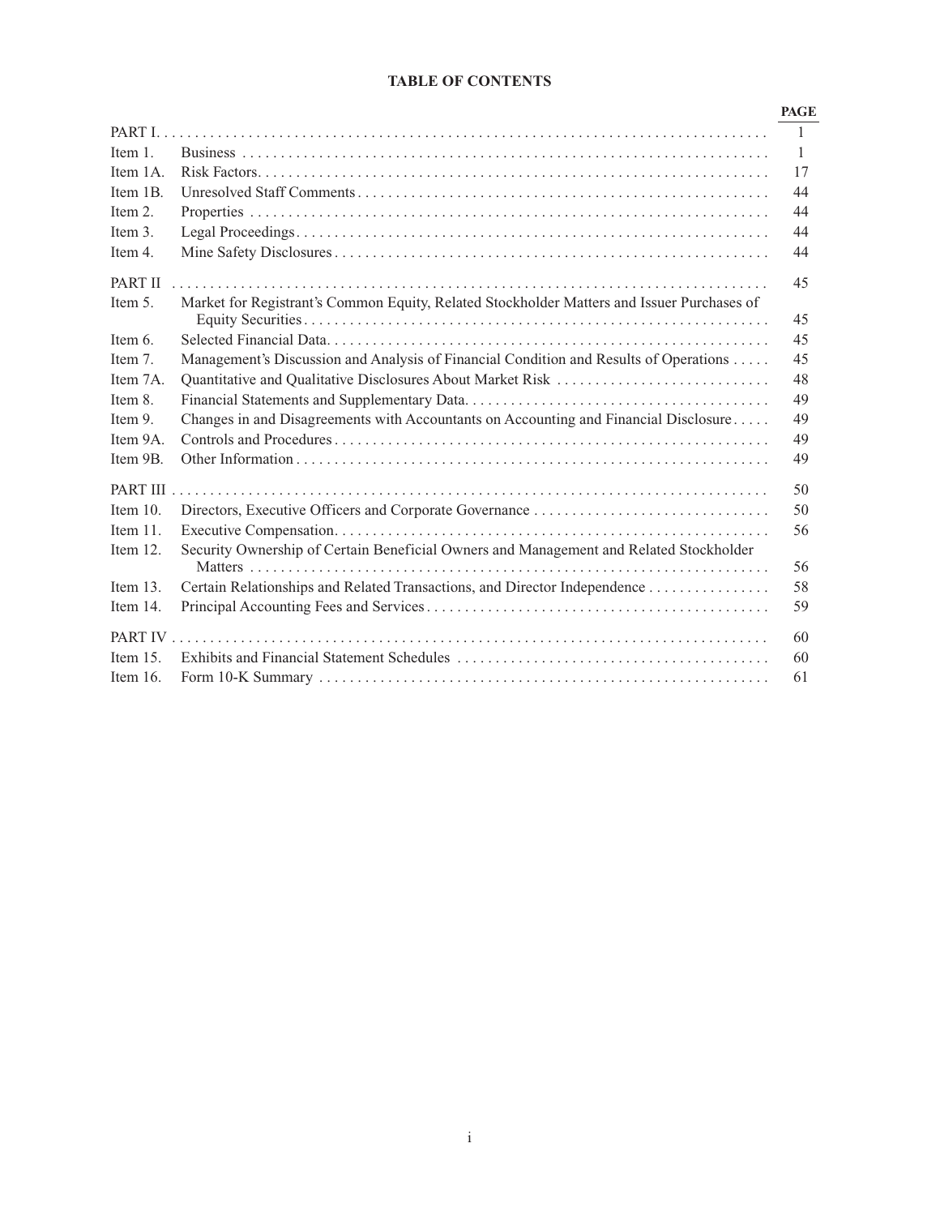## TABLE OF CONTENTS

| | | PAGE |
|---|---|---|
| PART I. | | 1 |
| Item 1. | Business | 1 |
| Item 1A. | Risk Factors | 17 |
| Item 1B. | Unresolved Staff Comments | 44 |
| Item 2. | Properties | 44 |
| Item 3. | Legal Proceedings | 44 |
| Item 4. | Mine Safety Disclosures | 44 |
| PART II | | 45 |
| Item 5. | Market for Registrant's Common Equity, Related Stockholder Matters and Issuer Purchases of Equity Securities | 45 |
| Item 6. | Selected Financial Data | 45 |
| Item 7. | Management's Discussion and Analysis of Financial Condition and Results of Operations | 45 |
| Item 7A. | Quantitative and Qualitative Disclosures About Market Risk | 48 |
| Item 8. | Financial Statements and Supplementary Data | 49 |
| Item 9. | Changes in and Disagreements with Accountants on Accounting and Financial Disclosure | 49 |
| Item 9A. | Controls and Procedures | 49 |
| Item 9B. | Other Information | 49 |
| PART III | | 50 |
| Item 10. | Directors, Executive Officers and Corporate Governance | 50 |
| Item 11. | Executive Compensation | 56 |
| Item 12. | Security Ownership of Certain Beneficial Owners and Management and Related Stockholder Matters | 56 |
| Item 13. | Certain Relationships and Related Transactions, and Director Independence | 58 |
| Item 14. | Principal Accounting Fees and Services | 59 |
| PART IV | | 60 |
| Item 15. | Exhibits and Financial Statement Schedules | 60 |
| Item 16. | Form 10-K Summary | 61 |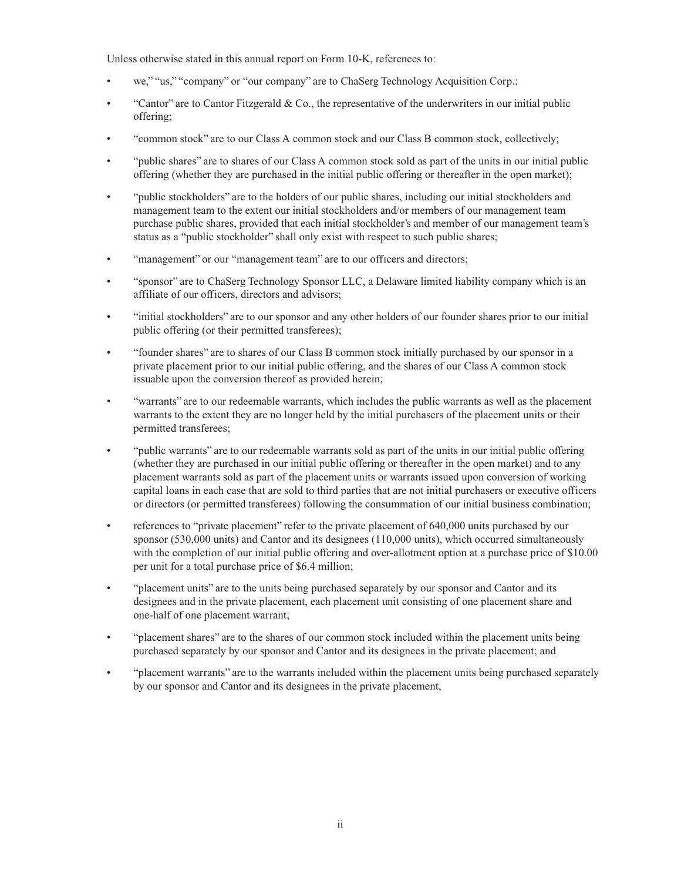Unless otherwise stated in this annual report on Form 10-K, references to:

- we," "us," "company" or "our company" are to ChaSerg Technology Acquisition Corp.;
- "Cantor" are to Cantor Fitzgerald & Co., the representative of the underwriters in our initial public offering;
- "common stock" are to our Class A common stock and our Class B common stock, collectively;
- "public shares" are to shares of our Class A common stock sold as part of the units in our initial public offering (whether they are purchased in the initial public offering or thereafter in the open market);
- "public stockholders" are to the holders of our public shares, including our initial stockholders and management team to the extent our initial stockholders and/or members of our management team purchase public shares, provided that each initial stockholder's and member of our management team's status as a "public stockholder" shall only exist with respect to such public shares;
- "management" or our "management team" are to our officers and directors;
- "sponsor" are to ChaSerg Technology Sponsor LLC, a Delaware limited liability company which is an affiliate of our officers, directors and advisors;
- "initial stockholders" are to our sponsor and any other holders of our founder shares prior to our initial public offering (or their permitted transferees);
- "founder shares" are to shares of our Class B common stock initially purchased by our sponsor in a private placement prior to our initial public offering, and the shares of our Class A common stock issuable upon the conversion thereof as provided herein;
- "warrants" are to our redeemable warrants, which includes the public warrants as well as the placement warrants to the extent they are no longer held by the initial purchasers of the placement units or their permitted transferees;
- "public warrants" are to our redeemable warrants sold as part of the units in our initial public offering (whether they are purchased in our initial public offering or thereafter in the open market) and to any placement warrants sold as part of the placement units or warrants issued upon conversion of working capital loans in each case that are sold to third parties that are not initial purchasers or executive officers or directors (or permitted transferees) following the consummation of our initial business combination;
- references to "private placement" refer to the private placement of 640,000 units purchased by our sponsor (530,000 units) and Cantor and its designees (110,000 units), which occurred simultaneously with the completion of our initial public offering and over-allotment option at a purchase price of $10.00 per unit for a total purchase price of $6.4 million;
- "placement units" are to the units being purchased separately by our sponsor and Cantor and its designees and in the private placement, each placement unit consisting of one placement share and one-half of one placement warrant;
- "placement shares" are to the shares of our common stock included within the placement units being purchased separately by our sponsor and Cantor and its designees in the private placement; and
- "placement warrants" are to the warrants included within the placement units being purchased separately by our sponsor and Cantor and its designees in the private placement,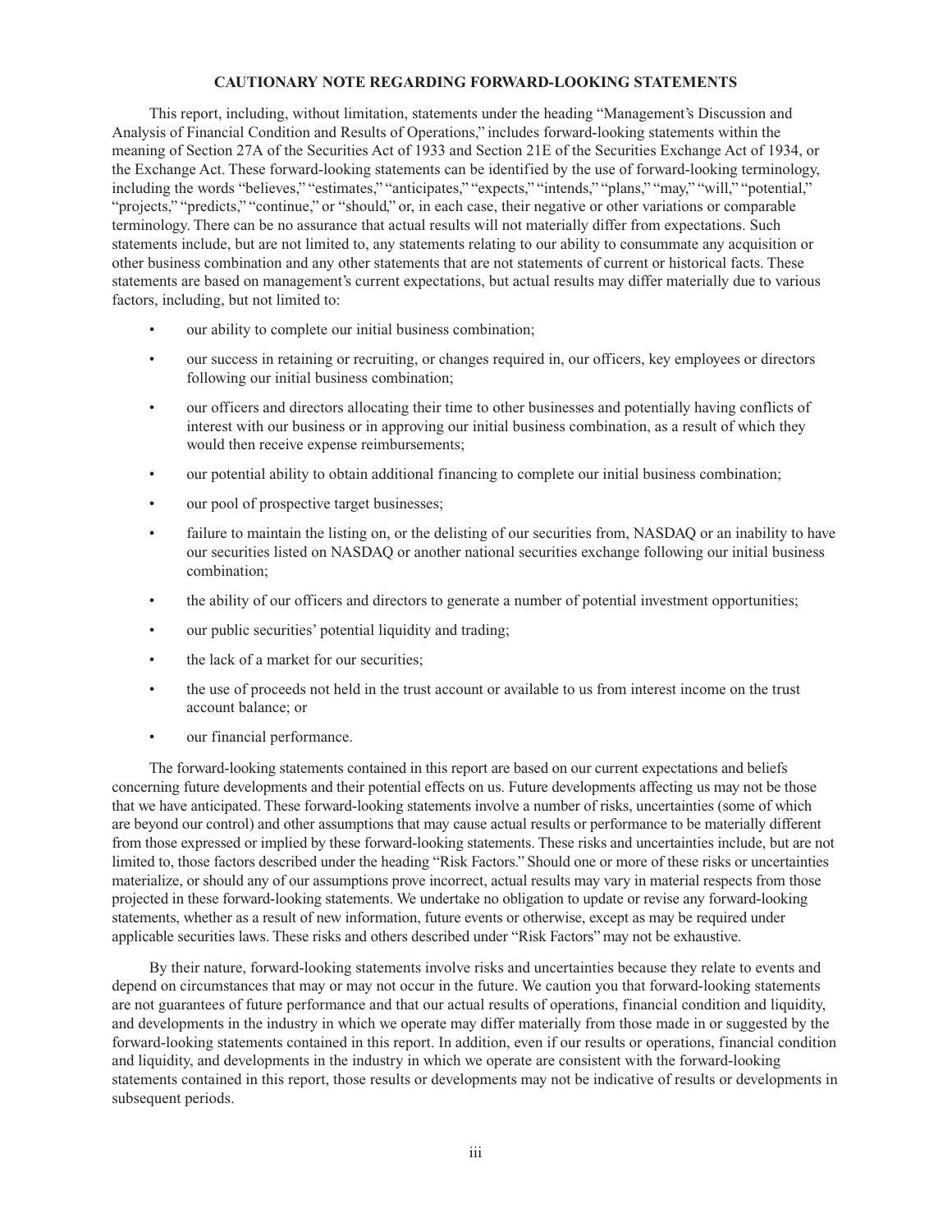## CAUTIONARY NOTE REGARDING FORWARD-LOOKING STATEMENTS

This report, including, without limitation, statements under the heading "Management's Discussion and Analysis of Financial Condition and Results of Operations," includes forward-looking statements within the meaning of Section 27A of the Securities Act of 1933 and Section 21E of the Securities Exchange Act of 1934, or the Exchange Act. These forward-looking statements can be identified by the use of forward-looking terminology, including the words "believes," "estimates," "anticipates," "expects," "intends," "plans," "may," "will," "potential," "projects," "predicts," "continue," or "should," or, in each case, their negative or other variations or comparable terminology. There can be no assurance that actual results will not materially differ from expectations. Such statements include, but are not limited to, any statements relating to our ability to consummate any acquisition or other business combination and any other statements that are not statements of current or historical facts. These statements are based on management's current expectations, but actual results may differ materially due to various factors, including, but not limited to:

- our ability to complete our initial business combination;
- our success in retaining or recruiting, or changes required in, our officers, key employees or directors following our initial business combination;
- our officers and directors allocating their time to other businesses and potentially having conflicts of interest with our business or in approving our initial business combination, as a result of which they would then receive expense reimbursements;
- our potential ability to obtain additional financing to complete our initial business combination;
- our pool of prospective target businesses;
- failure to maintain the listing on, or the delisting of our securities from, NASDAQ or an inability to have our securities listed on NASDAQ or another national securities exchange following our initial business combination;
- the ability of our officers and directors to generate a number of potential investment opportunities;
- our public securities' potential liquidity and trading;
- the lack of a market for our securities;
- the use of proceeds not held in the trust account or available to us from interest income on the trust account balance; or
- our financial performance.

The forward-looking statements contained in this report are based on our current expectations and beliefs concerning future developments and their potential effects on us. Future developments affecting us may not be those that we have anticipated. These forward-looking statements involve a number of risks, uncertainties (some of which are beyond our control) and other assumptions that may cause actual results or performance to be materially different from those expressed or implied by these forward-looking statements. These risks and uncertainties include, but are not limited to, those factors described under the heading "Risk Factors." Should one or more of these risks or uncertainties materialize, or should any of our assumptions prove incorrect, actual results may vary in material respects from those projected in these forward-looking statements. We undertake no obligation to update or revise any forward-looking statements, whether as a result of new information, future events or otherwise, except as may be required under applicable securities laws. These risks and others described under "Risk Factors" may not be exhaustive.

By their nature, forward-looking statements involve risks and uncertainties because they relate to events and depend on circumstances that may or may not occur in the future. We caution you that forward-looking statements are not guarantees of future performance and that our actual results of operations, financial condition and liquidity, and developments in the industry in which we operate may differ materially from those made in or suggested by the forward-looking statements contained in this report. In addition, even if our results or operations, financial condition and liquidity, and developments in the industry in which we operate are consistent with the forward-looking statements contained in this report, those results or developments may not be indicative of results or developments in subsequent periods.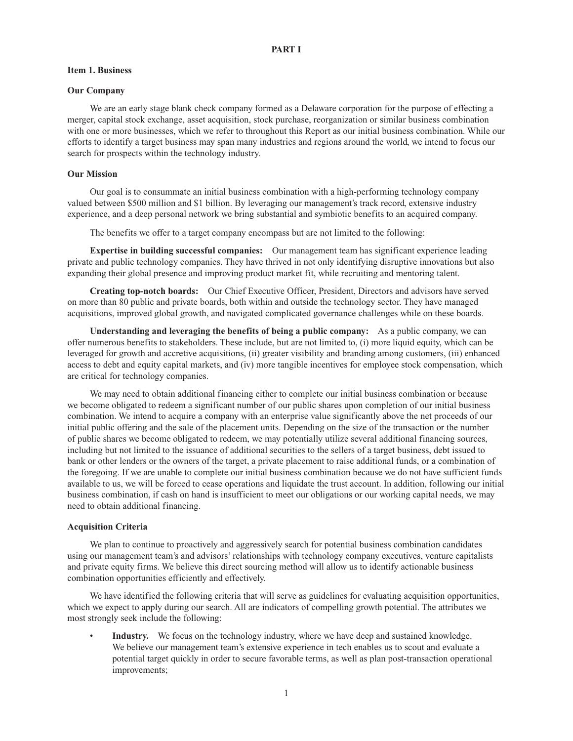# PART I

## Item 1. Business

### Our Company

We are an early stage blank check company formed as a Delaware corporation for the purpose of effecting a merger, capital stock exchange, asset acquisition, stock purchase, reorganization or similar business combination with one or more businesses, which we refer to throughout this Report as our initial business combination. While our efforts to identify a target business may span many industries and regions around the world, we intend to focus our search for prospects within the technology industry.

### Our Mission

Our goal is to consummate an initial business combination with a high-performing technology company valued between $500 million and $1 billion. By leveraging our management's track record, extensive industry experience, and a deep personal network we bring substantial and symbiotic benefits to an acquired company.

The benefits we offer to a target company encompass but are not limited to the following:

**Expertise in building successful companies:** Our management team has significant experience leading private and public technology companies. They have thrived in not only identifying disruptive innovations but also expanding their global presence and improving product market fit, while recruiting and mentoring talent.

**Creating top-notch boards:** Our Chief Executive Officer, President, Directors and advisors have served on more than 80 public and private boards, both within and outside the technology sector. They have managed acquisitions, improved global growth, and navigated complicated governance challenges while on these boards.

**Understanding and leveraging the benefits of being a public company:** As a public company, we can offer numerous benefits to stakeholders. These include, but are not limited to, (i) more liquid equity, which can be leveraged for growth and accretive acquisitions, (ii) greater visibility and branding among customers, (iii) enhanced access to debt and equity capital markets, and (iv) more tangible incentives for employee stock compensation, which are critical for technology companies.

We may need to obtain additional financing either to complete our initial business combination or because we become obligated to redeem a significant number of our public shares upon completion of our initial business combination. We intend to acquire a company with an enterprise value significantly above the net proceeds of our initial public offering and the sale of the placement units. Depending on the size of the transaction or the number of public shares we become obligated to redeem, we may potentially utilize several additional financing sources, including but not limited to the issuance of additional securities to the sellers of a target business, debt issued to bank or other lenders or the owners of the target, a private placement to raise additional funds, or a combination of the foregoing. If we are unable to complete our initial business combination because we do not have sufficient funds available to us, we will be forced to cease operations and liquidate the trust account. In addition, following our initial business combination, if cash on hand is insufficient to meet our obligations or our working capital needs, we may need to obtain additional financing.

### Acquisition Criteria

We plan to continue to proactively and aggressively search for potential business combination candidates using our management team's and advisors' relationships with technology company executives, venture capitalists and private equity firms. We believe this direct sourcing method will allow us to identify actionable business combination opportunities efficiently and effectively.

We have identified the following criteria that will serve as guidelines for evaluating acquisition opportunities, which we expect to apply during our search. All are indicators of compelling growth potential. The attributes we most strongly seek include the following:

- **Industry.** We focus on the technology industry, where we have deep and sustained knowledge. We believe our management team's extensive experience in tech enables us to scout and evaluate a potential target quickly in order to secure favorable terms, as well as plan post-transaction operational improvements;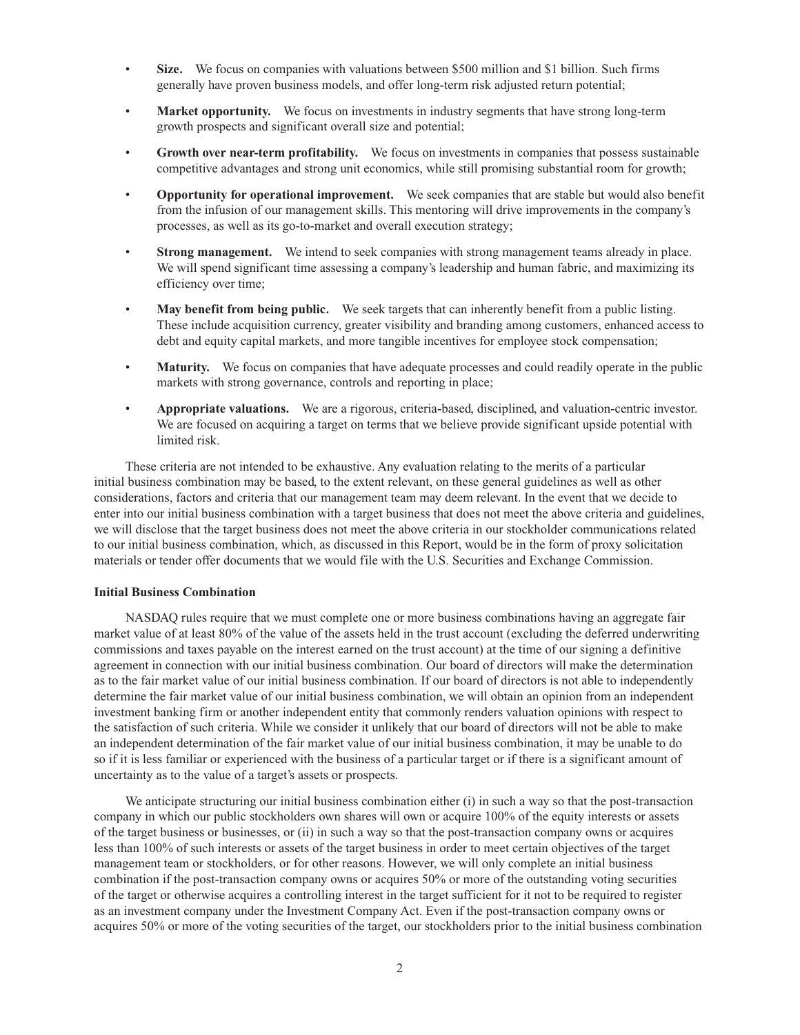- **Size.** We focus on companies with valuations between $500 million and $1 billion. Such firms generally have proven business models, and offer long-term risk adjusted return potential;
- **Market opportunity.** We focus on investments in industry segments that have strong long-term growth prospects and significant overall size and potential;
- **Growth over near-term profitability.** We focus on investments in companies that possess sustainable competitive advantages and strong unit economics, while still promising substantial room for growth;
- **Opportunity for operational improvement.** We seek companies that are stable but would also benefit from the infusion of our management skills. This mentoring will drive improvements in the company's processes, as well as its go-to-market and overall execution strategy;
- **Strong management.** We intend to seek companies with strong management teams already in place. We will spend significant time assessing a company's leadership and human fabric, and maximizing its efficiency over time;
- **May benefit from being public.** We seek targets that can inherently benefit from a public listing. These include acquisition currency, greater visibility and branding among customers, enhanced access to debt and equity capital markets, and more tangible incentives for employee stock compensation;
- **Maturity.** We focus on companies that have adequate processes and could readily operate in the public markets with strong governance, controls and reporting in place;
- **Appropriate valuations.** We are a rigorous, criteria-based, disciplined, and valuation-centric investor. We are focused on acquiring a target on terms that we believe provide significant upside potential with limited risk.

These criteria are not intended to be exhaustive. Any evaluation relating to the merits of a particular initial business combination may be based, to the extent relevant, on these general guidelines as well as other considerations, factors and criteria that our management team may deem relevant. In the event that we decide to enter into our initial business combination with a target business that does not meet the above criteria and guidelines, we will disclose that the target business does not meet the above criteria in our stockholder communications related to our initial business combination, which, as discussed in this Report, would be in the form of proxy solicitation materials or tender offer documents that we would file with the U.S. Securities and Exchange Commission.

**Initial Business Combination**

NASDAQ rules require that we must complete one or more business combinations having an aggregate fair market value of at least 80% of the value of the assets held in the trust account (excluding the deferred underwriting commissions and taxes payable on the interest earned on the trust account) at the time of our signing a definitive agreement in connection with our initial business combination. Our board of directors will make the determination as to the fair market value of our initial business combination. If our board of directors is not able to independently determine the fair market value of our initial business combination, we will obtain an opinion from an independent investment banking firm or another independent entity that commonly renders valuation opinions with respect to the satisfaction of such criteria. While we consider it unlikely that our board of directors will not be able to make an independent determination of the fair market value of our initial business combination, it may be unable to do so if it is less familiar or experienced with the business of a particular target or if there is a significant amount of uncertainty as to the value of a target's assets or prospects.

We anticipate structuring our initial business combination either (i) in such a way so that the post-transaction company in which our public stockholders own shares will own or acquire 100% of the equity interests or assets of the target business or businesses, or (ii) in such a way so that the post-transaction company owns or acquires less than 100% of such interests or assets of the target business in order to meet certain objectives of the target management team or stockholders, or for other reasons. However, we will only complete an initial business combination if the post-transaction company owns or acquires 50% or more of the outstanding voting securities of the target or otherwise acquires a controlling interest in the target sufficient for it not to be required to register as an investment company under the Investment Company Act. Even if the post-transaction company owns or acquires 50% or more of the voting securities of the target, our stockholders prior to the initial business combination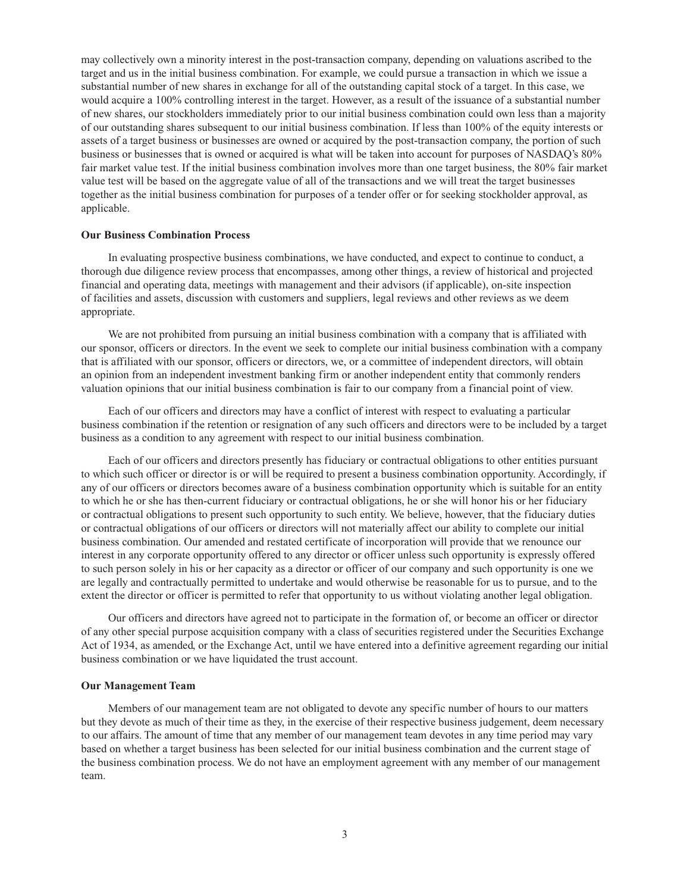may collectively own a minority interest in the post-transaction company, depending on valuations ascribed to the target and us in the initial business combination. For example, we could pursue a transaction in which we issue a substantial number of new shares in exchange for all of the outstanding capital stock of a target. In this case, we would acquire a 100% controlling interest in the target. However, as a result of the issuance of a substantial number of new shares, our stockholders immediately prior to our initial business combination could own less than a majority of our outstanding shares subsequent to our initial business combination. If less than 100% of the equity interests or assets of a target business or businesses are owned or acquired by the post-transaction company, the portion of such business or businesses that is owned or acquired is what will be taken into account for purposes of NASDAQ's 80% fair market value test. If the initial business combination involves more than one target business, the 80% fair market value test will be based on the aggregate value of all of the transactions and we will treat the target businesses together as the initial business combination for purposes of a tender offer or for seeking stockholder approval, as applicable.

**Our Business Combination Process**

In evaluating prospective business combinations, we have conducted, and expect to continue to conduct, a thorough due diligence review process that encompasses, among other things, a review of historical and projected financial and operating data, meetings with management and their advisors (if applicable), on-site inspection of facilities and assets, discussion with customers and suppliers, legal reviews and other reviews as we deem appropriate.

We are not prohibited from pursuing an initial business combination with a company that is affiliated with our sponsor, officers or directors. In the event we seek to complete our initial business combination with a company that is affiliated with our sponsor, officers or directors, we, or a committee of independent directors, will obtain an opinion from an independent investment banking firm or another independent entity that commonly renders valuation opinions that our initial business combination is fair to our company from a financial point of view.

Each of our officers and directors may have a conflict of interest with respect to evaluating a particular business combination if the retention or resignation of any such officers and directors were to be included by a target business as a condition to any agreement with respect to our initial business combination.

Each of our officers and directors presently has fiduciary or contractual obligations to other entities pursuant to which such officer or director is or will be required to present a business combination opportunity. Accordingly, if any of our officers or directors becomes aware of a business combination opportunity which is suitable for an entity to which he or she has then-current fiduciary or contractual obligations, he or she will honor his or her fiduciary or contractual obligations to present such opportunity to such entity. We believe, however, that the fiduciary duties or contractual obligations of our officers or directors will not materially affect our ability to complete our initial business combination. Our amended and restated certificate of incorporation will provide that we renounce our interest in any corporate opportunity offered to any director or officer unless such opportunity is expressly offered to such person solely in his or her capacity as a director or officer of our company and such opportunity is one we are legally and contractually permitted to undertake and would otherwise be reasonable for us to pursue, and to the extent the director or officer is permitted to refer that opportunity to us without violating another legal obligation.

Our officers and directors have agreed not to participate in the formation of, or become an officer or director of any other special purpose acquisition company with a class of securities registered under the Securities Exchange Act of 1934, as amended, or the Exchange Act, until we have entered into a definitive agreement regarding our initial business combination or we have liquidated the trust account.

**Our Management Team**

Members of our management team are not obligated to devote any specific number of hours to our matters but they devote as much of their time as they, in the exercise of their respective business judgement, deem necessary to our affairs. The amount of time that any member of our management team devotes in any time period may vary based on whether a target business has been selected for our initial business combination and the current stage of the business combination process. We do not have an employment agreement with any member of our management team.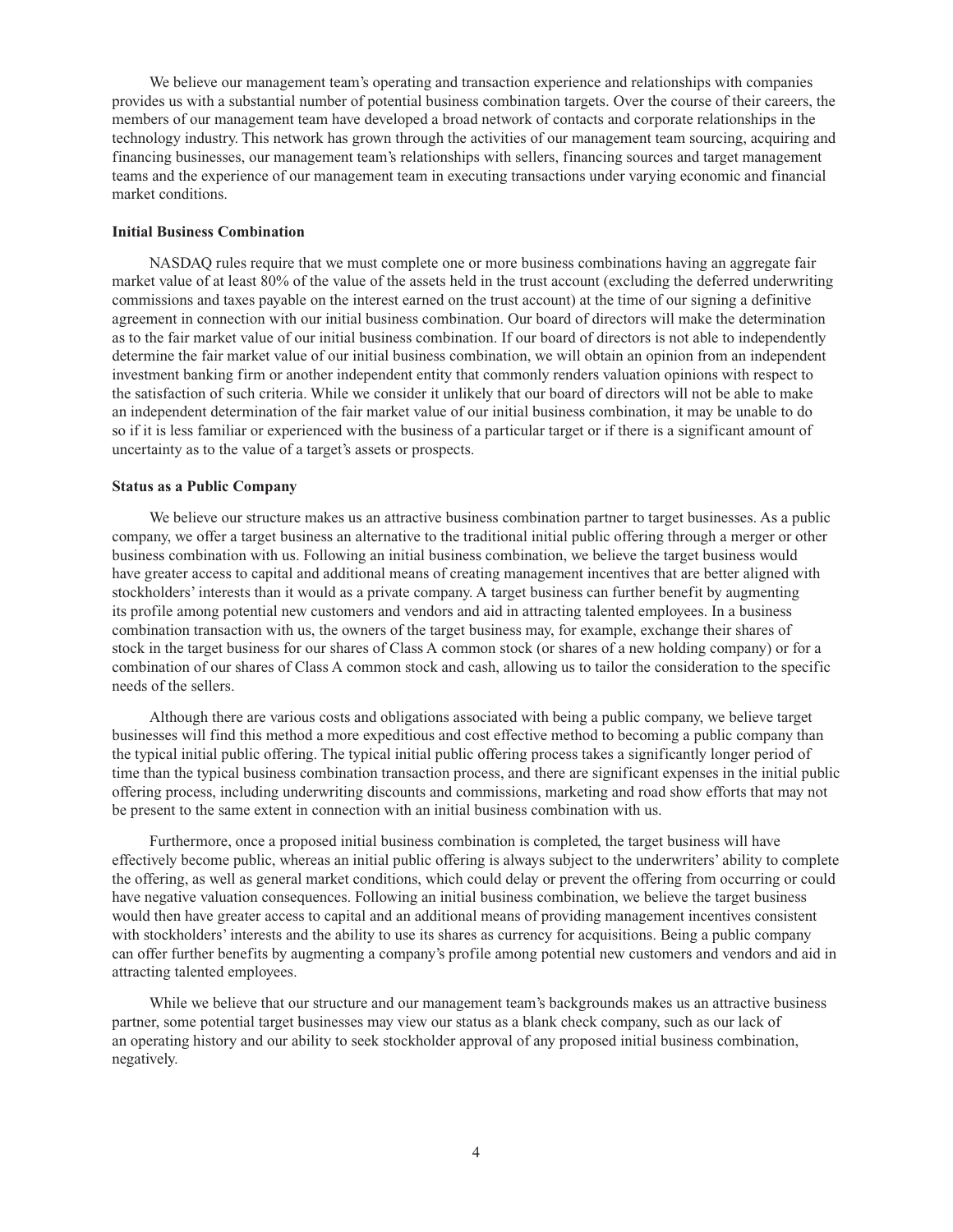We believe our management team's operating and transaction experience and relationships with companies provides us with a substantial number of potential business combination targets. Over the course of their careers, the members of our management team have developed a broad network of contacts and corporate relationships in the technology industry. This network has grown through the activities of our management team sourcing, acquiring and financing businesses, our management team's relationships with sellers, financing sources and target management teams and the experience of our management team in executing transactions under varying economic and financial market conditions.

**Initial Business Combination**

NASDAQ rules require that we must complete one or more business combinations having an aggregate fair market value of at least 80% of the value of the assets held in the trust account (excluding the deferred underwriting commissions and taxes payable on the interest earned on the trust account) at the time of our signing a definitive agreement in connection with our initial business combination. Our board of directors will make the determination as to the fair market value of our initial business combination. If our board of directors is not able to independently determine the fair market value of our initial business combination, we will obtain an opinion from an independent investment banking firm or another independent entity that commonly renders valuation opinions with respect to the satisfaction of such criteria. While we consider it unlikely that our board of directors will not be able to make an independent determination of the fair market value of our initial business combination, it may be unable to do so if it is less familiar or experienced with the business of a particular target or if there is a significant amount of uncertainty as to the value of a target's assets or prospects.

**Status as a Public Company**

We believe our structure makes us an attractive business combination partner to target businesses. As a public company, we offer a target business an alternative to the traditional initial public offering through a merger or other business combination with us. Following an initial business combination, we believe the target business would have greater access to capital and additional means of creating management incentives that are better aligned with stockholders' interests than it would as a private company. A target business can further benefit by augmenting its profile among potential new customers and vendors and aid in attracting talented employees. In a business combination transaction with us, the owners of the target business may, for example, exchange their shares of stock in the target business for our shares of Class A common stock (or shares of a new holding company) or for a combination of our shares of Class A common stock and cash, allowing us to tailor the consideration to the specific needs of the sellers.

Although there are various costs and obligations associated with being a public company, we believe target businesses will find this method a more expeditious and cost effective method to becoming a public company than the typical initial public offering. The typical initial public offering process takes a significantly longer period of time than the typical business combination transaction process, and there are significant expenses in the initial public offering process, including underwriting discounts and commissions, marketing and road show efforts that may not be present to the same extent in connection with an initial business combination with us.

Furthermore, once a proposed initial business combination is completed, the target business will have effectively become public, whereas an initial public offering is always subject to the underwriters' ability to complete the offering, as well as general market conditions, which could delay or prevent the offering from occurring or could have negative valuation consequences. Following an initial business combination, we believe the target business would then have greater access to capital and an additional means of providing management incentives consistent with stockholders' interests and the ability to use its shares as currency for acquisitions. Being a public company can offer further benefits by augmenting a company's profile among potential new customers and vendors and aid in attracting talented employees.

While we believe that our structure and our management team's backgrounds makes us an attractive business partner, some potential target businesses may view our status as a blank check company, such as our lack of an operating history and our ability to seek stockholder approval of any proposed initial business combination, negatively.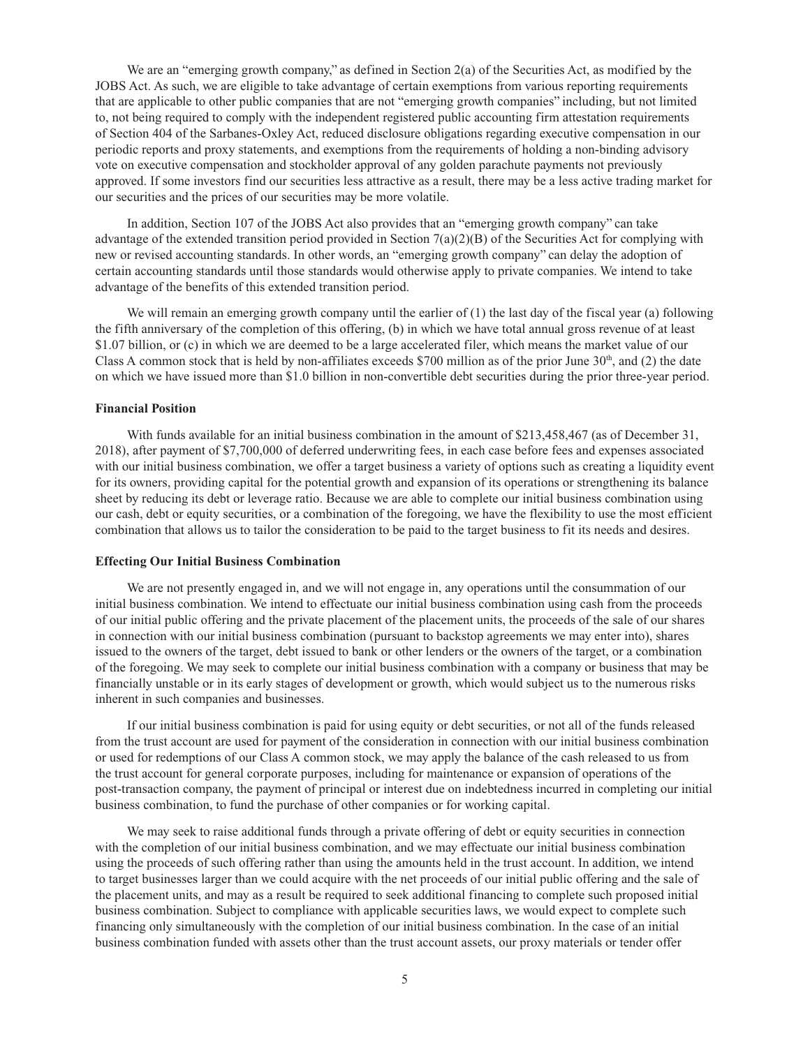We are an "emerging growth company," as defined in Section 2(a) of the Securities Act, as modified by the JOBS Act. As such, we are eligible to take advantage of certain exemptions from various reporting requirements that are applicable to other public companies that are not "emerging growth companies" including, but not limited to, not being required to comply with the independent registered public accounting firm attestation requirements of Section 404 of the Sarbanes-Oxley Act, reduced disclosure obligations regarding executive compensation in our periodic reports and proxy statements, and exemptions from the requirements of holding a non-binding advisory vote on executive compensation and stockholder approval of any golden parachute payments not previously approved. If some investors find our securities less attractive as a result, there may be a less active trading market for our securities and the prices of our securities may be more volatile.

In addition, Section 107 of the JOBS Act also provides that an "emerging growth company" can take advantage of the extended transition period provided in Section 7(a)(2)(B) of the Securities Act for complying with new or revised accounting standards. In other words, an "emerging growth company" can delay the adoption of certain accounting standards until those standards would otherwise apply to private companies. We intend to take advantage of the benefits of this extended transition period.

We will remain an emerging growth company until the earlier of (1) the last day of the fiscal year (a) following the fifth anniversary of the completion of this offering, (b) in which we have total annual gross revenue of at least $1.07 billion, or (c) in which we are deemed to be a large accelerated filer, which means the market value of our Class A common stock that is held by non-affiliates exceeds $700 million as of the prior June 30th, and (2) the date on which we have issued more than $1.0 billion in non-convertible debt securities during the prior three-year period.

**Financial Position**

With funds available for an initial business combination in the amount of $213,458,467 (as of December 31, 2018), after payment of $7,700,000 of deferred underwriting fees, in each case before fees and expenses associated with our initial business combination, we offer a target business a variety of options such as creating a liquidity event for its owners, providing capital for the potential growth and expansion of its operations or strengthening its balance sheet by reducing its debt or leverage ratio. Because we are able to complete our initial business combination using our cash, debt or equity securities, or a combination of the foregoing, we have the flexibility to use the most efficient combination that allows us to tailor the consideration to be paid to the target business to fit its needs and desires.

**Effecting Our Initial Business Combination**

We are not presently engaged in, and we will not engage in, any operations until the consummation of our initial business combination. We intend to effectuate our initial business combination using cash from the proceeds of our initial public offering and the private placement of the placement units, the proceeds of the sale of our shares in connection with our initial business combination (pursuant to backstop agreements we may enter into), shares issued to the owners of the target, debt issued to bank or other lenders or the owners of the target, or a combination of the foregoing. We may seek to complete our initial business combination with a company or business that may be financially unstable or in its early stages of development or growth, which would subject us to the numerous risks inherent in such companies and businesses.

If our initial business combination is paid for using equity or debt securities, or not all of the funds released from the trust account are used for payment of the consideration in connection with our initial business combination or used for redemptions of our Class A common stock, we may apply the balance of the cash released to us from the trust account for general corporate purposes, including for maintenance or expansion of operations of the post-transaction company, the payment of principal or interest due on indebtedness incurred in completing our initial business combination, to fund the purchase of other companies or for working capital.

We may seek to raise additional funds through a private offering of debt or equity securities in connection with the completion of our initial business combination, and we may effectuate our initial business combination using the proceeds of such offering rather than using the amounts held in the trust account. In addition, we intend to target businesses larger than we could acquire with the net proceeds of our initial public offering and the sale of the placement units, and may as a result be required to seek additional financing to complete such proposed initial business combination. Subject to compliance with applicable securities laws, we would expect to complete such financing only simultaneously with the completion of our initial business combination. In the case of an initial business combination funded with assets other than the trust account assets, our proxy materials or tender offer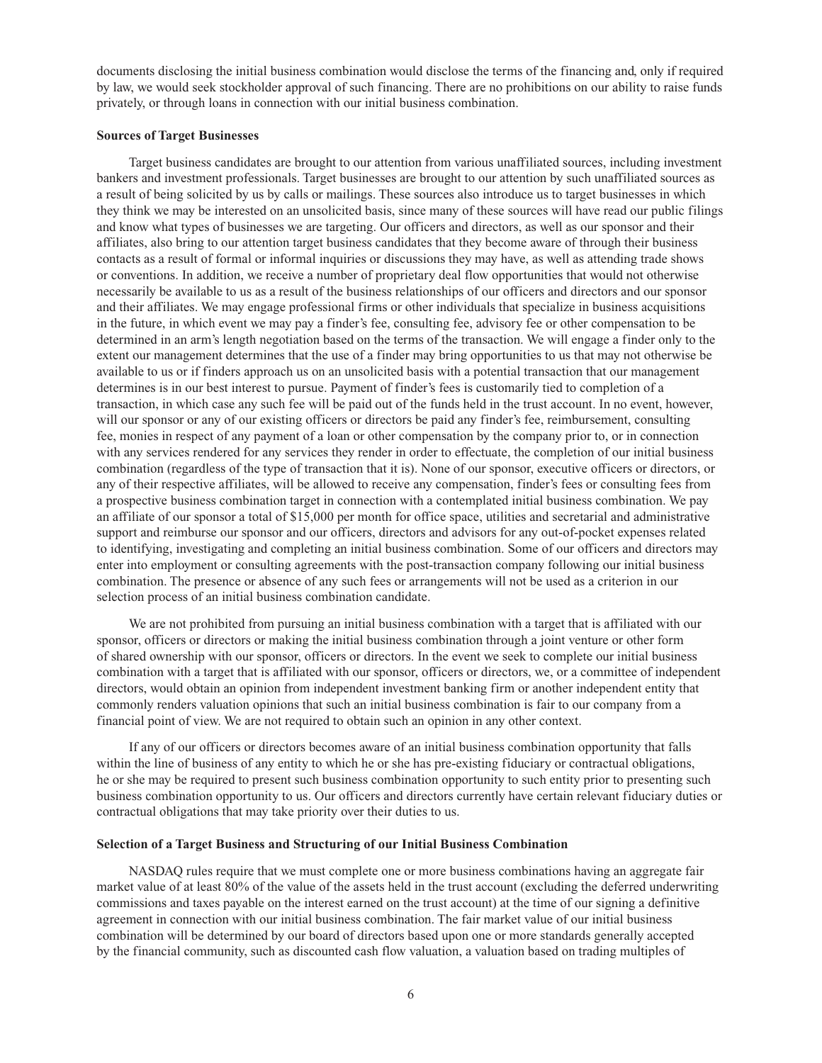documents disclosing the initial business combination would disclose the terms of the financing and, only if required by law, we would seek stockholder approval of such financing. There are no prohibitions on our ability to raise funds privately, or through loans in connection with our initial business combination.

**Sources of Target Businesses**

Target business candidates are brought to our attention from various unaffiliated sources, including investment bankers and investment professionals. Target businesses are brought to our attention by such unaffiliated sources as a result of being solicited by us by calls or mailings. These sources also introduce us to target businesses in which they think we may be interested on an unsolicited basis, since many of these sources will have read our public filings and know what types of businesses we are targeting. Our officers and directors, as well as our sponsor and their affiliates, also bring to our attention target business candidates that they become aware of through their business contacts as a result of formal or informal inquiries or discussions they may have, as well as attending trade shows or conventions. In addition, we receive a number of proprietary deal flow opportunities that would not otherwise necessarily be available to us as a result of the business relationships of our officers and directors and our sponsor and their affiliates. We may engage professional firms or other individuals that specialize in business acquisitions in the future, in which event we may pay a finder's fee, consulting fee, advisory fee or other compensation to be determined in an arm's length negotiation based on the terms of the transaction. We will engage a finder only to the extent our management determines that the use of a finder may bring opportunities to us that may not otherwise be available to us or if finders approach us on an unsolicited basis with a potential transaction that our management determines is in our best interest to pursue. Payment of finder's fees is customarily tied to completion of a transaction, in which case any such fee will be paid out of the funds held in the trust account. In no event, however, will our sponsor or any of our existing officers or directors be paid any finder's fee, reimbursement, consulting fee, monies in respect of any payment of a loan or other compensation by the company prior to, or in connection with any services rendered for any services they render in order to effectuate, the completion of our initial business combination (regardless of the type of transaction that it is). None of our sponsor, executive officers or directors, or any of their respective affiliates, will be allowed to receive any compensation, finder's fees or consulting fees from a prospective business combination target in connection with a contemplated initial business combination. We pay an affiliate of our sponsor a total of $15,000 per month for office space, utilities and secretarial and administrative support and reimburse our sponsor and our officers, directors and advisors for any out-of-pocket expenses related to identifying, investigating and completing an initial business combination. Some of our officers and directors may enter into employment or consulting agreements with the post-transaction company following our initial business combination. The presence or absence of any such fees or arrangements will not be used as a criterion in our selection process of an initial business combination candidate.

We are not prohibited from pursuing an initial business combination with a target that is affiliated with our sponsor, officers or directors or making the initial business combination through a joint venture or other form of shared ownership with our sponsor, officers or directors. In the event we seek to complete our initial business combination with a target that is affiliated with our sponsor, officers or directors, we, or a committee of independent directors, would obtain an opinion from independent investment banking firm or another independent entity that commonly renders valuation opinions that such an initial business combination is fair to our company from a financial point of view. We are not required to obtain such an opinion in any other context.

If any of our officers or directors becomes aware of an initial business combination opportunity that falls within the line of business of any entity to which he or she has pre-existing fiduciary or contractual obligations, he or she may be required to present such business combination opportunity to such entity prior to presenting such business combination opportunity to us. Our officers and directors currently have certain relevant fiduciary duties or contractual obligations that may take priority over their duties to us.

**Selection of a Target Business and Structuring of our Initial Business Combination**

NASDAQ rules require that we must complete one or more business combinations having an aggregate fair market value of at least 80% of the value of the assets held in the trust account (excluding the deferred underwriting commissions and taxes payable on the interest earned on the trust account) at the time of our signing a definitive agreement in connection with our initial business combination. The fair market value of our initial business combination will be determined by our board of directors based upon one or more standards generally accepted by the financial community, such as discounted cash flow valuation, a valuation based on trading multiples of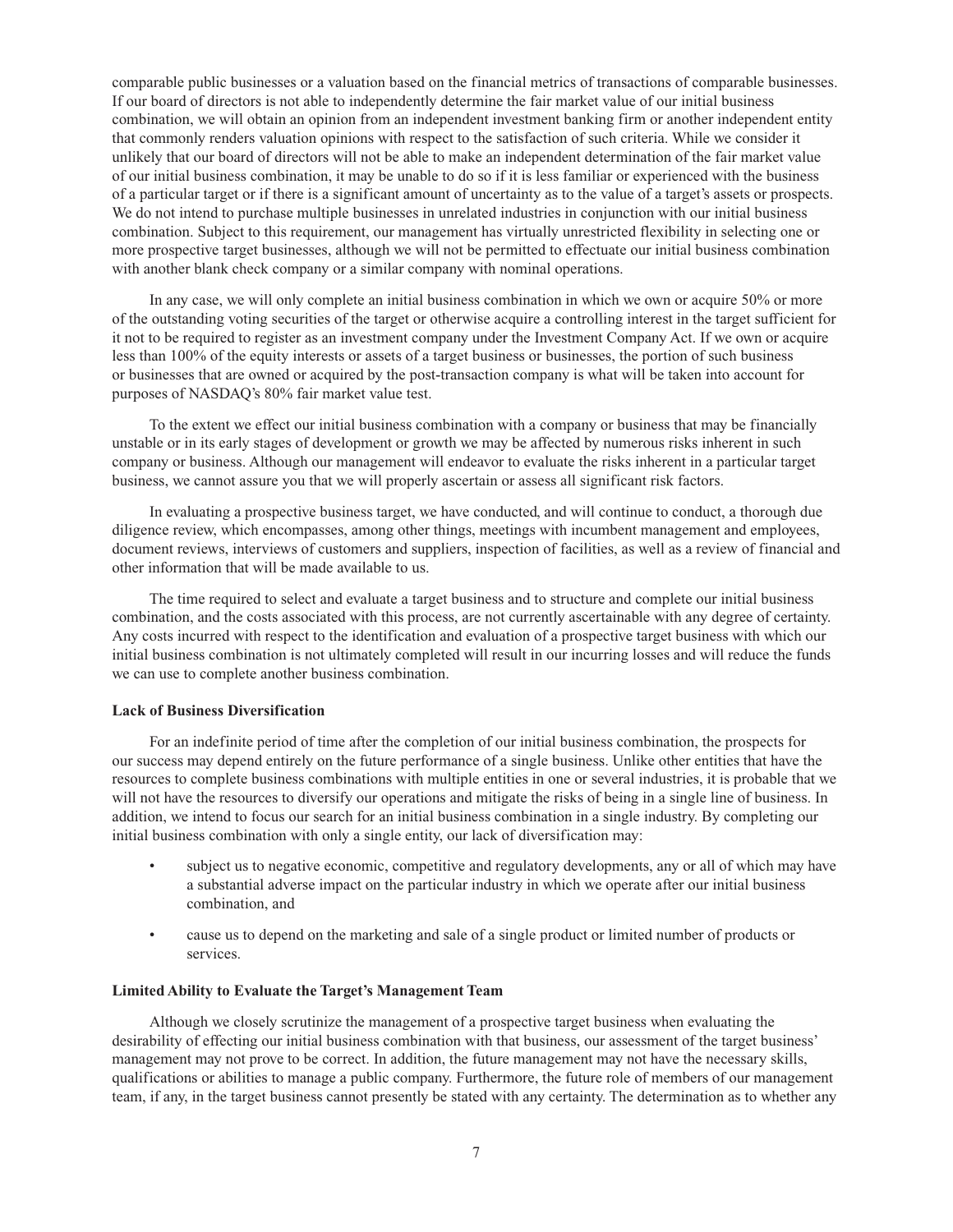comparable public businesses or a valuation based on the financial metrics of transactions of comparable businesses. If our board of directors is not able to independently determine the fair market value of our initial business combination, we will obtain an opinion from an independent investment banking firm or another independent entity that commonly renders valuation opinions with respect to the satisfaction of such criteria. While we consider it unlikely that our board of directors will not be able to make an independent determination of the fair market value of our initial business combination, it may be unable to do so if it is less familiar or experienced with the business of a particular target or if there is a significant amount of uncertainty as to the value of a target's assets or prospects. We do not intend to purchase multiple businesses in unrelated industries in conjunction with our initial business combination. Subject to this requirement, our management has virtually unrestricted flexibility in selecting one or more prospective target businesses, although we will not be permitted to effectuate our initial business combination with another blank check company or a similar company with nominal operations.

In any case, we will only complete an initial business combination in which we own or acquire 50% or more of the outstanding voting securities of the target or otherwise acquire a controlling interest in the target sufficient for it not to be required to register as an investment company under the Investment Company Act. If we own or acquire less than 100% of the equity interests or assets of a target business or businesses, the portion of such business or businesses that are owned or acquired by the post-transaction company is what will be taken into account for purposes of NASDAQ's 80% fair market value test.

To the extent we effect our initial business combination with a company or business that may be financially unstable or in its early stages of development or growth we may be affected by numerous risks inherent in such company or business. Although our management will endeavor to evaluate the risks inherent in a particular target business, we cannot assure you that we will properly ascertain or assess all significant risk factors.

In evaluating a prospective business target, we have conducted, and will continue to conduct, a thorough due diligence review, which encompasses, among other things, meetings with incumbent management and employees, document reviews, interviews of customers and suppliers, inspection of facilities, as well as a review of financial and other information that will be made available to us.

The time required to select and evaluate a target business and to structure and complete our initial business combination, and the costs associated with this process, are not currently ascertainable with any degree of certainty. Any costs incurred with respect to the identification and evaluation of a prospective target business with which our initial business combination is not ultimately completed will result in our incurring losses and will reduce the funds we can use to complete another business combination.

**Lack of Business Diversification**

For an indefinite period of time after the completion of our initial business combination, the prospects for our success may depend entirely on the future performance of a single business. Unlike other entities that have the resources to complete business combinations with multiple entities in one or several industries, it is probable that we will not have the resources to diversify our operations and mitigate the risks of being in a single line of business. In addition, we intend to focus our search for an initial business combination in a single industry. By completing our initial business combination with only a single entity, our lack of diversification may:

- subject us to negative economic, competitive and regulatory developments, any or all of which may have a substantial adverse impact on the particular industry in which we operate after our initial business combination, and
- cause us to depend on the marketing and sale of a single product or limited number of products or services.

**Limited Ability to Evaluate the Target's Management Team**

Although we closely scrutinize the management of a prospective target business when evaluating the desirability of effecting our initial business combination with that business, our assessment of the target business' management may not prove to be correct. In addition, the future management may not have the necessary skills, qualifications or abilities to manage a public company. Furthermore, the future role of members of our management team, if any, in the target business cannot presently be stated with any certainty. The determination as to whether any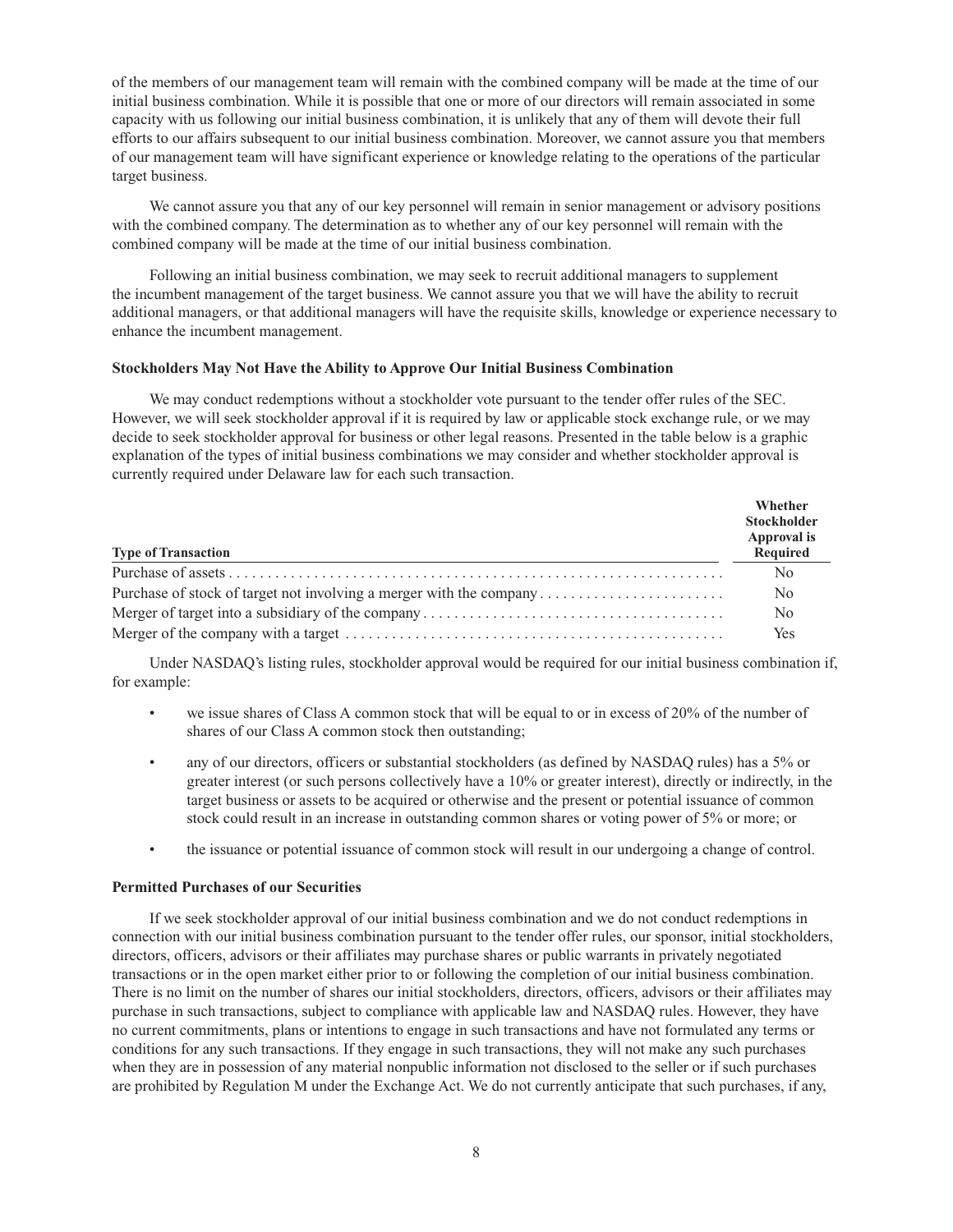of the members of our management team will remain with the combined company will be made at the time of our initial business combination. While it is possible that one or more of our directors will remain associated in some capacity with us following our initial business combination, it is unlikely that any of them will devote their full efforts to our affairs subsequent to our initial business combination. Moreover, we cannot assure you that members of our management team will have significant experience or knowledge relating to the operations of the particular target business.

We cannot assure you that any of our key personnel will remain in senior management or advisory positions with the combined company. The determination as to whether any of our key personnel will remain with the combined company will be made at the time of our initial business combination.

Following an initial business combination, we may seek to recruit additional managers to supplement the incumbent management of the target business. We cannot assure you that we will have the ability to recruit additional managers, or that additional managers will have the requisite skills, knowledge or experience necessary to enhance the incumbent management.

**Stockholders May Not Have the Ability to Approve Our Initial Business Combination**

We may conduct redemptions without a stockholder vote pursuant to the tender offer rules of the SEC. However, we will seek stockholder approval if it is required by law or applicable stock exchange rule, or we may decide to seek stockholder approval for business or other legal reasons. Presented in the table below is a graphic explanation of the types of initial business combinations we may consider and whether stockholder approval is currently required under Delaware law for each such transaction.

| Type of Transaction | Whether Stockholder Approval is Required |
|---|---|
| Purchase of assets | No |
| Purchase of stock of target not involving a merger with the company | No |
| Merger of target into a subsidiary of the company | No |
| Merger of the company with a target | Yes |

Under NASDAQ's listing rules, stockholder approval would be required for our initial business combination if, for example:

- we issue shares of Class A common stock that will be equal to or in excess of 20% of the number of shares of our Class A common stock then outstanding;
- any of our directors, officers or substantial stockholders (as defined by NASDAQ rules) has a 5% or greater interest (or such persons collectively have a 10% or greater interest), directly or indirectly, in the target business or assets to be acquired or otherwise and the present or potential issuance of common stock could result in an increase in outstanding common shares or voting power of 5% or more; or
- the issuance or potential issuance of common stock will result in our undergoing a change of control.

**Permitted Purchases of our Securities**

If we seek stockholder approval of our initial business combination and we do not conduct redemptions in connection with our initial business combination pursuant to the tender offer rules, our sponsor, initial stockholders, directors, officers, advisors or their affiliates may purchase shares or public warrants in privately negotiated transactions or in the open market either prior to or following the completion of our initial business combination. There is no limit on the number of shares our initial stockholders, directors, officers, advisors or their affiliates may purchase in such transactions, subject to compliance with applicable law and NASDAQ rules. However, they have no current commitments, plans or intentions to engage in such transactions and have not formulated any terms or conditions for any such transactions. If they engage in such transactions, they will not make any such purchases when they are in possession of any material nonpublic information not disclosed to the seller or if such purchases are prohibited by Regulation M under the Exchange Act. We do not currently anticipate that such purchases, if any,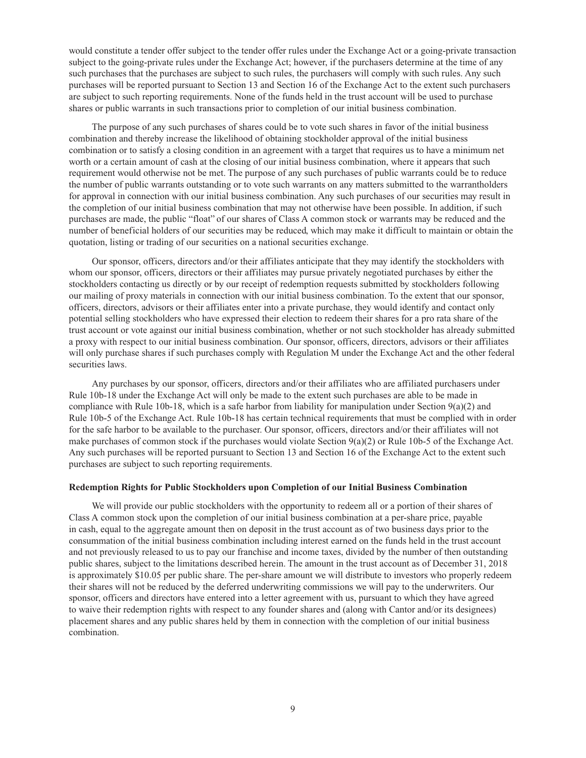would constitute a tender offer subject to the tender offer rules under the Exchange Act or a going-private transaction subject to the going-private rules under the Exchange Act; however, if the purchasers determine at the time of any such purchases that the purchases are subject to such rules, the purchasers will comply with such rules. Any such purchases will be reported pursuant to Section 13 and Section 16 of the Exchange Act to the extent such purchasers are subject to such reporting requirements. None of the funds held in the trust account will be used to purchase shares or public warrants in such transactions prior to completion of our initial business combination.

The purpose of any such purchases of shares could be to vote such shares in favor of the initial business combination and thereby increase the likelihood of obtaining stockholder approval of the initial business combination or to satisfy a closing condition in an agreement with a target that requires us to have a minimum net worth or a certain amount of cash at the closing of our initial business combination, where it appears that such requirement would otherwise not be met. The purpose of any such purchases of public warrants could be to reduce the number of public warrants outstanding or to vote such warrants on any matters submitted to the warrantholders for approval in connection with our initial business combination. Any such purchases of our securities may result in the completion of our initial business combination that may not otherwise have been possible. In addition, if such purchases are made, the public "float" of our shares of Class A common stock or warrants may be reduced and the number of beneficial holders of our securities may be reduced, which may make it difficult to maintain or obtain the quotation, listing or trading of our securities on a national securities exchange.

Our sponsor, officers, directors and/or their affiliates anticipate that they may identify the stockholders with whom our sponsor, officers, directors or their affiliates may pursue privately negotiated purchases by either the stockholders contacting us directly or by our receipt of redemption requests submitted by stockholders following our mailing of proxy materials in connection with our initial business combination. To the extent that our sponsor, officers, directors, advisors or their affiliates enter into a private purchase, they would identify and contact only potential selling stockholders who have expressed their election to redeem their shares for a pro rata share of the trust account or vote against our initial business combination, whether or not such stockholder has already submitted a proxy with respect to our initial business combination. Our sponsor, officers, directors, advisors or their affiliates will only purchase shares if such purchases comply with Regulation M under the Exchange Act and the other federal securities laws.

Any purchases by our sponsor, officers, directors and/or their affiliates who are affiliated purchasers under Rule 10b-18 under the Exchange Act will only be made to the extent such purchases are able to be made in compliance with Rule 10b-18, which is a safe harbor from liability for manipulation under Section 9(a)(2) and Rule 10b-5 of the Exchange Act. Rule 10b-18 has certain technical requirements that must be complied with in order for the safe harbor to be available to the purchaser. Our sponsor, officers, directors and/or their affiliates will not make purchases of common stock if the purchases would violate Section 9(a)(2) or Rule 10b-5 of the Exchange Act. Any such purchases will be reported pursuant to Section 13 and Section 16 of the Exchange Act to the extent such purchases are subject to such reporting requirements.

**Redemption Rights for Public Stockholders upon Completion of our Initial Business Combination**

We will provide our public stockholders with the opportunity to redeem all or a portion of their shares of Class A common stock upon the completion of our initial business combination at a per-share price, payable in cash, equal to the aggregate amount then on deposit in the trust account as of two business days prior to the consummation of the initial business combination including interest earned on the funds held in the trust account and not previously released to us to pay our franchise and income taxes, divided by the number of then outstanding public shares, subject to the limitations described herein. The amount in the trust account as of December 31, 2018 is approximately $10.05 per public share. The per-share amount we will distribute to investors who properly redeem their shares will not be reduced by the deferred underwriting commissions we will pay to the underwriters. Our sponsor, officers and directors have entered into a letter agreement with us, pursuant to which they have agreed to waive their redemption rights with respect to any founder shares and (along with Cantor and/or its designees) placement shares and any public shares held by them in connection with the completion of our initial business combination.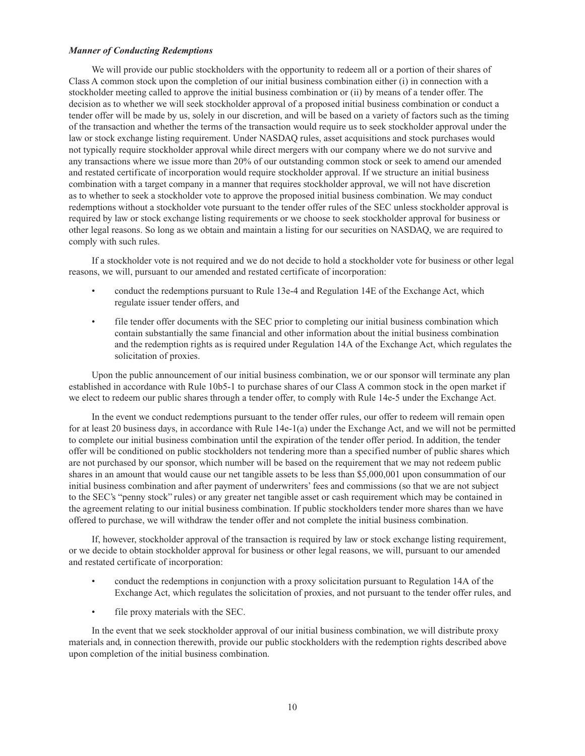***Manner of Conducting Redemptions***

We will provide our public stockholders with the opportunity to redeem all or a portion of their shares of Class A common stock upon the completion of our initial business combination either (i) in connection with a stockholder meeting called to approve the initial business combination or (ii) by means of a tender offer. The decision as to whether we will seek stockholder approval of a proposed initial business combination or conduct a tender offer will be made by us, solely in our discretion, and will be based on a variety of factors such as the timing of the transaction and whether the terms of the transaction would require us to seek stockholder approval under the law or stock exchange listing requirement. Under NASDAQ rules, asset acquisitions and stock purchases would not typically require stockholder approval while direct mergers with our company where we do not survive and any transactions where we issue more than 20% of our outstanding common stock or seek to amend our amended and restated certificate of incorporation would require stockholder approval. If we structure an initial business combination with a target company in a manner that requires stockholder approval, we will not have discretion as to whether to seek a stockholder vote to approve the proposed initial business combination. We may conduct redemptions without a stockholder vote pursuant to the tender offer rules of the SEC unless stockholder approval is required by law or stock exchange listing requirements or we choose to seek stockholder approval for business or other legal reasons. So long as we obtain and maintain a listing for our securities on NASDAQ, we are required to comply with such rules.

If a stockholder vote is not required and we do not decide to hold a stockholder vote for business or other legal reasons, we will, pursuant to our amended and restated certificate of incorporation:

- conduct the redemptions pursuant to Rule 13e-4 and Regulation 14E of the Exchange Act, which regulate issuer tender offers, and
- file tender offer documents with the SEC prior to completing our initial business combination which contain substantially the same financial and other information about the initial business combination and the redemption rights as is required under Regulation 14A of the Exchange Act, which regulates the solicitation of proxies.

Upon the public announcement of our initial business combination, we or our sponsor will terminate any plan established in accordance with Rule 10b5-1 to purchase shares of our Class A common stock in the open market if we elect to redeem our public shares through a tender offer, to comply with Rule 14e-5 under the Exchange Act.

In the event we conduct redemptions pursuant to the tender offer rules, our offer to redeem will remain open for at least 20 business days, in accordance with Rule 14e-1(a) under the Exchange Act, and we will not be permitted to complete our initial business combination until the expiration of the tender offer period. In addition, the tender offer will be conditioned on public stockholders not tendering more than a specified number of public shares which are not purchased by our sponsor, which number will be based on the requirement that we may not redeem public shares in an amount that would cause our net tangible assets to be less than $5,000,001 upon consummation of our initial business combination and after payment of underwriters' fees and commissions (so that we are not subject to the SEC's "penny stock" rules) or any greater net tangible asset or cash requirement which may be contained in the agreement relating to our initial business combination. If public stockholders tender more shares than we have offered to purchase, we will withdraw the tender offer and not complete the initial business combination.

If, however, stockholder approval of the transaction is required by law or stock exchange listing requirement, or we decide to obtain stockholder approval for business or other legal reasons, we will, pursuant to our amended and restated certificate of incorporation:

- conduct the redemptions in conjunction with a proxy solicitation pursuant to Regulation 14A of the Exchange Act, which regulates the solicitation of proxies, and not pursuant to the tender offer rules, and
- file proxy materials with the SEC.

In the event that we seek stockholder approval of our initial business combination, we will distribute proxy materials and, in connection therewith, provide our public stockholders with the redemption rights described above upon completion of the initial business combination.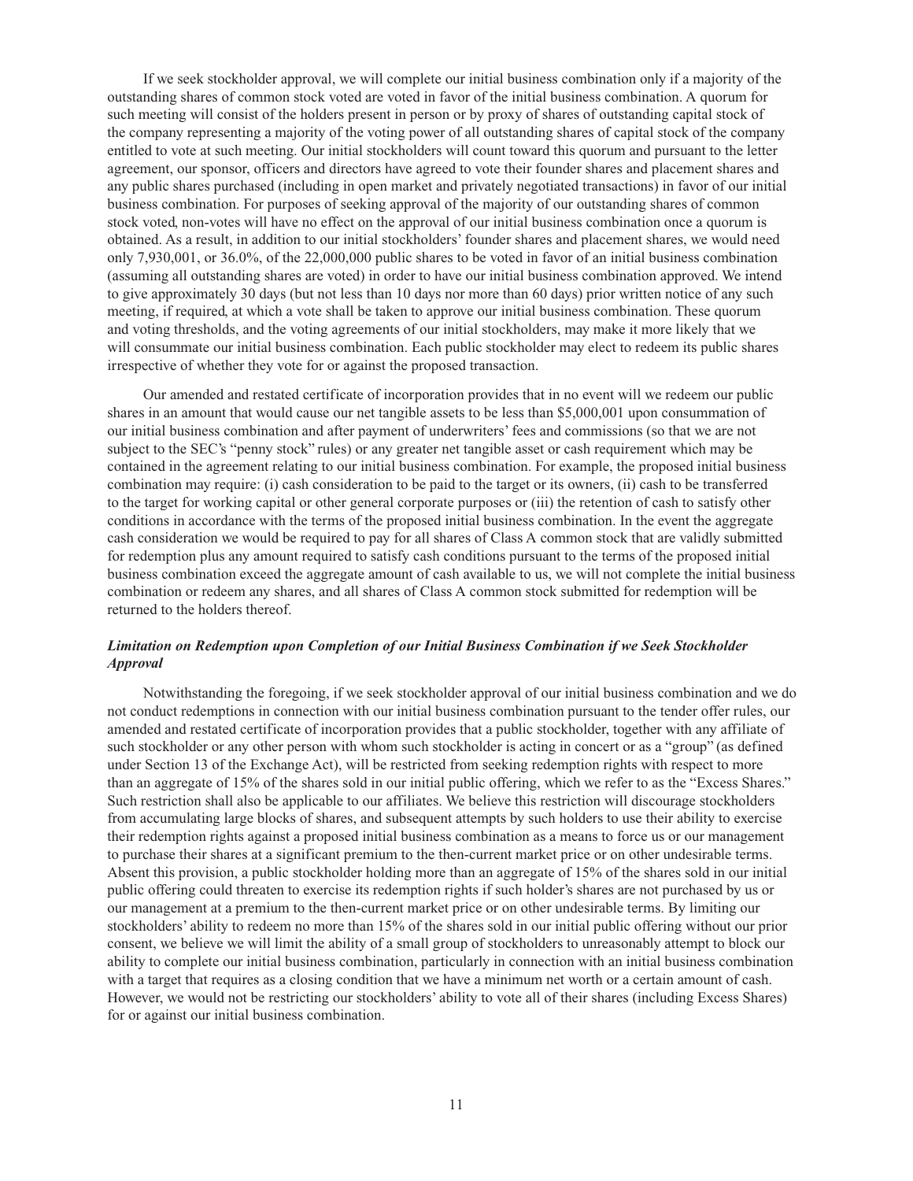If we seek stockholder approval, we will complete our initial business combination only if a majority of the outstanding shares of common stock voted are voted in favor of the initial business combination. A quorum for such meeting will consist of the holders present in person or by proxy of shares of outstanding capital stock of the company representing a majority of the voting power of all outstanding shares of capital stock of the company entitled to vote at such meeting. Our initial stockholders will count toward this quorum and pursuant to the letter agreement, our sponsor, officers and directors have agreed to vote their founder shares and placement shares and any public shares purchased (including in open market and privately negotiated transactions) in favor of our initial business combination. For purposes of seeking approval of the majority of our outstanding shares of common stock voted, non-votes will have no effect on the approval of our initial business combination once a quorum is obtained. As a result, in addition to our initial stockholders' founder shares and placement shares, we would need only 7,930,001, or 36.0%, of the 22,000,000 public shares to be voted in favor of an initial business combination (assuming all outstanding shares are voted) in order to have our initial business combination approved. We intend to give approximately 30 days (but not less than 10 days nor more than 60 days) prior written notice of any such meeting, if required, at which a vote shall be taken to approve our initial business combination. These quorum and voting thresholds, and the voting agreements of our initial stockholders, may make it more likely that we will consummate our initial business combination. Each public stockholder may elect to redeem its public shares irrespective of whether they vote for or against the proposed transaction.

Our amended and restated certificate of incorporation provides that in no event will we redeem our public shares in an amount that would cause our net tangible assets to be less than $5,000,001 upon consummation of our initial business combination and after payment of underwriters' fees and commissions (so that we are not subject to the SEC's "penny stock" rules) or any greater net tangible asset or cash requirement which may be contained in the agreement relating to our initial business combination. For example, the proposed initial business combination may require: (i) cash consideration to be paid to the target or its owners, (ii) cash to be transferred to the target for working capital or other general corporate purposes or (iii) the retention of cash to satisfy other conditions in accordance with the terms of the proposed initial business combination. In the event the aggregate cash consideration we would be required to pay for all shares of Class A common stock that are validly submitted for redemption plus any amount required to satisfy cash conditions pursuant to the terms of the proposed initial business combination exceed the aggregate amount of cash available to us, we will not complete the initial business combination or redeem any shares, and all shares of Class A common stock submitted for redemption will be returned to the holders thereof.

***Limitation on Redemption upon Completion of our Initial Business Combination if we Seek Stockholder Approval***

Notwithstanding the foregoing, if we seek stockholder approval of our initial business combination and we do not conduct redemptions in connection with our initial business combination pursuant to the tender offer rules, our amended and restated certificate of incorporation provides that a public stockholder, together with any affiliate of such stockholder or any other person with whom such stockholder is acting in concert or as a "group" (as defined under Section 13 of the Exchange Act), will be restricted from seeking redemption rights with respect to more than an aggregate of 15% of the shares sold in our initial public offering, which we refer to as the "Excess Shares." Such restriction shall also be applicable to our affiliates. We believe this restriction will discourage stockholders from accumulating large blocks of shares, and subsequent attempts by such holders to use their ability to exercise their redemption rights against a proposed initial business combination as a means to force us or our management to purchase their shares at a significant premium to the then-current market price or on other undesirable terms. Absent this provision, a public stockholder holding more than an aggregate of 15% of the shares sold in our initial public offering could threaten to exercise its redemption rights if such holder's shares are not purchased by us or our management at a premium to the then-current market price or on other undesirable terms. By limiting our stockholders' ability to redeem no more than 15% of the shares sold in our initial public offering without our prior consent, we believe we will limit the ability of a small group of stockholders to unreasonably attempt to block our ability to complete our initial business combination, particularly in connection with an initial business combination with a target that requires as a closing condition that we have a minimum net worth or a certain amount of cash. However, we would not be restricting our stockholders' ability to vote all of their shares (including Excess Shares) for or against our initial business combination.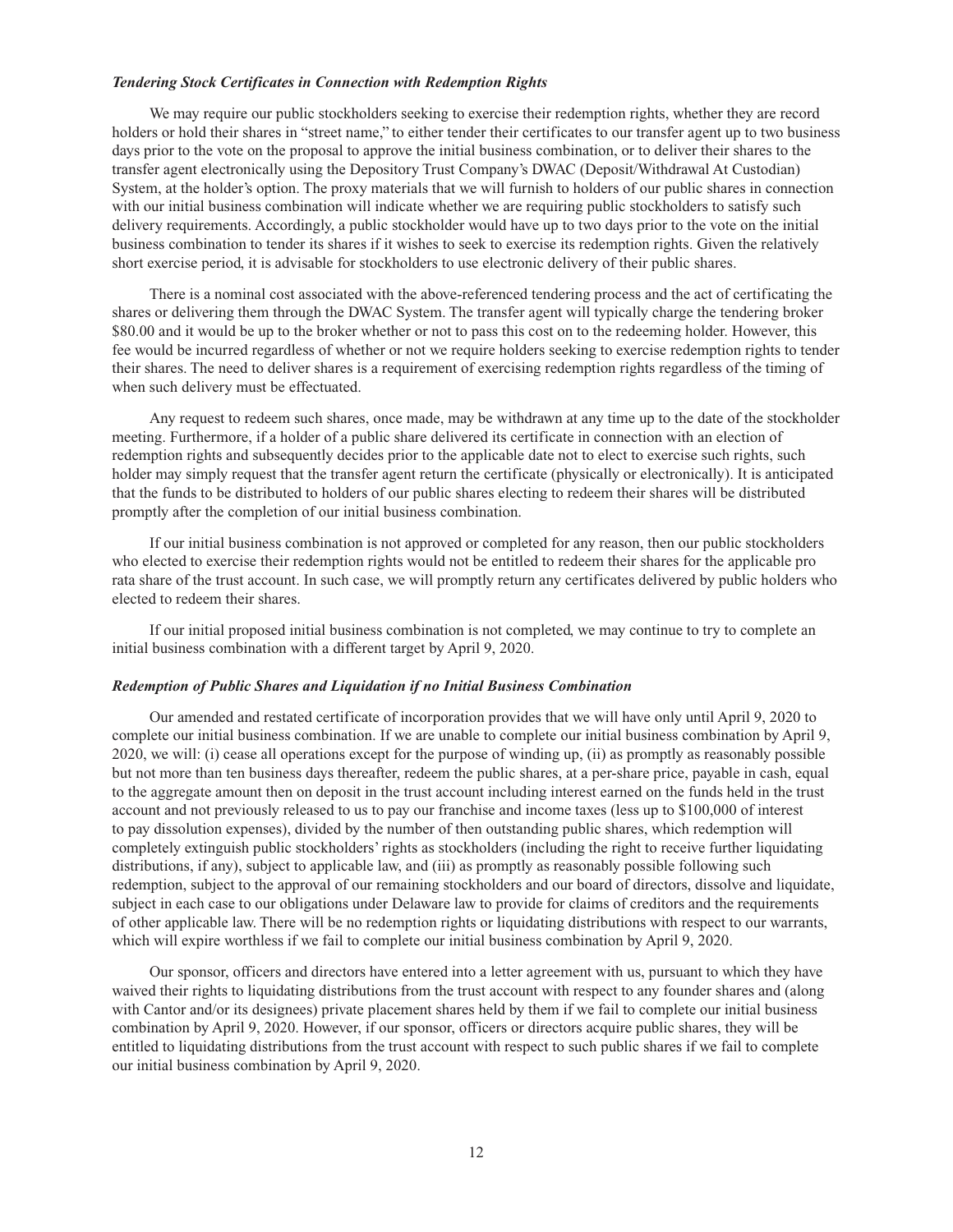***Tendering Stock Certificates in Connection with Redemption Rights***

We may require our public stockholders seeking to exercise their redemption rights, whether they are record holders or hold their shares in "street name," to either tender their certificates to our transfer agent up to two business days prior to the vote on the proposal to approve the initial business combination, or to deliver their shares to the transfer agent electronically using the Depository Trust Company's DWAC (Deposit/Withdrawal At Custodian) System, at the holder's option. The proxy materials that we will furnish to holders of our public shares in connection with our initial business combination will indicate whether we are requiring public stockholders to satisfy such delivery requirements. Accordingly, a public stockholder would have up to two days prior to the vote on the initial business combination to tender its shares if it wishes to seek to exercise its redemption rights. Given the relatively short exercise period, it is advisable for stockholders to use electronic delivery of their public shares.

There is a nominal cost associated with the above-referenced tendering process and the act of certificating the shares or delivering them through the DWAC System. The transfer agent will typically charge the tendering broker $80.00 and it would be up to the broker whether or not to pass this cost on to the redeeming holder. However, this fee would be incurred regardless of whether or not we require holders seeking to exercise redemption rights to tender their shares. The need to deliver shares is a requirement of exercising redemption rights regardless of the timing of when such delivery must be effectuated.

Any request to redeem such shares, once made, may be withdrawn at any time up to the date of the stockholder meeting. Furthermore, if a holder of a public share delivered its certificate in connection with an election of redemption rights and subsequently decides prior to the applicable date not to elect to exercise such rights, such holder may simply request that the transfer agent return the certificate (physically or electronically). It is anticipated that the funds to be distributed to holders of our public shares electing to redeem their shares will be distributed promptly after the completion of our initial business combination.

If our initial business combination is not approved or completed for any reason, then our public stockholders who elected to exercise their redemption rights would not be entitled to redeem their shares for the applicable pro rata share of the trust account. In such case, we will promptly return any certificates delivered by public holders who elected to redeem their shares.

If our initial proposed initial business combination is not completed, we may continue to try to complete an initial business combination with a different target by April 9, 2020.

***Redemption of Public Shares and Liquidation if no Initial Business Combination***

Our amended and restated certificate of incorporation provides that we will have only until April 9, 2020 to complete our initial business combination. If we are unable to complete our initial business combination by April 9, 2020, we will: (i) cease all operations except for the purpose of winding up, (ii) as promptly as reasonably possible but not more than ten business days thereafter, redeem the public shares, at a per-share price, payable in cash, equal to the aggregate amount then on deposit in the trust account including interest earned on the funds held in the trust account and not previously released to us to pay our franchise and income taxes (less up to $100,000 of interest to pay dissolution expenses), divided by the number of then outstanding public shares, which redemption will completely extinguish public stockholders' rights as stockholders (including the right to receive further liquidating distributions, if any), subject to applicable law, and (iii) as promptly as reasonably possible following such redemption, subject to the approval of our remaining stockholders and our board of directors, dissolve and liquidate, subject in each case to our obligations under Delaware law to provide for claims of creditors and the requirements of other applicable law. There will be no redemption rights or liquidating distributions with respect to our warrants, which will expire worthless if we fail to complete our initial business combination by April 9, 2020.

Our sponsor, officers and directors have entered into a letter agreement with us, pursuant to which they have waived their rights to liquidating distributions from the trust account with respect to any founder shares and (along with Cantor and/or its designees) private placement shares held by them if we fail to complete our initial business combination by April 9, 2020. However, if our sponsor, officers or directors acquire public shares, they will be entitled to liquidating distributions from the trust account with respect to such public shares if we fail to complete our initial business combination by April 9, 2020.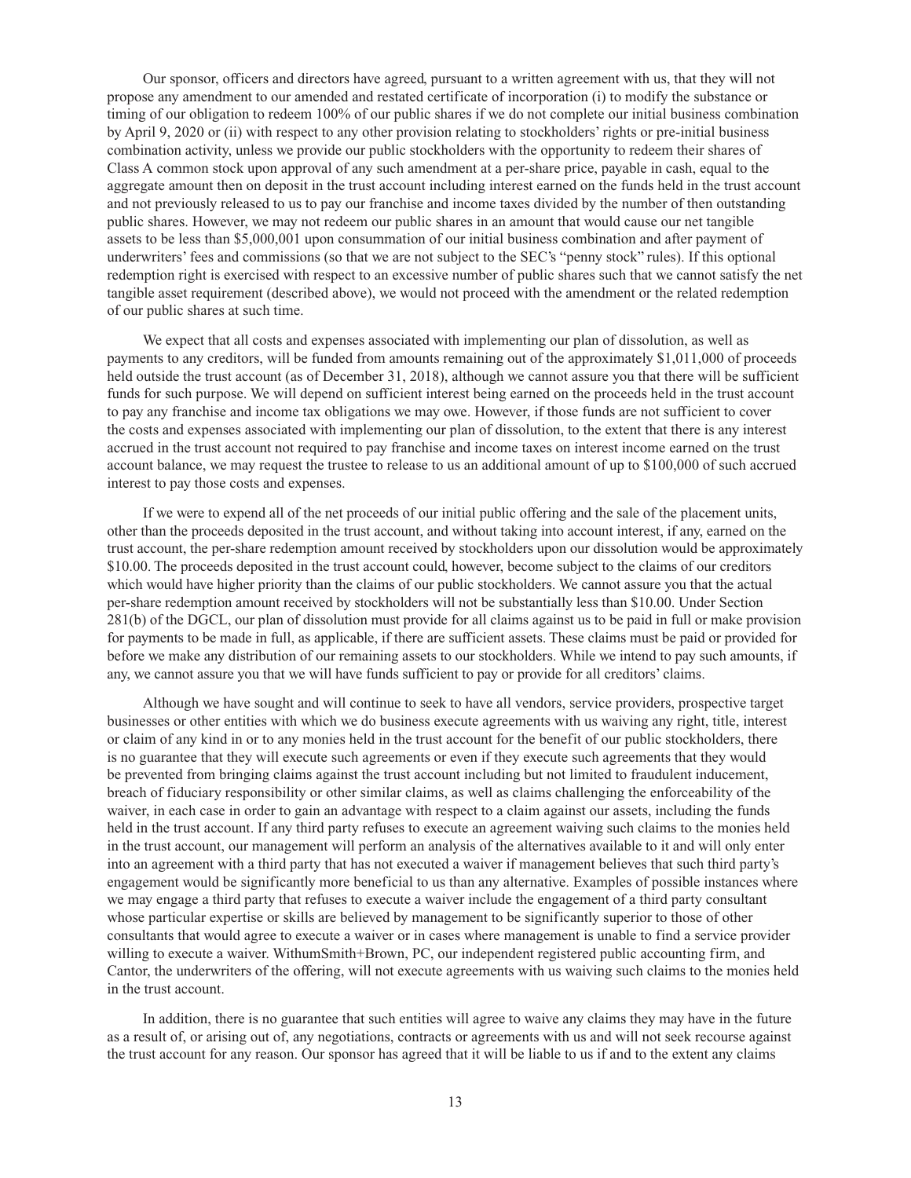Our sponsor, officers and directors have agreed, pursuant to a written agreement with us, that they will not propose any amendment to our amended and restated certificate of incorporation (i) to modify the substance or timing of our obligation to redeem 100% of our public shares if we do not complete our initial business combination by April 9, 2020 or (ii) with respect to any other provision relating to stockholders' rights or pre-initial business combination activity, unless we provide our public stockholders with the opportunity to redeem their shares of Class A common stock upon approval of any such amendment at a per-share price, payable in cash, equal to the aggregate amount then on deposit in the trust account including interest earned on the funds held in the trust account and not previously released to us to pay our franchise and income taxes divided by the number of then outstanding public shares. However, we may not redeem our public shares in an amount that would cause our net tangible assets to be less than $5,000,001 upon consummation of our initial business combination and after payment of underwriters' fees and commissions (so that we are not subject to the SEC's "penny stock" rules). If this optional redemption right is exercised with respect to an excessive number of public shares such that we cannot satisfy the net tangible asset requirement (described above), we would not proceed with the amendment or the related redemption of our public shares at such time.

We expect that all costs and expenses associated with implementing our plan of dissolution, as well as payments to any creditors, will be funded from amounts remaining out of the approximately $1,011,000 of proceeds held outside the trust account (as of December 31, 2018), although we cannot assure you that there will be sufficient funds for such purpose. We will depend on sufficient interest being earned on the proceeds held in the trust account to pay any franchise and income tax obligations we may owe. However, if those funds are not sufficient to cover the costs and expenses associated with implementing our plan of dissolution, to the extent that there is any interest accrued in the trust account not required to pay franchise and income taxes on interest income earned on the trust account balance, we may request the trustee to release to us an additional amount of up to $100,000 of such accrued interest to pay those costs and expenses.

If we were to expend all of the net proceeds of our initial public offering and the sale of the placement units, other than the proceeds deposited in the trust account, and without taking into account interest, if any, earned on the trust account, the per-share redemption amount received by stockholders upon our dissolution would be approximately $10.00. The proceeds deposited in the trust account could, however, become subject to the claims of our creditors which would have higher priority than the claims of our public stockholders. We cannot assure you that the actual per-share redemption amount received by stockholders will not be substantially less than $10.00. Under Section 281(b) of the DGCL, our plan of dissolution must provide for all claims against us to be paid in full or make provision for payments to be made in full, as applicable, if there are sufficient assets. These claims must be paid or provided for before we make any distribution of our remaining assets to our stockholders. While we intend to pay such amounts, if any, we cannot assure you that we will have funds sufficient to pay or provide for all creditors' claims.

Although we have sought and will continue to seek to have all vendors, service providers, prospective target businesses or other entities with which we do business execute agreements with us waiving any right, title, interest or claim of any kind in or to any monies held in the trust account for the benefit of our public stockholders, there is no guarantee that they will execute such agreements or even if they execute such agreements that they would be prevented from bringing claims against the trust account including but not limited to fraudulent inducement, breach of fiduciary responsibility or other similar claims, as well as claims challenging the enforceability of the waiver, in each case in order to gain an advantage with respect to a claim against our assets, including the funds held in the trust account. If any third party refuses to execute an agreement waiving such claims to the monies held in the trust account, our management will perform an analysis of the alternatives available to it and will only enter into an agreement with a third party that has not executed a waiver if management believes that such third party's engagement would be significantly more beneficial to us than any alternative. Examples of possible instances where we may engage a third party that refuses to execute a waiver include the engagement of a third party consultant whose particular expertise or skills are believed by management to be significantly superior to those of other consultants that would agree to execute a waiver or in cases where management is unable to find a service provider willing to execute a waiver. WithumSmith+Brown, PC, our independent registered public accounting firm, and Cantor, the underwriters of the offering, will not execute agreements with us waiving such claims to the monies held in the trust account.

In addition, there is no guarantee that such entities will agree to waive any claims they may have in the future as a result of, or arising out of, any negotiations, contracts or agreements with us and will not seek recourse against the trust account for any reason. Our sponsor has agreed that it will be liable to us if and to the extent any claims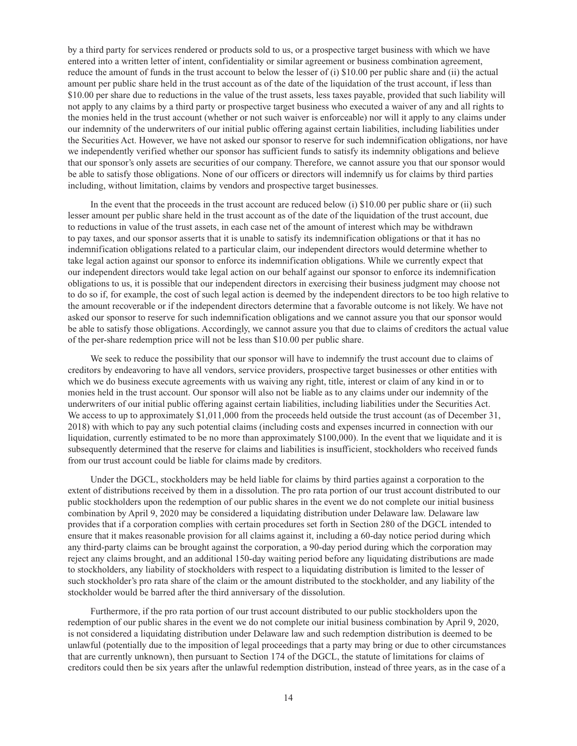by a third party for services rendered or products sold to us, or a prospective target business with which we have entered into a written letter of intent, confidentiality or similar agreement or business combination agreement, reduce the amount of funds in the trust account to below the lesser of (i) $10.00 per public share and (ii) the actual amount per public share held in the trust account as of the date of the liquidation of the trust account, if less than $10.00 per share due to reductions in the value of the trust assets, less taxes payable, provided that such liability will not apply to any claims by a third party or prospective target business who executed a waiver of any and all rights to the monies held in the trust account (whether or not such waiver is enforceable) nor will it apply to any claims under our indemnity of the underwriters of our initial public offering against certain liabilities, including liabilities under the Securities Act. However, we have not asked our sponsor to reserve for such indemnification obligations, nor have we independently verified whether our sponsor has sufficient funds to satisfy its indemnity obligations and believe that our sponsor's only assets are securities of our company. Therefore, we cannot assure you that our sponsor would be able to satisfy those obligations. None of our officers or directors will indemnify us for claims by third parties including, without limitation, claims by vendors and prospective target businesses.

In the event that the proceeds in the trust account are reduced below (i) $10.00 per public share or (ii) such lesser amount per public share held in the trust account as of the date of the liquidation of the trust account, due to reductions in value of the trust assets, in each case net of the amount of interest which may be withdrawn to pay taxes, and our sponsor asserts that it is unable to satisfy its indemnification obligations or that it has no indemnification obligations related to a particular claim, our independent directors would determine whether to take legal action against our sponsor to enforce its indemnification obligations. While we currently expect that our independent directors would take legal action on our behalf against our sponsor to enforce its indemnification obligations to us, it is possible that our independent directors in exercising their business judgment may choose not to do so if, for example, the cost of such legal action is deemed by the independent directors to be too high relative to the amount recoverable or if the independent directors determine that a favorable outcome is not likely. We have not asked our sponsor to reserve for such indemnification obligations and we cannot assure you that our sponsor would be able to satisfy those obligations. Accordingly, we cannot assure you that due to claims of creditors the actual value of the per-share redemption price will not be less than $10.00 per public share.

We seek to reduce the possibility that our sponsor will have to indemnify the trust account due to claims of creditors by endeavoring to have all vendors, service providers, prospective target businesses or other entities with which we do business execute agreements with us waiving any right, title, interest or claim of any kind in or to monies held in the trust account. Our sponsor will also not be liable as to any claims under our indemnity of the underwriters of our initial public offering against certain liabilities, including liabilities under the Securities Act. We access to up to approximately $1,011,000 from the proceeds held outside the trust account (as of December 31, 2018) with which to pay any such potential claims (including costs and expenses incurred in connection with our liquidation, currently estimated to be no more than approximately $100,000). In the event that we liquidate and it is subsequently determined that the reserve for claims and liabilities is insufficient, stockholders who received funds from our trust account could be liable for claims made by creditors.

Under the DGCL, stockholders may be held liable for claims by third parties against a corporation to the extent of distributions received by them in a dissolution. The pro rata portion of our trust account distributed to our public stockholders upon the redemption of our public shares in the event we do not complete our initial business combination by April 9, 2020 may be considered a liquidating distribution under Delaware law. Delaware law provides that if a corporation complies with certain procedures set forth in Section 280 of the DGCL intended to ensure that it makes reasonable provision for all claims against it, including a 60-day notice period during which any third-party claims can be brought against the corporation, a 90-day period during which the corporation may reject any claims brought, and an additional 150-day waiting period before any liquidating distributions are made to stockholders, any liability of stockholders with respect to a liquidating distribution is limited to the lesser of such stockholder's pro rata share of the claim or the amount distributed to the stockholder, and any liability of the stockholder would be barred after the third anniversary of the dissolution.

Furthermore, if the pro rata portion of our trust account distributed to our public stockholders upon the redemption of our public shares in the event we do not complete our initial business combination by April 9, 2020, is not considered a liquidating distribution under Delaware law and such redemption distribution is deemed to be unlawful (potentially due to the imposition of legal proceedings that a party may bring or due to other circumstances that are currently unknown), then pursuant to Section 174 of the DGCL, the statute of limitations for claims of creditors could then be six years after the unlawful redemption distribution, instead of three years, as in the case of a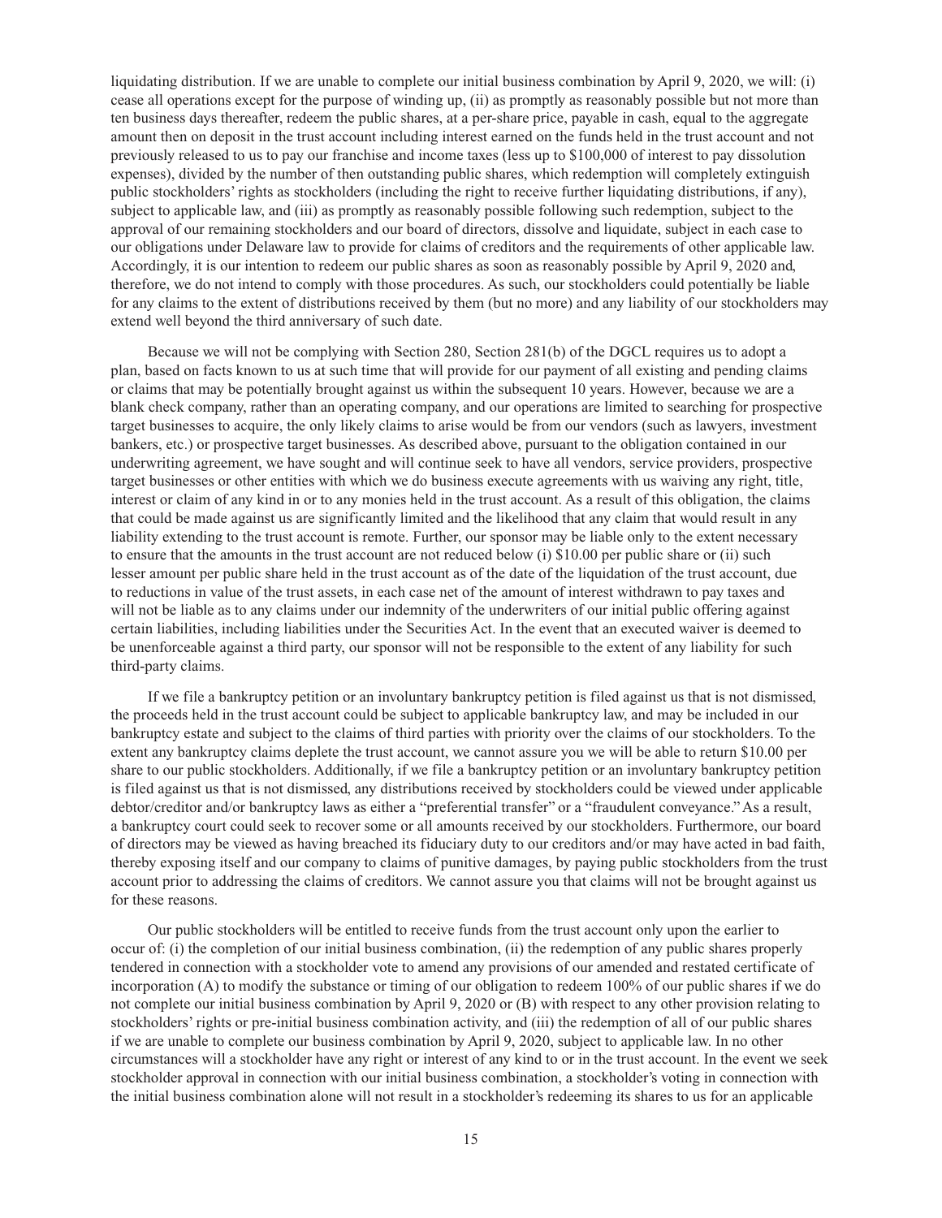liquidating distribution. If we are unable to complete our initial business combination by April 9, 2020, we will: (i) cease all operations except for the purpose of winding up, (ii) as promptly as reasonably possible but not more than ten business days thereafter, redeem the public shares, at a per-share price, payable in cash, equal to the aggregate amount then on deposit in the trust account including interest earned on the funds held in the trust account and not previously released to us to pay our franchise and income taxes (less up to $100,000 of interest to pay dissolution expenses), divided by the number of then outstanding public shares, which redemption will completely extinguish public stockholders' rights as stockholders (including the right to receive further liquidating distributions, if any), subject to applicable law, and (iii) as promptly as reasonably possible following such redemption, subject to the approval of our remaining stockholders and our board of directors, dissolve and liquidate, subject in each case to our obligations under Delaware law to provide for claims of creditors and the requirements of other applicable law. Accordingly, it is our intention to redeem our public shares as soon as reasonably possible by April 9, 2020 and, therefore, we do not intend to comply with those procedures. As such, our stockholders could potentially be liable for any claims to the extent of distributions received by them (but no more) and any liability of our stockholders may extend well beyond the third anniversary of such date.

Because we will not be complying with Section 280, Section 281(b) of the DGCL requires us to adopt a plan, based on facts known to us at such time that will provide for our payment of all existing and pending claims or claims that may be potentially brought against us within the subsequent 10 years. However, because we are a blank check company, rather than an operating company, and our operations are limited to searching for prospective target businesses to acquire, the only likely claims to arise would be from our vendors (such as lawyers, investment bankers, etc.) or prospective target businesses. As described above, pursuant to the obligation contained in our underwriting agreement, we have sought and will continue seek to have all vendors, service providers, prospective target businesses or other entities with which we do business execute agreements with us waiving any right, title, interest or claim of any kind in or to any monies held in the trust account. As a result of this obligation, the claims that could be made against us are significantly limited and the likelihood that any claim that would result in any liability extending to the trust account is remote. Further, our sponsor may be liable only to the extent necessary to ensure that the amounts in the trust account are not reduced below (i) $10.00 per public share or (ii) such lesser amount per public share held in the trust account as of the date of the liquidation of the trust account, due to reductions in value of the trust assets, in each case net of the amount of interest withdrawn to pay taxes and will not be liable as to any claims under our indemnity of the underwriters of our initial public offering against certain liabilities, including liabilities under the Securities Act. In the event that an executed waiver is deemed to be unenforceable against a third party, our sponsor will not be responsible to the extent of any liability for such third-party claims.

If we file a bankruptcy petition or an involuntary bankruptcy petition is filed against us that is not dismissed, the proceeds held in the trust account could be subject to applicable bankruptcy law, and may be included in our bankruptcy estate and subject to the claims of third parties with priority over the claims of our stockholders. To the extent any bankruptcy claims deplete the trust account, we cannot assure you we will be able to return $10.00 per share to our public stockholders. Additionally, if we file a bankruptcy petition or an involuntary bankruptcy petition is filed against us that is not dismissed, any distributions received by stockholders could be viewed under applicable debtor/creditor and/or bankruptcy laws as either a "preferential transfer" or a "fraudulent conveyance." As a result, a bankruptcy court could seek to recover some or all amounts received by our stockholders. Furthermore, our board of directors may be viewed as having breached its fiduciary duty to our creditors and/or may have acted in bad faith, thereby exposing itself and our company to claims of punitive damages, by paying public stockholders from the trust account prior to addressing the claims of creditors. We cannot assure you that claims will not be brought against us for these reasons.

Our public stockholders will be entitled to receive funds from the trust account only upon the earlier to occur of: (i) the completion of our initial business combination, (ii) the redemption of any public shares properly tendered in connection with a stockholder vote to amend any provisions of our amended and restated certificate of incorporation (A) to modify the substance or timing of our obligation to redeem 100% of our public shares if we do not complete our initial business combination by April 9, 2020 or (B) with respect to any other provision relating to stockholders' rights or pre-initial business combination activity, and (iii) the redemption of all of our public shares if we are unable to complete our business combination by April 9, 2020, subject to applicable law. In no other circumstances will a stockholder have any right or interest of any kind to or in the trust account. In the event we seek stockholder approval in connection with our initial business combination, a stockholder's voting in connection with the initial business combination alone will not result in a stockholder's redeeming its shares to us for an applicable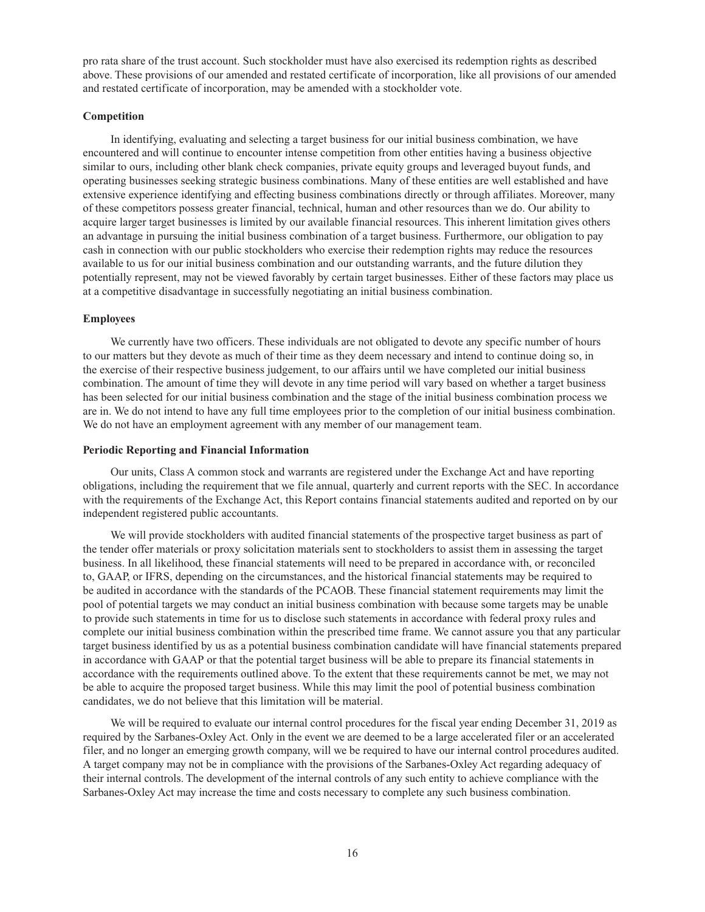pro rata share of the trust account. Such stockholder must have also exercised its redemption rights as described above. These provisions of our amended and restated certificate of incorporation, like all provisions of our amended and restated certificate of incorporation, may be amended with a stockholder vote.

**Competition**

In identifying, evaluating and selecting a target business for our initial business combination, we have encountered and will continue to encounter intense competition from other entities having a business objective similar to ours, including other blank check companies, private equity groups and leveraged buyout funds, and operating businesses seeking strategic business combinations. Many of these entities are well established and have extensive experience identifying and effecting business combinations directly or through affiliates. Moreover, many of these competitors possess greater financial, technical, human and other resources than we do. Our ability to acquire larger target businesses is limited by our available financial resources. This inherent limitation gives others an advantage in pursuing the initial business combination of a target business. Furthermore, our obligation to pay cash in connection with our public stockholders who exercise their redemption rights may reduce the resources available to us for our initial business combination and our outstanding warrants, and the future dilution they potentially represent, may not be viewed favorably by certain target businesses. Either of these factors may place us at a competitive disadvantage in successfully negotiating an initial business combination.

**Employees**

We currently have two officers. These individuals are not obligated to devote any specific number of hours to our matters but they devote as much of their time as they deem necessary and intend to continue doing so, in the exercise of their respective business judgement, to our affairs until we have completed our initial business combination. The amount of time they will devote in any time period will vary based on whether a target business has been selected for our initial business combination and the stage of the initial business combination process we are in. We do not intend to have any full time employees prior to the completion of our initial business combination. We do not have an employment agreement with any member of our management team.

**Periodic Reporting and Financial Information**

Our units, Class A common stock and warrants are registered under the Exchange Act and have reporting obligations, including the requirement that we file annual, quarterly and current reports with the SEC. In accordance with the requirements of the Exchange Act, this Report contains financial statements audited and reported on by our independent registered public accountants.

We will provide stockholders with audited financial statements of the prospective target business as part of the tender offer materials or proxy solicitation materials sent to stockholders to assist them in assessing the target business. In all likelihood, these financial statements will need to be prepared in accordance with, or reconciled to, GAAP, or IFRS, depending on the circumstances, and the historical financial statements may be required to be audited in accordance with the standards of the PCAOB. These financial statement requirements may limit the pool of potential targets we may conduct an initial business combination with because some targets may be unable to provide such statements in time for us to disclose such statements in accordance with federal proxy rules and complete our initial business combination within the prescribed time frame. We cannot assure you that any particular target business identified by us as a potential business combination candidate will have financial statements prepared in accordance with GAAP or that the potential target business will be able to prepare its financial statements in accordance with the requirements outlined above. To the extent that these requirements cannot be met, we may not be able to acquire the proposed target business. While this may limit the pool of potential business combination candidates, we do not believe that this limitation will be material.

We will be required to evaluate our internal control procedures for the fiscal year ending December 31, 2019 as required by the Sarbanes-Oxley Act. Only in the event we are deemed to be a large accelerated filer or an accelerated filer, and no longer an emerging growth company, will we be required to have our internal control procedures audited. A target company may not be in compliance with the provisions of the Sarbanes-Oxley Act regarding adequacy of their internal controls. The development of the internal controls of any such entity to achieve compliance with the Sarbanes-Oxley Act may increase the time and costs necessary to complete any such business combination.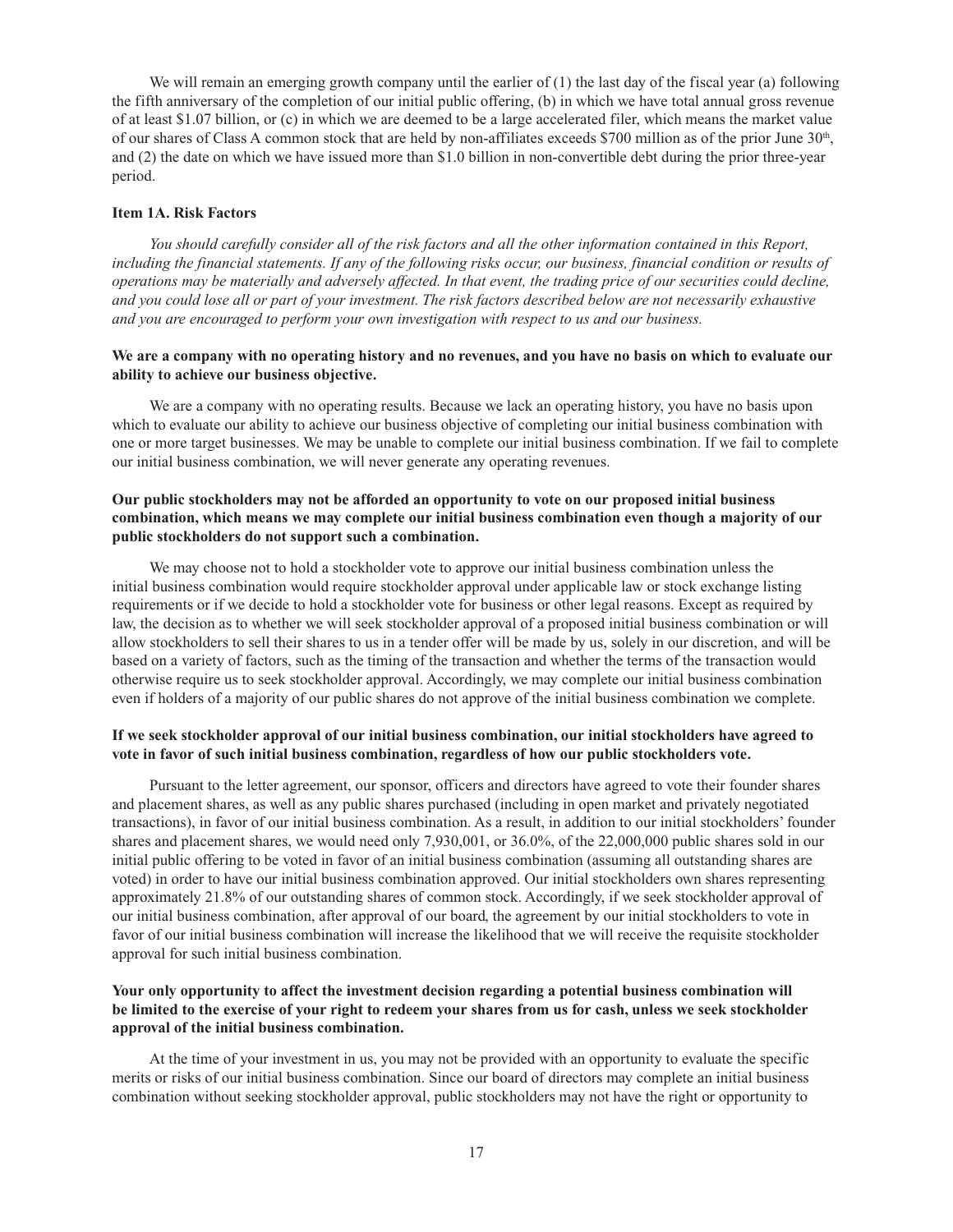We will remain an emerging growth company until the earlier of (1) the last day of the fiscal year (a) following the fifth anniversary of the completion of our initial public offering, (b) in which we have total annual gross revenue of at least $1.07 billion, or (c) in which we are deemed to be a large accelerated filer, which means the market value of our shares of Class A common stock that are held by non-affiliates exceeds $700 million as of the prior June 30th, and (2) the date on which we have issued more than $1.0 billion in non-convertible debt during the prior three-year period.

### Item 1A. Risk Factors

*You should carefully consider all of the risk factors and all the other information contained in this Report, including the financial statements. If any of the following risks occur, our business, financial condition or results of operations may be materially and adversely affected. In that event, the trading price of our securities could decline, and you could lose all or part of your investment. The risk factors described below are not necessarily exhaustive and you are encouraged to perform your own investigation with respect to us and our business.*

**We are a company with no operating history and no revenues, and you have no basis on which to evaluate our ability to achieve our business objective.**

We are a company with no operating results. Because we lack an operating history, you have no basis upon which to evaluate our ability to achieve our business objective of completing our initial business combination with one or more target businesses. We may be unable to complete our initial business combination. If we fail to complete our initial business combination, we will never generate any operating revenues.

**Our public stockholders may not be afforded an opportunity to vote on our proposed initial business combination, which means we may complete our initial business combination even though a majority of our public stockholders do not support such a combination.**

We may choose not to hold a stockholder vote to approve our initial business combination unless the initial business combination would require stockholder approval under applicable law or stock exchange listing requirements or if we decide to hold a stockholder vote for business or other legal reasons. Except as required by law, the decision as to whether we will seek stockholder approval of a proposed initial business combination or will allow stockholders to sell their shares to us in a tender offer will be made by us, solely in our discretion, and will be based on a variety of factors, such as the timing of the transaction and whether the terms of the transaction would otherwise require us to seek stockholder approval. Accordingly, we may complete our initial business combination even if holders of a majority of our public shares do not approve of the initial business combination we complete.

**If we seek stockholder approval of our initial business combination, our initial stockholders have agreed to vote in favor of such initial business combination, regardless of how our public stockholders vote.**

Pursuant to the letter agreement, our sponsor, officers and directors have agreed to vote their founder shares and placement shares, as well as any public shares purchased (including in open market and privately negotiated transactions), in favor of our initial business combination. As a result, in addition to our initial stockholders' founder shares and placement shares, we would need only 7,930,001, or 36.0%, of the 22,000,000 public shares sold in our initial public offering to be voted in favor of an initial business combination (assuming all outstanding shares are voted) in order to have our initial business combination approved. Our initial stockholders own shares representing approximately 21.8% of our outstanding shares of common stock. Accordingly, if we seek stockholder approval of our initial business combination, after approval of our board, the agreement by our initial stockholders to vote in favor of our initial business combination will increase the likelihood that we will receive the requisite stockholder approval for such initial business combination.

**Your only opportunity to affect the investment decision regarding a potential business combination will be limited to the exercise of your right to redeem your shares from us for cash, unless we seek stockholder approval of the initial business combination.**

At the time of your investment in us, you may not be provided with an opportunity to evaluate the specific merits or risks of our initial business combination. Since our board of directors may complete an initial business combination without seeking stockholder approval, public stockholders may not have the right or opportunity to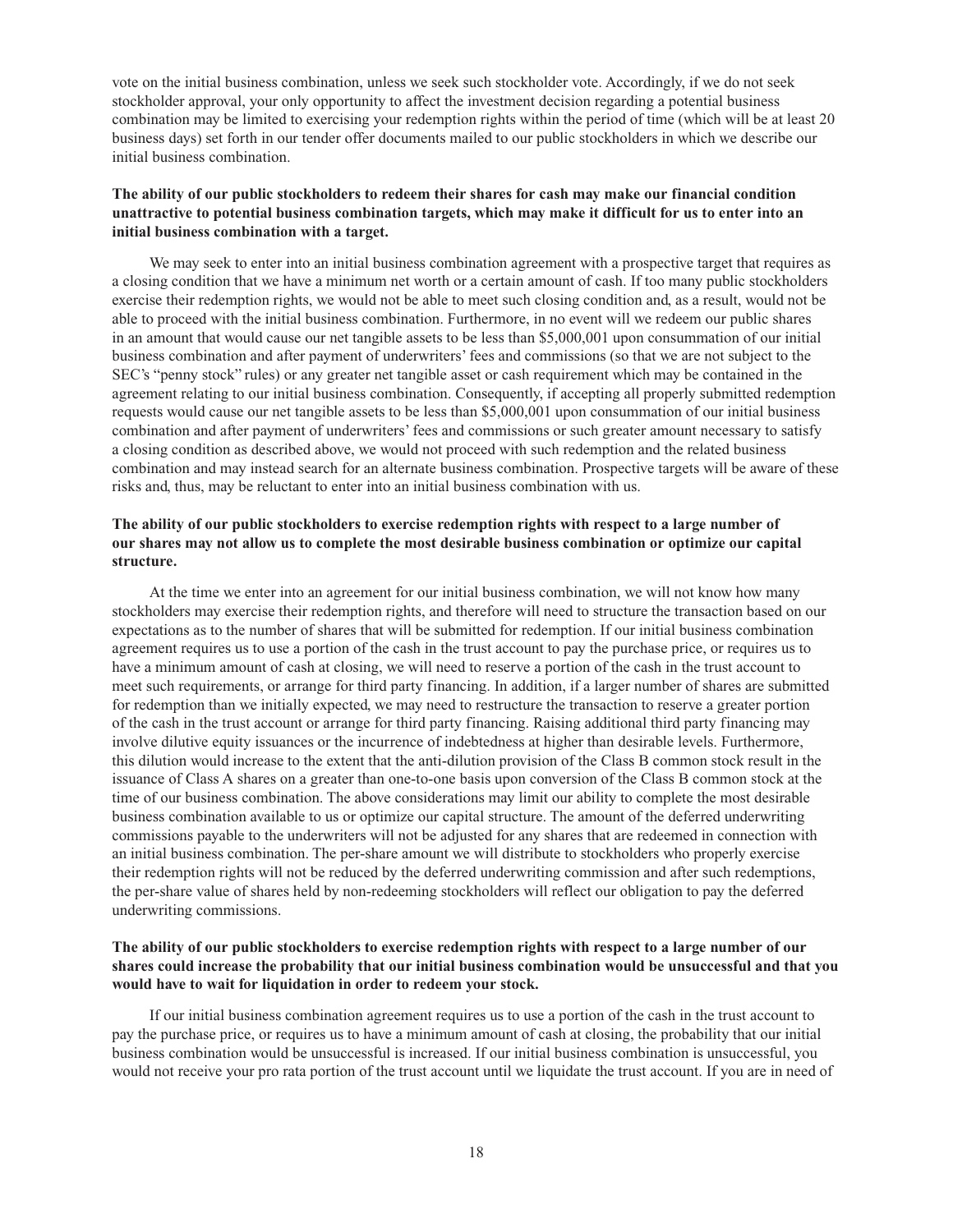vote on the initial business combination, unless we seek such stockholder vote. Accordingly, if we do not seek stockholder approval, your only opportunity to affect the investment decision regarding a potential business combination may be limited to exercising your redemption rights within the period of time (which will be at least 20 business days) set forth in our tender offer documents mailed to our public stockholders in which we describe our initial business combination.

**The ability of our public stockholders to redeem their shares for cash may make our financial condition unattractive to potential business combination targets, which may make it difficult for us to enter into an initial business combination with a target.**

We may seek to enter into an initial business combination agreement with a prospective target that requires as a closing condition that we have a minimum net worth or a certain amount of cash. If too many public stockholders exercise their redemption rights, we would not be able to meet such closing condition and, as a result, would not be able to proceed with the initial business combination. Furthermore, in no event will we redeem our public shares in an amount that would cause our net tangible assets to be less than $5,000,001 upon consummation of our initial business combination and after payment of underwriters' fees and commissions (so that we are not subject to the SEC's "penny stock" rules) or any greater net tangible asset or cash requirement which may be contained in the agreement relating to our initial business combination. Consequently, if accepting all properly submitted redemption requests would cause our net tangible assets to be less than $5,000,001 upon consummation of our initial business combination and after payment of underwriters' fees and commissions or such greater amount necessary to satisfy a closing condition as described above, we would not proceed with such redemption and the related business combination and may instead search for an alternate business combination. Prospective targets will be aware of these risks and, thus, may be reluctant to enter into an initial business combination with us.

**The ability of our public stockholders to exercise redemption rights with respect to a large number of our shares may not allow us to complete the most desirable business combination or optimize our capital structure.**

At the time we enter into an agreement for our initial business combination, we will not know how many stockholders may exercise their redemption rights, and therefore will need to structure the transaction based on our expectations as to the number of shares that will be submitted for redemption. If our initial business combination agreement requires us to use a portion of the cash in the trust account to pay the purchase price, or requires us to have a minimum amount of cash at closing, we will need to reserve a portion of the cash in the trust account to meet such requirements, or arrange for third party financing. In addition, if a larger number of shares are submitted for redemption than we initially expected, we may need to restructure the transaction to reserve a greater portion of the cash in the trust account or arrange for third party financing. Raising additional third party financing may involve dilutive equity issuances or the incurrence of indebtedness at higher than desirable levels. Furthermore, this dilution would increase to the extent that the anti-dilution provision of the Class B common stock result in the issuance of Class A shares on a greater than one-to-one basis upon conversion of the Class B common stock at the time of our business combination. The above considerations may limit our ability to complete the most desirable business combination available to us or optimize our capital structure. The amount of the deferred underwriting commissions payable to the underwriters will not be adjusted for any shares that are redeemed in connection with an initial business combination. The per-share amount we will distribute to stockholders who properly exercise their redemption rights will not be reduced by the deferred underwriting commission and after such redemptions, the per-share value of shares held by non-redeeming stockholders will reflect our obligation to pay the deferred underwriting commissions.

**The ability of our public stockholders to exercise redemption rights with respect to a large number of our shares could increase the probability that our initial business combination would be unsuccessful and that you would have to wait for liquidation in order to redeem your stock.**

If our initial business combination agreement requires us to use a portion of the cash in the trust account to pay the purchase price, or requires us to have a minimum amount of cash at closing, the probability that our initial business combination would be unsuccessful is increased. If our initial business combination is unsuccessful, you would not receive your pro rata portion of the trust account until we liquidate the trust account. If you are in need of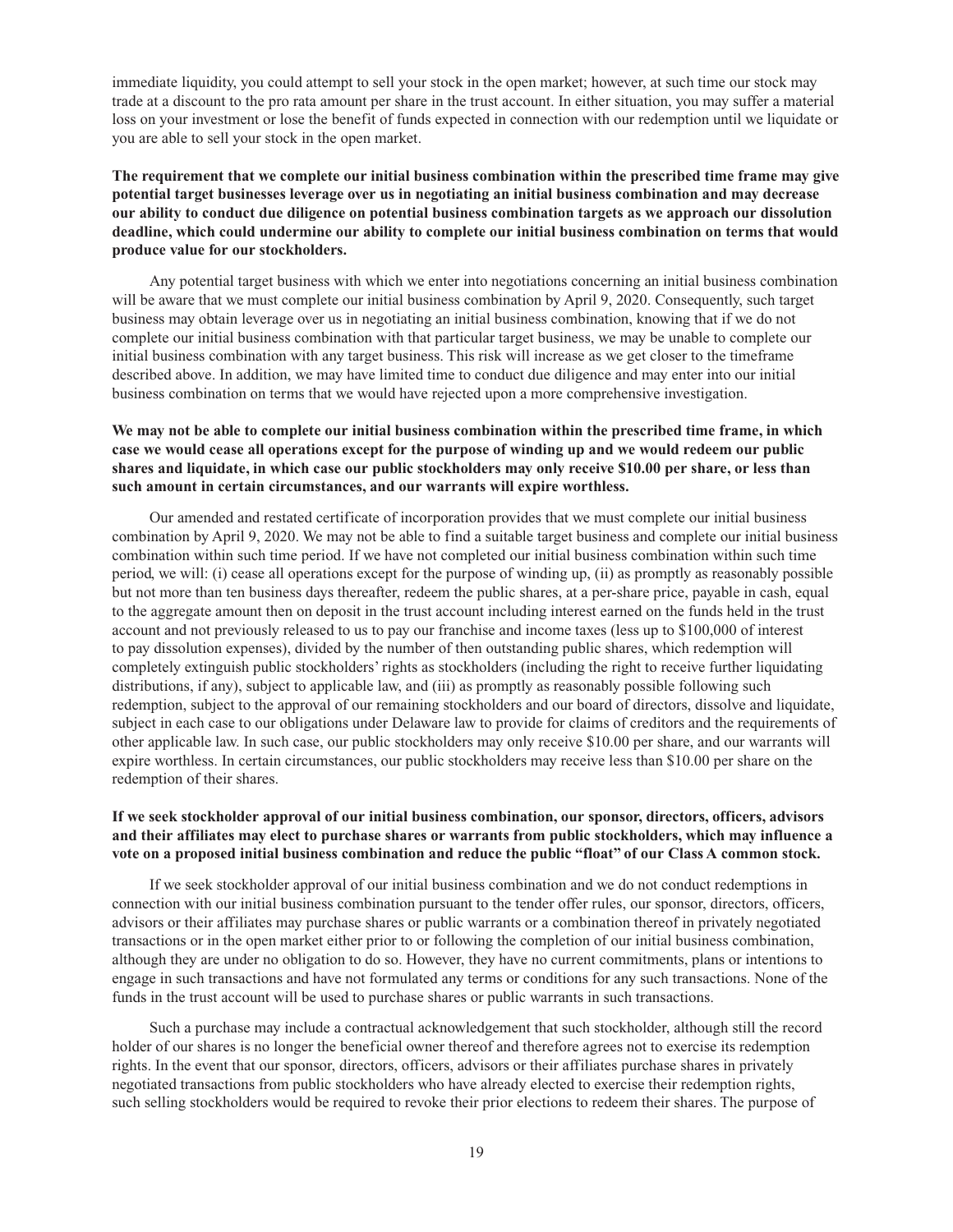immediate liquidity, you could attempt to sell your stock in the open market; however, at such time our stock may trade at a discount to the pro rata amount per share in the trust account. In either situation, you may suffer a material loss on your investment or lose the benefit of funds expected in connection with our redemption until we liquidate or you are able to sell your stock in the open market.

**The requirement that we complete our initial business combination within the prescribed time frame may give potential target businesses leverage over us in negotiating an initial business combination and may decrease our ability to conduct due diligence on potential business combination targets as we approach our dissolution deadline, which could undermine our ability to complete our initial business combination on terms that would produce value for our stockholders.**

Any potential target business with which we enter into negotiations concerning an initial business combination will be aware that we must complete our initial business combination by April 9, 2020. Consequently, such target business may obtain leverage over us in negotiating an initial business combination, knowing that if we do not complete our initial business combination with that particular target business, we may be unable to complete our initial business combination with any target business. This risk will increase as we get closer to the timeframe described above. In addition, we may have limited time to conduct due diligence and may enter into our initial business combination on terms that we would have rejected upon a more comprehensive investigation.

**We may not be able to complete our initial business combination within the prescribed time frame, in which case we would cease all operations except for the purpose of winding up and we would redeem our public shares and liquidate, in which case our public stockholders may only receive $10.00 per share, or less than such amount in certain circumstances, and our warrants will expire worthless.**

Our amended and restated certificate of incorporation provides that we must complete our initial business combination by April 9, 2020. We may not be able to find a suitable target business and complete our initial business combination within such time period. If we have not completed our initial business combination within such time period, we will: (i) cease all operations except for the purpose of winding up, (ii) as promptly as reasonably possible but not more than ten business days thereafter, redeem the public shares, at a per-share price, payable in cash, equal to the aggregate amount then on deposit in the trust account including interest earned on the funds held in the trust account and not previously released to us to pay our franchise and income taxes (less up to $100,000 of interest to pay dissolution expenses), divided by the number of then outstanding public shares, which redemption will completely extinguish public stockholders' rights as stockholders (including the right to receive further liquidating distributions, if any), subject to applicable law, and (iii) as promptly as reasonably possible following such redemption, subject to the approval of our remaining stockholders and our board of directors, dissolve and liquidate, subject in each case to our obligations under Delaware law to provide for claims of creditors and the requirements of other applicable law. In such case, our public stockholders may only receive $10.00 per share, and our warrants will expire worthless. In certain circumstances, our public stockholders may receive less than $10.00 per share on the redemption of their shares.

**If we seek stockholder approval of our initial business combination, our sponsor, directors, officers, advisors and their affiliates may elect to purchase shares or warrants from public stockholders, which may influence a vote on a proposed initial business combination and reduce the public "float" of our Class A common stock.**

If we seek stockholder approval of our initial business combination and we do not conduct redemptions in connection with our initial business combination pursuant to the tender offer rules, our sponsor, directors, officers, advisors or their affiliates may purchase shares or public warrants or a combination thereof in privately negotiated transactions or in the open market either prior to or following the completion of our initial business combination, although they are under no obligation to do so. However, they have no current commitments, plans or intentions to engage in such transactions and have not formulated any terms or conditions for any such transactions. None of the funds in the trust account will be used to purchase shares or public warrants in such transactions.

Such a purchase may include a contractual acknowledgement that such stockholder, although still the record holder of our shares is no longer the beneficial owner thereof and therefore agrees not to exercise its redemption rights. In the event that our sponsor, directors, officers, advisors or their affiliates purchase shares in privately negotiated transactions from public stockholders who have already elected to exercise their redemption rights, such selling stockholders would be required to revoke their prior elections to redeem their shares. The purpose of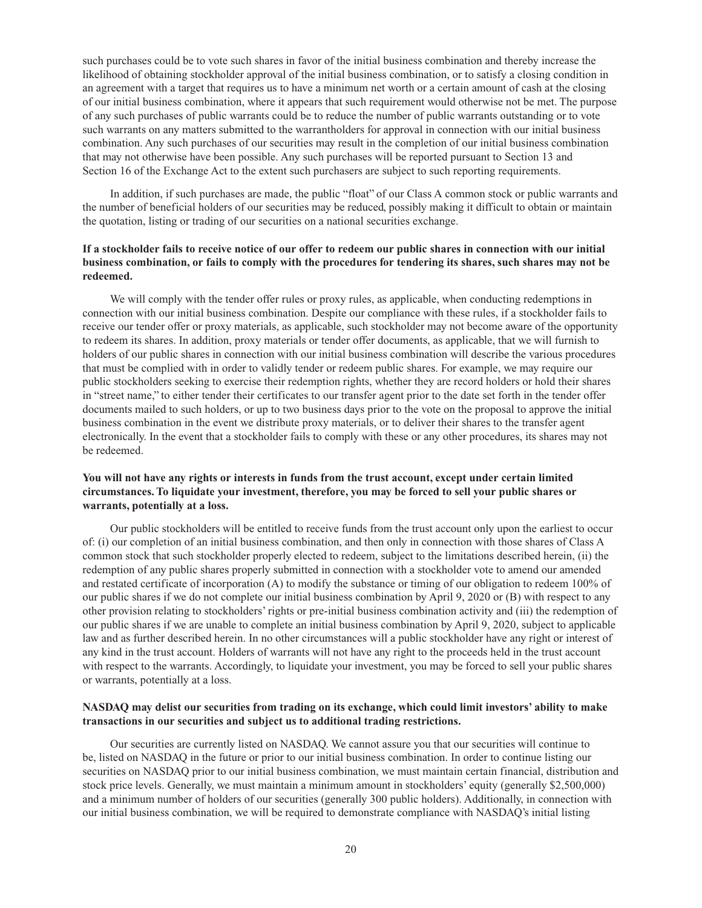such purchases could be to vote such shares in favor of the initial business combination and thereby increase the likelihood of obtaining stockholder approval of the initial business combination, or to satisfy a closing condition in an agreement with a target that requires us to have a minimum net worth or a certain amount of cash at the closing of our initial business combination, where it appears that such requirement would otherwise not be met. The purpose of any such purchases of public warrants could be to reduce the number of public warrants outstanding or to vote such warrants on any matters submitted to the warrantholders for approval in connection with our initial business combination. Any such purchases of our securities may result in the completion of our initial business combination that may not otherwise have been possible. Any such purchases will be reported pursuant to Section 13 and Section 16 of the Exchange Act to the extent such purchasers are subject to such reporting requirements.

In addition, if such purchases are made, the public "float" of our Class A common stock or public warrants and the number of beneficial holders of our securities may be reduced, possibly making it difficult to obtain or maintain the quotation, listing or trading of our securities on a national securities exchange.

**If a stockholder fails to receive notice of our offer to redeem our public shares in connection with our initial business combination, or fails to comply with the procedures for tendering its shares, such shares may not be redeemed.**

We will comply with the tender offer rules or proxy rules, as applicable, when conducting redemptions in connection with our initial business combination. Despite our compliance with these rules, if a stockholder fails to receive our tender offer or proxy materials, as applicable, such stockholder may not become aware of the opportunity to redeem its shares. In addition, proxy materials or tender offer documents, as applicable, that we will furnish to holders of our public shares in connection with our initial business combination will describe the various procedures that must be complied with in order to validly tender or redeem public shares. For example, we may require our public stockholders seeking to exercise their redemption rights, whether they are record holders or hold their shares in "street name," to either tender their certificates to our transfer agent prior to the date set forth in the tender offer documents mailed to such holders, or up to two business days prior to the vote on the proposal to approve the initial business combination in the event we distribute proxy materials, or to deliver their shares to the transfer agent electronically. In the event that a stockholder fails to comply with these or any other procedures, its shares may not be redeemed.

**You will not have any rights or interests in funds from the trust account, except under certain limited circumstances. To liquidate your investment, therefore, you may be forced to sell your public shares or warrants, potentially at a loss.**

Our public stockholders will be entitled to receive funds from the trust account only upon the earliest to occur of: (i) our completion of an initial business combination, and then only in connection with those shares of Class A common stock that such stockholder properly elected to redeem, subject to the limitations described herein, (ii) the redemption of any public shares properly submitted in connection with a stockholder vote to amend our amended and restated certificate of incorporation (A) to modify the substance or timing of our obligation to redeem 100% of our public shares if we do not complete our initial business combination by April 9, 2020 or (B) with respect to any other provision relating to stockholders' rights or pre-initial business combination activity and (iii) the redemption of our public shares if we are unable to complete an initial business combination by April 9, 2020, subject to applicable law and as further described herein. In no other circumstances will a public stockholder have any right or interest of any kind in the trust account. Holders of warrants will not have any right to the proceeds held in the trust account with respect to the warrants. Accordingly, to liquidate your investment, you may be forced to sell your public shares or warrants, potentially at a loss.

**NASDAQ may delist our securities from trading on its exchange, which could limit investors' ability to make transactions in our securities and subject us to additional trading restrictions.**

Our securities are currently listed on NASDAQ. We cannot assure you that our securities will continue to be, listed on NASDAQ in the future or prior to our initial business combination. In order to continue listing our securities on NASDAQ prior to our initial business combination, we must maintain certain financial, distribution and stock price levels. Generally, we must maintain a minimum amount in stockholders' equity (generally $2,500,000) and a minimum number of holders of our securities (generally 300 public holders). Additionally, in connection with our initial business combination, we will be required to demonstrate compliance with NASDAQ's initial listing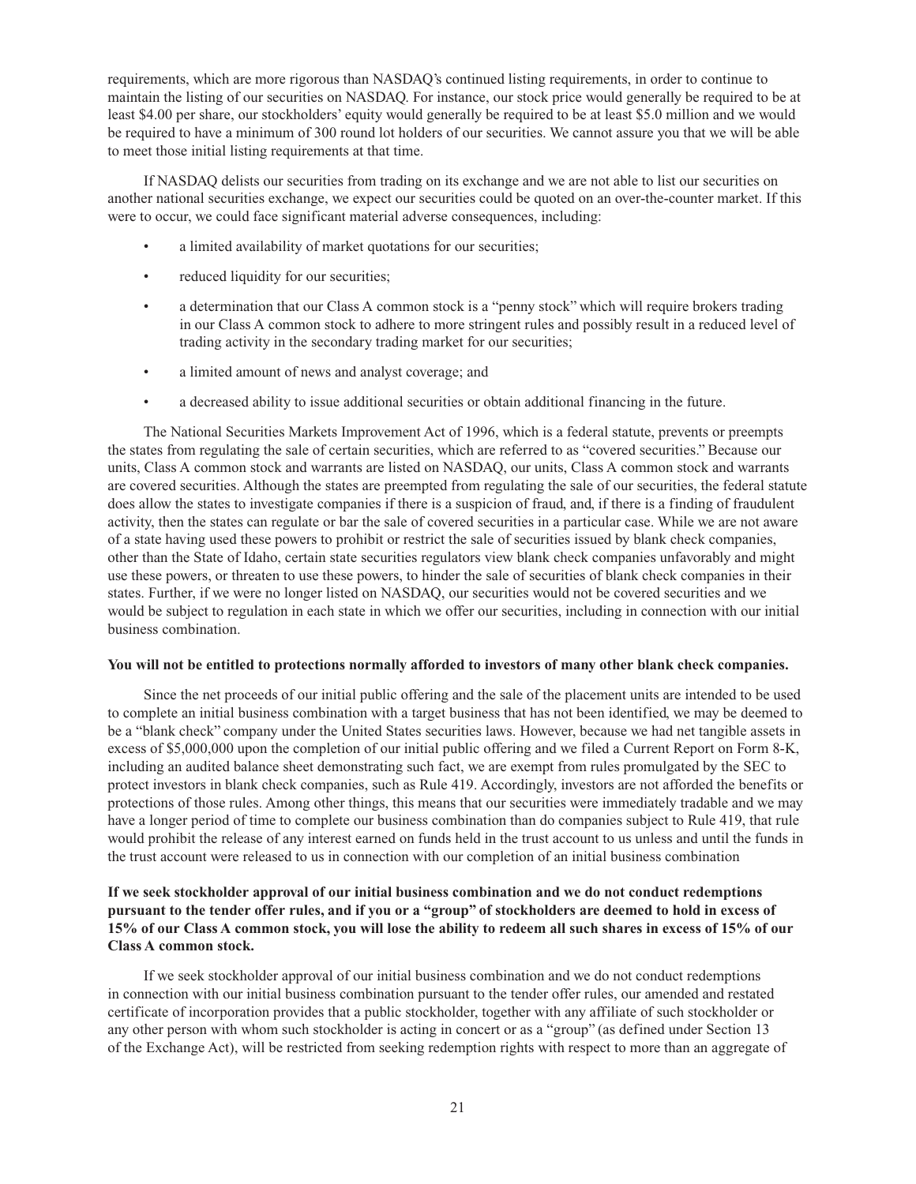requirements, which are more rigorous than NASDAQ's continued listing requirements, in order to continue to maintain the listing of our securities on NASDAQ. For instance, our stock price would generally be required to be at least $4.00 per share, our stockholders' equity would generally be required to be at least $5.0 million and we would be required to have a minimum of 300 round lot holders of our securities. We cannot assure you that we will be able to meet those initial listing requirements at that time.

If NASDAQ delists our securities from trading on its exchange and we are not able to list our securities on another national securities exchange, we expect our securities could be quoted on an over-the-counter market. If this were to occur, we could face significant material adverse consequences, including:

- a limited availability of market quotations for our securities;
- reduced liquidity for our securities;
- a determination that our Class A common stock is a "penny stock" which will require brokers trading in our Class A common stock to adhere to more stringent rules and possibly result in a reduced level of trading activity in the secondary trading market for our securities;
- a limited amount of news and analyst coverage; and
- a decreased ability to issue additional securities or obtain additional financing in the future.

The National Securities Markets Improvement Act of 1996, which is a federal statute, prevents or preempts the states from regulating the sale of certain securities, which are referred to as "covered securities." Because our units, Class A common stock and warrants are listed on NASDAQ, our units, Class A common stock and warrants are covered securities. Although the states are preempted from regulating the sale of our securities, the federal statute does allow the states to investigate companies if there is a suspicion of fraud, and, if there is a finding of fraudulent activity, then the states can regulate or bar the sale of covered securities in a particular case. While we are not aware of a state having used these powers to prohibit or restrict the sale of securities issued by blank check companies, other than the State of Idaho, certain state securities regulators view blank check companies unfavorably and might use these powers, or threaten to use these powers, to hinder the sale of securities of blank check companies in their states. Further, if we were no longer listed on NASDAQ, our securities would not be covered securities and we would be subject to regulation in each state in which we offer our securities, including in connection with our initial business combination.

**You will not be entitled to protections normally afforded to investors of many other blank check companies.**

Since the net proceeds of our initial public offering and the sale of the placement units are intended to be used to complete an initial business combination with a target business that has not been identified, we may be deemed to be a "blank check" company under the United States securities laws. However, because we had net tangible assets in excess of $5,000,000 upon the completion of our initial public offering and we filed a Current Report on Form 8-K, including an audited balance sheet demonstrating such fact, we are exempt from rules promulgated by the SEC to protect investors in blank check companies, such as Rule 419. Accordingly, investors are not afforded the benefits or protections of those rules. Among other things, this means that our securities were immediately tradable and we may have a longer period of time to complete our business combination than do companies subject to Rule 419, that rule would prohibit the release of any interest earned on funds held in the trust account to us unless and until the funds in the trust account were released to us in connection with our completion of an initial business combination

**If we seek stockholder approval of our initial business combination and we do not conduct redemptions pursuant to the tender offer rules, and if you or a "group" of stockholders are deemed to hold in excess of 15% of our Class A common stock, you will lose the ability to redeem all such shares in excess of 15% of our Class A common stock.**

If we seek stockholder approval of our initial business combination and we do not conduct redemptions in connection with our initial business combination pursuant to the tender offer rules, our amended and restated certificate of incorporation provides that a public stockholder, together with any affiliate of such stockholder or any other person with whom such stockholder is acting in concert or as a "group" (as defined under Section 13 of the Exchange Act), will be restricted from seeking redemption rights with respect to more than an aggregate of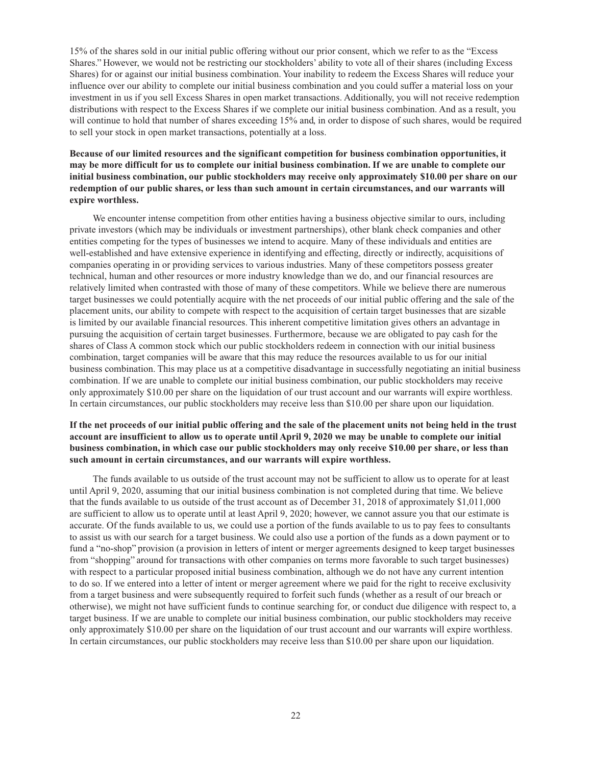15% of the shares sold in our initial public offering without our prior consent, which we refer to as the "Excess Shares." However, we would not be restricting our stockholders' ability to vote all of their shares (including Excess Shares) for or against our initial business combination. Your inability to redeem the Excess Shares will reduce your influence over our ability to complete our initial business combination and you could suffer a material loss on your investment in us if you sell Excess Shares in open market transactions. Additionally, you will not receive redemption distributions with respect to the Excess Shares if we complete our initial business combination. And as a result, you will continue to hold that number of shares exceeding 15% and, in order to dispose of such shares, would be required to sell your stock in open market transactions, potentially at a loss.

**Because of our limited resources and the significant competition for business combination opportunities, it may be more difficult for us to complete our initial business combination. If we are unable to complete our initial business combination, our public stockholders may receive only approximately $10.00 per share on our redemption of our public shares, or less than such amount in certain circumstances, and our warrants will expire worthless.**

We encounter intense competition from other entities having a business objective similar to ours, including private investors (which may be individuals or investment partnerships), other blank check companies and other entities competing for the types of businesses we intend to acquire. Many of these individuals and entities are well-established and have extensive experience in identifying and effecting, directly or indirectly, acquisitions of companies operating in or providing services to various industries. Many of these competitors possess greater technical, human and other resources or more industry knowledge than we do, and our financial resources are relatively limited when contrasted with those of many of these competitors. While we believe there are numerous target businesses we could potentially acquire with the net proceeds of our initial public offering and the sale of the placement units, our ability to compete with respect to the acquisition of certain target businesses that are sizable is limited by our available financial resources. This inherent competitive limitation gives others an advantage in pursuing the acquisition of certain target businesses. Furthermore, because we are obligated to pay cash for the shares of Class A common stock which our public stockholders redeem in connection with our initial business combination, target companies will be aware that this may reduce the resources available to us for our initial business combination. This may place us at a competitive disadvantage in successfully negotiating an initial business combination. If we are unable to complete our initial business combination, our public stockholders may receive only approximately $10.00 per share on the liquidation of our trust account and our warrants will expire worthless. In certain circumstances, our public stockholders may receive less than $10.00 per share upon our liquidation.

**If the net proceeds of our initial public offering and the sale of the placement units not being held in the trust account are insufficient to allow us to operate until April 9, 2020 we may be unable to complete our initial business combination, in which case our public stockholders may only receive $10.00 per share, or less than such amount in certain circumstances, and our warrants will expire worthless.**

The funds available to us outside of the trust account may not be sufficient to allow us to operate for at least until April 9, 2020, assuming that our initial business combination is not completed during that time. We believe that the funds available to us outside of the trust account as of December 31, 2018 of approximately $1,011,000 are sufficient to allow us to operate until at least April 9, 2020; however, we cannot assure you that our estimate is accurate. Of the funds available to us, we could use a portion of the funds available to us to pay fees to consultants to assist us with our search for a target business. We could also use a portion of the funds as a down payment or to fund a "no-shop" provision (a provision in letters of intent or merger agreements designed to keep target businesses from "shopping" around for transactions with other companies on terms more favorable to such target businesses) with respect to a particular proposed initial business combination, although we do not have any current intention to do so. If we entered into a letter of intent or merger agreement where we paid for the right to receive exclusivity from a target business and were subsequently required to forfeit such funds (whether as a result of our breach or otherwise), we might not have sufficient funds to continue searching for, or conduct due diligence with respect to, a target business. If we are unable to complete our initial business combination, our public stockholders may receive only approximately $10.00 per share on the liquidation of our trust account and our warrants will expire worthless. In certain circumstances, our public stockholders may receive less than $10.00 per share upon our liquidation.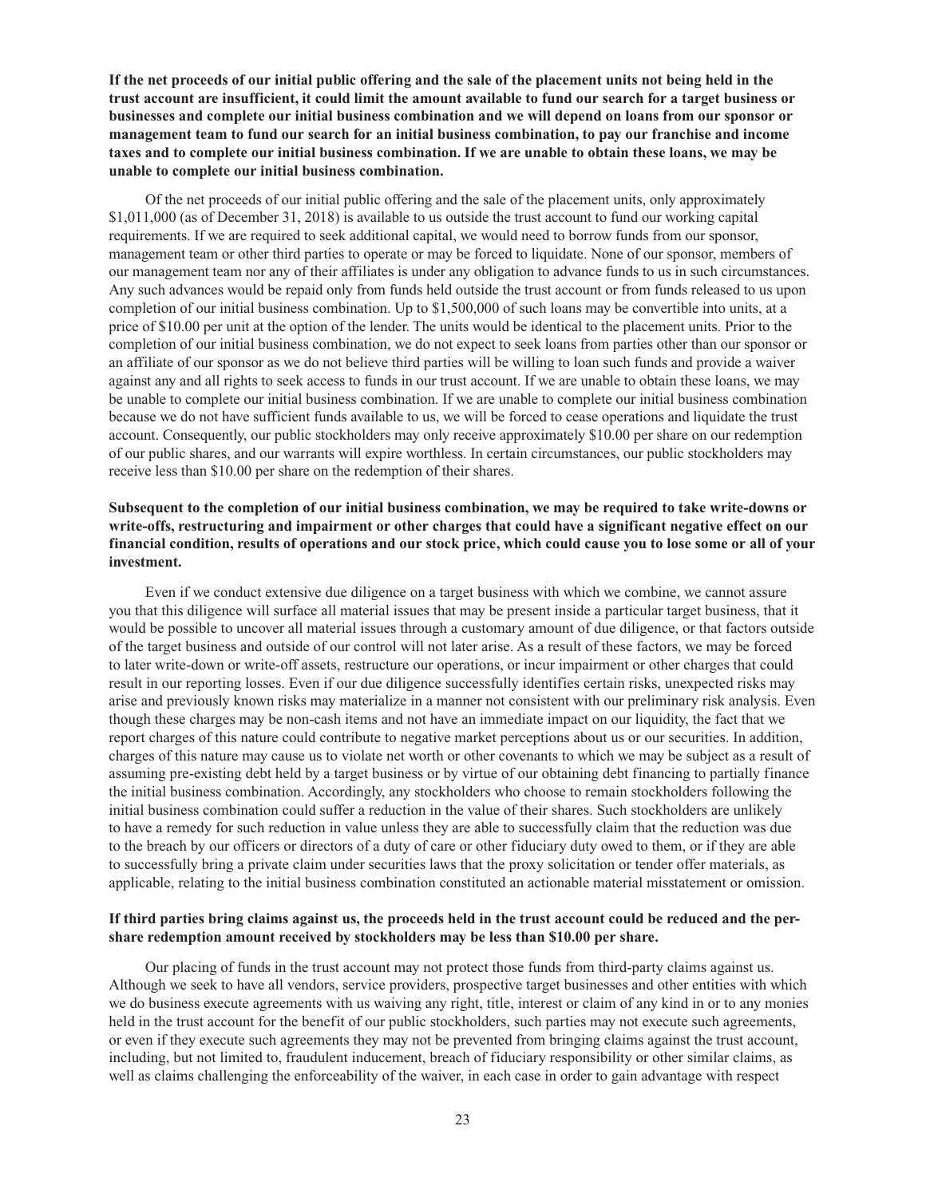**If the net proceeds of our initial public offering and the sale of the placement units not being held in the trust account are insufficient, it could limit the amount available to fund our search for a target business or businesses and complete our initial business combination and we will depend on loans from our sponsor or management team to fund our search for an initial business combination, to pay our franchise and income taxes and to complete our initial business combination. If we are unable to obtain these loans, we may be unable to complete our initial business combination.**

Of the net proceeds of our initial public offering and the sale of the placement units, only approximately $1,011,000 (as of December 31, 2018) is available to us outside the trust account to fund our working capital requirements. If we are required to seek additional capital, we would need to borrow funds from our sponsor, management team or other third parties to operate or may be forced to liquidate. None of our sponsor, members of our management team nor any of their affiliates is under any obligation to advance funds to us in such circumstances. Any such advances would be repaid only from funds held outside the trust account or from funds released to us upon completion of our initial business combination. Up to $1,500,000 of such loans may be convertible into units, at a price of $10.00 per unit at the option of the lender. The units would be identical to the placement units. Prior to the completion of our initial business combination, we do not expect to seek loans from parties other than our sponsor or an affiliate of our sponsor as we do not believe third parties will be willing to loan such funds and provide a waiver against any and all rights to seek access to funds in our trust account. If we are unable to obtain these loans, we may be unable to complete our initial business combination. If we are unable to complete our initial business combination because we do not have sufficient funds available to us, we will be forced to cease operations and liquidate the trust account. Consequently, our public stockholders may only receive approximately $10.00 per share on our redemption of our public shares, and our warrants will expire worthless. In certain circumstances, our public stockholders may receive less than $10.00 per share on the redemption of their shares.

**Subsequent to the completion of our initial business combination, we may be required to take write-downs or write-offs, restructuring and impairment or other charges that could have a significant negative effect on our financial condition, results of operations and our stock price, which could cause you to lose some or all of your investment.**

Even if we conduct extensive due diligence on a target business with which we combine, we cannot assure you that this diligence will surface all material issues that may be present inside a particular target business, that it would be possible to uncover all material issues through a customary amount of due diligence, or that factors outside of the target business and outside of our control will not later arise. As a result of these factors, we may be forced to later write-down or write-off assets, restructure our operations, or incur impairment or other charges that could result in our reporting losses. Even if our due diligence successfully identifies certain risks, unexpected risks may arise and previously known risks may materialize in a manner not consistent with our preliminary risk analysis. Even though these charges may be non-cash items and not have an immediate impact on our liquidity, the fact that we report charges of this nature could contribute to negative market perceptions about us or our securities. In addition, charges of this nature may cause us to violate net worth or other covenants to which we may be subject as a result of assuming pre-existing debt held by a target business or by virtue of our obtaining debt financing to partially finance the initial business combination. Accordingly, any stockholders who choose to remain stockholders following the initial business combination could suffer a reduction in the value of their shares. Such stockholders are unlikely to have a remedy for such reduction in value unless they are able to successfully claim that the reduction was due to the breach by our officers or directors of a duty of care or other fiduciary duty owed to them, or if they are able to successfully bring a private claim under securities laws that the proxy solicitation or tender offer materials, as applicable, relating to the initial business combination constituted an actionable material misstatement or omission.

**If third parties bring claims against us, the proceeds held in the trust account could be reduced and the per-share redemption amount received by stockholders may be less than $10.00 per share.**

Our placing of funds in the trust account may not protect those funds from third-party claims against us. Although we seek to have all vendors, service providers, prospective target businesses and other entities with which we do business execute agreements with us waiving any right, title, interest or claim of any kind in or to any monies held in the trust account for the benefit of our public stockholders, such parties may not execute such agreements, or even if they execute such agreements they may not be prevented from bringing claims against the trust account, including, but not limited to, fraudulent inducement, breach of fiduciary responsibility or other similar claims, as well as claims challenging the enforceability of the waiver, in each case in order to gain advantage with respect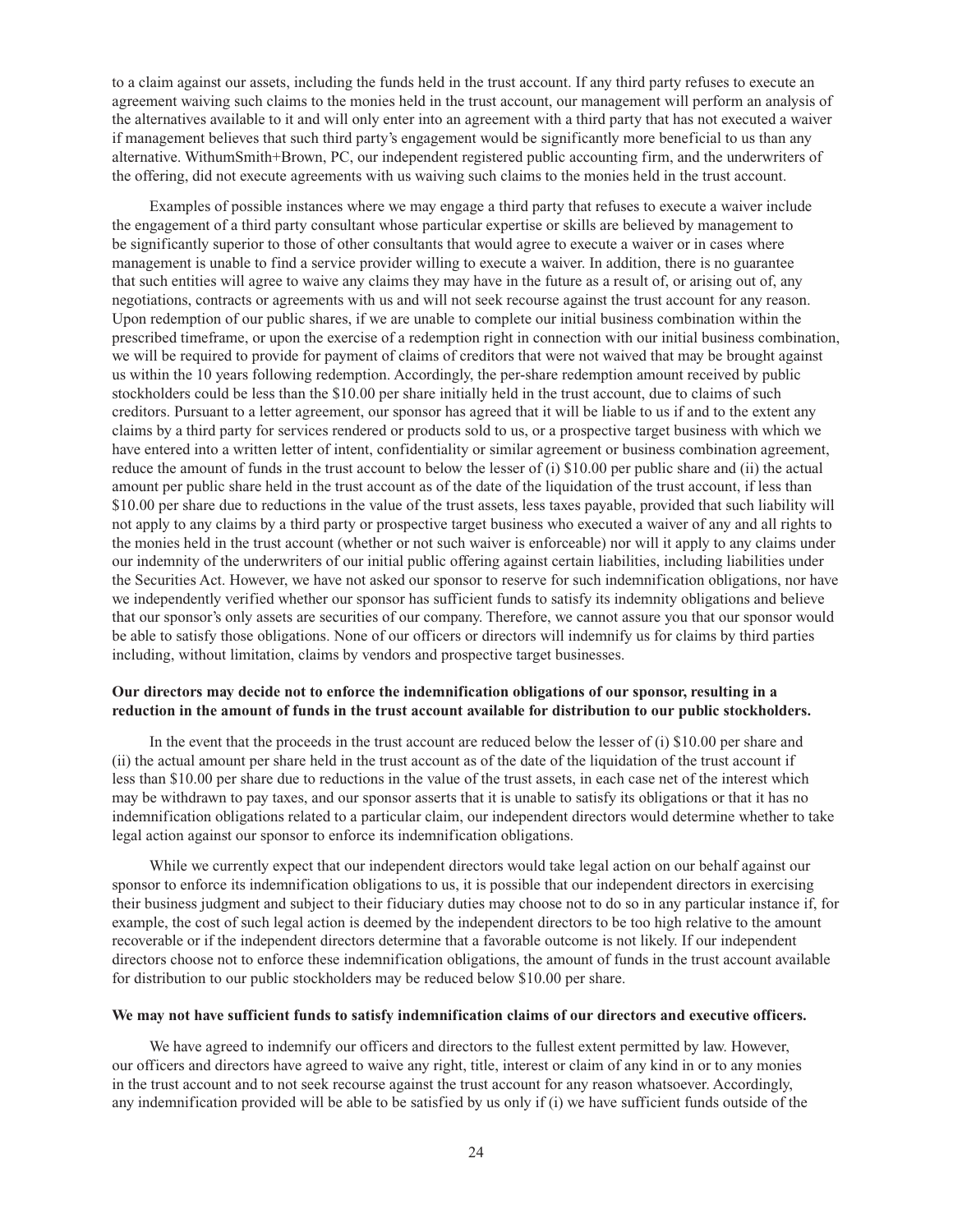to a claim against our assets, including the funds held in the trust account. If any third party refuses to execute an agreement waiving such claims to the monies held in the trust account, our management will perform an analysis of the alternatives available to it and will only enter into an agreement with a third party that has not executed a waiver if management believes that such third party's engagement would be significantly more beneficial to us than any alternative. WithumSmith+Brown, PC, our independent registered public accounting firm, and the underwriters of the offering, did not execute agreements with us waiving such claims to the monies held in the trust account.

Examples of possible instances where we may engage a third party that refuses to execute a waiver include the engagement of a third party consultant whose particular expertise or skills are believed by management to be significantly superior to those of other consultants that would agree to execute a waiver or in cases where management is unable to find a service provider willing to execute a waiver. In addition, there is no guarantee that such entities will agree to waive any claims they may have in the future as a result of, or arising out of, any negotiations, contracts or agreements with us and will not seek recourse against the trust account for any reason. Upon redemption of our public shares, if we are unable to complete our initial business combination within the prescribed timeframe, or upon the exercise of a redemption right in connection with our initial business combination, we will be required to provide for payment of claims of creditors that were not waived that may be brought against us within the 10 years following redemption. Accordingly, the per-share redemption amount received by public stockholders could be less than the $10.00 per share initially held in the trust account, due to claims of such creditors. Pursuant to a letter agreement, our sponsor has agreed that it will be liable to us if and to the extent any claims by a third party for services rendered or products sold to us, or a prospective target business with which we have entered into a written letter of intent, confidentiality or similar agreement or business combination agreement, reduce the amount of funds in the trust account to below the lesser of (i) $10.00 per public share and (ii) the actual amount per public share held in the trust account as of the date of the liquidation of the trust account, if less than $10.00 per share due to reductions in the value of the trust assets, less taxes payable, provided that such liability will not apply to any claims by a third party or prospective target business who executed a waiver of any and all rights to the monies held in the trust account (whether or not such waiver is enforceable) nor will it apply to any claims under our indemnity of the underwriters of our initial public offering against certain liabilities, including liabilities under the Securities Act. However, we have not asked our sponsor to reserve for such indemnification obligations, nor have we independently verified whether our sponsor has sufficient funds to satisfy its indemnity obligations and believe that our sponsor's only assets are securities of our company. Therefore, we cannot assure you that our sponsor would be able to satisfy those obligations. None of our officers or directors will indemnify us for claims by third parties including, without limitation, claims by vendors and prospective target businesses.

**Our directors may decide not to enforce the indemnification obligations of our sponsor, resulting in a reduction in the amount of funds in the trust account available for distribution to our public stockholders.**

In the event that the proceeds in the trust account are reduced below the lesser of (i) $10.00 per share and (ii) the actual amount per share held in the trust account as of the date of the liquidation of the trust account if less than $10.00 per share due to reductions in the value of the trust assets, in each case net of the interest which may be withdrawn to pay taxes, and our sponsor asserts that it is unable to satisfy its obligations or that it has no indemnification obligations related to a particular claim, our independent directors would determine whether to take legal action against our sponsor to enforce its indemnification obligations.

While we currently expect that our independent directors would take legal action on our behalf against our sponsor to enforce its indemnification obligations to us, it is possible that our independent directors in exercising their business judgment and subject to their fiduciary duties may choose not to do so in any particular instance if, for example, the cost of such legal action is deemed by the independent directors to be too high relative to the amount recoverable or if the independent directors determine that a favorable outcome is not likely. If our independent directors choose not to enforce these indemnification obligations, the amount of funds in the trust account available for distribution to our public stockholders may be reduced below $10.00 per share.

**We may not have sufficient funds to satisfy indemnification claims of our directors and executive officers.**

We have agreed to indemnify our officers and directors to the fullest extent permitted by law. However, our officers and directors have agreed to waive any right, title, interest or claim of any kind in or to any monies in the trust account and to not seek recourse against the trust account for any reason whatsoever. Accordingly, any indemnification provided will be able to be satisfied by us only if (i) we have sufficient funds outside of the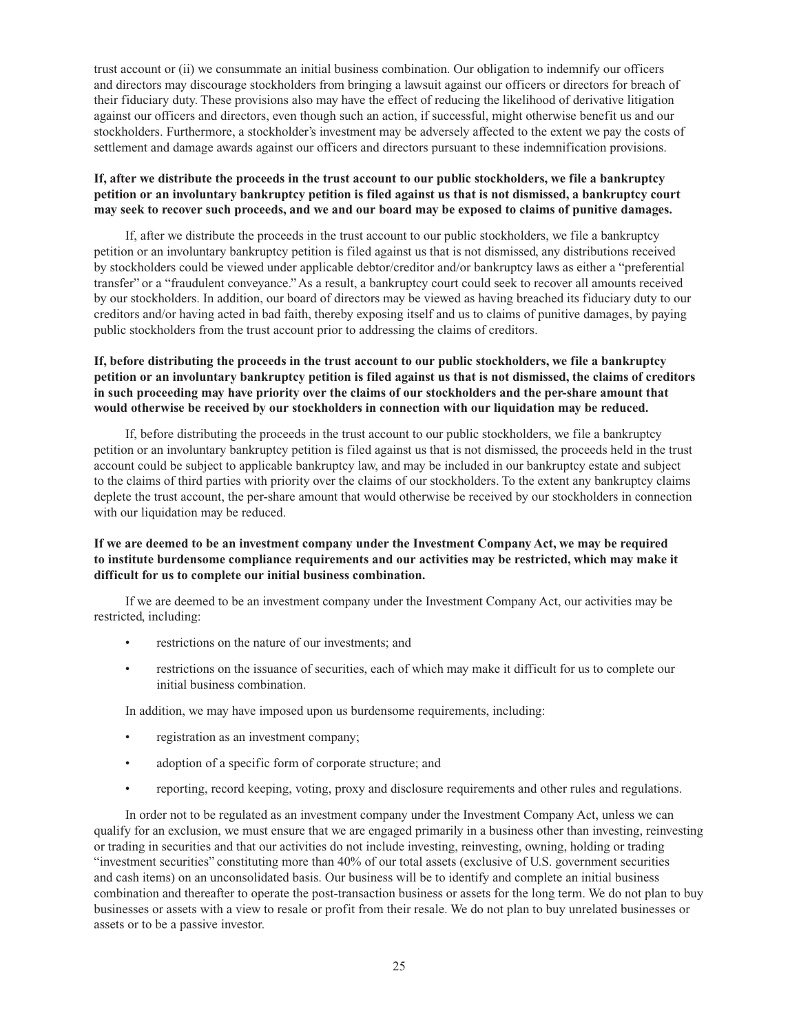trust account or (ii) we consummate an initial business combination. Our obligation to indemnify our officers and directors may discourage stockholders from bringing a lawsuit against our officers or directors for breach of their fiduciary duty. These provisions also may have the effect of reducing the likelihood of derivative litigation against our officers and directors, even though such an action, if successful, might otherwise benefit us and our stockholders. Furthermore, a stockholder's investment may be adversely affected to the extent we pay the costs of settlement and damage awards against our officers and directors pursuant to these indemnification provisions.

**If, after we distribute the proceeds in the trust account to our public stockholders, we file a bankruptcy petition or an involuntary bankruptcy petition is filed against us that is not dismissed, a bankruptcy court may seek to recover such proceeds, and we and our board may be exposed to claims of punitive damages.**

If, after we distribute the proceeds in the trust account to our public stockholders, we file a bankruptcy petition or an involuntary bankruptcy petition is filed against us that is not dismissed, any distributions received by stockholders could be viewed under applicable debtor/creditor and/or bankruptcy laws as either a "preferential transfer" or a "fraudulent conveyance." As a result, a bankruptcy court could seek to recover all amounts received by our stockholders. In addition, our board of directors may be viewed as having breached its fiduciary duty to our creditors and/or having acted in bad faith, thereby exposing itself and us to claims of punitive damages, by paying public stockholders from the trust account prior to addressing the claims of creditors.

**If, before distributing the proceeds in the trust account to our public stockholders, we file a bankruptcy petition or an involuntary bankruptcy petition is filed against us that is not dismissed, the claims of creditors in such proceeding may have priority over the claims of our stockholders and the per-share amount that would otherwise be received by our stockholders in connection with our liquidation may be reduced.**

If, before distributing the proceeds in the trust account to our public stockholders, we file a bankruptcy petition or an involuntary bankruptcy petition is filed against us that is not dismissed, the proceeds held in the trust account could be subject to applicable bankruptcy law, and may be included in our bankruptcy estate and subject to the claims of third parties with priority over the claims of our stockholders. To the extent any bankruptcy claims deplete the trust account, the per-share amount that would otherwise be received by our stockholders in connection with our liquidation may be reduced.

**If we are deemed to be an investment company under the Investment Company Act, we may be required to institute burdensome compliance requirements and our activities may be restricted, which may make it difficult for us to complete our initial business combination.**

If we are deemed to be an investment company under the Investment Company Act, our activities may be restricted, including:

- restrictions on the nature of our investments; and
- restrictions on the issuance of securities, each of which may make it difficult for us to complete our initial business combination.

In addition, we may have imposed upon us burdensome requirements, including:

- registration as an investment company;
- adoption of a specific form of corporate structure; and
- reporting, record keeping, voting, proxy and disclosure requirements and other rules and regulations.

In order not to be regulated as an investment company under the Investment Company Act, unless we can qualify for an exclusion, we must ensure that we are engaged primarily in a business other than investing, reinvesting or trading in securities and that our activities do not include investing, reinvesting, owning, holding or trading "investment securities" constituting more than 40% of our total assets (exclusive of U.S. government securities and cash items) on an unconsolidated basis. Our business will be to identify and complete an initial business combination and thereafter to operate the post-transaction business or assets for the long term. We do not plan to buy businesses or assets with a view to resale or profit from their resale. We do not plan to buy unrelated businesses or assets or to be a passive investor.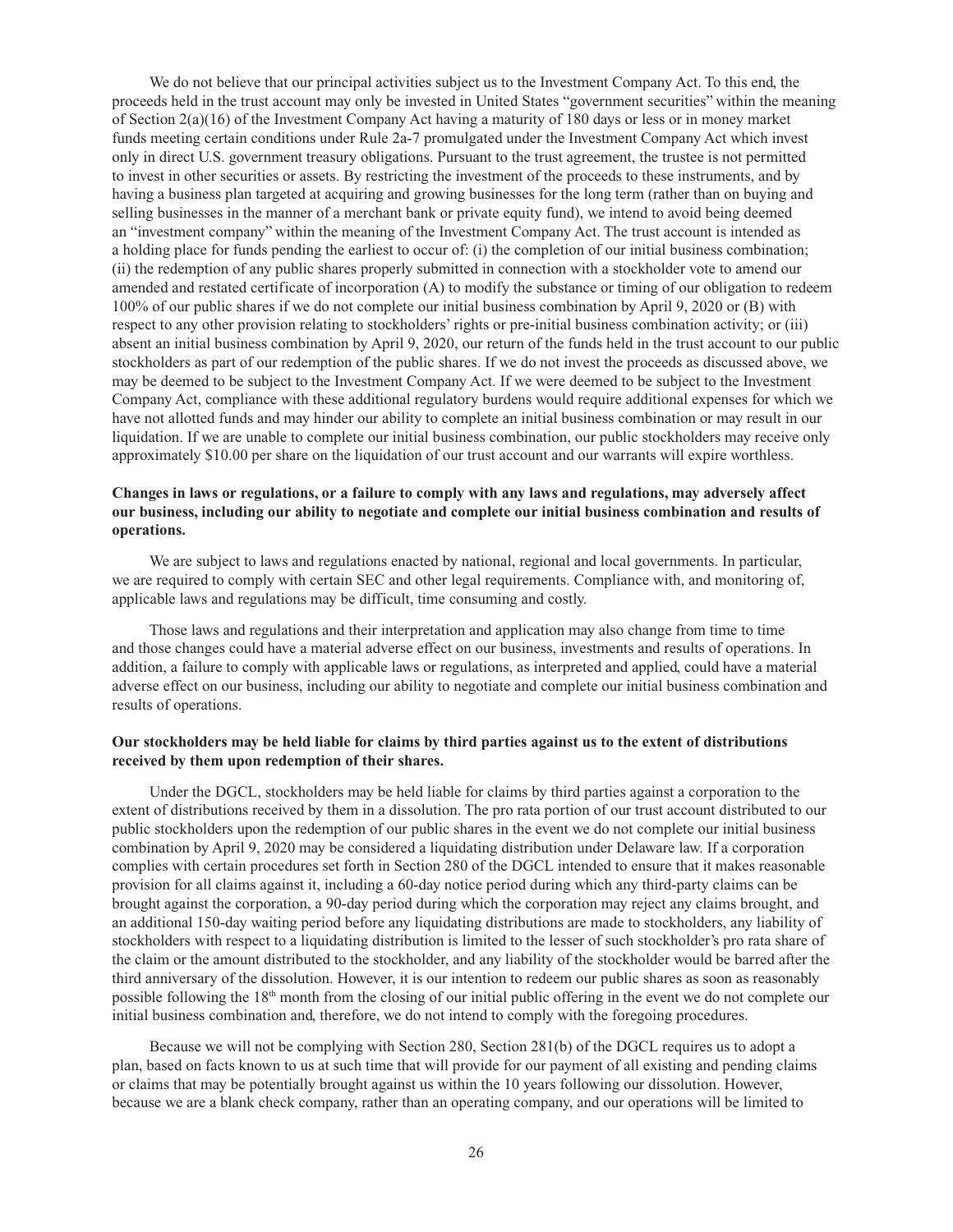We do not believe that our principal activities subject us to the Investment Company Act. To this end, the proceeds held in the trust account may only be invested in United States "government securities" within the meaning of Section 2(a)(16) of the Investment Company Act having a maturity of 180 days or less or in money market funds meeting certain conditions under Rule 2a-7 promulgated under the Investment Company Act which invest only in direct U.S. government treasury obligations. Pursuant to the trust agreement, the trustee is not permitted to invest in other securities or assets. By restricting the investment of the proceeds to these instruments, and by having a business plan targeted at acquiring and growing businesses for the long term (rather than on buying and selling businesses in the manner of a merchant bank or private equity fund), we intend to avoid being deemed an "investment company" within the meaning of the Investment Company Act. The trust account is intended as a holding place for funds pending the earliest to occur of: (i) the completion of our initial business combination; (ii) the redemption of any public shares properly submitted in connection with a stockholder vote to amend our amended and restated certificate of incorporation (A) to modify the substance or timing of our obligation to redeem 100% of our public shares if we do not complete our initial business combination by April 9, 2020 or (B) with respect to any other provision relating to stockholders' rights or pre-initial business combination activity; or (iii) absent an initial business combination by April 9, 2020, our return of the funds held in the trust account to our public stockholders as part of our redemption of the public shares. If we do not invest the proceeds as discussed above, we may be deemed to be subject to the Investment Company Act. If we were deemed to be subject to the Investment Company Act, compliance with these additional regulatory burdens would require additional expenses for which we have not allotted funds and may hinder our ability to complete an initial business combination or may result in our liquidation. If we are unable to complete our initial business combination, our public stockholders may receive only approximately $10.00 per share on the liquidation of our trust account and our warrants will expire worthless.

**Changes in laws or regulations, or a failure to comply with any laws and regulations, may adversely affect our business, including our ability to negotiate and complete our initial business combination and results of operations.**

We are subject to laws and regulations enacted by national, regional and local governments. In particular, we are required to comply with certain SEC and other legal requirements. Compliance with, and monitoring of, applicable laws and regulations may be difficult, time consuming and costly.

Those laws and regulations and their interpretation and application may also change from time to time and those changes could have a material adverse effect on our business, investments and results of operations. In addition, a failure to comply with applicable laws or regulations, as interpreted and applied, could have a material adverse effect on our business, including our ability to negotiate and complete our initial business combination and results of operations.

**Our stockholders may be held liable for claims by third parties against us to the extent of distributions received by them upon redemption of their shares.**

Under the DGCL, stockholders may be held liable for claims by third parties against a corporation to the extent of distributions received by them in a dissolution. The pro rata portion of our trust account distributed to our public stockholders upon the redemption of our public shares in the event we do not complete our initial business combination by April 9, 2020 may be considered a liquidating distribution under Delaware law. If a corporation complies with certain procedures set forth in Section 280 of the DGCL intended to ensure that it makes reasonable provision for all claims against it, including a 60-day notice period during which any third-party claims can be brought against the corporation, a 90-day period during which the corporation may reject any claims brought, and an additional 150-day waiting period before any liquidating distributions are made to stockholders, any liability of stockholders with respect to a liquidating distribution is limited to the lesser of such stockholder's pro rata share of the claim or the amount distributed to the stockholder, and any liability of the stockholder would be barred after the third anniversary of the dissolution. However, it is our intention to redeem our public shares as soon as reasonably possible following the 18th month from the closing of our initial public offering in the event we do not complete our initial business combination and, therefore, we do not intend to comply with the foregoing procedures.

Because we will not be complying with Section 280, Section 281(b) of the DGCL requires us to adopt a plan, based on facts known to us at such time that will provide for our payment of all existing and pending claims or claims that may be potentially brought against us within the 10 years following our dissolution. However, because we are a blank check company, rather than an operating company, and our operations will be limited to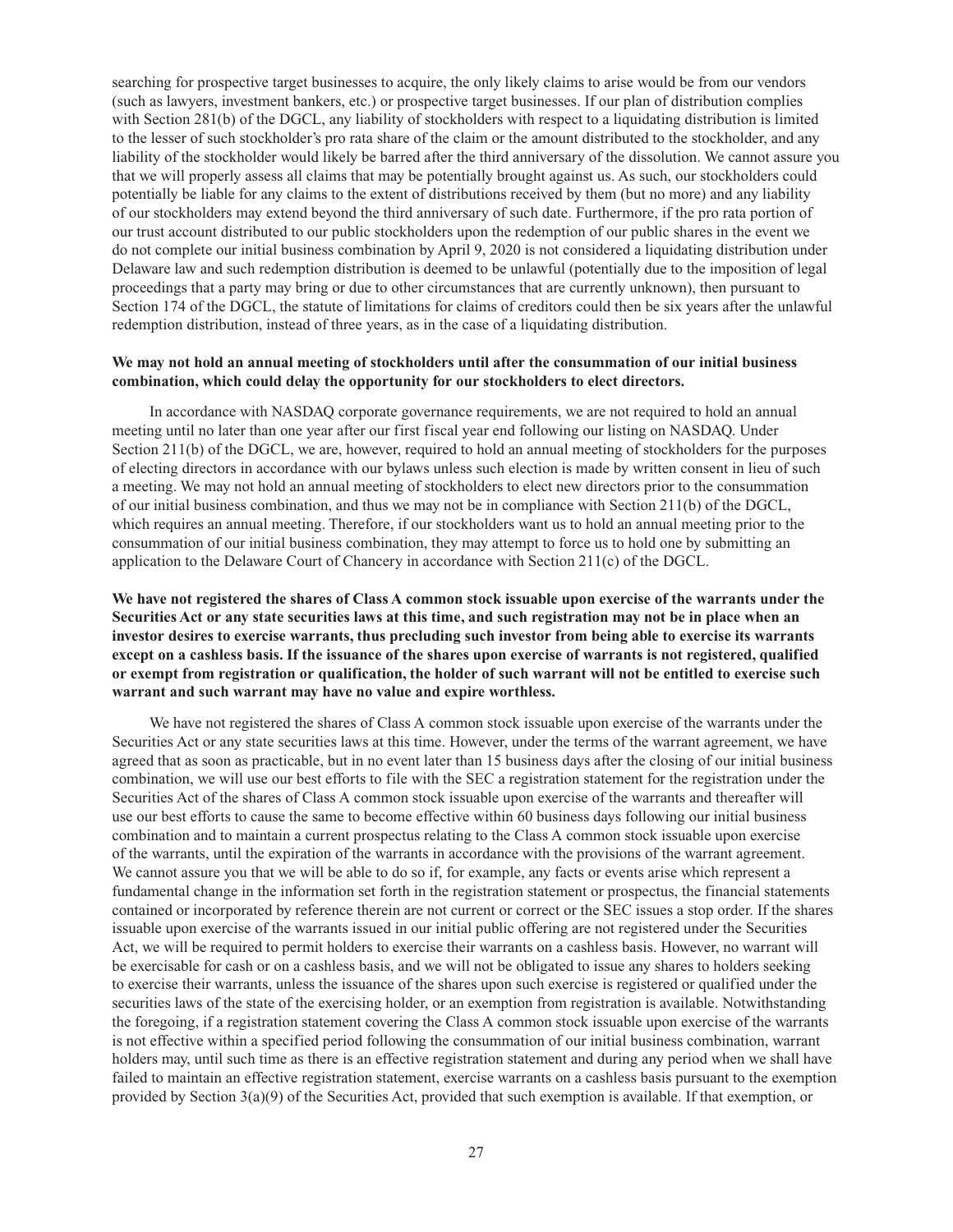searching for prospective target businesses to acquire, the only likely claims to arise would be from our vendors (such as lawyers, investment bankers, etc.) or prospective target businesses. If our plan of distribution complies with Section 281(b) of the DGCL, any liability of stockholders with respect to a liquidating distribution is limited to the lesser of such stockholder's pro rata share of the claim or the amount distributed to the stockholder, and any liability of the stockholder would likely be barred after the third anniversary of the dissolution. We cannot assure you that we will properly assess all claims that may be potentially brought against us. As such, our stockholders could potentially be liable for any claims to the extent of distributions received by them (but no more) and any liability of our stockholders may extend beyond the third anniversary of such date. Furthermore, if the pro rata portion of our trust account distributed to our public stockholders upon the redemption of our public shares in the event we do not complete our initial business combination by April 9, 2020 is not considered a liquidating distribution under Delaware law and such redemption distribution is deemed to be unlawful (potentially due to the imposition of legal proceedings that a party may bring or due to other circumstances that are currently unknown), then pursuant to Section 174 of the DGCL, the statute of limitations for claims of creditors could then be six years after the unlawful redemption distribution, instead of three years, as in the case of a liquidating distribution.

**We may not hold an annual meeting of stockholders until after the consummation of our initial business combination, which could delay the opportunity for our stockholders to elect directors.**

In accordance with NASDAQ corporate governance requirements, we are not required to hold an annual meeting until no later than one year after our first fiscal year end following our listing on NASDAQ. Under Section 211(b) of the DGCL, we are, however, required to hold an annual meeting of stockholders for the purposes of electing directors in accordance with our bylaws unless such election is made by written consent in lieu of such a meeting. We may not hold an annual meeting of stockholders to elect new directors prior to the consummation of our initial business combination, and thus we may not be in compliance with Section 211(b) of the DGCL, which requires an annual meeting. Therefore, if our stockholders want us to hold an annual meeting prior to the consummation of our initial business combination, they may attempt to force us to hold one by submitting an application to the Delaware Court of Chancery in accordance with Section 211(c) of the DGCL.

**We have not registered the shares of Class A common stock issuable upon exercise of the warrants under the Securities Act or any state securities laws at this time, and such registration may not be in place when an investor desires to exercise warrants, thus precluding such investor from being able to exercise its warrants except on a cashless basis. If the issuance of the shares upon exercise of warrants is not registered, qualified or exempt from registration or qualification, the holder of such warrant will not be entitled to exercise such warrant and such warrant may have no value and expire worthless.**

We have not registered the shares of Class A common stock issuable upon exercise of the warrants under the Securities Act or any state securities laws at this time. However, under the terms of the warrant agreement, we have agreed that as soon as practicable, but in no event later than 15 business days after the closing of our initial business combination, we will use our best efforts to file with the SEC a registration statement for the registration under the Securities Act of the shares of Class A common stock issuable upon exercise of the warrants and thereafter will use our best efforts to cause the same to become effective within 60 business days following our initial business combination and to maintain a current prospectus relating to the Class A common stock issuable upon exercise of the warrants, until the expiration of the warrants in accordance with the provisions of the warrant agreement. We cannot assure you that we will be able to do so if, for example, any facts or events arise which represent a fundamental change in the information set forth in the registration statement or prospectus, the financial statements contained or incorporated by reference therein are not current or correct or the SEC issues a stop order. If the shares issuable upon exercise of the warrants issued in our initial public offering are not registered under the Securities Act, we will be required to permit holders to exercise their warrants on a cashless basis. However, no warrant will be exercisable for cash or on a cashless basis, and we will not be obligated to issue any shares to holders seeking to exercise their warrants, unless the issuance of the shares upon such exercise is registered or qualified under the securities laws of the state of the exercising holder, or an exemption from registration is available. Notwithstanding the foregoing, if a registration statement covering the Class A common stock issuable upon exercise of the warrants is not effective within a specified period following the consummation of our initial business combination, warrant holders may, until such time as there is an effective registration statement and during any period when we shall have failed to maintain an effective registration statement, exercise warrants on a cashless basis pursuant to the exemption provided by Section 3(a)(9) of the Securities Act, provided that such exemption is available. If that exemption, or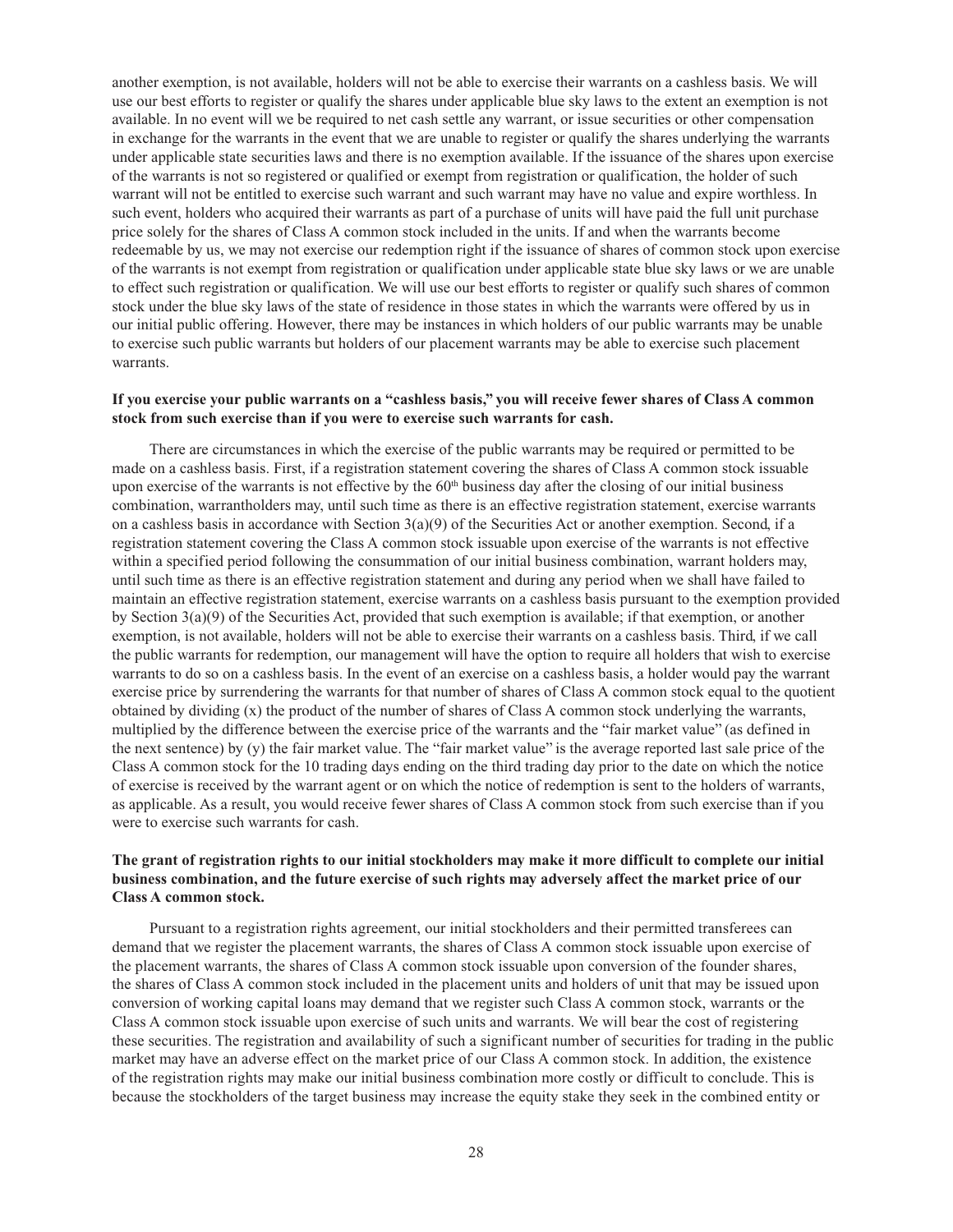another exemption, is not available, holders will not be able to exercise their warrants on a cashless basis. We will use our best efforts to register or qualify the shares under applicable blue sky laws to the extent an exemption is not available. In no event will we be required to net cash settle any warrant, or issue securities or other compensation in exchange for the warrants in the event that we are unable to register or qualify the shares underlying the warrants under applicable state securities laws and there is no exemption available. If the issuance of the shares upon exercise of the warrants is not so registered or qualified or exempt from registration or qualification, the holder of such warrant will not be entitled to exercise such warrant and such warrant may have no value and expire worthless. In such event, holders who acquired their warrants as part of a purchase of units will have paid the full unit purchase price solely for the shares of Class A common stock included in the units. If and when the warrants become redeemable by us, we may not exercise our redemption right if the issuance of shares of common stock upon exercise of the warrants is not exempt from registration or qualification under applicable state blue sky laws or we are unable to effect such registration or qualification. We will use our best efforts to register or qualify such shares of common stock under the blue sky laws of the state of residence in those states in which the warrants were offered by us in our initial public offering. However, there may be instances in which holders of our public warrants may be unable to exercise such public warrants but holders of our placement warrants may be able to exercise such placement warrants.

**If you exercise your public warrants on a "cashless basis," you will receive fewer shares of Class A common stock from such exercise than if you were to exercise such warrants for cash.**

There are circumstances in which the exercise of the public warrants may be required or permitted to be made on a cashless basis. First, if a registration statement covering the shares of Class A common stock issuable upon exercise of the warrants is not effective by the 60th business day after the closing of our initial business combination, warrantholders may, until such time as there is an effective registration statement, exercise warrants on a cashless basis in accordance with Section 3(a)(9) of the Securities Act or another exemption. Second, if a registration statement covering the Class A common stock issuable upon exercise of the warrants is not effective within a specified period following the consummation of our initial business combination, warrant holders may, until such time as there is an effective registration statement and during any period when we shall have failed to maintain an effective registration statement, exercise warrants on a cashless basis pursuant to the exemption provided by Section 3(a)(9) of the Securities Act, provided that such exemption is available; if that exemption, or another exemption, is not available, holders will not be able to exercise their warrants on a cashless basis. Third, if we call the public warrants for redemption, our management will have the option to require all holders that wish to exercise warrants to do so on a cashless basis. In the event of an exercise on a cashless basis, a holder would pay the warrant exercise price by surrendering the warrants for that number of shares of Class A common stock equal to the quotient obtained by dividing (x) the product of the number of shares of Class A common stock underlying the warrants, multiplied by the difference between the exercise price of the warrants and the "fair market value" (as defined in the next sentence) by (y) the fair market value. The "fair market value" is the average reported last sale price of the Class A common stock for the 10 trading days ending on the third trading day prior to the date on which the notice of exercise is received by the warrant agent or on which the notice of redemption is sent to the holders of warrants, as applicable. As a result, you would receive fewer shares of Class A common stock from such exercise than if you were to exercise such warrants for cash.

**The grant of registration rights to our initial stockholders may make it more difficult to complete our initial business combination, and the future exercise of such rights may adversely affect the market price of our Class A common stock.**

Pursuant to a registration rights agreement, our initial stockholders and their permitted transferees can demand that we register the placement warrants, the shares of Class A common stock issuable upon exercise of the placement warrants, the shares of Class A common stock issuable upon conversion of the founder shares, the shares of Class A common stock included in the placement units and holders of unit that may be issued upon conversion of working capital loans may demand that we register such Class A common stock, warrants or the Class A common stock issuable upon exercise of such units and warrants. We will bear the cost of registering these securities. The registration and availability of such a significant number of securities for trading in the public market may have an adverse effect on the market price of our Class A common stock. In addition, the existence of the registration rights may make our initial business combination more costly or difficult to conclude. This is because the stockholders of the target business may increase the equity stake they seek in the combined entity or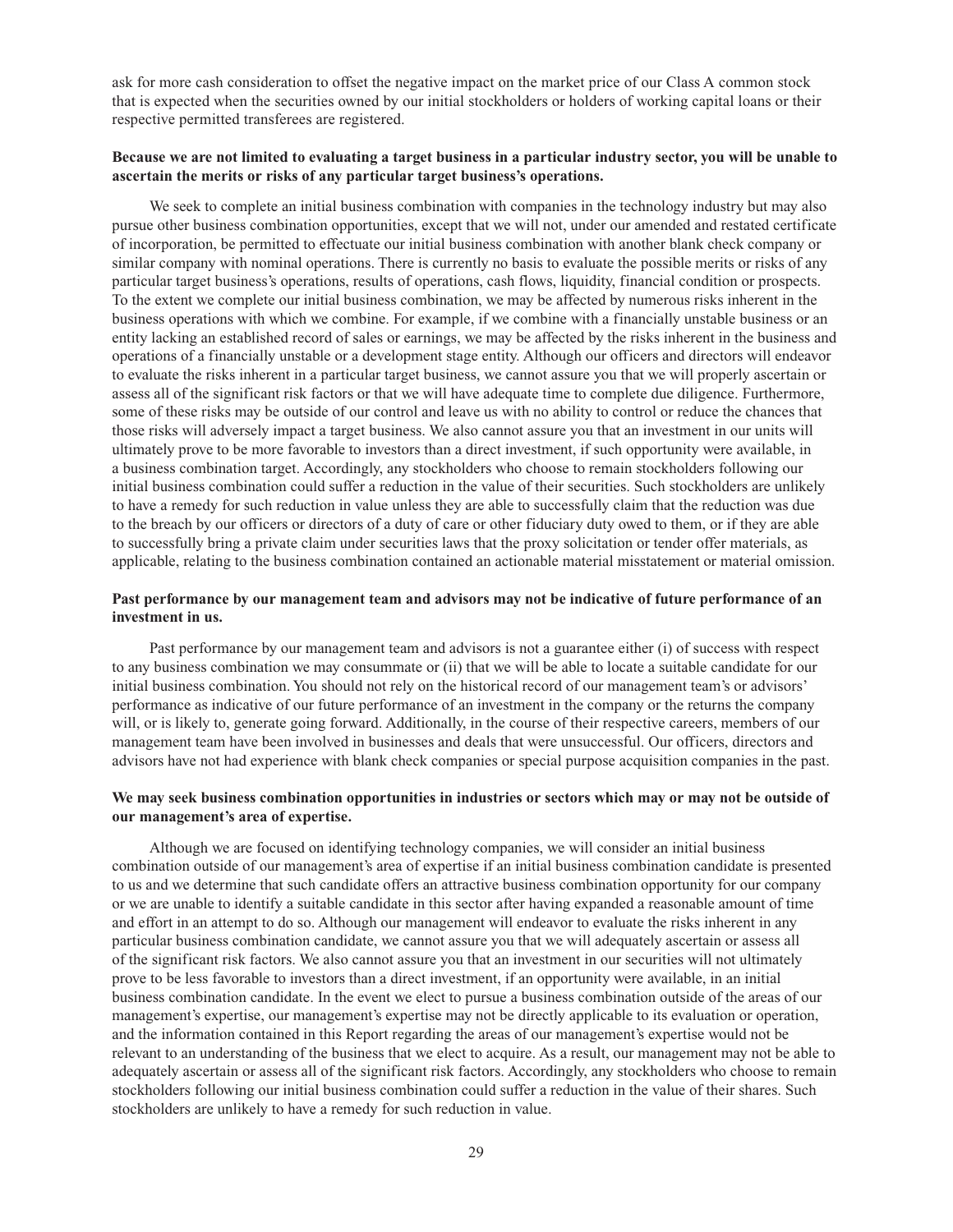ask for more cash consideration to offset the negative impact on the market price of our Class A common stock that is expected when the securities owned by our initial stockholders or holders of working capital loans or their respective permitted transferees are registered.

**Because we are not limited to evaluating a target business in a particular industry sector, you will be unable to ascertain the merits or risks of any particular target business's operations.**

We seek to complete an initial business combination with companies in the technology industry but may also pursue other business combination opportunities, except that we will not, under our amended and restated certificate of incorporation, be permitted to effectuate our initial business combination with another blank check company or similar company with nominal operations. There is currently no basis to evaluate the possible merits or risks of any particular target business's operations, results of operations, cash flows, liquidity, financial condition or prospects. To the extent we complete our initial business combination, we may be affected by numerous risks inherent in the business operations with which we combine. For example, if we combine with a financially unstable business or an entity lacking an established record of sales or earnings, we may be affected by the risks inherent in the business and operations of a financially unstable or a development stage entity. Although our officers and directors will endeavor to evaluate the risks inherent in a particular target business, we cannot assure you that we will properly ascertain or assess all of the significant risk factors or that we will have adequate time to complete due diligence. Furthermore, some of these risks may be outside of our control and leave us with no ability to control or reduce the chances that those risks will adversely impact a target business. We also cannot assure you that an investment in our units will ultimately prove to be more favorable to investors than a direct investment, if such opportunity were available, in a business combination target. Accordingly, any stockholders who choose to remain stockholders following our initial business combination could suffer a reduction in the value of their securities. Such stockholders are unlikely to have a remedy for such reduction in value unless they are able to successfully claim that the reduction was due to the breach by our officers or directors of a duty of care or other fiduciary duty owed to them, or if they are able to successfully bring a private claim under securities laws that the proxy solicitation or tender offer materials, as applicable, relating to the business combination contained an actionable material misstatement or material omission.

**Past performance by our management team and advisors may not be indicative of future performance of an investment in us.**

Past performance by our management team and advisors is not a guarantee either (i) of success with respect to any business combination we may consummate or (ii) that we will be able to locate a suitable candidate for our initial business combination. You should not rely on the historical record of our management team's or advisors' performance as indicative of our future performance of an investment in the company or the returns the company will, or is likely to, generate going forward. Additionally, in the course of their respective careers, members of our management team have been involved in businesses and deals that were unsuccessful. Our officers, directors and advisors have not had experience with blank check companies or special purpose acquisition companies in the past.

**We may seek business combination opportunities in industries or sectors which may or may not be outside of our management's area of expertise.**

Although we are focused on identifying technology companies, we will consider an initial business combination outside of our management's area of expertise if an initial business combination candidate is presented to us and we determine that such candidate offers an attractive business combination opportunity for our company or we are unable to identify a suitable candidate in this sector after having expanded a reasonable amount of time and effort in an attempt to do so. Although our management will endeavor to evaluate the risks inherent in any particular business combination candidate, we cannot assure you that we will adequately ascertain or assess all of the significant risk factors. We also cannot assure you that an investment in our securities will not ultimately prove to be less favorable to investors than a direct investment, if an opportunity were available, in an initial business combination candidate. In the event we elect to pursue a business combination outside of the areas of our management's expertise, our management's expertise may not be directly applicable to its evaluation or operation, and the information contained in this Report regarding the areas of our management's expertise would not be relevant to an understanding of the business that we elect to acquire. As a result, our management may not be able to adequately ascertain or assess all of the significant risk factors. Accordingly, any stockholders who choose to remain stockholders following our initial business combination could suffer a reduction in the value of their shares. Such stockholders are unlikely to have a remedy for such reduction in value.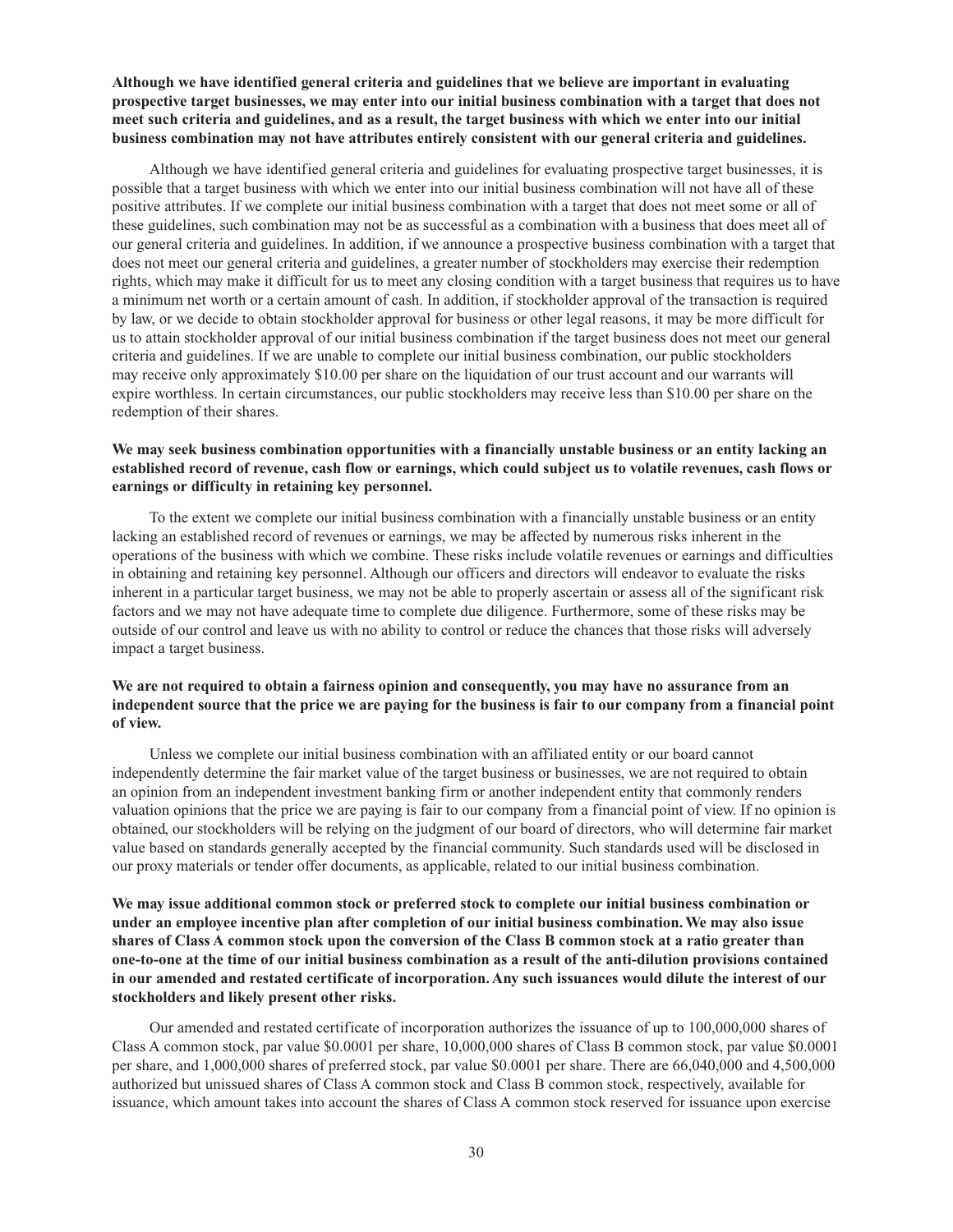**Although we have identified general criteria and guidelines that we believe are important in evaluating prospective target businesses, we may enter into our initial business combination with a target that does not meet such criteria and guidelines, and as a result, the target business with which we enter into our initial business combination may not have attributes entirely consistent with our general criteria and guidelines.**

Although we have identified general criteria and guidelines for evaluating prospective target businesses, it is possible that a target business with which we enter into our initial business combination will not have all of these positive attributes. If we complete our initial business combination with a target that does not meet some or all of these guidelines, such combination may not be as successful as a combination with a business that does meet all of our general criteria and guidelines. In addition, if we announce a prospective business combination with a target that does not meet our general criteria and guidelines, a greater number of stockholders may exercise their redemption rights, which may make it difficult for us to meet any closing condition with a target business that requires us to have a minimum net worth or a certain amount of cash. In addition, if stockholder approval of the transaction is required by law, or we decide to obtain stockholder approval for business or other legal reasons, it may be more difficult for us to attain stockholder approval of our initial business combination if the target business does not meet our general criteria and guidelines. If we are unable to complete our initial business combination, our public stockholders may receive only approximately $10.00 per share on the liquidation of our trust account and our warrants will expire worthless. In certain circumstances, our public stockholders may receive less than $10.00 per share on the redemption of their shares.

**We may seek business combination opportunities with a financially unstable business or an entity lacking an established record of revenue, cash flow or earnings, which could subject us to volatile revenues, cash flows or earnings or difficulty in retaining key personnel.**

To the extent we complete our initial business combination with a financially unstable business or an entity lacking an established record of revenues or earnings, we may be affected by numerous risks inherent in the operations of the business with which we combine. These risks include volatile revenues or earnings and difficulties in obtaining and retaining key personnel. Although our officers and directors will endeavor to evaluate the risks inherent in a particular target business, we may not be able to properly ascertain or assess all of the significant risk factors and we may not have adequate time to complete due diligence. Furthermore, some of these risks may be outside of our control and leave us with no ability to control or reduce the chances that those risks will adversely impact a target business.

**We are not required to obtain a fairness opinion and consequently, you may have no assurance from an independent source that the price we are paying for the business is fair to our company from a financial point of view.**

Unless we complete our initial business combination with an affiliated entity or our board cannot independently determine the fair market value of the target business or businesses, we are not required to obtain an opinion from an independent investment banking firm or another independent entity that commonly renders valuation opinions that the price we are paying is fair to our company from a financial point of view. If no opinion is obtained, our stockholders will be relying on the judgment of our board of directors, who will determine fair market value based on standards generally accepted by the financial community. Such standards used will be disclosed in our proxy materials or tender offer documents, as applicable, related to our initial business combination.

**We may issue additional common stock or preferred stock to complete our initial business combination or under an employee incentive plan after completion of our initial business combination. We may also issue shares of Class A common stock upon the conversion of the Class B common stock at a ratio greater than one-to-one at the time of our initial business combination as a result of the anti-dilution provisions contained in our amended and restated certificate of incorporation. Any such issuances would dilute the interest of our stockholders and likely present other risks.**

Our amended and restated certificate of incorporation authorizes the issuance of up to 100,000,000 shares of Class A common stock, par value $0.0001 per share, 10,000,000 shares of Class B common stock, par value $0.0001 per share, and 1,000,000 shares of preferred stock, par value $0.0001 per share. There are 66,040,000 and 4,500,000 authorized but unissued shares of Class A common stock and Class B common stock, respectively, available for issuance, which amount takes into account the shares of Class A common stock reserved for issuance upon exercise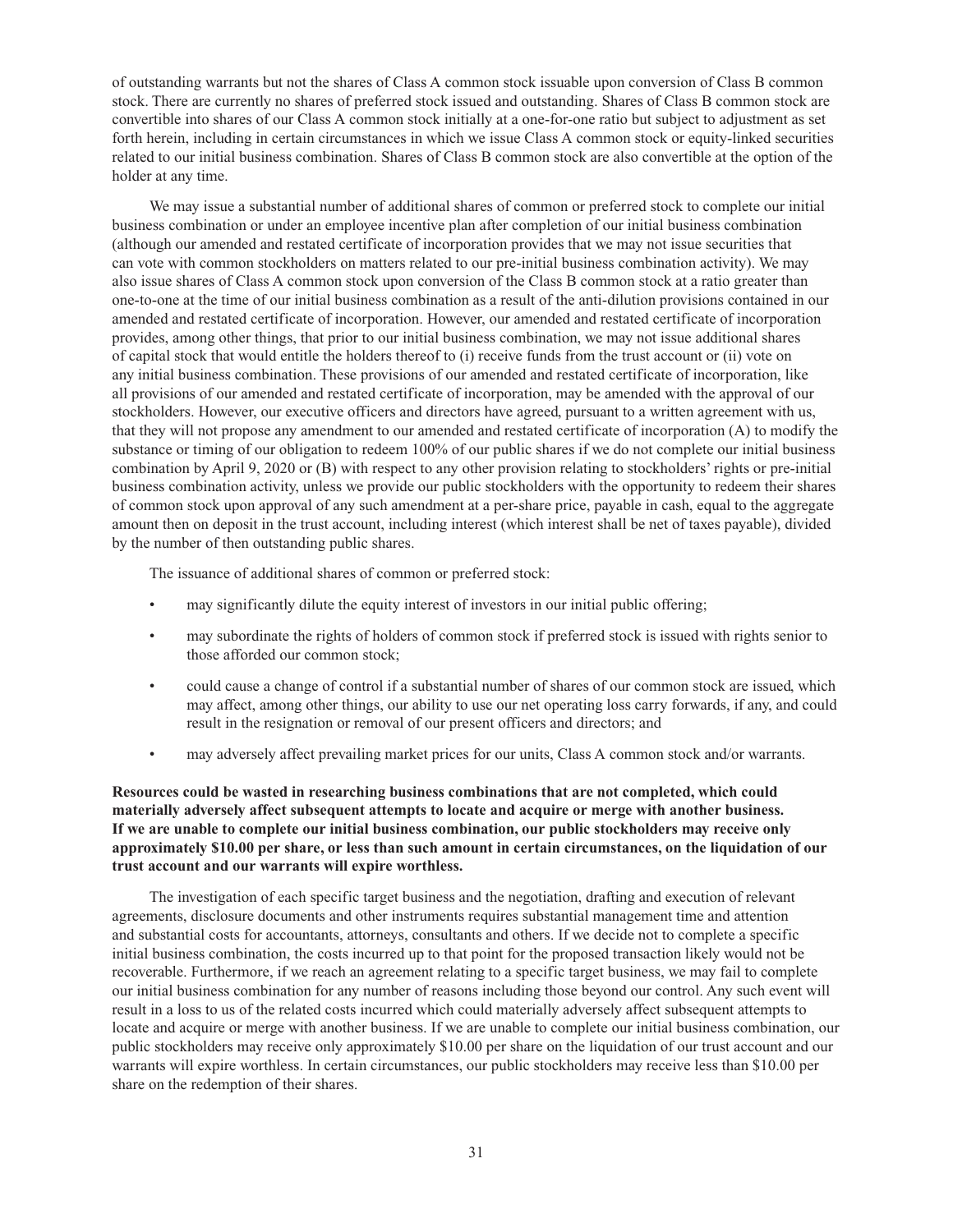of outstanding warrants but not the shares of Class A common stock issuable upon conversion of Class B common stock. There are currently no shares of preferred stock issued and outstanding. Shares of Class B common stock are convertible into shares of our Class A common stock initially at a one-for-one ratio but subject to adjustment as set forth herein, including in certain circumstances in which we issue Class A common stock or equity-linked securities related to our initial business combination. Shares of Class B common stock are also convertible at the option of the holder at any time.

We may issue a substantial number of additional shares of common or preferred stock to complete our initial business combination or under an employee incentive plan after completion of our initial business combination (although our amended and restated certificate of incorporation provides that we may not issue securities that can vote with common stockholders on matters related to our pre-initial business combination activity). We may also issue shares of Class A common stock upon conversion of the Class B common stock at a ratio greater than one-to-one at the time of our initial business combination as a result of the anti-dilution provisions contained in our amended and restated certificate of incorporation. However, our amended and restated certificate of incorporation provides, among other things, that prior to our initial business combination, we may not issue additional shares of capital stock that would entitle the holders thereof to (i) receive funds from the trust account or (ii) vote on any initial business combination. These provisions of our amended and restated certificate of incorporation, like all provisions of our amended and restated certificate of incorporation, may be amended with the approval of our stockholders. However, our executive officers and directors have agreed, pursuant to a written agreement with us, that they will not propose any amendment to our amended and restated certificate of incorporation (A) to modify the substance or timing of our obligation to redeem 100% of our public shares if we do not complete our initial business combination by April 9, 2020 or (B) with respect to any other provision relating to stockholders' rights or pre-initial business combination activity, unless we provide our public stockholders with the opportunity to redeem their shares of common stock upon approval of any such amendment at a per-share price, payable in cash, equal to the aggregate amount then on deposit in the trust account, including interest (which interest shall be net of taxes payable), divided by the number of then outstanding public shares.

The issuance of additional shares of common or preferred stock:

- may significantly dilute the equity interest of investors in our initial public offering;
- may subordinate the rights of holders of common stock if preferred stock is issued with rights senior to those afforded our common stock;
- could cause a change of control if a substantial number of shares of our common stock are issued, which may affect, among other things, our ability to use our net operating loss carry forwards, if any, and could result in the resignation or removal of our present officers and directors; and
- may adversely affect prevailing market prices for our units, Class A common stock and/or warrants.

**Resources could be wasted in researching business combinations that are not completed, which could materially adversely affect subsequent attempts to locate and acquire or merge with another business. If we are unable to complete our initial business combination, our public stockholders may receive only approximately $10.00 per share, or less than such amount in certain circumstances, on the liquidation of our trust account and our warrants will expire worthless.**

The investigation of each specific target business and the negotiation, drafting and execution of relevant agreements, disclosure documents and other instruments requires substantial management time and attention and substantial costs for accountants, attorneys, consultants and others. If we decide not to complete a specific initial business combination, the costs incurred up to that point for the proposed transaction likely would not be recoverable. Furthermore, if we reach an agreement relating to a specific target business, we may fail to complete our initial business combination for any number of reasons including those beyond our control. Any such event will result in a loss to us of the related costs incurred which could materially adversely affect subsequent attempts to locate and acquire or merge with another business. If we are unable to complete our initial business combination, our public stockholders may receive only approximately $10.00 per share on the liquidation of our trust account and our warrants will expire worthless. In certain circumstances, our public stockholders may receive less than $10.00 per share on the redemption of their shares.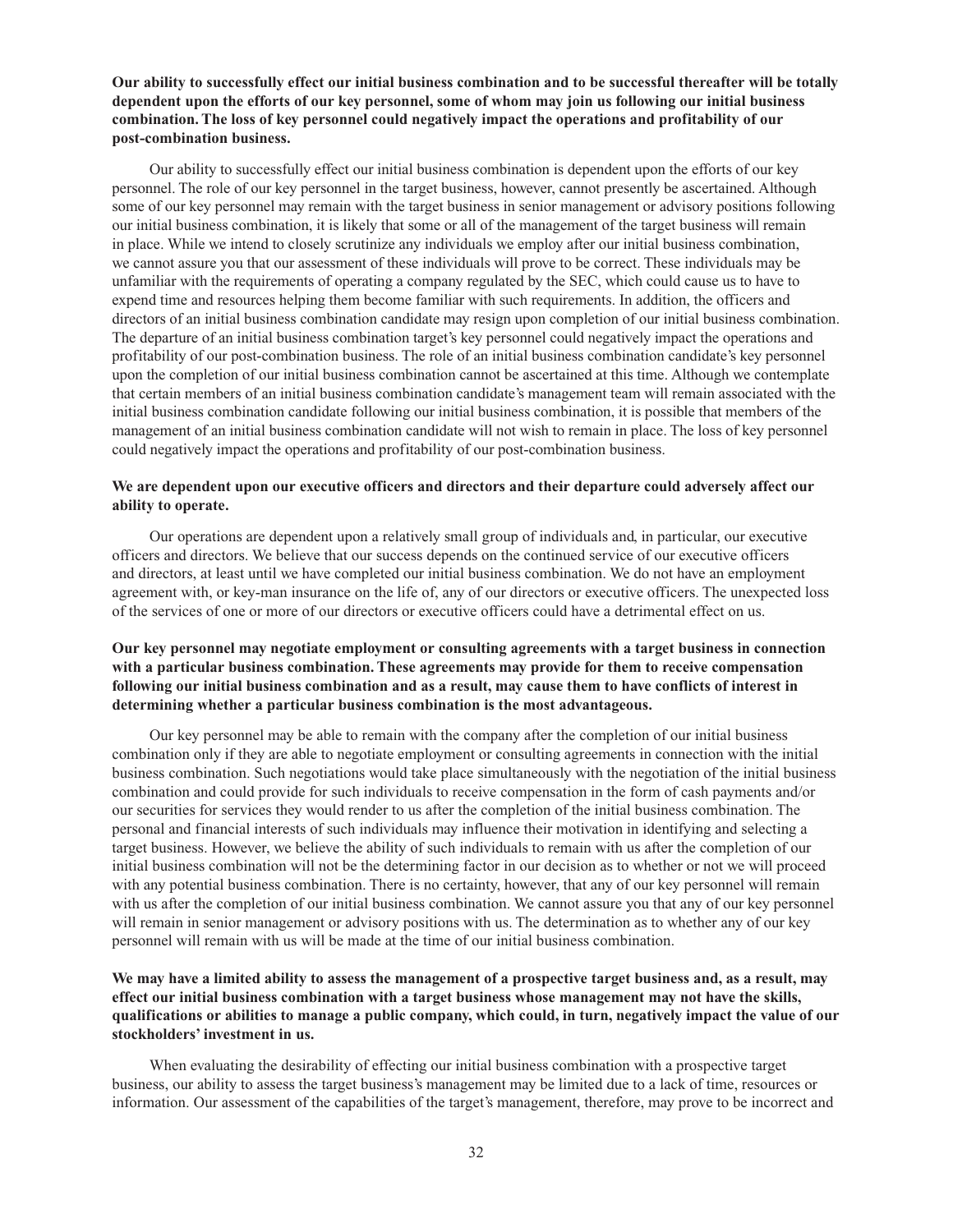**Our ability to successfully effect our initial business combination and to be successful thereafter will be totally dependent upon the efforts of our key personnel, some of whom may join us following our initial business combination. The loss of key personnel could negatively impact the operations and profitability of our post-combination business.**

Our ability to successfully effect our initial business combination is dependent upon the efforts of our key personnel. The role of our key personnel in the target business, however, cannot presently be ascertained. Although some of our key personnel may remain with the target business in senior management or advisory positions following our initial business combination, it is likely that some or all of the management of the target business will remain in place. While we intend to closely scrutinize any individuals we employ after our initial business combination, we cannot assure you that our assessment of these individuals will prove to be correct. These individuals may be unfamiliar with the requirements of operating a company regulated by the SEC, which could cause us to have to expend time and resources helping them become familiar with such requirements. In addition, the officers and directors of an initial business combination candidate may resign upon completion of our initial business combination. The departure of an initial business combination target's key personnel could negatively impact the operations and profitability of our post-combination business. The role of an initial business combination candidate's key personnel upon the completion of our initial business combination cannot be ascertained at this time. Although we contemplate that certain members of an initial business combination candidate's management team will remain associated with the initial business combination candidate following our initial business combination, it is possible that members of the management of an initial business combination candidate will not wish to remain in place. The loss of key personnel could negatively impact the operations and profitability of our post-combination business.

**We are dependent upon our executive officers and directors and their departure could adversely affect our ability to operate.**

Our operations are dependent upon a relatively small group of individuals and, in particular, our executive officers and directors. We believe that our success depends on the continued service of our executive officers and directors, at least until we have completed our initial business combination. We do not have an employment agreement with, or key-man insurance on the life of, any of our directors or executive officers. The unexpected loss of the services of one or more of our directors or executive officers could have a detrimental effect on us.

**Our key personnel may negotiate employment or consulting agreements with a target business in connection with a particular business combination. These agreements may provide for them to receive compensation following our initial business combination and as a result, may cause them to have conflicts of interest in determining whether a particular business combination is the most advantageous.**

Our key personnel may be able to remain with the company after the completion of our initial business combination only if they are able to negotiate employment or consulting agreements in connection with the initial business combination. Such negotiations would take place simultaneously with the negotiation of the initial business combination and could provide for such individuals to receive compensation in the form of cash payments and/or our securities for services they would render to us after the completion of the initial business combination. The personal and financial interests of such individuals may influence their motivation in identifying and selecting a target business. However, we believe the ability of such individuals to remain with us after the completion of our initial business combination will not be the determining factor in our decision as to whether or not we will proceed with any potential business combination. There is no certainty, however, that any of our key personnel will remain with us after the completion of our initial business combination. We cannot assure you that any of our key personnel will remain in senior management or advisory positions with us. The determination as to whether any of our key personnel will remain with us will be made at the time of our initial business combination.

**We may have a limited ability to assess the management of a prospective target business and, as a result, may effect our initial business combination with a target business whose management may not have the skills, qualifications or abilities to manage a public company, which could, in turn, negatively impact the value of our stockholders' investment in us.**

When evaluating the desirability of effecting our initial business combination with a prospective target business, our ability to assess the target business's management may be limited due to a lack of time, resources or information. Our assessment of the capabilities of the target's management, therefore, may prove to be incorrect and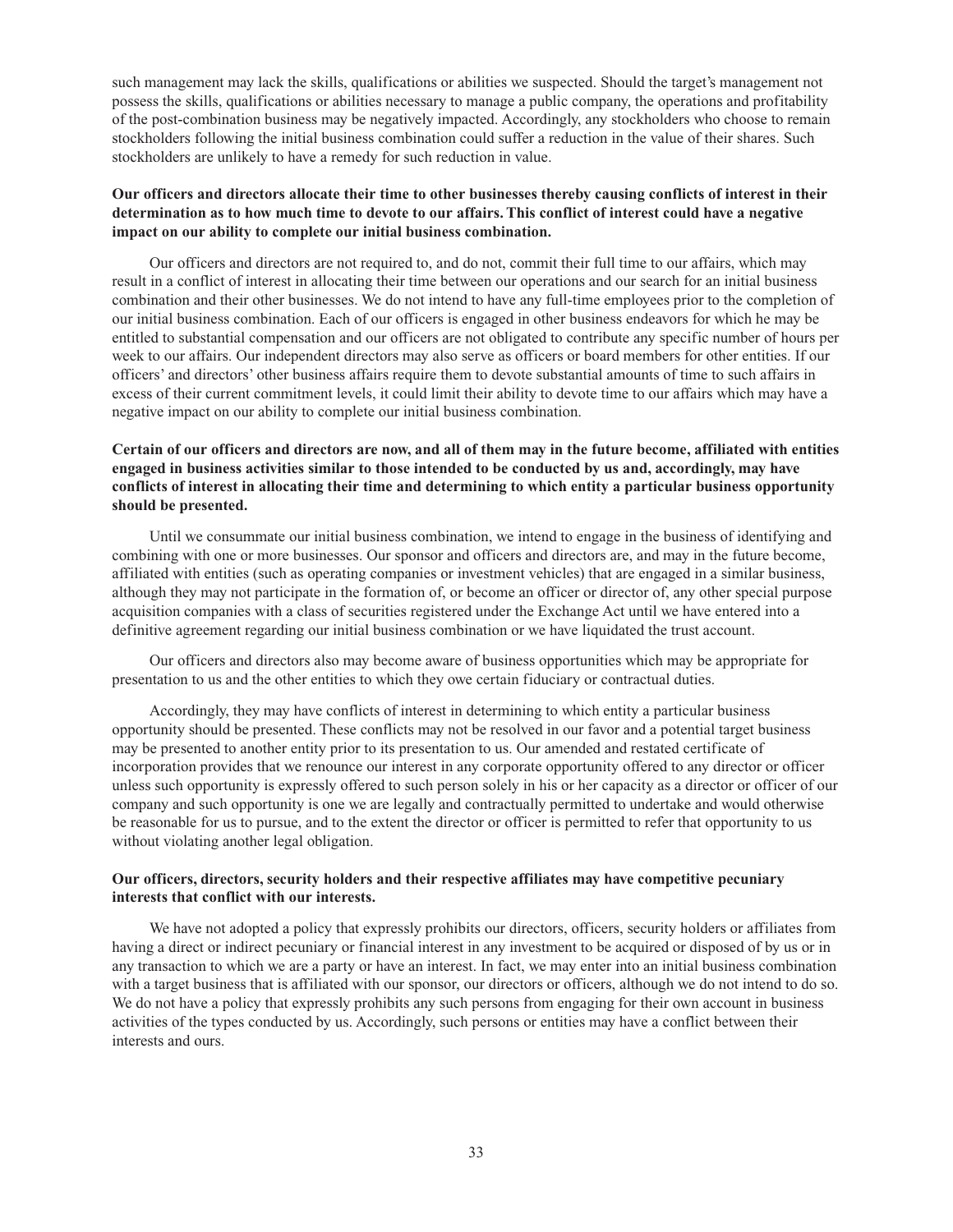such management may lack the skills, qualifications or abilities we suspected. Should the target's management not possess the skills, qualifications or abilities necessary to manage a public company, the operations and profitability of the post-combination business may be negatively impacted. Accordingly, any stockholders who choose to remain stockholders following the initial business combination could suffer a reduction in the value of their shares. Such stockholders are unlikely to have a remedy for such reduction in value.

**Our officers and directors allocate their time to other businesses thereby causing conflicts of interest in their determination as to how much time to devote to our affairs. This conflict of interest could have a negative impact on our ability to complete our initial business combination.**

Our officers and directors are not required to, and do not, commit their full time to our affairs, which may result in a conflict of interest in allocating their time between our operations and our search for an initial business combination and their other businesses. We do not intend to have any full-time employees prior to the completion of our initial business combination. Each of our officers is engaged in other business endeavors for which he may be entitled to substantial compensation and our officers are not obligated to contribute any specific number of hours per week to our affairs. Our independent directors may also serve as officers or board members for other entities. If our officers' and directors' other business affairs require them to devote substantial amounts of time to such affairs in excess of their current commitment levels, it could limit their ability to devote time to our affairs which may have a negative impact on our ability to complete our initial business combination.

**Certain of our officers and directors are now, and all of them may in the future become, affiliated with entities engaged in business activities similar to those intended to be conducted by us and, accordingly, may have conflicts of interest in allocating their time and determining to which entity a particular business opportunity should be presented.**

Until we consummate our initial business combination, we intend to engage in the business of identifying and combining with one or more businesses. Our sponsor and officers and directors are, and may in the future become, affiliated with entities (such as operating companies or investment vehicles) that are engaged in a similar business, although they may not participate in the formation of, or become an officer or director of, any other special purpose acquisition companies with a class of securities registered under the Exchange Act until we have entered into a definitive agreement regarding our initial business combination or we have liquidated the trust account.

Our officers and directors also may become aware of business opportunities which may be appropriate for presentation to us and the other entities to which they owe certain fiduciary or contractual duties.

Accordingly, they may have conflicts of interest in determining to which entity a particular business opportunity should be presented. These conflicts may not be resolved in our favor and a potential target business may be presented to another entity prior to its presentation to us. Our amended and restated certificate of incorporation provides that we renounce our interest in any corporate opportunity offered to any director or officer unless such opportunity is expressly offered to such person solely in his or her capacity as a director or officer of our company and such opportunity is one we are legally and contractually permitted to undertake and would otherwise be reasonable for us to pursue, and to the extent the director or officer is permitted to refer that opportunity to us without violating another legal obligation.

**Our officers, directors, security holders and their respective affiliates may have competitive pecuniary interests that conflict with our interests.**

We have not adopted a policy that expressly prohibits our directors, officers, security holders or affiliates from having a direct or indirect pecuniary or financial interest in any investment to be acquired or disposed of by us or in any transaction to which we are a party or have an interest. In fact, we may enter into an initial business combination with a target business that is affiliated with our sponsor, our directors or officers, although we do not intend to do so. We do not have a policy that expressly prohibits any such persons from engaging for their own account in business activities of the types conducted by us. Accordingly, such persons or entities may have a conflict between their interests and ours.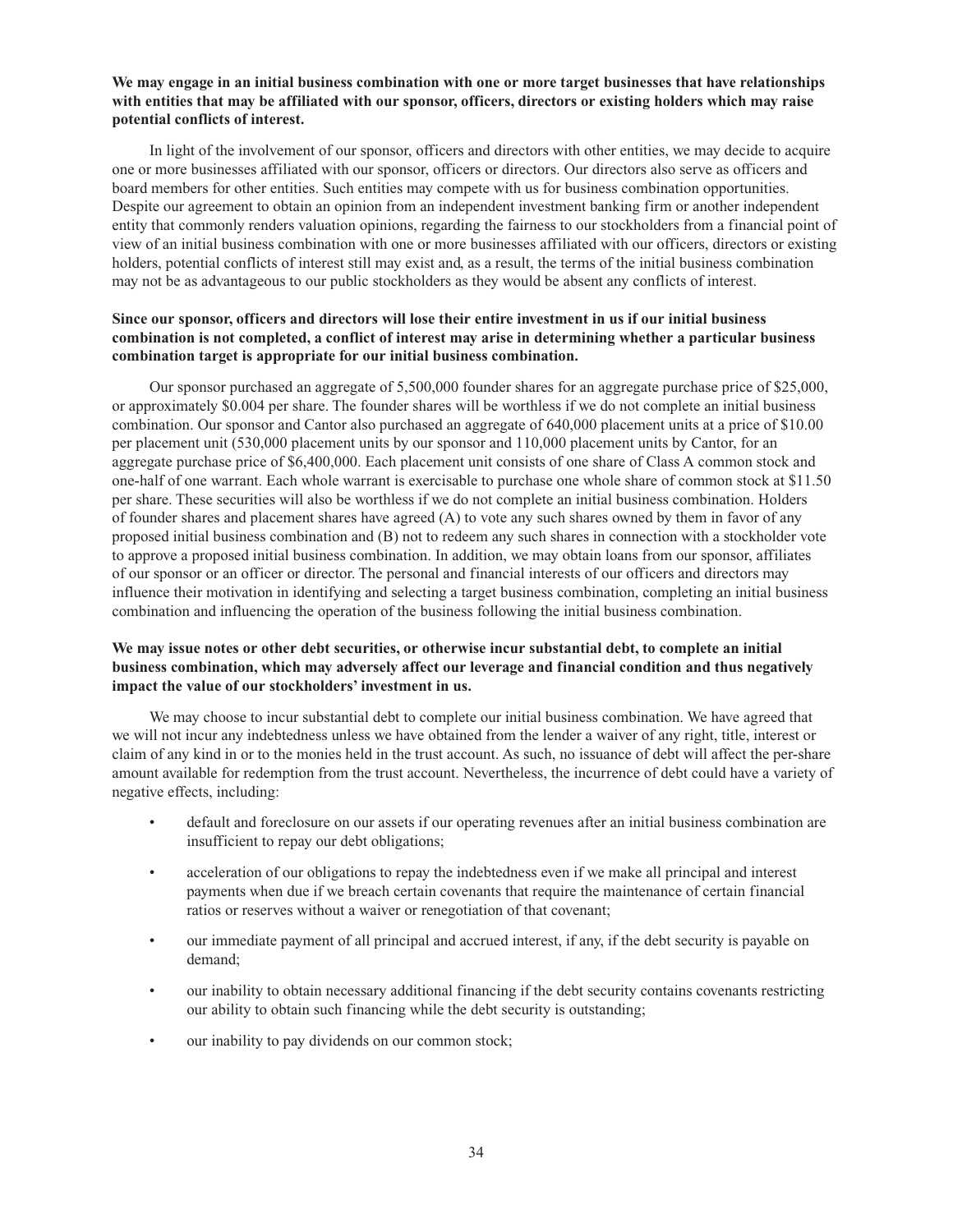**We may engage in an initial business combination with one or more target businesses that have relationships with entities that may be affiliated with our sponsor, officers, directors or existing holders which may raise potential conflicts of interest.**

In light of the involvement of our sponsor, officers and directors with other entities, we may decide to acquire one or more businesses affiliated with our sponsor, officers or directors. Our directors also serve as officers and board members for other entities. Such entities may compete with us for business combination opportunities. Despite our agreement to obtain an opinion from an independent investment banking firm or another independent entity that commonly renders valuation opinions, regarding the fairness to our stockholders from a financial point of view of an initial business combination with one or more businesses affiliated with our officers, directors or existing holders, potential conflicts of interest still may exist and, as a result, the terms of the initial business combination may not be as advantageous to our public stockholders as they would be absent any conflicts of interest.

**Since our sponsor, officers and directors will lose their entire investment in us if our initial business combination is not completed, a conflict of interest may arise in determining whether a particular business combination target is appropriate for our initial business combination.**

Our sponsor purchased an aggregate of 5,500,000 founder shares for an aggregate purchase price of $25,000, or approximately $0.004 per share. The founder shares will be worthless if we do not complete an initial business combination. Our sponsor and Cantor also purchased an aggregate of 640,000 placement units at a price of $10.00 per placement unit (530,000 placement units by our sponsor and 110,000 placement units by Cantor, for an aggregate purchase price of $6,400,000. Each placement unit consists of one share of Class A common stock and one-half of one warrant. Each whole warrant is exercisable to purchase one whole share of common stock at $11.50 per share. These securities will also be worthless if we do not complete an initial business combination. Holders of founder shares and placement shares have agreed (A) to vote any such shares owned by them in favor of any proposed initial business combination and (B) not to redeem any such shares in connection with a stockholder vote to approve a proposed initial business combination. In addition, we may obtain loans from our sponsor, affiliates of our sponsor or an officer or director. The personal and financial interests of our officers and directors may influence their motivation in identifying and selecting a target business combination, completing an initial business combination and influencing the operation of the business following the initial business combination.

**We may issue notes or other debt securities, or otherwise incur substantial debt, to complete an initial business combination, which may adversely affect our leverage and financial condition and thus negatively impact the value of our stockholders' investment in us.**

We may choose to incur substantial debt to complete our initial business combination. We have agreed that we will not incur any indebtedness unless we have obtained from the lender a waiver of any right, title, interest or claim of any kind in or to the monies held in the trust account. As such, no issuance of debt will affect the per-share amount available for redemption from the trust account. Nevertheless, the incurrence of debt could have a variety of negative effects, including:

- default and foreclosure on our assets if our operating revenues after an initial business combination are insufficient to repay our debt obligations;
- acceleration of our obligations to repay the indebtedness even if we make all principal and interest payments when due if we breach certain covenants that require the maintenance of certain financial ratios or reserves without a waiver or renegotiation of that covenant;
- our immediate payment of all principal and accrued interest, if any, if the debt security is payable on demand;
- our inability to obtain necessary additional financing if the debt security contains covenants restricting our ability to obtain such financing while the debt security is outstanding;
- our inability to pay dividends on our common stock;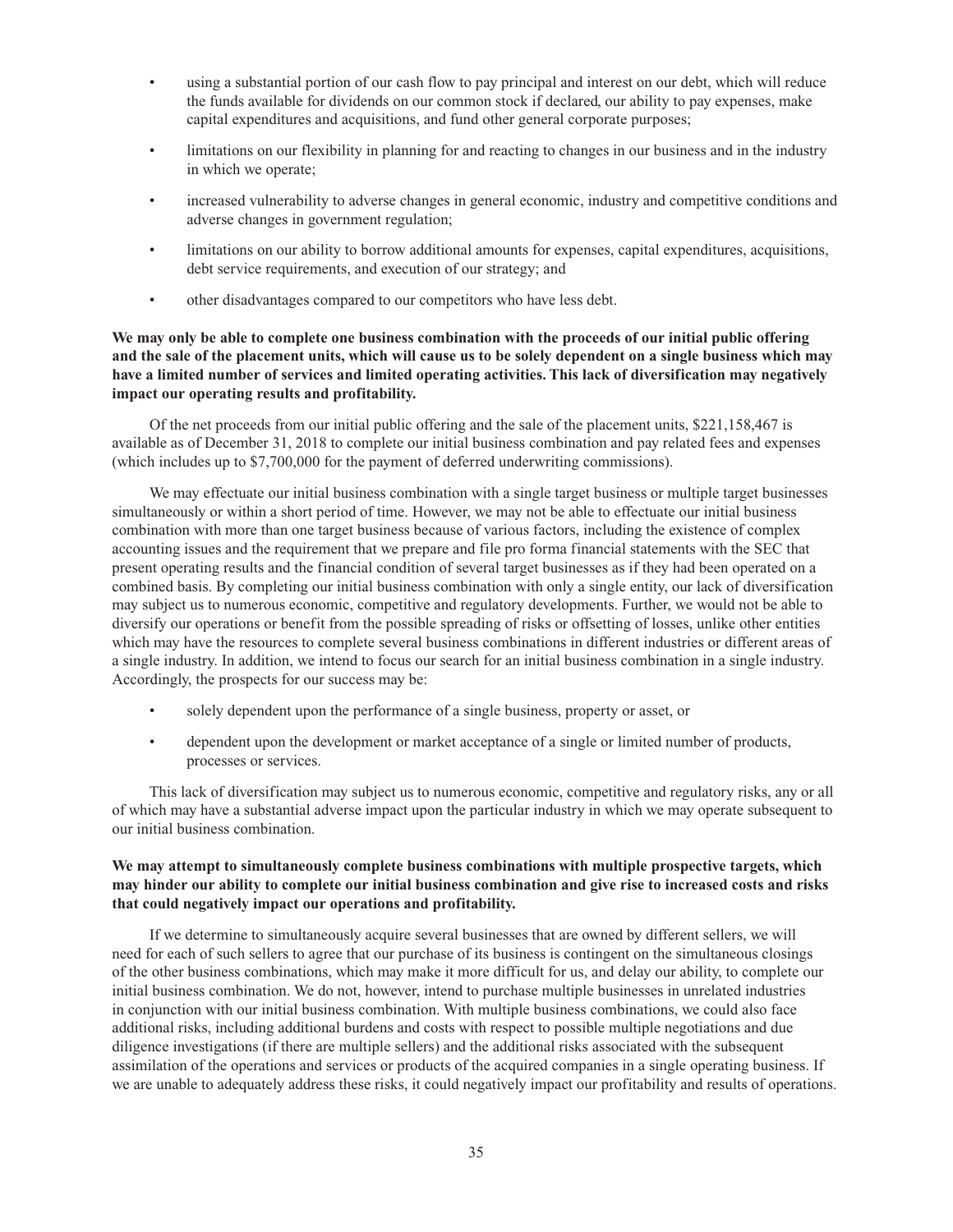- using a substantial portion of our cash flow to pay principal and interest on our debt, which will reduce the funds available for dividends on our common stock if declared, our ability to pay expenses, make capital expenditures and acquisitions, and fund other general corporate purposes;
- limitations on our flexibility in planning for and reacting to changes in our business and in the industry in which we operate;
- increased vulnerability to adverse changes in general economic, industry and competitive conditions and adverse changes in government regulation;
- limitations on our ability to borrow additional amounts for expenses, capital expenditures, acquisitions, debt service requirements, and execution of our strategy; and
- other disadvantages compared to our competitors who have less debt.

**We may only be able to complete one business combination with the proceeds of our initial public offering and the sale of the placement units, which will cause us to be solely dependent on a single business which may have a limited number of services and limited operating activities. This lack of diversification may negatively impact our operating results and profitability.**

Of the net proceeds from our initial public offering and the sale of the placement units, $221,158,467 is available as of December 31, 2018 to complete our initial business combination and pay related fees and expenses (which includes up to $7,700,000 for the payment of deferred underwriting commissions).

We may effectuate our initial business combination with a single target business or multiple target businesses simultaneously or within a short period of time. However, we may not be able to effectuate our initial business combination with more than one target business because of various factors, including the existence of complex accounting issues and the requirement that we prepare and file pro forma financial statements with the SEC that present operating results and the financial condition of several target businesses as if they had been operated on a combined basis. By completing our initial business combination with only a single entity, our lack of diversification may subject us to numerous economic, competitive and regulatory developments. Further, we would not be able to diversify our operations or benefit from the possible spreading of risks or offsetting of losses, unlike other entities which may have the resources to complete several business combinations in different industries or different areas of a single industry. In addition, we intend to focus our search for an initial business combination in a single industry. Accordingly, the prospects for our success may be:

- solely dependent upon the performance of a single business, property or asset, or
- dependent upon the development or market acceptance of a single or limited number of products, processes or services.

This lack of diversification may subject us to numerous economic, competitive and regulatory risks, any or all of which may have a substantial adverse impact upon the particular industry in which we may operate subsequent to our initial business combination.

**We may attempt to simultaneously complete business combinations with multiple prospective targets, which may hinder our ability to complete our initial business combination and give rise to increased costs and risks that could negatively impact our operations and profitability.**

If we determine to simultaneously acquire several businesses that are owned by different sellers, we will need for each of such sellers to agree that our purchase of its business is contingent on the simultaneous closings of the other business combinations, which may make it more difficult for us, and delay our ability, to complete our initial business combination. We do not, however, intend to purchase multiple businesses in unrelated industries in conjunction with our initial business combination. With multiple business combinations, we could also face additional risks, including additional burdens and costs with respect to possible multiple negotiations and due diligence investigations (if there are multiple sellers) and the additional risks associated with the subsequent assimilation of the operations and services or products of the acquired companies in a single operating business. If we are unable to adequately address these risks, it could negatively impact our profitability and results of operations.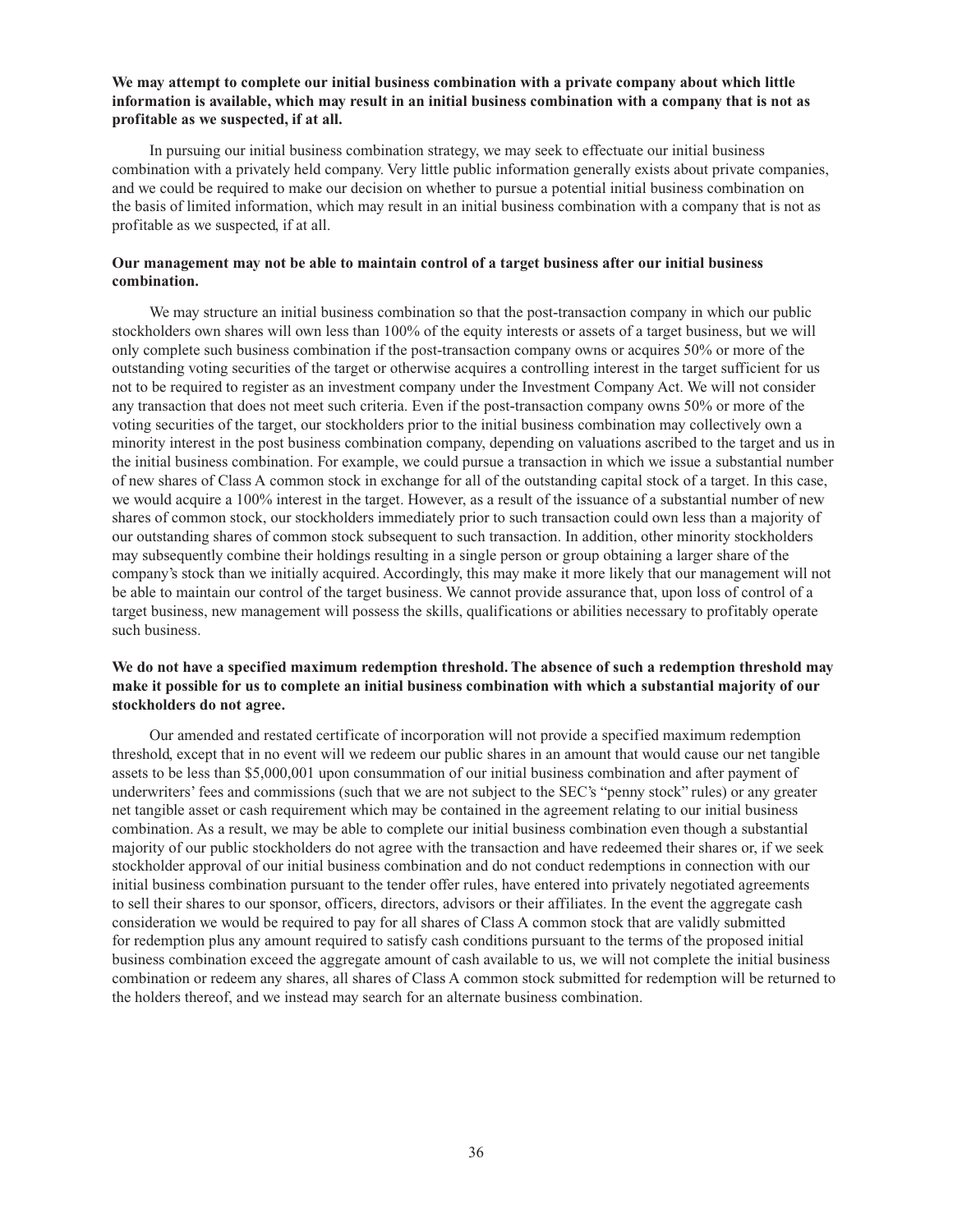**We may attempt to complete our initial business combination with a private company about which little information is available, which may result in an initial business combination with a company that is not as profitable as we suspected, if at all.**

In pursuing our initial business combination strategy, we may seek to effectuate our initial business combination with a privately held company. Very little public information generally exists about private companies, and we could be required to make our decision on whether to pursue a potential initial business combination on the basis of limited information, which may result in an initial business combination with a company that is not as profitable as we suspected, if at all.

**Our management may not be able to maintain control of a target business after our initial business combination.**

We may structure an initial business combination so that the post-transaction company in which our public stockholders own shares will own less than 100% of the equity interests or assets of a target business, but we will only complete such business combination if the post-transaction company owns or acquires 50% or more of the outstanding voting securities of the target or otherwise acquires a controlling interest in the target sufficient for us not to be required to register as an investment company under the Investment Company Act. We will not consider any transaction that does not meet such criteria. Even if the post-transaction company owns 50% or more of the voting securities of the target, our stockholders prior to the initial business combination may collectively own a minority interest in the post business combination company, depending on valuations ascribed to the target and us in the initial business combination. For example, we could pursue a transaction in which we issue a substantial number of new shares of Class A common stock in exchange for all of the outstanding capital stock of a target. In this case, we would acquire a 100% interest in the target. However, as a result of the issuance of a substantial number of new shares of common stock, our stockholders immediately prior to such transaction could own less than a majority of our outstanding shares of common stock subsequent to such transaction. In addition, other minority stockholders may subsequently combine their holdings resulting in a single person or group obtaining a larger share of the company's stock than we initially acquired. Accordingly, this may make it more likely that our management will not be able to maintain our control of the target business. We cannot provide assurance that, upon loss of control of a target business, new management will possess the skills, qualifications or abilities necessary to profitably operate such business.

**We do not have a specified maximum redemption threshold. The absence of such a redemption threshold may make it possible for us to complete an initial business combination with which a substantial majority of our stockholders do not agree.**

Our amended and restated certificate of incorporation will not provide a specified maximum redemption threshold, except that in no event will we redeem our public shares in an amount that would cause our net tangible assets to be less than $5,000,001 upon consummation of our initial business combination and after payment of underwriters' fees and commissions (such that we are not subject to the SEC's "penny stock" rules) or any greater net tangible asset or cash requirement which may be contained in the agreement relating to our initial business combination. As a result, we may be able to complete our initial business combination even though a substantial majority of our public stockholders do not agree with the transaction and have redeemed their shares or, if we seek stockholder approval of our initial business combination and do not conduct redemptions in connection with our initial business combination pursuant to the tender offer rules, have entered into privately negotiated agreements to sell their shares to our sponsor, officers, directors, advisors or their affiliates. In the event the aggregate cash consideration we would be required to pay for all shares of Class A common stock that are validly submitted for redemption plus any amount required to satisfy cash conditions pursuant to the terms of the proposed initial business combination exceed the aggregate amount of cash available to us, we will not complete the initial business combination or redeem any shares, all shares of Class A common stock submitted for redemption will be returned to the holders thereof, and we instead may search for an alternate business combination.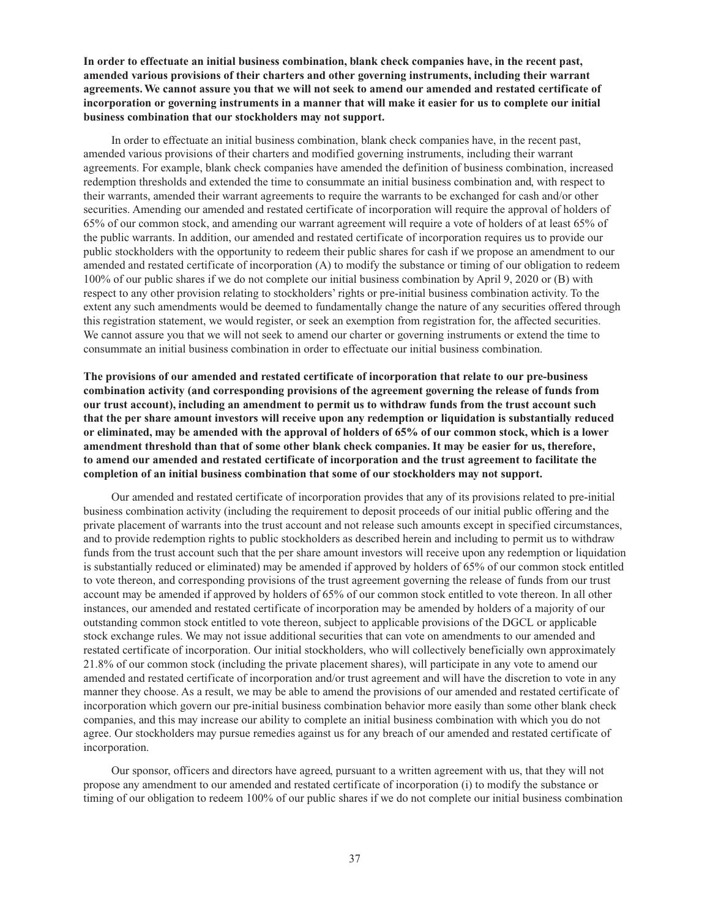**In order to effectuate an initial business combination, blank check companies have, in the recent past, amended various provisions of their charters and other governing instruments, including their warrant agreements. We cannot assure you that we will not seek to amend our amended and restated certificate of incorporation or governing instruments in a manner that will make it easier for us to complete our initial business combination that our stockholders may not support.**

In order to effectuate an initial business combination, blank check companies have, in the recent past, amended various provisions of their charters and modified governing instruments, including their warrant agreements. For example, blank check companies have amended the definition of business combination, increased redemption thresholds and extended the time to consummate an initial business combination and, with respect to their warrants, amended their warrant agreements to require the warrants to be exchanged for cash and/or other securities. Amending our amended and restated certificate of incorporation will require the approval of holders of 65% of our common stock, and amending our warrant agreement will require a vote of holders of at least 65% of the public warrants. In addition, our amended and restated certificate of incorporation requires us to provide our public stockholders with the opportunity to redeem their public shares for cash if we propose an amendment to our amended and restated certificate of incorporation (A) to modify the substance or timing of our obligation to redeem 100% of our public shares if we do not complete our initial business combination by April 9, 2020 or (B) with respect to any other provision relating to stockholders' rights or pre-initial business combination activity. To the extent any such amendments would be deemed to fundamentally change the nature of any securities offered through this registration statement, we would register, or seek an exemption from registration for, the affected securities. We cannot assure you that we will not seek to amend our charter or governing instruments or extend the time to consummate an initial business combination in order to effectuate our initial business combination.

**The provisions of our amended and restated certificate of incorporation that relate to our pre-business combination activity (and corresponding provisions of the agreement governing the release of funds from our trust account), including an amendment to permit us to withdraw funds from the trust account such that the per share amount investors will receive upon any redemption or liquidation is substantially reduced or eliminated, may be amended with the approval of holders of 65% of our common stock, which is a lower amendment threshold than that of some other blank check companies. It may be easier for us, therefore, to amend our amended and restated certificate of incorporation and the trust agreement to facilitate the completion of an initial business combination that some of our stockholders may not support.**

Our amended and restated certificate of incorporation provides that any of its provisions related to pre-initial business combination activity (including the requirement to deposit proceeds of our initial public offering and the private placement of warrants into the trust account and not release such amounts except in specified circumstances, and to provide redemption rights to public stockholders as described herein and including to permit us to withdraw funds from the trust account such that the per share amount investors will receive upon any redemption or liquidation is substantially reduced or eliminated) may be amended if approved by holders of 65% of our common stock entitled to vote thereon, and corresponding provisions of the trust agreement governing the release of funds from our trust account may be amended if approved by holders of 65% of our common stock entitled to vote thereon. In all other instances, our amended and restated certificate of incorporation may be amended by holders of a majority of our outstanding common stock entitled to vote thereon, subject to applicable provisions of the DGCL or applicable stock exchange rules. We may not issue additional securities that can vote on amendments to our amended and restated certificate of incorporation. Our initial stockholders, who will collectively beneficially own approximately 21.8% of our common stock (including the private placement shares), will participate in any vote to amend our amended and restated certificate of incorporation and/or trust agreement and will have the discretion to vote in any manner they choose. As a result, we may be able to amend the provisions of our amended and restated certificate of incorporation which govern our pre-initial business combination behavior more easily than some other blank check companies, and this may increase our ability to complete an initial business combination with which you do not agree. Our stockholders may pursue remedies against us for any breach of our amended and restated certificate of incorporation.

Our sponsor, officers and directors have agreed, pursuant to a written agreement with us, that they will not propose any amendment to our amended and restated certificate of incorporation (i) to modify the substance or timing of our obligation to redeem 100% of our public shares if we do not complete our initial business combination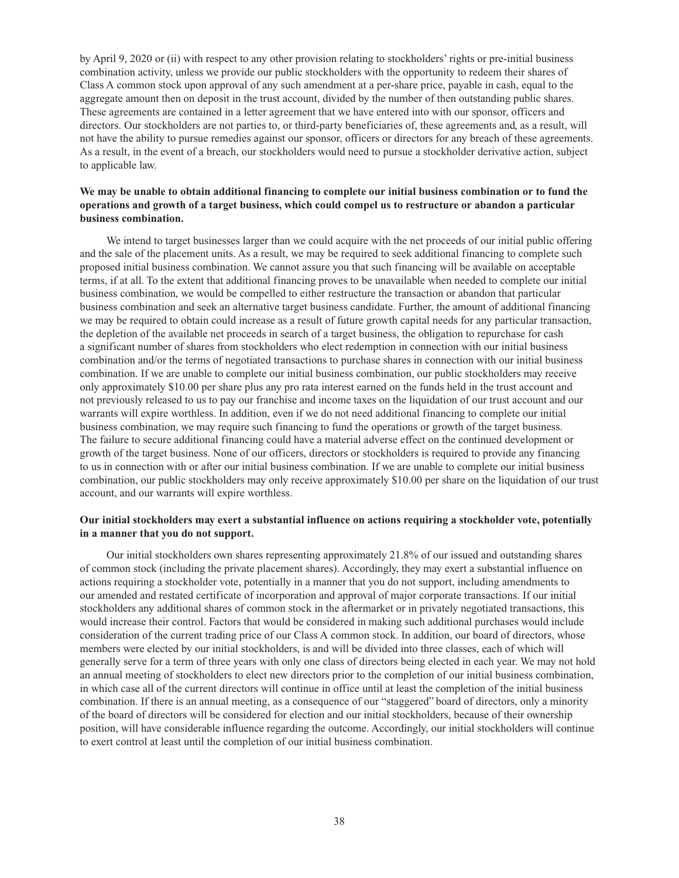by April 9, 2020 or (ii) with respect to any other provision relating to stockholders' rights or pre-initial business combination activity, unless we provide our public stockholders with the opportunity to redeem their shares of Class A common stock upon approval of any such amendment at a per-share price, payable in cash, equal to the aggregate amount then on deposit in the trust account, divided by the number of then outstanding public shares. These agreements are contained in a letter agreement that we have entered into with our sponsor, officers and directors. Our stockholders are not parties to, or third-party beneficiaries of, these agreements and, as a result, will not have the ability to pursue remedies against our sponsor, officers or directors for any breach of these agreements. As a result, in the event of a breach, our stockholders would need to pursue a stockholder derivative action, subject to applicable law.

**We may be unable to obtain additional financing to complete our initial business combination or to fund the operations and growth of a target business, which could compel us to restructure or abandon a particular business combination.**

We intend to target businesses larger than we could acquire with the net proceeds of our initial public offering and the sale of the placement units. As a result, we may be required to seek additional financing to complete such proposed initial business combination. We cannot assure you that such financing will be available on acceptable terms, if at all. To the extent that additional financing proves to be unavailable when needed to complete our initial business combination, we would be compelled to either restructure the transaction or abandon that particular business combination and seek an alternative target business candidate. Further, the amount of additional financing we may be required to obtain could increase as a result of future growth capital needs for any particular transaction, the depletion of the available net proceeds in search of a target business, the obligation to repurchase for cash a significant number of shares from stockholders who elect redemption in connection with our initial business combination and/or the terms of negotiated transactions to purchase shares in connection with our initial business combination. If we are unable to complete our initial business combination, our public stockholders may receive only approximately \$10.00 per share plus any pro rata interest earned on the funds held in the trust account and not previously released to us to pay our franchise and income taxes on the liquidation of our trust account and our warrants will expire worthless. In addition, even if we do not need additional financing to complete our initial business combination, we may require such financing to fund the operations or growth of the target business. The failure to secure additional financing could have a material adverse effect on the continued development or growth of the target business. None of our officers, directors or stockholders is required to provide any financing to us in connection with or after our initial business combination. If we are unable to complete our initial business combination, our public stockholders may only receive approximately \$10.00 per share on the liquidation of our trust account, and our warrants will expire worthless.

**Our initial stockholders may exert a substantial influence on actions requiring a stockholder vote, potentially in a manner that you do not support.**

Our initial stockholders own shares representing approximately 21.8% of our issued and outstanding shares of common stock (including the private placement shares). Accordingly, they may exert a substantial influence on actions requiring a stockholder vote, potentially in a manner that you do not support, including amendments to our amended and restated certificate of incorporation and approval of major corporate transactions. If our initial stockholders any additional shares of common stock in the aftermarket or in privately negotiated transactions, this would increase their control. Factors that would be considered in making such additional purchases would include consideration of the current trading price of our Class A common stock. In addition, our board of directors, whose members were elected by our initial stockholders, is and will be divided into three classes, each of which will generally serve for a term of three years with only one class of directors being elected in each year. We may not hold an annual meeting of stockholders to elect new directors prior to the completion of our initial business combination, in which case all of the current directors will continue in office until at least the completion of the initial business combination. If there is an annual meeting, as a consequence of our "staggered" board of directors, only a minority of the board of directors will be considered for election and our initial stockholders, because of their ownership position, will have considerable influence regarding the outcome. Accordingly, our initial stockholders will continue to exert control at least until the completion of our initial business combination.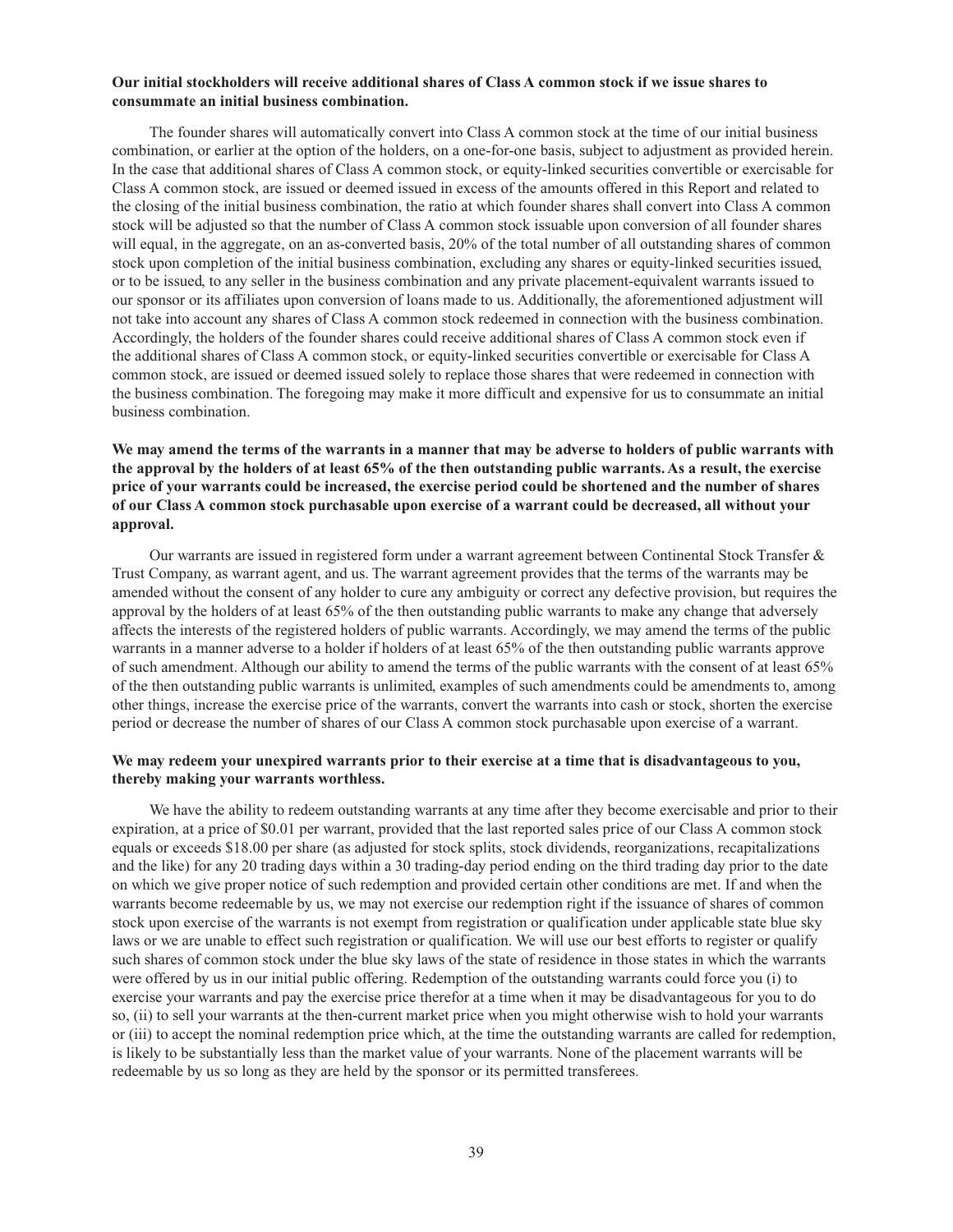**Our initial stockholders will receive additional shares of Class A common stock if we issue shares to consummate an initial business combination.**

The founder shares will automatically convert into Class A common stock at the time of our initial business combination, or earlier at the option of the holders, on a one-for-one basis, subject to adjustment as provided herein. In the case that additional shares of Class A common stock, or equity-linked securities convertible or exercisable for Class A common stock, are issued or deemed issued in excess of the amounts offered in this Report and related to the closing of the initial business combination, the ratio at which founder shares shall convert into Class A common stock will be adjusted so that the number of Class A common stock issuable upon conversion of all founder shares will equal, in the aggregate, on an as-converted basis, 20% of the total number of all outstanding shares of common stock upon completion of the initial business combination, excluding any shares or equity-linked securities issued, or to be issued, to any seller in the business combination and any private placement-equivalent warrants issued to our sponsor or its affiliates upon conversion of loans made to us. Additionally, the aforementioned adjustment will not take into account any shares of Class A common stock redeemed in connection with the business combination. Accordingly, the holders of the founder shares could receive additional shares of Class A common stock even if the additional shares of Class A common stock, or equity-linked securities convertible or exercisable for Class A common stock, are issued or deemed issued solely to replace those shares that were redeemed in connection with the business combination. The foregoing may make it more difficult and expensive for us to consummate an initial business combination.

**We may amend the terms of the warrants in a manner that may be adverse to holders of public warrants with the approval by the holders of at least 65% of the then outstanding public warrants. As a result, the exercise price of your warrants could be increased, the exercise period could be shortened and the number of shares of our Class A common stock purchasable upon exercise of a warrant could be decreased, all without your approval.**

Our warrants are issued in registered form under a warrant agreement between Continental Stock Transfer & Trust Company, as warrant agent, and us. The warrant agreement provides that the terms of the warrants may be amended without the consent of any holder to cure any ambiguity or correct any defective provision, but requires the approval by the holders of at least 65% of the then outstanding public warrants to make any change that adversely affects the interests of the registered holders of public warrants. Accordingly, we may amend the terms of the public warrants in a manner adverse to a holder if holders of at least 65% of the then outstanding public warrants approve of such amendment. Although our ability to amend the terms of the public warrants with the consent of at least 65% of the then outstanding public warrants is unlimited, examples of such amendments could be amendments to, among other things, increase the exercise price of the warrants, convert the warrants into cash or stock, shorten the exercise period or decrease the number of shares of our Class A common stock purchasable upon exercise of a warrant.

**We may redeem your unexpired warrants prior to their exercise at a time that is disadvantageous to you, thereby making your warrants worthless.**

We have the ability to redeem outstanding warrants at any time after they become exercisable and prior to their expiration, at a price of $0.01 per warrant, provided that the last reported sales price of our Class A common stock equals or exceeds $18.00 per share (as adjusted for stock splits, stock dividends, reorganizations, recapitalizations and the like) for any 20 trading days within a 30 trading-day period ending on the third trading day prior to the date on which we give proper notice of such redemption and provided certain other conditions are met. If and when the warrants become redeemable by us, we may not exercise our redemption right if the issuance of shares of common stock upon exercise of the warrants is not exempt from registration or qualification under applicable state blue sky laws or we are unable to effect such registration or qualification. We will use our best efforts to register or qualify such shares of common stock under the blue sky laws of the state of residence in those states in which the warrants were offered by us in our initial public offering. Redemption of the outstanding warrants could force you (i) to exercise your warrants and pay the exercise price therefor at a time when it may be disadvantageous for you to do so, (ii) to sell your warrants at the then-current market price when you might otherwise wish to hold your warrants or (iii) to accept the nominal redemption price which, at the time the outstanding warrants are called for redemption, is likely to be substantially less than the market value of your warrants. None of the placement warrants will be redeemable by us so long as they are held by the sponsor or its permitted transferees.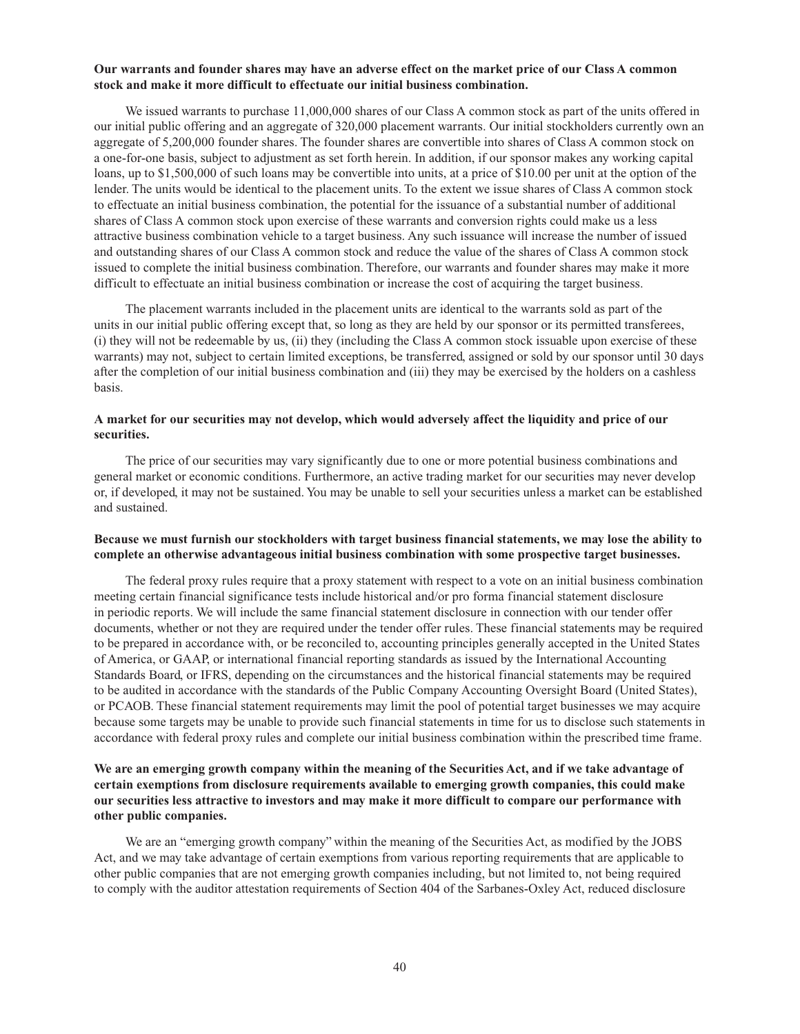**Our warrants and founder shares may have an adverse effect on the market price of our Class A common stock and make it more difficult to effectuate our initial business combination.**

We issued warrants to purchase 11,000,000 shares of our Class A common stock as part of the units offered in our initial public offering and an aggregate of 320,000 placement warrants. Our initial stockholders currently own an aggregate of 5,200,000 founder shares. The founder shares are convertible into shares of Class A common stock on a one-for-one basis, subject to adjustment as set forth herein. In addition, if our sponsor makes any working capital loans, up to $1,500,000 of such loans may be convertible into units, at a price of $10.00 per unit at the option of the lender. The units would be identical to the placement units. To the extent we issue shares of Class A common stock to effectuate an initial business combination, the potential for the issuance of a substantial number of additional shares of Class A common stock upon exercise of these warrants and conversion rights could make us a less attractive business combination vehicle to a target business. Any such issuance will increase the number of issued and outstanding shares of our Class A common stock and reduce the value of the shares of Class A common stock issued to complete the initial business combination. Therefore, our warrants and founder shares may make it more difficult to effectuate an initial business combination or increase the cost of acquiring the target business.

The placement warrants included in the placement units are identical to the warrants sold as part of the units in our initial public offering except that, so long as they are held by our sponsor or its permitted transferees, (i) they will not be redeemable by us, (ii) they (including the Class A common stock issuable upon exercise of these warrants) may not, subject to certain limited exceptions, be transferred, assigned or sold by our sponsor until 30 days after the completion of our initial business combination and (iii) they may be exercised by the holders on a cashless basis.

**A market for our securities may not develop, which would adversely affect the liquidity and price of our securities.**

The price of our securities may vary significantly due to one or more potential business combinations and general market or economic conditions. Furthermore, an active trading market for our securities may never develop or, if developed, it may not be sustained. You may be unable to sell your securities unless a market can be established and sustained.

**Because we must furnish our stockholders with target business financial statements, we may lose the ability to complete an otherwise advantageous initial business combination with some prospective target businesses.**

The federal proxy rules require that a proxy statement with respect to a vote on an initial business combination meeting certain financial significance tests include historical and/or pro forma financial statement disclosure in periodic reports. We will include the same financial statement disclosure in connection with our tender offer documents, whether or not they are required under the tender offer rules. These financial statements may be required to be prepared in accordance with, or be reconciled to, accounting principles generally accepted in the United States of America, or GAAP, or international financial reporting standards as issued by the International Accounting Standards Board, or IFRS, depending on the circumstances and the historical financial statements may be required to be audited in accordance with the standards of the Public Company Accounting Oversight Board (United States), or PCAOB. These financial statement requirements may limit the pool of potential target businesses we may acquire because some targets may be unable to provide such financial statements in time for us to disclose such statements in accordance with federal proxy rules and complete our initial business combination within the prescribed time frame.

**We are an emerging growth company within the meaning of the Securities Act, and if we take advantage of certain exemptions from disclosure requirements available to emerging growth companies, this could make our securities less attractive to investors and may make it more difficult to compare our performance with other public companies.**

We are an "emerging growth company" within the meaning of the Securities Act, as modified by the JOBS Act, and we may take advantage of certain exemptions from various reporting requirements that are applicable to other public companies that are not emerging growth companies including, but not limited to, not being required to comply with the auditor attestation requirements of Section 404 of the Sarbanes-Oxley Act, reduced disclosure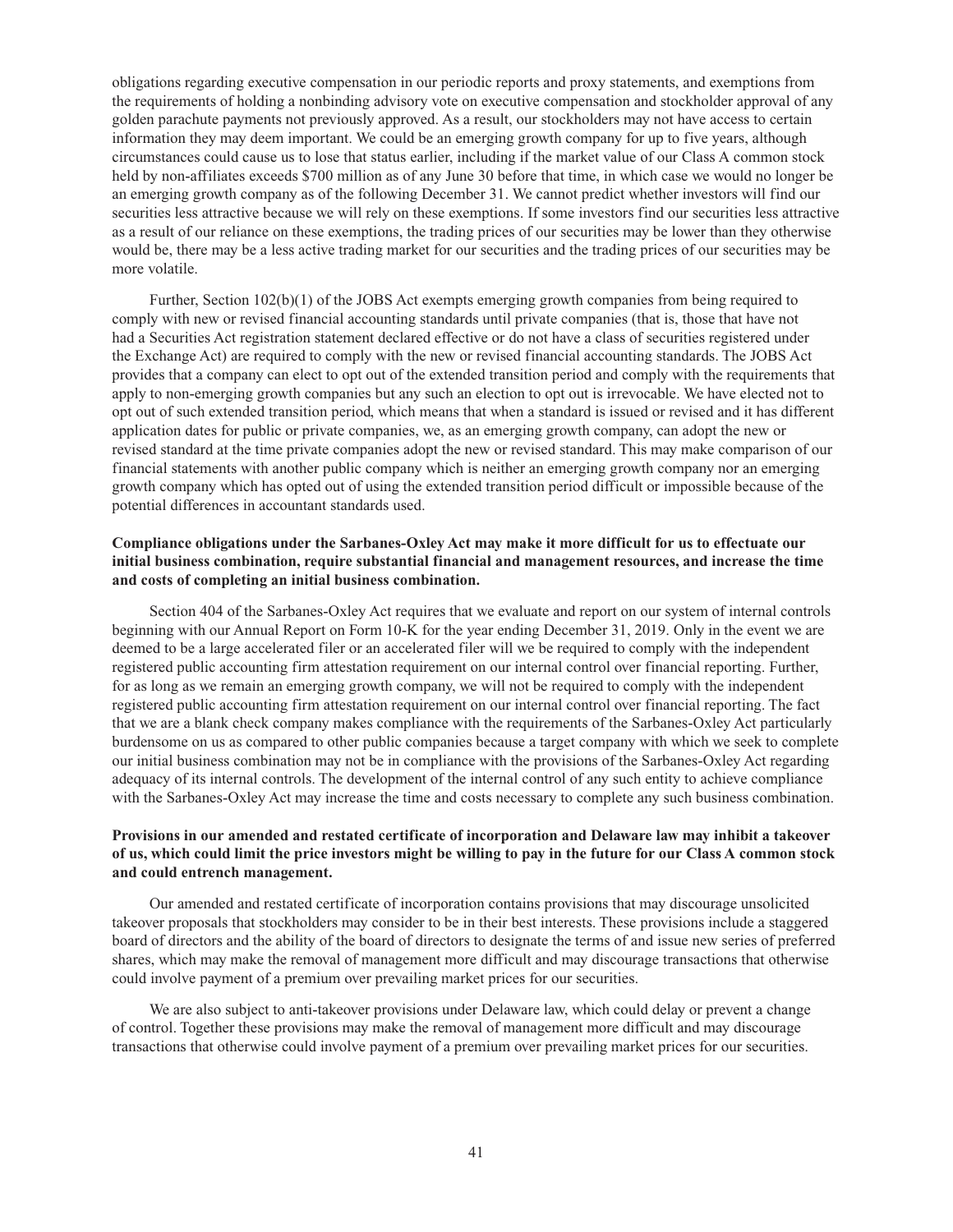obligations regarding executive compensation in our periodic reports and proxy statements, and exemptions from the requirements of holding a nonbinding advisory vote on executive compensation and stockholder approval of any golden parachute payments not previously approved. As a result, our stockholders may not have access to certain information they may deem important. We could be an emerging growth company for up to five years, although circumstances could cause us to lose that status earlier, including if the market value of our Class A common stock held by non-affiliates exceeds $700 million as of any June 30 before that time, in which case we would no longer be an emerging growth company as of the following December 31. We cannot predict whether investors will find our securities less attractive because we will rely on these exemptions. If some investors find our securities less attractive as a result of our reliance on these exemptions, the trading prices of our securities may be lower than they otherwise would be, there may be a less active trading market for our securities and the trading prices of our securities may be more volatile.

Further, Section 102(b)(1) of the JOBS Act exempts emerging growth companies from being required to comply with new or revised financial accounting standards until private companies (that is, those that have not had a Securities Act registration statement declared effective or do not have a class of securities registered under the Exchange Act) are required to comply with the new or revised financial accounting standards. The JOBS Act provides that a company can elect to opt out of the extended transition period and comply with the requirements that apply to non-emerging growth companies but any such an election to opt out is irrevocable. We have elected not to opt out of such extended transition period, which means that when a standard is issued or revised and it has different application dates for public or private companies, we, as an emerging growth company, can adopt the new or revised standard at the time private companies adopt the new or revised standard. This may make comparison of our financial statements with another public company which is neither an emerging growth company nor an emerging growth company which has opted out of using the extended transition period difficult or impossible because of the potential differences in accountant standards used.

**Compliance obligations under the Sarbanes-Oxley Act may make it more difficult for us to effectuate our initial business combination, require substantial financial and management resources, and increase the time and costs of completing an initial business combination.**

Section 404 of the Sarbanes-Oxley Act requires that we evaluate and report on our system of internal controls beginning with our Annual Report on Form 10-K for the year ending December 31, 2019. Only in the event we are deemed to be a large accelerated filer or an accelerated filer will we be required to comply with the independent registered public accounting firm attestation requirement on our internal control over financial reporting. Further, for as long as we remain an emerging growth company, we will not be required to comply with the independent registered public accounting firm attestation requirement on our internal control over financial reporting. The fact that we are a blank check company makes compliance with the requirements of the Sarbanes-Oxley Act particularly burdensome on us as compared to other public companies because a target company with which we seek to complete our initial business combination may not be in compliance with the provisions of the Sarbanes-Oxley Act regarding adequacy of its internal controls. The development of the internal control of any such entity to achieve compliance with the Sarbanes-Oxley Act may increase the time and costs necessary to complete any such business combination.

**Provisions in our amended and restated certificate of incorporation and Delaware law may inhibit a takeover of us, which could limit the price investors might be willing to pay in the future for our Class A common stock and could entrench management.**

Our amended and restated certificate of incorporation contains provisions that may discourage unsolicited takeover proposals that stockholders may consider to be in their best interests. These provisions include a staggered board of directors and the ability of the board of directors to designate the terms of and issue new series of preferred shares, which may make the removal of management more difficult and may discourage transactions that otherwise could involve payment of a premium over prevailing market prices for our securities.

We are also subject to anti-takeover provisions under Delaware law, which could delay or prevent a change of control. Together these provisions may make the removal of management more difficult and may discourage transactions that otherwise could involve payment of a premium over prevailing market prices for our securities.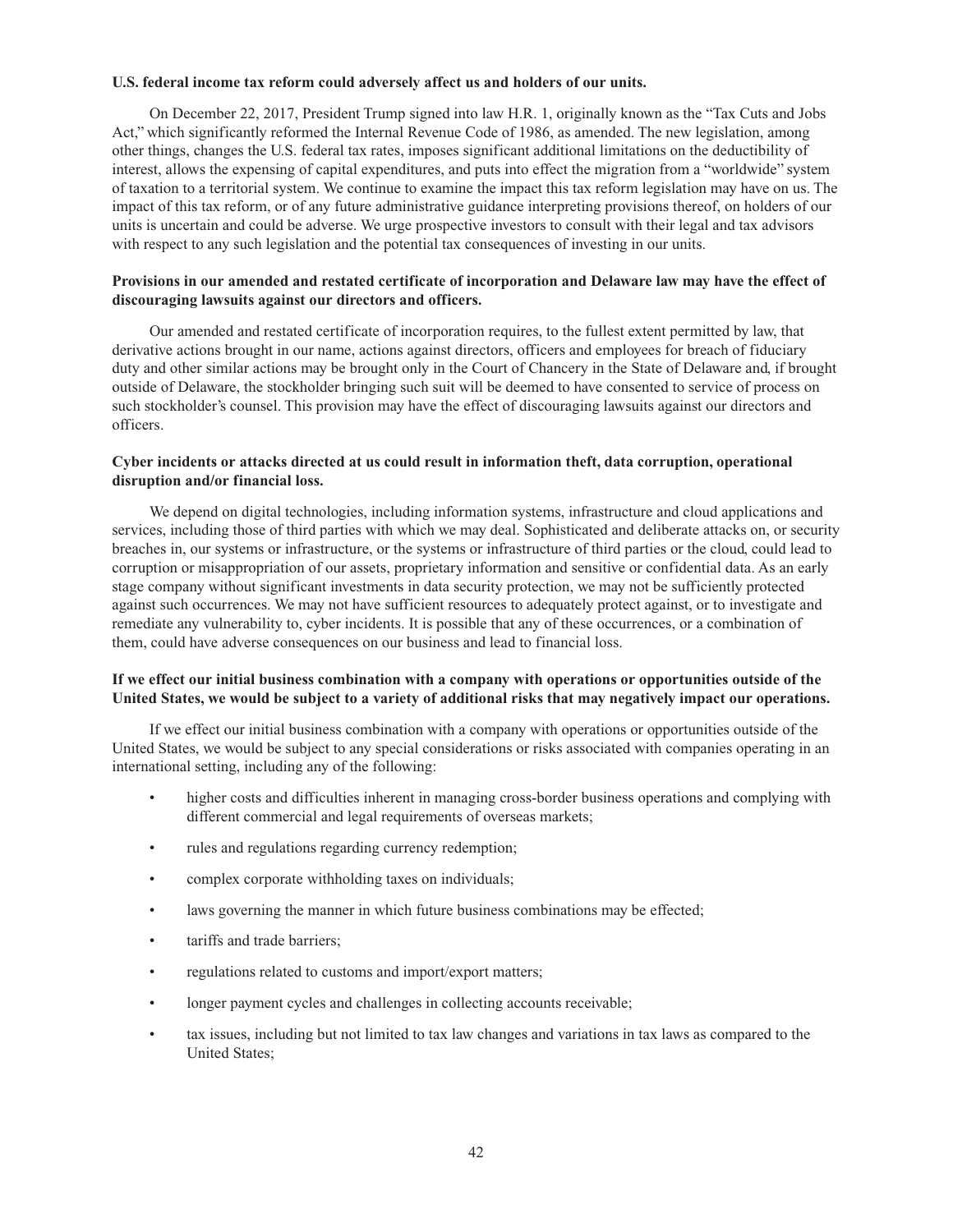**U.S. federal income tax reform could adversely affect us and holders of our units.**

On December 22, 2017, President Trump signed into law H.R. 1, originally known as the "Tax Cuts and Jobs Act," which significantly reformed the Internal Revenue Code of 1986, as amended. The new legislation, among other things, changes the U.S. federal tax rates, imposes significant additional limitations on the deductibility of interest, allows the expensing of capital expenditures, and puts into effect the migration from a "worldwide" system of taxation to a territorial system. We continue to examine the impact this tax reform legislation may have on us. The impact of this tax reform, or of any future administrative guidance interpreting provisions thereof, on holders of our units is uncertain and could be adverse. We urge prospective investors to consult with their legal and tax advisors with respect to any such legislation and the potential tax consequences of investing in our units.

**Provisions in our amended and restated certificate of incorporation and Delaware law may have the effect of discouraging lawsuits against our directors and officers.**

Our amended and restated certificate of incorporation requires, to the fullest extent permitted by law, that derivative actions brought in our name, actions against directors, officers and employees for breach of fiduciary duty and other similar actions may be brought only in the Court of Chancery in the State of Delaware and, if brought outside of Delaware, the stockholder bringing such suit will be deemed to have consented to service of process on such stockholder's counsel. This provision may have the effect of discouraging lawsuits against our directors and officers.

**Cyber incidents or attacks directed at us could result in information theft, data corruption, operational disruption and/or financial loss.**

We depend on digital technologies, including information systems, infrastructure and cloud applications and services, including those of third parties with which we may deal. Sophisticated and deliberate attacks on, or security breaches in, our systems or infrastructure, or the systems or infrastructure of third parties or the cloud, could lead to corruption or misappropriation of our assets, proprietary information and sensitive or confidential data. As an early stage company without significant investments in data security protection, we may not be sufficiently protected against such occurrences. We may not have sufficient resources to adequately protect against, or to investigate and remediate any vulnerability to, cyber incidents. It is possible that any of these occurrences, or a combination of them, could have adverse consequences on our business and lead to financial loss.

**If we effect our initial business combination with a company with operations or opportunities outside of the United States, we would be subject to a variety of additional risks that may negatively impact our operations.**

If we effect our initial business combination with a company with operations or opportunities outside of the United States, we would be subject to any special considerations or risks associated with companies operating in an international setting, including any of the following:

- higher costs and difficulties inherent in managing cross-border business operations and complying with different commercial and legal requirements of overseas markets;
- rules and regulations regarding currency redemption;
- complex corporate withholding taxes on individuals;
- laws governing the manner in which future business combinations may be effected;
- tariffs and trade barriers;
- regulations related to customs and import/export matters;
- longer payment cycles and challenges in collecting accounts receivable;
- tax issues, including but not limited to tax law changes and variations in tax laws as compared to the United States;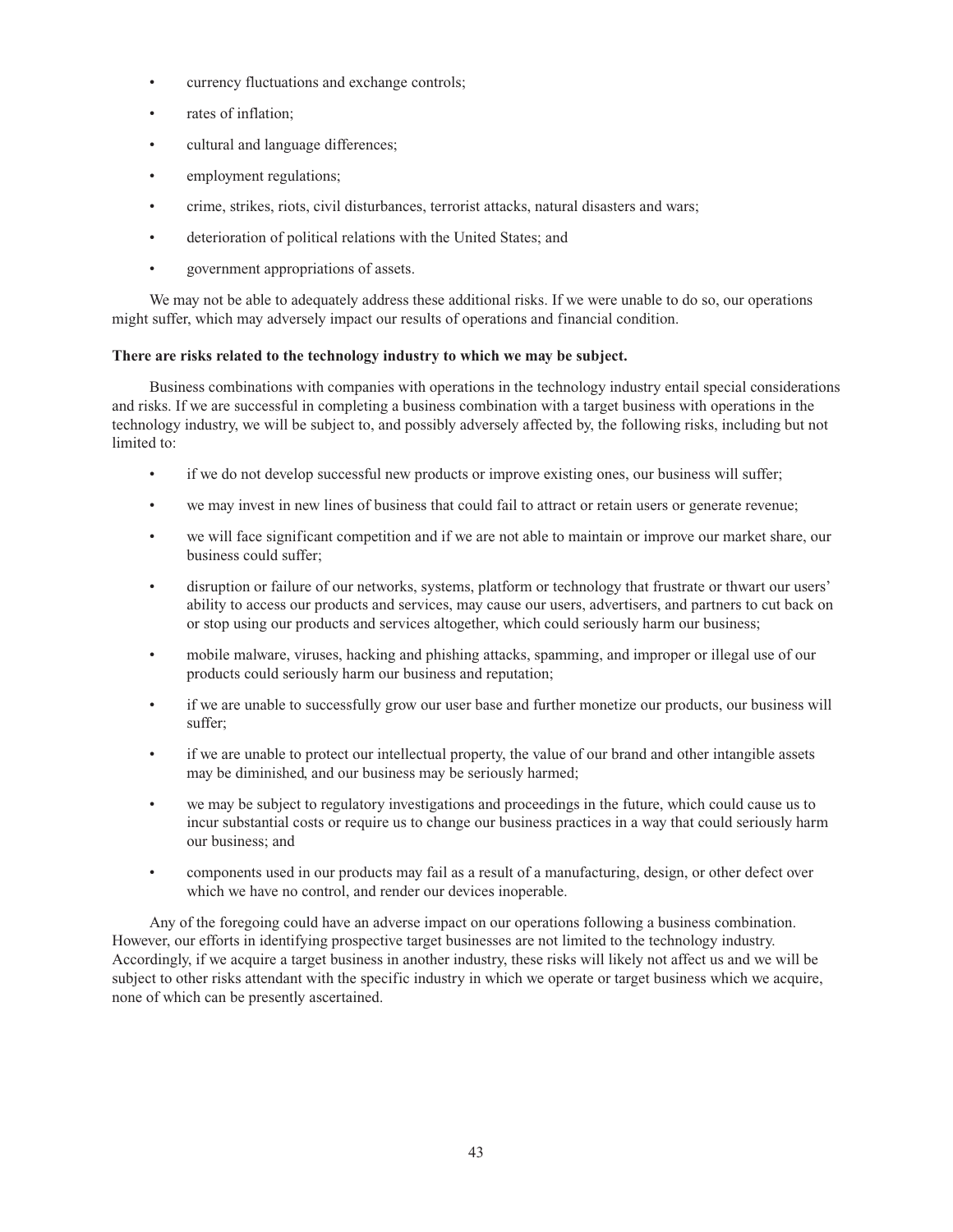- currency fluctuations and exchange controls;
- rates of inflation;
- cultural and language differences;
- employment regulations;
- crime, strikes, riots, civil disturbances, terrorist attacks, natural disasters and wars;
- deterioration of political relations with the United States; and
- government appropriations of assets.

We may not be able to adequately address these additional risks. If we were unable to do so, our operations might suffer, which may adversely impact our results of operations and financial condition.

**There are risks related to the technology industry to which we may be subject.**

Business combinations with companies with operations in the technology industry entail special considerations and risks. If we are successful in completing a business combination with a target business with operations in the technology industry, we will be subject to, and possibly adversely affected by, the following risks, including but not limited to:

- if we do not develop successful new products or improve existing ones, our business will suffer;
- we may invest in new lines of business that could fail to attract or retain users or generate revenue;
- we will face significant competition and if we are not able to maintain or improve our market share, our business could suffer;
- disruption or failure of our networks, systems, platform or technology that frustrate or thwart our users' ability to access our products and services, may cause our users, advertisers, and partners to cut back on or stop using our products and services altogether, which could seriously harm our business;
- mobile malware, viruses, hacking and phishing attacks, spamming, and improper or illegal use of our products could seriously harm our business and reputation;
- if we are unable to successfully grow our user base and further monetize our products, our business will suffer;
- if we are unable to protect our intellectual property, the value of our brand and other intangible assets may be diminished, and our business may be seriously harmed;
- we may be subject to regulatory investigations and proceedings in the future, which could cause us to incur substantial costs or require us to change our business practices in a way that could seriously harm our business; and
- components used in our products may fail as a result of a manufacturing, design, or other defect over which we have no control, and render our devices inoperable.

Any of the foregoing could have an adverse impact on our operations following a business combination. However, our efforts in identifying prospective target businesses are not limited to the technology industry. Accordingly, if we acquire a target business in another industry, these risks will likely not affect us and we will be subject to other risks attendant with the specific industry in which we operate or target business which we acquire, none of which can be presently ascertained.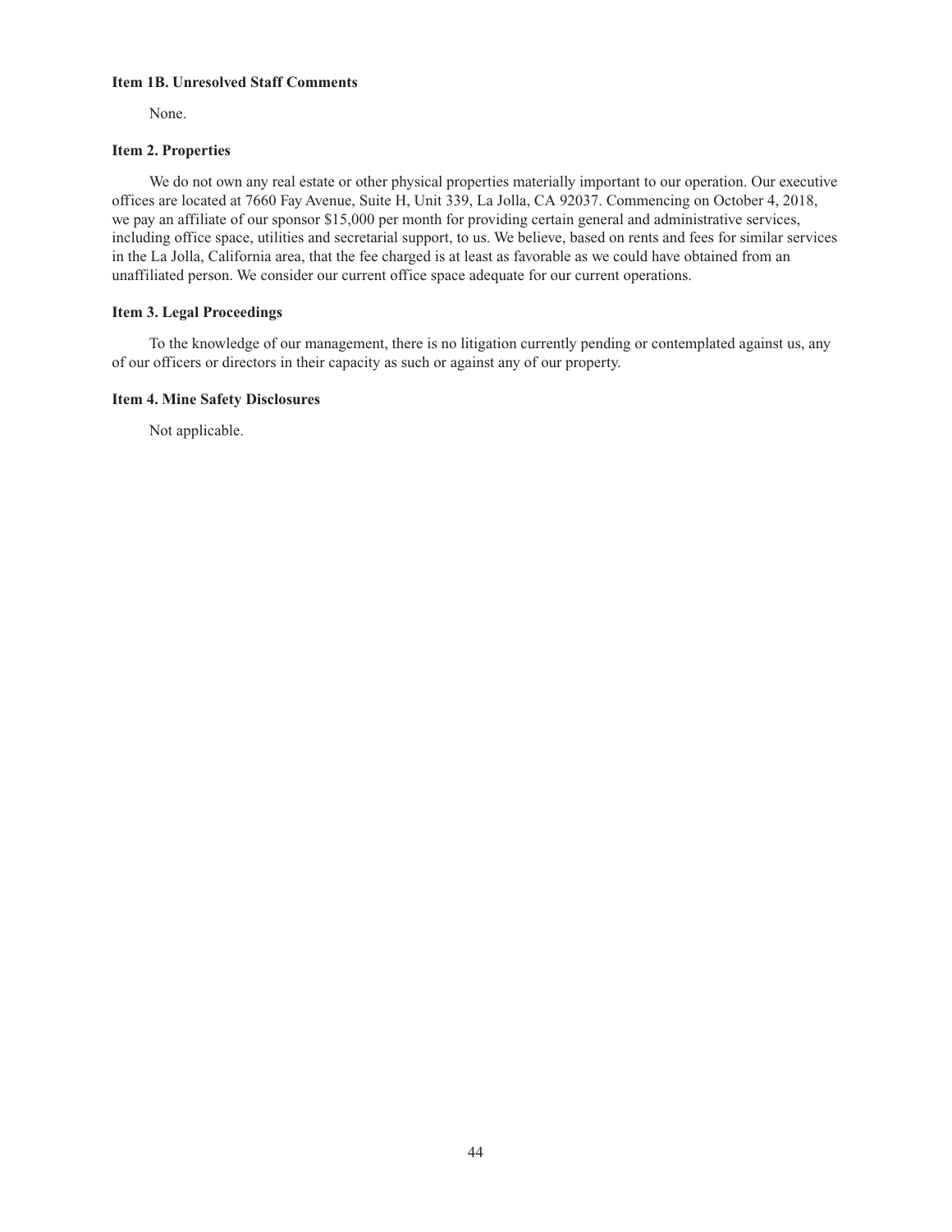### Item 1B. Unresolved Staff Comments

None.

### Item 2. Properties

We do not own any real estate or other physical properties materially important to our operation. Our executive offices are located at 7660 Fay Avenue, Suite H, Unit 339, La Jolla, CA 92037. Commencing on October 4, 2018, we pay an affiliate of our sponsor $15,000 per month for providing certain general and administrative services, including office space, utilities and secretarial support, to us. We believe, based on rents and fees for similar services in the La Jolla, California area, that the fee charged is at least as favorable as we could have obtained from an unaffiliated person. We consider our current office space adequate for our current operations.

### Item 3. Legal Proceedings

To the knowledge of our management, there is no litigation currently pending or contemplated against us, any of our officers or directors in their capacity as such or against any of our property.

### Item 4. Mine Safety Disclosures

Not applicable.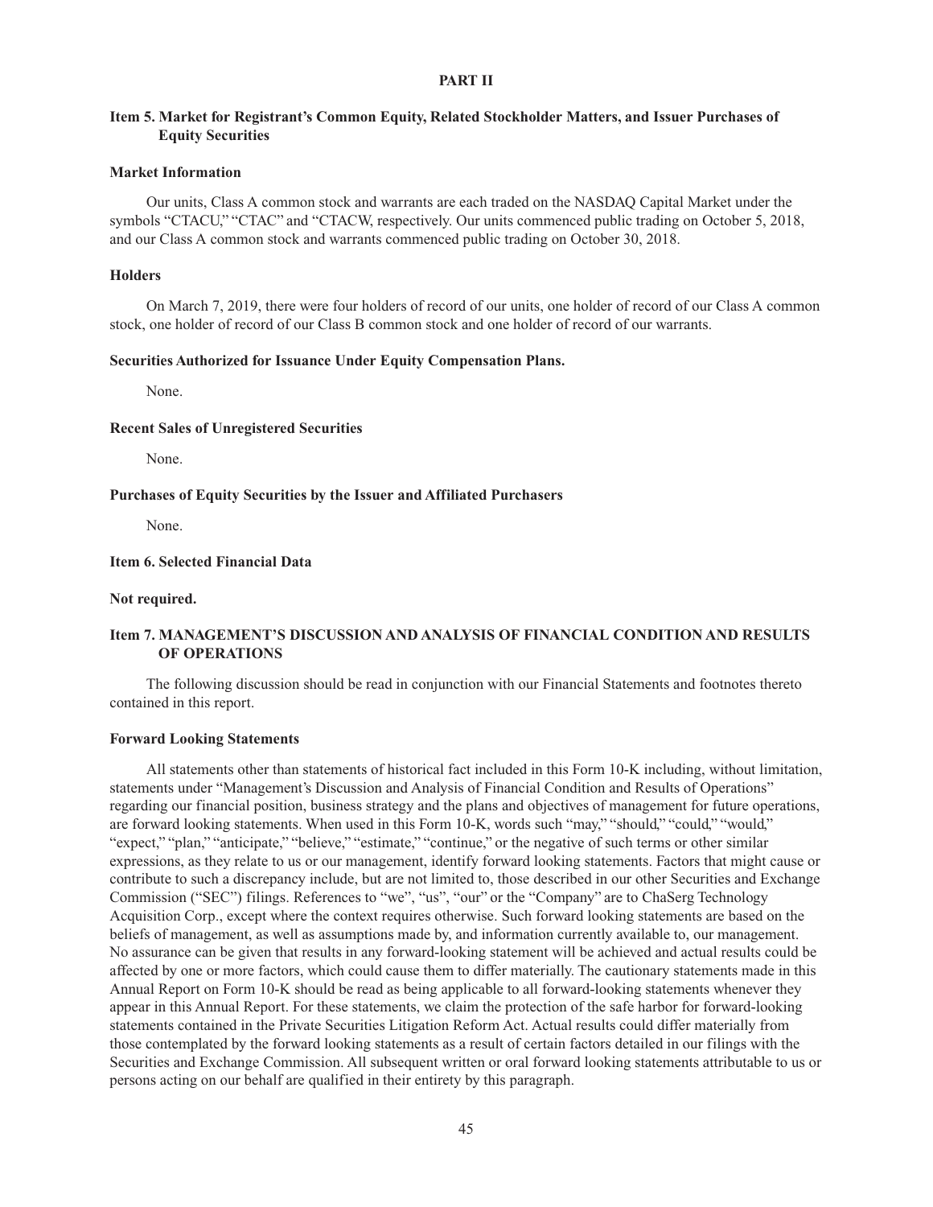# PART II

## Item 5. Market for Registrant's Common Equity, Related Stockholder Matters, and Issuer Purchases of Equity Securities

### Market Information

Our units, Class A common stock and warrants are each traded on the NASDAQ Capital Market under the symbols "CTACU," "CTAC" and "CTACW, respectively. Our units commenced public trading on October 5, 2018, and our Class A common stock and warrants commenced public trading on October 30, 2018.

### Holders

On March 7, 2019, there were four holders of record of our units, one holder of record of our Class A common stock, one holder of record of our Class B common stock and one holder of record of our warrants.

### Securities Authorized for Issuance Under Equity Compensation Plans.

None.

### Recent Sales of Unregistered Securities

None.

### Purchases of Equity Securities by the Issuer and Affiliated Purchasers

None.

## Item 6. Selected Financial Data

**Not required.**

## Item 7. MANAGEMENT'S DISCUSSION AND ANALYSIS OF FINANCIAL CONDITION AND RESULTS OF OPERATIONS

The following discussion should be read in conjunction with our Financial Statements and footnotes thereto contained in this report.

### Forward Looking Statements

All statements other than statements of historical fact included in this Form 10-K including, without limitation, statements under "Management's Discussion and Analysis of Financial Condition and Results of Operations" regarding our financial position, business strategy and the plans and objectives of management for future operations, are forward looking statements. When used in this Form 10-K, words such "may," "should," "could," "would," "expect," "plan," "anticipate," "believe," "estimate," "continue," or the negative of such terms or other similar expressions, as they relate to us or our management, identify forward looking statements. Factors that might cause or contribute to such a discrepancy include, but are not limited to, those described in our other Securities and Exchange Commission ("SEC") filings. References to "we", "us", "our" or the "Company" are to ChaSerg Technology Acquisition Corp., except where the context requires otherwise. Such forward looking statements are based on the beliefs of management, as well as assumptions made by, and information currently available to, our management. No assurance can be given that results in any forward-looking statement will be achieved and actual results could be affected by one or more factors, which could cause them to differ materially. The cautionary statements made in this Annual Report on Form 10-K should be read as being applicable to all forward-looking statements whenever they appear in this Annual Report. For these statements, we claim the protection of the safe harbor for forward-looking statements contained in the Private Securities Litigation Reform Act. Actual results could differ materially from those contemplated by the forward looking statements as a result of certain factors detailed in our filings with the Securities and Exchange Commission. All subsequent written or oral forward looking statements attributable to us or persons acting on our behalf are qualified in their entirety by this paragraph.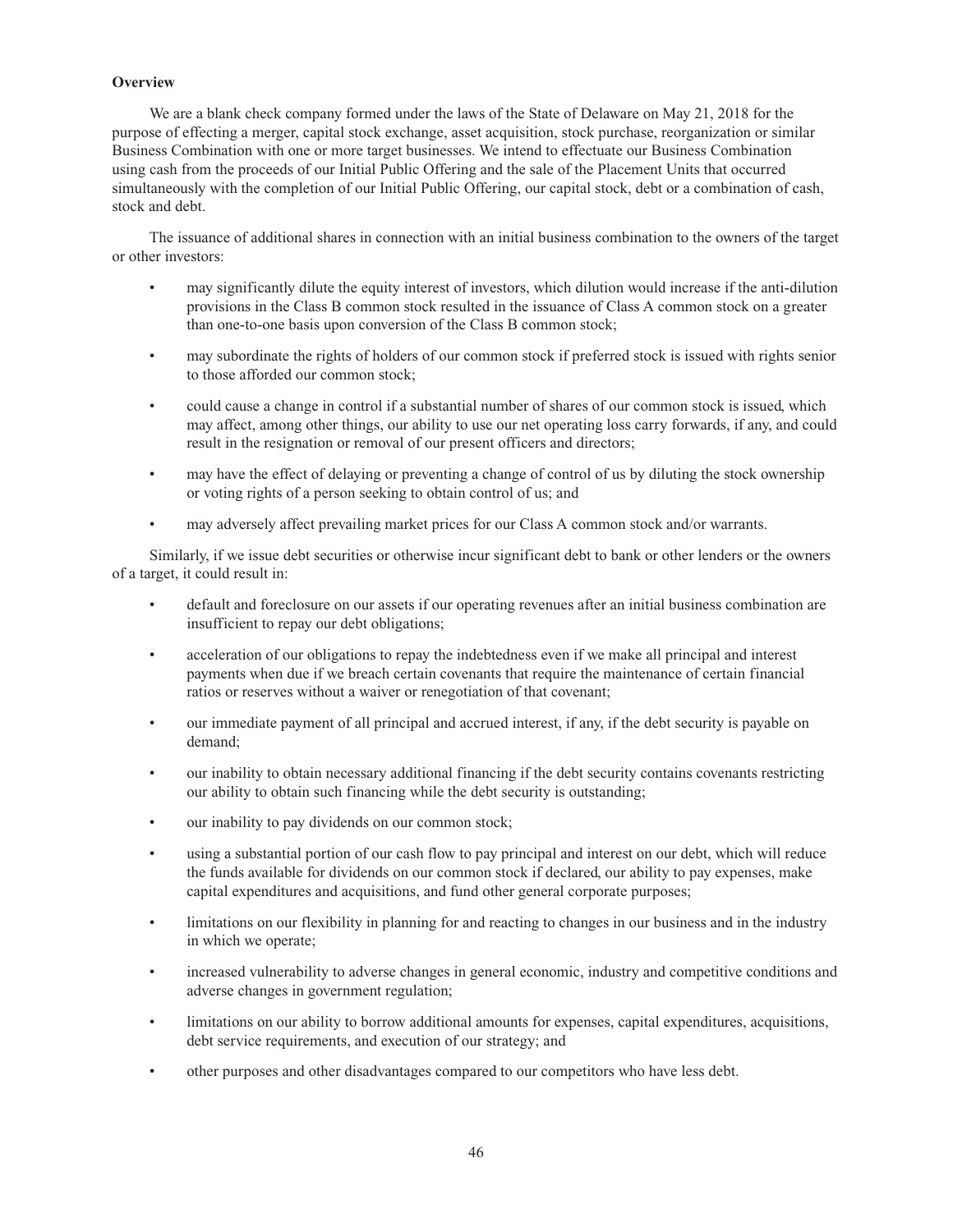**Overview**

We are a blank check company formed under the laws of the State of Delaware on May 21, 2018 for the purpose of effecting a merger, capital stock exchange, asset acquisition, stock purchase, reorganization or similar Business Combination with one or more target businesses. We intend to effectuate our Business Combination using cash from the proceeds of our Initial Public Offering and the sale of the Placement Units that occurred simultaneously with the completion of our Initial Public Offering, our capital stock, debt or a combination of cash, stock and debt.

The issuance of additional shares in connection with an initial business combination to the owners of the target or other investors:

- may significantly dilute the equity interest of investors, which dilution would increase if the anti-dilution provisions in the Class B common stock resulted in the issuance of Class A common stock on a greater than one-to-one basis upon conversion of the Class B common stock;
- may subordinate the rights of holders of our common stock if preferred stock is issued with rights senior to those afforded our common stock;
- could cause a change in control if a substantial number of shares of our common stock is issued, which may affect, among other things, our ability to use our net operating loss carry forwards, if any, and could result in the resignation or removal of our present officers and directors;
- may have the effect of delaying or preventing a change of control of us by diluting the stock ownership or voting rights of a person seeking to obtain control of us; and
- may adversely affect prevailing market prices for our Class A common stock and/or warrants.

Similarly, if we issue debt securities or otherwise incur significant debt to bank or other lenders or the owners of a target, it could result in:

- default and foreclosure on our assets if our operating revenues after an initial business combination are insufficient to repay our debt obligations;
- acceleration of our obligations to repay the indebtedness even if we make all principal and interest payments when due if we breach certain covenants that require the maintenance of certain financial ratios or reserves without a waiver or renegotiation of that covenant;
- our immediate payment of all principal and accrued interest, if any, if the debt security is payable on demand;
- our inability to obtain necessary additional financing if the debt security contains covenants restricting our ability to obtain such financing while the debt security is outstanding;
- our inability to pay dividends on our common stock;
- using a substantial portion of our cash flow to pay principal and interest on our debt, which will reduce the funds available for dividends on our common stock if declared, our ability to pay expenses, make capital expenditures and acquisitions, and fund other general corporate purposes;
- limitations on our flexibility in planning for and reacting to changes in our business and in the industry in which we operate;
- increased vulnerability to adverse changes in general economic, industry and competitive conditions and adverse changes in government regulation;
- limitations on our ability to borrow additional amounts for expenses, capital expenditures, acquisitions, debt service requirements, and execution of our strategy; and
- other purposes and other disadvantages compared to our competitors who have less debt.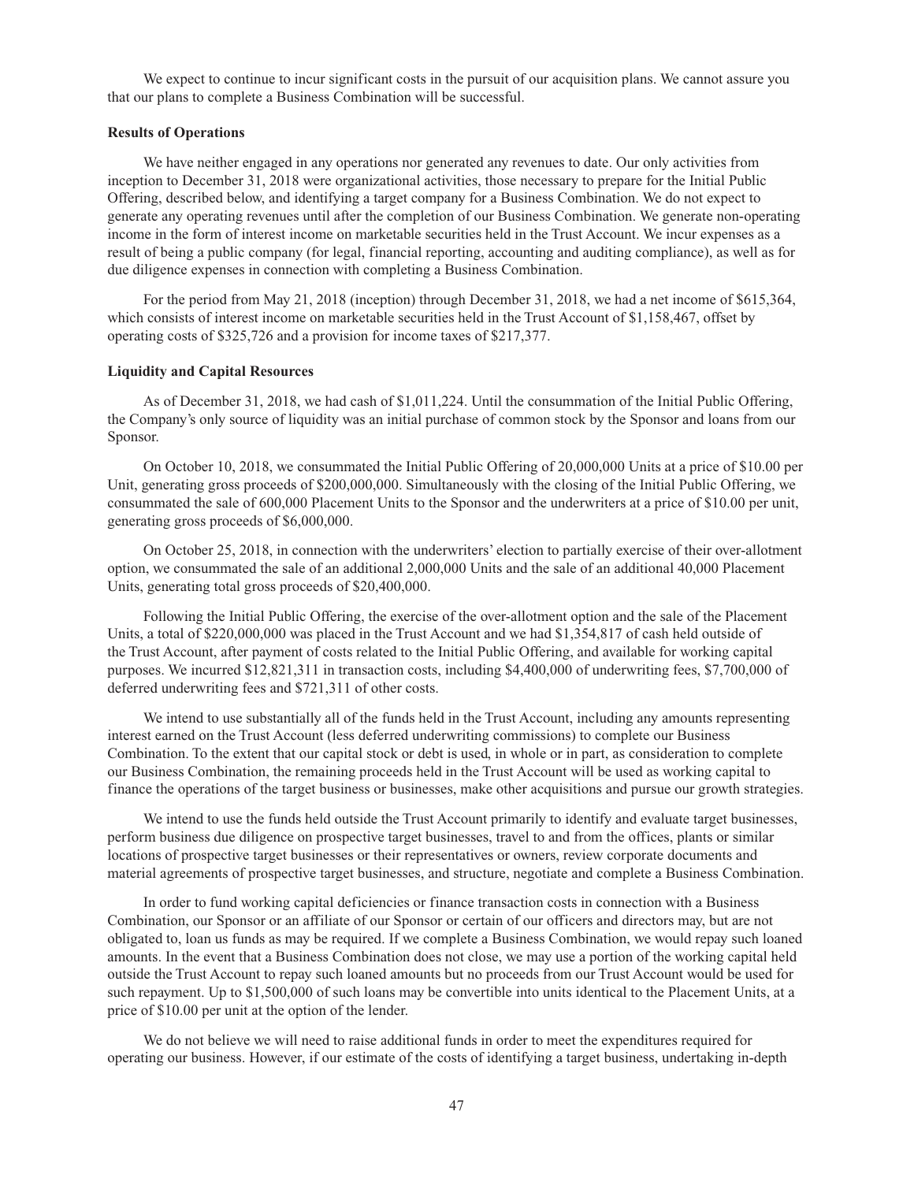We expect to continue to incur significant costs in the pursuit of our acquisition plans. We cannot assure you that our plans to complete a Business Combination will be successful.

**Results of Operations**

We have neither engaged in any operations nor generated any revenues to date. Our only activities from inception to December 31, 2018 were organizational activities, those necessary to prepare for the Initial Public Offering, described below, and identifying a target company for a Business Combination. We do not expect to generate any operating revenues until after the completion of our Business Combination. We generate non-operating income in the form of interest income on marketable securities held in the Trust Account. We incur expenses as a result of being a public company (for legal, financial reporting, accounting and auditing compliance), as well as for due diligence expenses in connection with completing a Business Combination.

For the period from May 21, 2018 (inception) through December 31, 2018, we had a net income of $615,364, which consists of interest income on marketable securities held in the Trust Account of $1,158,467, offset by operating costs of $325,726 and a provision for income taxes of $217,377.

**Liquidity and Capital Resources**

As of December 31, 2018, we had cash of $1,011,224. Until the consummation of the Initial Public Offering, the Company's only source of liquidity was an initial purchase of common stock by the Sponsor and loans from our Sponsor.

On October 10, 2018, we consummated the Initial Public Offering of 20,000,000 Units at a price of $10.00 per Unit, generating gross proceeds of $200,000,000. Simultaneously with the closing of the Initial Public Offering, we consummated the sale of 600,000 Placement Units to the Sponsor and the underwriters at a price of $10.00 per unit, generating gross proceeds of $6,000,000.

On October 25, 2018, in connection with the underwriters' election to partially exercise of their over-allotment option, we consummated the sale of an additional 2,000,000 Units and the sale of an additional 40,000 Placement Units, generating total gross proceeds of $20,400,000.

Following the Initial Public Offering, the exercise of the over-allotment option and the sale of the Placement Units, a total of $220,000,000 was placed in the Trust Account and we had $1,354,817 of cash held outside of the Trust Account, after payment of costs related to the Initial Public Offering, and available for working capital purposes. We incurred $12,821,311 in transaction costs, including $4,400,000 of underwriting fees, $7,700,000 of deferred underwriting fees and $721,311 of other costs.

We intend to use substantially all of the funds held in the Trust Account, including any amounts representing interest earned on the Trust Account (less deferred underwriting commissions) to complete our Business Combination. To the extent that our capital stock or debt is used, in whole or in part, as consideration to complete our Business Combination, the remaining proceeds held in the Trust Account will be used as working capital to finance the operations of the target business or businesses, make other acquisitions and pursue our growth strategies.

We intend to use the funds held outside the Trust Account primarily to identify and evaluate target businesses, perform business due diligence on prospective target businesses, travel to and from the offices, plants or similar locations of prospective target businesses or their representatives or owners, review corporate documents and material agreements of prospective target businesses, and structure, negotiate and complete a Business Combination.

In order to fund working capital deficiencies or finance transaction costs in connection with a Business Combination, our Sponsor or an affiliate of our Sponsor or certain of our officers and directors may, but are not obligated to, loan us funds as may be required. If we complete a Business Combination, we would repay such loaned amounts. In the event that a Business Combination does not close, we may use a portion of the working capital held outside the Trust Account to repay such loaned amounts but no proceeds from our Trust Account would be used for such repayment. Up to $1,500,000 of such loans may be convertible into units identical to the Placement Units, at a price of $10.00 per unit at the option of the lender.

We do not believe we will need to raise additional funds in order to meet the expenditures required for operating our business. However, if our estimate of the costs of identifying a target business, undertaking in-depth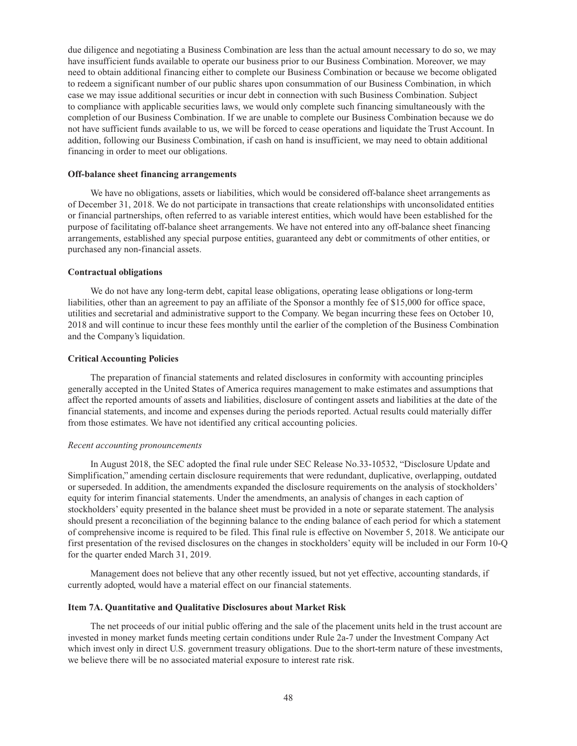due diligence and negotiating a Business Combination are less than the actual amount necessary to do so, we may have insufficient funds available to operate our business prior to our Business Combination. Moreover, we may need to obtain additional financing either to complete our Business Combination or because we become obligated to redeem a significant number of our public shares upon consummation of our Business Combination, in which case we may issue additional securities or incur debt in connection with such Business Combination. Subject to compliance with applicable securities laws, we would only complete such financing simultaneously with the completion of our Business Combination. If we are unable to complete our Business Combination because we do not have sufficient funds available to us, we will be forced to cease operations and liquidate the Trust Account. In addition, following our Business Combination, if cash on hand is insufficient, we may need to obtain additional financing in order to meet our obligations.

**Off-balance sheet financing arrangements**

We have no obligations, assets or liabilities, which would be considered off-balance sheet arrangements as of December 31, 2018. We do not participate in transactions that create relationships with unconsolidated entities or financial partnerships, often referred to as variable interest entities, which would have been established for the purpose of facilitating off-balance sheet arrangements. We have not entered into any off-balance sheet financing arrangements, established any special purpose entities, guaranteed any debt or commitments of other entities, or purchased any non-financial assets.

**Contractual obligations**

We do not have any long-term debt, capital lease obligations, operating lease obligations or long-term liabilities, other than an agreement to pay an affiliate of the Sponsor a monthly fee of $15,000 for office space, utilities and secretarial and administrative support to the Company. We began incurring these fees on October 10, 2018 and will continue to incur these fees monthly until the earlier of the completion of the Business Combination and the Company's liquidation.

**Critical Accounting Policies**

The preparation of financial statements and related disclosures in conformity with accounting principles generally accepted in the United States of America requires management to make estimates and assumptions that affect the reported amounts of assets and liabilities, disclosure of contingent assets and liabilities at the date of the financial statements, and income and expenses during the periods reported. Actual results could materially differ from those estimates. We have not identified any critical accounting policies.

*Recent accounting pronouncements*

In August 2018, the SEC adopted the final rule under SEC Release No.33-10532, "Disclosure Update and Simplification," amending certain disclosure requirements that were redundant, duplicative, overlapping, outdated or superseded. In addition, the amendments expanded the disclosure requirements on the analysis of stockholders' equity for interim financial statements. Under the amendments, an analysis of changes in each caption of stockholders' equity presented in the balance sheet must be provided in a note or separate statement. The analysis should present a reconciliation of the beginning balance to the ending balance of each period for which a statement of comprehensive income is required to be filed. This final rule is effective on November 5, 2018. We anticipate our first presentation of the revised disclosures on the changes in stockholders' equity will be included in our Form 10-Q for the quarter ended March 31, 2019.

Management does not believe that any other recently issued, but not yet effective, accounting standards, if currently adopted, would have a material effect on our financial statements.

**Item 7A. Quantitative and Qualitative Disclosures about Market Risk**

The net proceeds of our initial public offering and the sale of the placement units held in the trust account are invested in money market funds meeting certain conditions under Rule 2a-7 under the Investment Company Act which invest only in direct U.S. government treasury obligations. Due to the short-term nature of these investments, we believe there will be no associated material exposure to interest rate risk.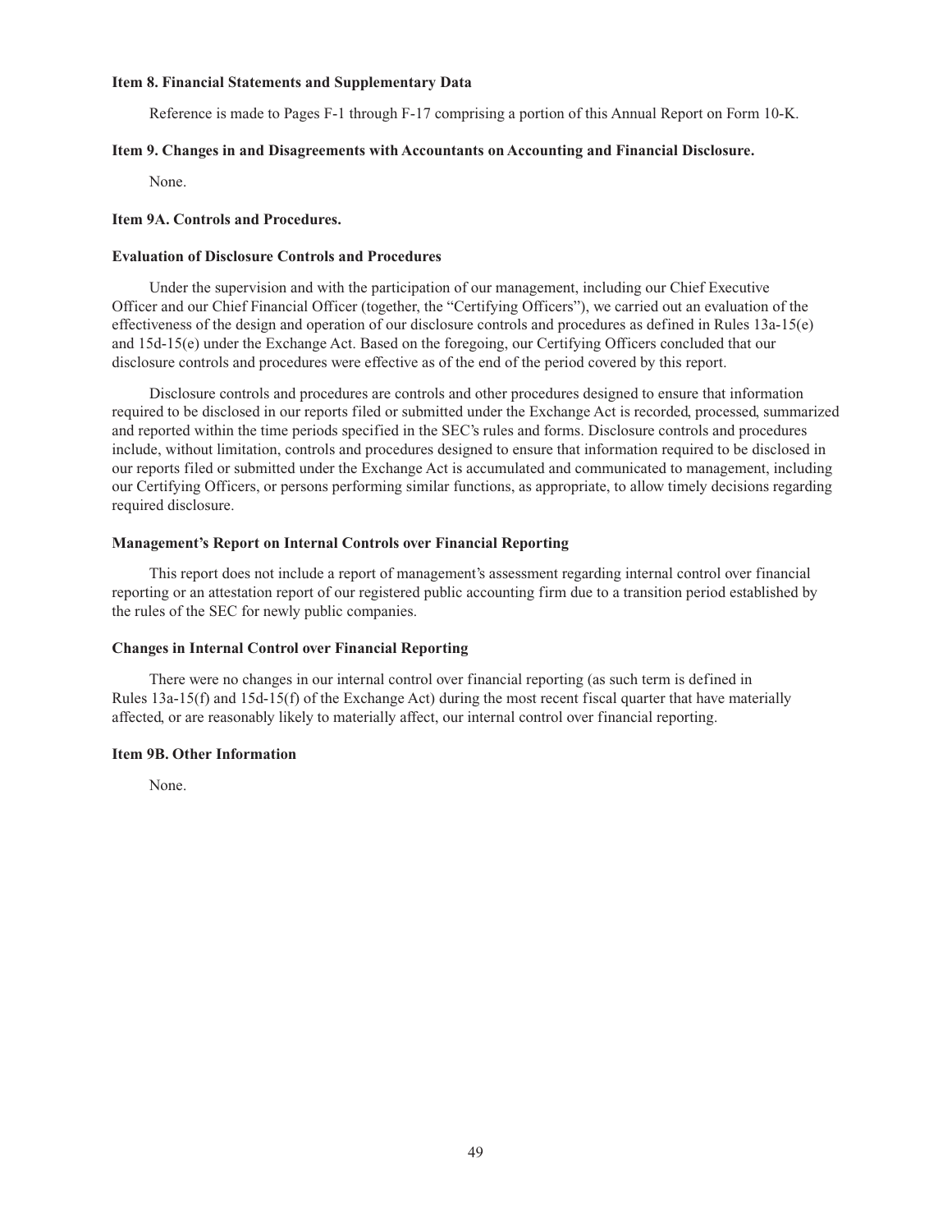### Item 8. Financial Statements and Supplementary Data

Reference is made to Pages F-1 through F-17 comprising a portion of this Annual Report on Form 10-K.

### Item 9. Changes in and Disagreements with Accountants on Accounting and Financial Disclosure.

None.

### Item 9A. Controls and Procedures.

#### Evaluation of Disclosure Controls and Procedures

Under the supervision and with the participation of our management, including our Chief Executive Officer and our Chief Financial Officer (together, the "Certifying Officers"), we carried out an evaluation of the effectiveness of the design and operation of our disclosure controls and procedures as defined in Rules 13a-15(e) and 15d-15(e) under the Exchange Act. Based on the foregoing, our Certifying Officers concluded that our disclosure controls and procedures were effective as of the end of the period covered by this report.

Disclosure controls and procedures are controls and other procedures designed to ensure that information required to be disclosed in our reports filed or submitted under the Exchange Act is recorded, processed, summarized and reported within the time periods specified in the SEC's rules and forms. Disclosure controls and procedures include, without limitation, controls and procedures designed to ensure that information required to be disclosed in our reports filed or submitted under the Exchange Act is accumulated and communicated to management, including our Certifying Officers, or persons performing similar functions, as appropriate, to allow timely decisions regarding required disclosure.

#### Management's Report on Internal Controls over Financial Reporting

This report does not include a report of management's assessment regarding internal control over financial reporting or an attestation report of our registered public accounting firm due to a transition period established by the rules of the SEC for newly public companies.

#### Changes in Internal Control over Financial Reporting

There were no changes in our internal control over financial reporting (as such term is defined in Rules 13a-15(f) and 15d-15(f) of the Exchange Act) during the most recent fiscal quarter that have materially affected, or are reasonably likely to materially affect, our internal control over financial reporting.

### Item 9B. Other Information

None.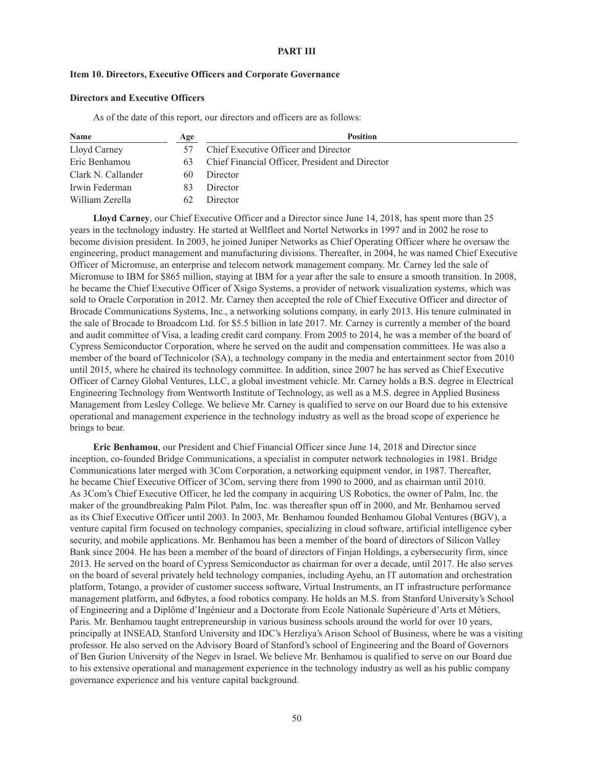## PART III

### Item 10. Directors, Executive Officers and Corporate Governance

#### Directors and Executive Officers

As of the date of this report, our directors and officers are as follows:

| Name | Age | Position |
| --- | --- | --- |
| Lloyd Carney | 57 | Chief Executive Officer and Director |
| Eric Benhamou | 63 | Chief Financial Officer, President and Director |
| Clark N. Callander | 60 | Director |
| Irwin Federman | 83 | Director |
| William Zerella | 62 | Director |

**Lloyd Carney**, our Chief Executive Officer and a Director since June 14, 2018, has spent more than 25 years in the technology industry. He started at Wellfleet and Nortel Networks in 1997 and in 2002 he rose to become division president. In 2003, he joined Juniper Networks as Chief Operating Officer where he oversaw the engineering, product management and manufacturing divisions. Thereafter, in 2004, he was named Chief Executive Officer of Micromuse, an enterprise and telecom network management company. Mr. Carney led the sale of Micromuse to IBM for $865 million, staying at IBM for a year after the sale to ensure a smooth transition. In 2008, he became the Chief Executive Officer of Xsigo Systems, a provider of network visualization systems, which was sold to Oracle Corporation in 2012. Mr. Carney then accepted the role of Chief Executive Officer and director of Brocade Communications Systems, Inc., a networking solutions company, in early 2013. His tenure culminated in the sale of Brocade to Broadcom Ltd. for $5.5 billion in late 2017. Mr. Carney is currently a member of the board and audit committee of Visa, a leading credit card company. From 2005 to 2014, he was a member of the board of Cypress Semiconductor Corporation, where he served on the audit and compensation committees. He was also a member of the board of Technicolor (SA), a technology company in the media and entertainment sector from 2010 until 2015, where he chaired its technology committee. In addition, since 2007 he has served as Chief Executive Officer of Carney Global Ventures, LLC, a global investment vehicle. Mr. Carney holds a B.S. degree in Electrical Engineering Technology from Wentworth Institute of Technology, as well as a M.S. degree in Applied Business Management from Lesley College. We believe Mr. Carney is qualified to serve on our Board due to his extensive operational and management experience in the technology industry as well as the broad scope of experience he brings to bear.

**Eric Benhamou**, our President and Chief Financial Officer since June 14, 2018 and Director since inception, co-founded Bridge Communications, a specialist in computer network technologies in 1981. Bridge Communications later merged with 3Com Corporation, a networking equipment vendor, in 1987. Thereafter, he became Chief Executive Officer of 3Com, serving there from 1990 to 2000, and as chairman until 2010. As 3Com's Chief Executive Officer, he led the company in acquiring US Robotics, the owner of Palm, Inc. the maker of the groundbreaking Palm Pilot. Palm, Inc. was thereafter spun off in 2000, and Mr. Benhamou served as its Chief Executive Officer until 2003. In 2003, Mr. Benhamou founded Benhamou Global Ventures (BGV), a venture capital firm focused on technology companies, specializing in cloud software, artificial intelligence cyber security, and mobile applications. Mr. Benhamou has been a member of the board of directors of Silicon Valley Bank since 2004. He has been a member of the board of directors of Finjan Holdings, a cybersecurity firm, since 2013. He served on the board of Cypress Semiconductor as chairman for over a decade, until 2017. He also serves on the board of several privately held technology companies, including Ayehu, an IT automation and orchestration platform, Totango, a provider of customer success software, Virtual Instruments, an IT infrastructure performance management platform, and 6dbytes, a food robotics company. He holds an M.S. from Stanford University's School of Engineering and a Diplôme d'Ingénieur and a Doctorate from Ecole Nationale Supérieure d'Arts et Métiers, Paris. Mr. Benhamou taught entrepreneurship in various business schools around the world for over 10 years, principally at INSEAD, Stanford University and IDC's Herzliya's Arison School of Business, where he was a visiting professor. He also served on the Advisory Board of Stanford's school of Engineering and the Board of Governors of Ben Gurion University of the Negev in Israel. We believe Mr. Benhamou is qualified to serve on our Board due to his extensive operational and management experience in the technology industry as well as his public company governance experience and his venture capital background.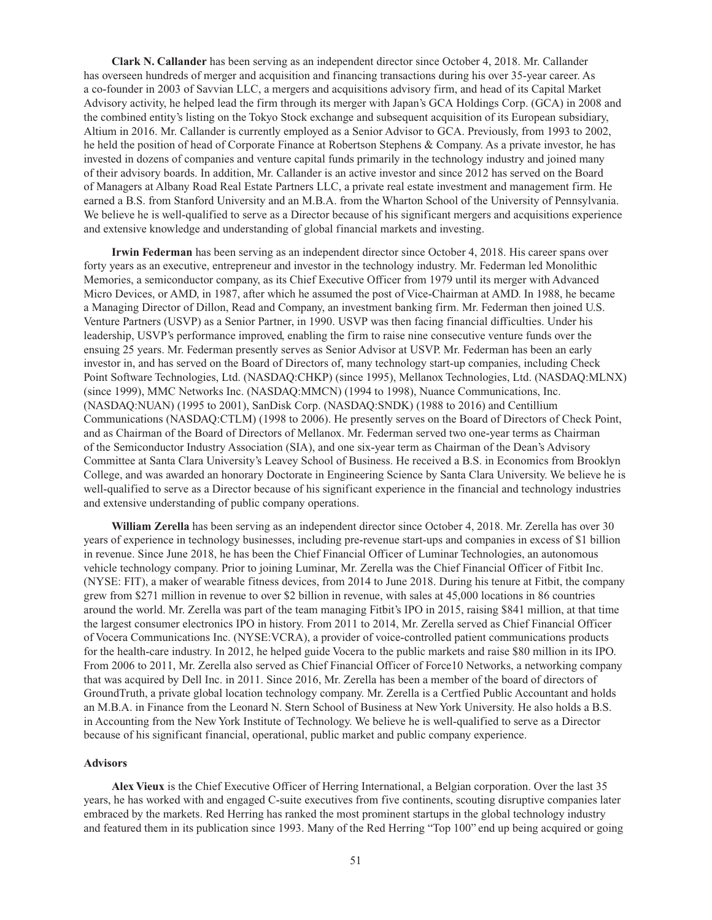**Clark N. Callander** has been serving as an independent director since October 4, 2018. Mr. Callander has overseen hundreds of merger and acquisition and financing transactions during his over 35-year career. As a co-founder in 2003 of Savvian LLC, a mergers and acquisitions advisory firm, and head of its Capital Market Advisory activity, he helped lead the firm through its merger with Japan's GCA Holdings Corp. (GCA) in 2008 and the combined entity's listing on the Tokyo Stock exchange and subsequent acquisition of its European subsidiary, Altium in 2016. Mr. Callander is currently employed as a Senior Advisor to GCA. Previously, from 1993 to 2002, he held the position of head of Corporate Finance at Robertson Stephens & Company. As a private investor, he has invested in dozens of companies and venture capital funds primarily in the technology industry and joined many of their advisory boards. In addition, Mr. Callander is an active investor and since 2012 has served on the Board of Managers at Albany Road Real Estate Partners LLC, a private real estate investment and management firm. He earned a B.S. from Stanford University and an M.B.A. from the Wharton School of the University of Pennsylvania. We believe he is well-qualified to serve as a Director because of his significant mergers and acquisitions experience and extensive knowledge and understanding of global financial markets and investing.

**Irwin Federman** has been serving as an independent director since October 4, 2018. His career spans over forty years as an executive, entrepreneur and investor in the technology industry. Mr. Federman led Monolithic Memories, a semiconductor company, as its Chief Executive Officer from 1979 until its merger with Advanced Micro Devices, or AMD, in 1987, after which he assumed the post of Vice-Chairman at AMD. In 1988, he became a Managing Director of Dillon, Read and Company, an investment banking firm. Mr. Federman then joined U.S. Venture Partners (USVP) as a Senior Partner, in 1990. USVP was then facing financial difficulties. Under his leadership, USVP's performance improved, enabling the firm to raise nine consecutive venture funds over the ensuing 25 years. Mr. Federman presently serves as Senior Advisor at USVP. Mr. Federman has been an early investor in, and has served on the Board of Directors of, many technology start-up companies, including Check Point Software Technologies, Ltd. (NASDAQ:CHKP) (since 1995), Mellanox Technologies, Ltd. (NASDAQ:MLNX) (since 1999), MMC Networks Inc. (NASDAQ:MMCN) (1994 to 1998), Nuance Communications, Inc. (NASDAQ:NUAN) (1995 to 2001), SanDisk Corp. (NASDAQ:SNDK) (1988 to 2016) and Centillium Communications (NASDAQ:CTLM) (1998 to 2006). He presently serves on the Board of Directors of Check Point, and as Chairman of the Board of Directors of Mellanox. Mr. Federman served two one-year terms as Chairman of the Semiconductor Industry Association (SIA), and one six-year term as Chairman of the Dean's Advisory Committee at Santa Clara University's Leavey School of Business. He received a B.S. in Economics from Brooklyn College, and was awarded an honorary Doctorate in Engineering Science by Santa Clara University. We believe he is well-qualified to serve as a Director because of his significant experience in the financial and technology industries and extensive understanding of public company operations.

**William Zerella** has been serving as an independent director since October 4, 2018. Mr. Zerella has over 30 years of experience in technology businesses, including pre-revenue start-ups and companies in excess of $1 billion in revenue. Since June 2018, he has been the Chief Financial Officer of Luminar Technologies, an autonomous vehicle technology company. Prior to joining Luminar, Mr. Zerella was the Chief Financial Officer of Fitbit Inc. (NYSE: FIT), a maker of wearable fitness devices, from 2014 to June 2018. During his tenure at Fitbit, the company grew from $271 million in revenue to over $2 billion in revenue, with sales at 45,000 locations in 86 countries around the world. Mr. Zerella was part of the team managing Fitbit's IPO in 2015, raising $841 million, at that time the largest consumer electronics IPO in history. From 2011 to 2014, Mr. Zerella served as Chief Financial Officer of Vocera Communications Inc. (NYSE:VCRA), a provider of voice-controlled patient communications products for the health-care industry. In 2012, he helped guide Vocera to the public markets and raise $80 million in its IPO. From 2006 to 2011, Mr. Zerella also served as Chief Financial Officer of Force10 Networks, a networking company that was acquired by Dell Inc. in 2011. Since 2016, Mr. Zerella has been a member of the board of directors of GroundTruth, a private global location technology company. Mr. Zerella is a Certfied Public Accountant and holds an M.B.A. in Finance from the Leonard N. Stern School of Business at New York University. He also holds a B.S. in Accounting from the New York Institute of Technology. We believe he is well-qualified to serve as a Director because of his significant financial, operational, public market and public company experience.

**Advisors**

**Alex Vieux** is the Chief Executive Officer of Herring International, a Belgian corporation. Over the last 35 years, he has worked with and engaged C-suite executives from five continents, scouting disruptive companies later embraced by the markets. Red Herring has ranked the most prominent startups in the global technology industry and featured them in its publication since 1993. Many of the Red Herring "Top 100" end up being acquired or going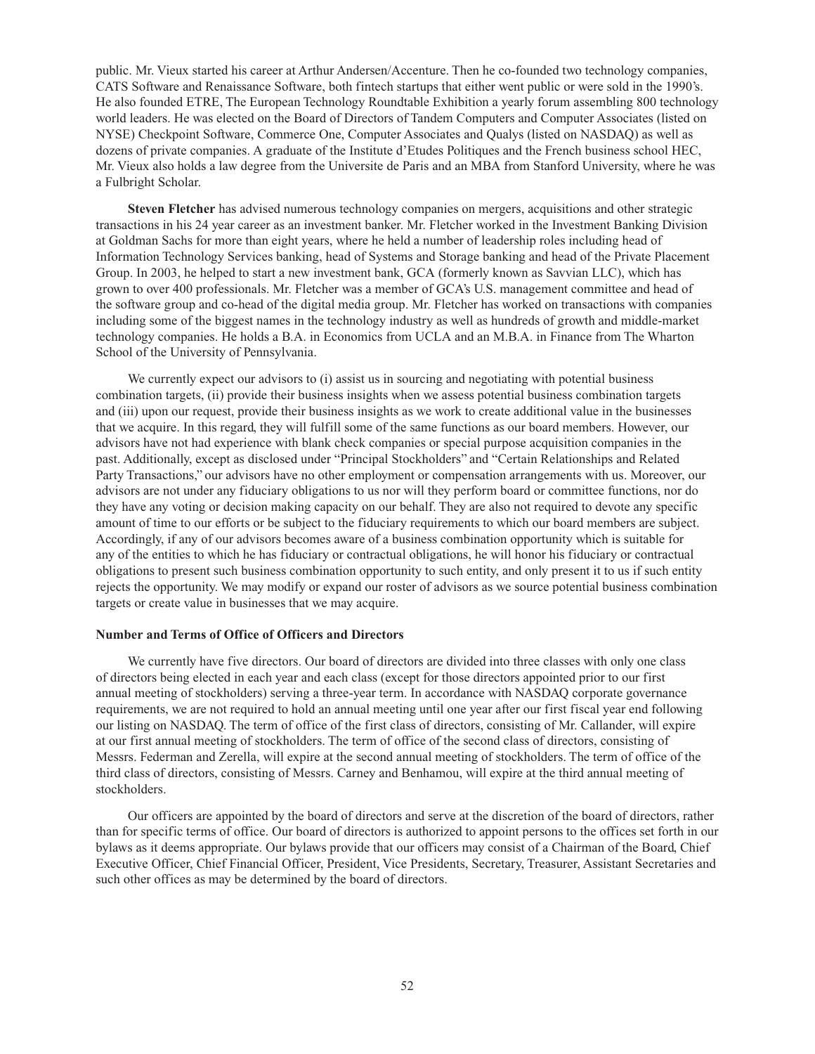public. Mr. Vieux started his career at Arthur Andersen/Accenture. Then he co-founded two technology companies, CATS Software and Renaissance Software, both fintech startups that either went public or were sold in the 1990's. He also founded ETRE, The European Technology Roundtable Exhibition a yearly forum assembling 800 technology world leaders. He was elected on the Board of Directors of Tandem Computers and Computer Associates (listed on NYSE) Checkpoint Software, Commerce One, Computer Associates and Qualys (listed on NASDAQ) as well as dozens of private companies. A graduate of the Institute d'Etudes Politiques and the French business school HEC, Mr. Vieux also holds a law degree from the Universite de Paris and an MBA from Stanford University, where he was a Fulbright Scholar.

**Steven Fletcher** has advised numerous technology companies on mergers, acquisitions and other strategic transactions in his 24 year career as an investment banker. Mr. Fletcher worked in the Investment Banking Division at Goldman Sachs for more than eight years, where he held a number of leadership roles including head of Information Technology Services banking, head of Systems and Storage banking and head of the Private Placement Group. In 2003, he helped to start a new investment bank, GCA (formerly known as Savvian LLC), which has grown to over 400 professionals. Mr. Fletcher was a member of GCA's U.S. management committee and head of the software group and co-head of the digital media group. Mr. Fletcher has worked on transactions with companies including some of the biggest names in the technology industry as well as hundreds of growth and middle-market technology companies. He holds a B.A. in Economics from UCLA and an M.B.A. in Finance from The Wharton School of the University of Pennsylvania.

We currently expect our advisors to (i) assist us in sourcing and negotiating with potential business combination targets, (ii) provide their business insights when we assess potential business combination targets and (iii) upon our request, provide their business insights as we work to create additional value in the businesses that we acquire. In this regard, they will fulfill some of the same functions as our board members. However, our advisors have not had experience with blank check companies or special purpose acquisition companies in the past. Additionally, except as disclosed under "Principal Stockholders" and "Certain Relationships and Related Party Transactions," our advisors have no other employment or compensation arrangements with us. Moreover, our advisors are not under any fiduciary obligations to us nor will they perform board or committee functions, nor do they have any voting or decision making capacity on our behalf. They are also not required to devote any specific amount of time to our efforts or be subject to the fiduciary requirements to which our board members are subject. Accordingly, if any of our advisors becomes aware of a business combination opportunity which is suitable for any of the entities to which he has fiduciary or contractual obligations, he will honor his fiduciary or contractual obligations to present such business combination opportunity to such entity, and only present it to us if such entity rejects the opportunity. We may modify or expand our roster of advisors as we source potential business combination targets or create value in businesses that we may acquire.

**Number and Terms of Office of Officers and Directors**

We currently have five directors. Our board of directors are divided into three classes with only one class of directors being elected in each year and each class (except for those directors appointed prior to our first annual meeting of stockholders) serving a three-year term. In accordance with NASDAQ corporate governance requirements, we are not required to hold an annual meeting until one year after our first fiscal year end following our listing on NASDAQ. The term of office of the first class of directors, consisting of Mr. Callander, will expire at our first annual meeting of stockholders. The term of office of the second class of directors, consisting of Messrs. Federman and Zerella, will expire at the second annual meeting of stockholders. The term of office of the third class of directors, consisting of Messrs. Carney and Benhamou, will expire at the third annual meeting of stockholders.

Our officers are appointed by the board of directors and serve at the discretion of the board of directors, rather than for specific terms of office. Our board of directors is authorized to appoint persons to the offices set forth in our bylaws as it deems appropriate. Our bylaws provide that our officers may consist of a Chairman of the Board, Chief Executive Officer, Chief Financial Officer, President, Vice Presidents, Secretary, Treasurer, Assistant Secretaries and such other offices as may be determined by the board of directors.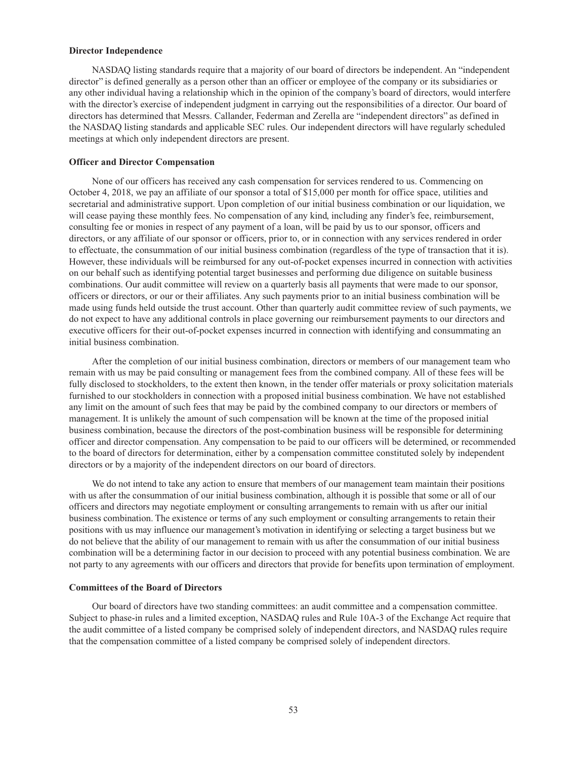**Director Independence**

NASDAQ listing standards require that a majority of our board of directors be independent. An "independent director" is defined generally as a person other than an officer or employee of the company or its subsidiaries or any other individual having a relationship which in the opinion of the company's board of directors, would interfere with the director's exercise of independent judgment in carrying out the responsibilities of a director. Our board of directors has determined that Messrs. Callander, Federman and Zerella are "independent directors" as defined in the NASDAQ listing standards and applicable SEC rules. Our independent directors will have regularly scheduled meetings at which only independent directors are present.

**Officer and Director Compensation**

None of our officers has received any cash compensation for services rendered to us. Commencing on October 4, 2018, we pay an affiliate of our sponsor a total of $15,000 per month for office space, utilities and secretarial and administrative support. Upon completion of our initial business combination or our liquidation, we will cease paying these monthly fees. No compensation of any kind, including any finder's fee, reimbursement, consulting fee or monies in respect of any payment of a loan, will be paid by us to our sponsor, officers and directors, or any affiliate of our sponsor or officers, prior to, or in connection with any services rendered in order to effectuate, the consummation of our initial business combination (regardless of the type of transaction that it is). However, these individuals will be reimbursed for any out-of-pocket expenses incurred in connection with activities on our behalf such as identifying potential target businesses and performing due diligence on suitable business combinations. Our audit committee will review on a quarterly basis all payments that were made to our sponsor, officers or directors, or our or their affiliates. Any such payments prior to an initial business combination will be made using funds held outside the trust account. Other than quarterly audit committee review of such payments, we do not expect to have any additional controls in place governing our reimbursement payments to our directors and executive officers for their out-of-pocket expenses incurred in connection with identifying and consummating an initial business combination.

After the completion of our initial business combination, directors or members of our management team who remain with us may be paid consulting or management fees from the combined company. All of these fees will be fully disclosed to stockholders, to the extent then known, in the tender offer materials or proxy solicitation materials furnished to our stockholders in connection with a proposed initial business combination. We have not established any limit on the amount of such fees that may be paid by the combined company to our directors or members of management. It is unlikely the amount of such compensation will be known at the time of the proposed initial business combination, because the directors of the post-combination business will be responsible for determining officer and director compensation. Any compensation to be paid to our officers will be determined, or recommended to the board of directors for determination, either by a compensation committee constituted solely by independent directors or by a majority of the independent directors on our board of directors.

We do not intend to take any action to ensure that members of our management team maintain their positions with us after the consummation of our initial business combination, although it is possible that some or all of our officers and directors may negotiate employment or consulting arrangements to remain with us after our initial business combination. The existence or terms of any such employment or consulting arrangements to retain their positions with us may influence our management's motivation in identifying or selecting a target business but we do not believe that the ability of our management to remain with us after the consummation of our initial business combination will be a determining factor in our decision to proceed with any potential business combination. We are not party to any agreements with our officers and directors that provide for benefits upon termination of employment.

**Committees of the Board of Directors**

Our board of directors have two standing committees: an audit committee and a compensation committee. Subject to phase-in rules and a limited exception, NASDAQ rules and Rule 10A-3 of the Exchange Act require that the audit committee of a listed company be comprised solely of independent directors, and NASDAQ rules require that the compensation committee of a listed company be comprised solely of independent directors.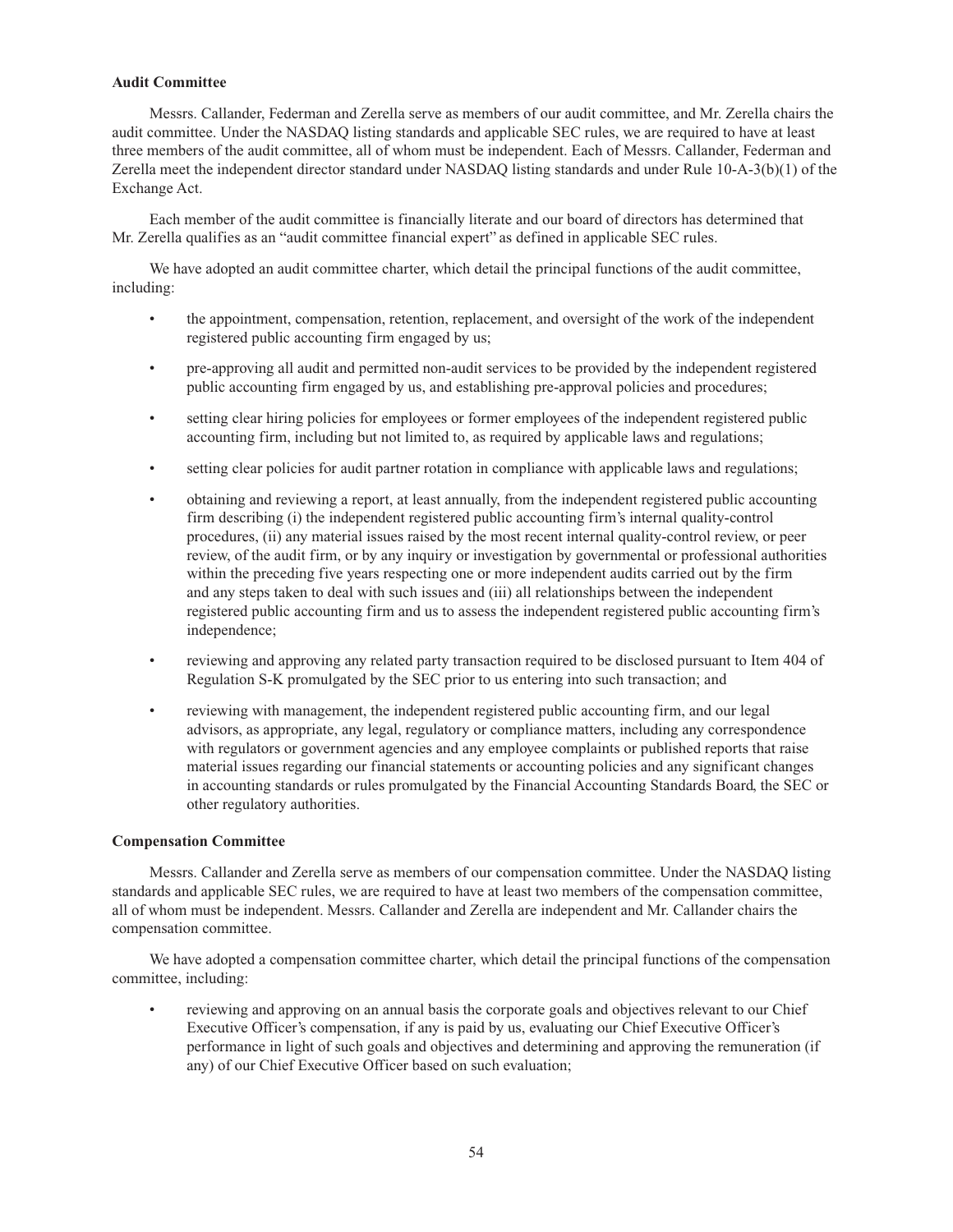**Audit Committee**

Messrs. Callander, Federman and Zerella serve as members of our audit committee, and Mr. Zerella chairs the audit committee. Under the NASDAQ listing standards and applicable SEC rules, we are required to have at least three members of the audit committee, all of whom must be independent. Each of Messrs. Callander, Federman and Zerella meet the independent director standard under NASDAQ listing standards and under Rule 10-A-3(b)(1) of the Exchange Act.

Each member of the audit committee is financially literate and our board of directors has determined that Mr. Zerella qualifies as an "audit committee financial expert" as defined in applicable SEC rules.

We have adopted an audit committee charter, which detail the principal functions of the audit committee, including:

- the appointment, compensation, retention, replacement, and oversight of the work of the independent registered public accounting firm engaged by us;
- pre-approving all audit and permitted non-audit services to be provided by the independent registered public accounting firm engaged by us, and establishing pre-approval policies and procedures;
- setting clear hiring policies for employees or former employees of the independent registered public accounting firm, including but not limited to, as required by applicable laws and regulations;
- setting clear policies for audit partner rotation in compliance with applicable laws and regulations;
- obtaining and reviewing a report, at least annually, from the independent registered public accounting firm describing (i) the independent registered public accounting firm's internal quality-control procedures, (ii) any material issues raised by the most recent internal quality-control review, or peer review, of the audit firm, or by any inquiry or investigation by governmental or professional authorities within the preceding five years respecting one or more independent audits carried out by the firm and any steps taken to deal with such issues and (iii) all relationships between the independent registered public accounting firm and us to assess the independent registered public accounting firm's independence;
- reviewing and approving any related party transaction required to be disclosed pursuant to Item 404 of Regulation S-K promulgated by the SEC prior to us entering into such transaction; and
- reviewing with management, the independent registered public accounting firm, and our legal advisors, as appropriate, any legal, regulatory or compliance matters, including any correspondence with regulators or government agencies and any employee complaints or published reports that raise material issues regarding our financial statements or accounting policies and any significant changes in accounting standards or rules promulgated by the Financial Accounting Standards Board, the SEC or other regulatory authorities.

**Compensation Committee**

Messrs. Callander and Zerella serve as members of our compensation committee. Under the NASDAQ listing standards and applicable SEC rules, we are required to have at least two members of the compensation committee, all of whom must be independent. Messrs. Callander and Zerella are independent and Mr. Callander chairs the compensation committee.

We have adopted a compensation committee charter, which detail the principal functions of the compensation committee, including:

- reviewing and approving on an annual basis the corporate goals and objectives relevant to our Chief Executive Officer's compensation, if any is paid by us, evaluating our Chief Executive Officer's performance in light of such goals and objectives and determining and approving the remuneration (if any) of our Chief Executive Officer based on such evaluation;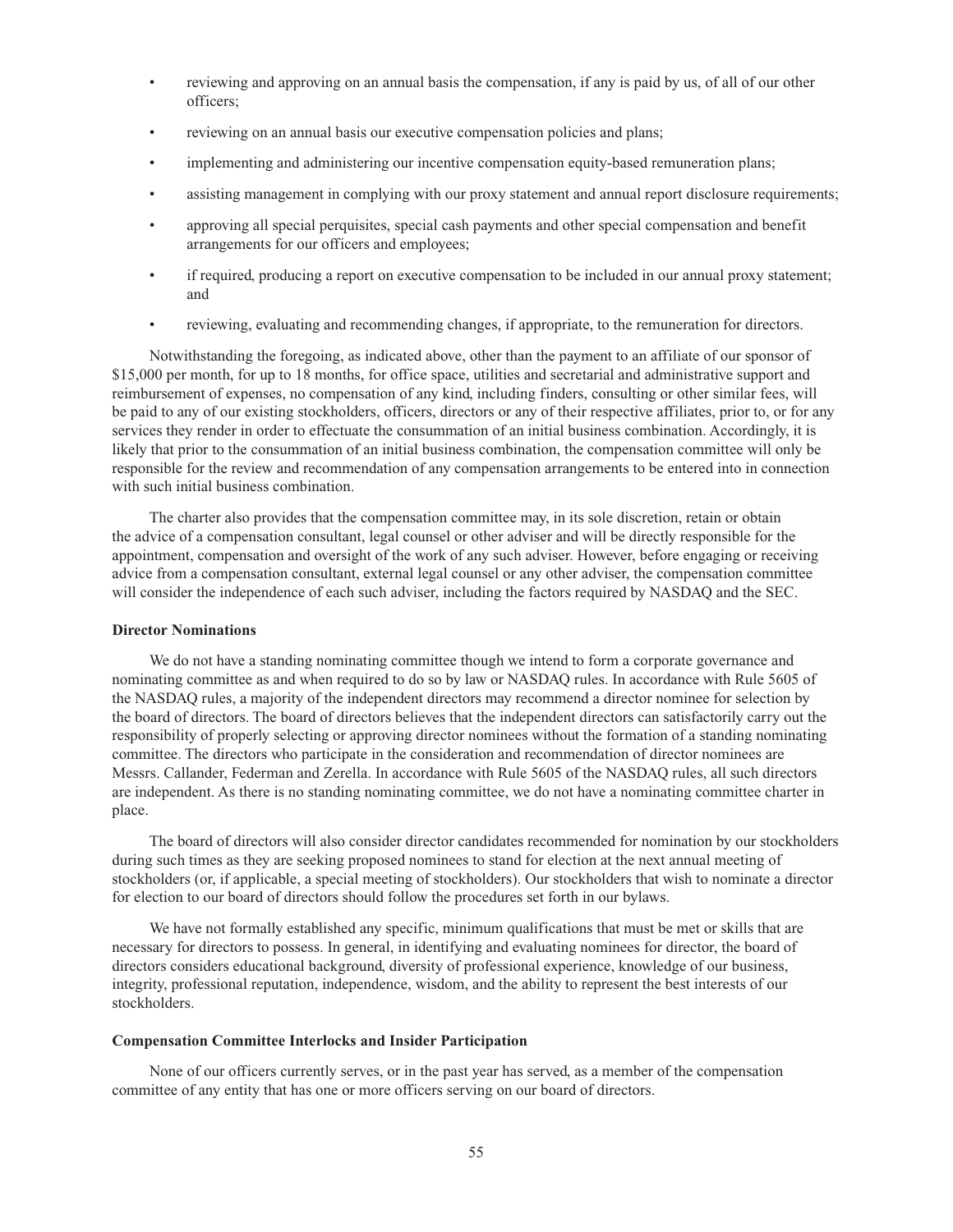- reviewing and approving on an annual basis the compensation, if any is paid by us, of all of our other officers;
- reviewing on an annual basis our executive compensation policies and plans;
- implementing and administering our incentive compensation equity-based remuneration plans;
- assisting management in complying with our proxy statement and annual report disclosure requirements;
- approving all special perquisites, special cash payments and other special compensation and benefit arrangements for our officers and employees;
- if required, producing a report on executive compensation to be included in our annual proxy statement; and
- reviewing, evaluating and recommending changes, if appropriate, to the remuneration for directors.

Notwithstanding the foregoing, as indicated above, other than the payment to an affiliate of our sponsor of $15,000 per month, for up to 18 months, for office space, utilities and secretarial and administrative support and reimbursement of expenses, no compensation of any kind, including finders, consulting or other similar fees, will be paid to any of our existing stockholders, officers, directors or any of their respective affiliates, prior to, or for any services they render in order to effectuate the consummation of an initial business combination. Accordingly, it is likely that prior to the consummation of an initial business combination, the compensation committee will only be responsible for the review and recommendation of any compensation arrangements to be entered into in connection with such initial business combination.

The charter also provides that the compensation committee may, in its sole discretion, retain or obtain the advice of a compensation consultant, legal counsel or other adviser and will be directly responsible for the appointment, compensation and oversight of the work of any such adviser. However, before engaging or receiving advice from a compensation consultant, external legal counsel or any other adviser, the compensation committee will consider the independence of each such adviser, including the factors required by NASDAQ and the SEC.

**Director Nominations**

We do not have a standing nominating committee though we intend to form a corporate governance and nominating committee as and when required to do so by law or NASDAQ rules. In accordance with Rule 5605 of the NASDAQ rules, a majority of the independent directors may recommend a director nominee for selection by the board of directors. The board of directors believes that the independent directors can satisfactorily carry out the responsibility of properly selecting or approving director nominees without the formation of a standing nominating committee. The directors who participate in the consideration and recommendation of director nominees are Messrs. Callander, Federman and Zerella. In accordance with Rule 5605 of the NASDAQ rules, all such directors are independent. As there is no standing nominating committee, we do not have a nominating committee charter in place.

The board of directors will also consider director candidates recommended for nomination by our stockholders during such times as they are seeking proposed nominees to stand for election at the next annual meeting of stockholders (or, if applicable, a special meeting of stockholders). Our stockholders that wish to nominate a director for election to our board of directors should follow the procedures set forth in our bylaws.

We have not formally established any specific, minimum qualifications that must be met or skills that are necessary for directors to possess. In general, in identifying and evaluating nominees for director, the board of directors considers educational background, diversity of professional experience, knowledge of our business, integrity, professional reputation, independence, wisdom, and the ability to represent the best interests of our stockholders.

**Compensation Committee Interlocks and Insider Participation**

None of our officers currently serves, or in the past year has served, as a member of the compensation committee of any entity that has one or more officers serving on our board of directors.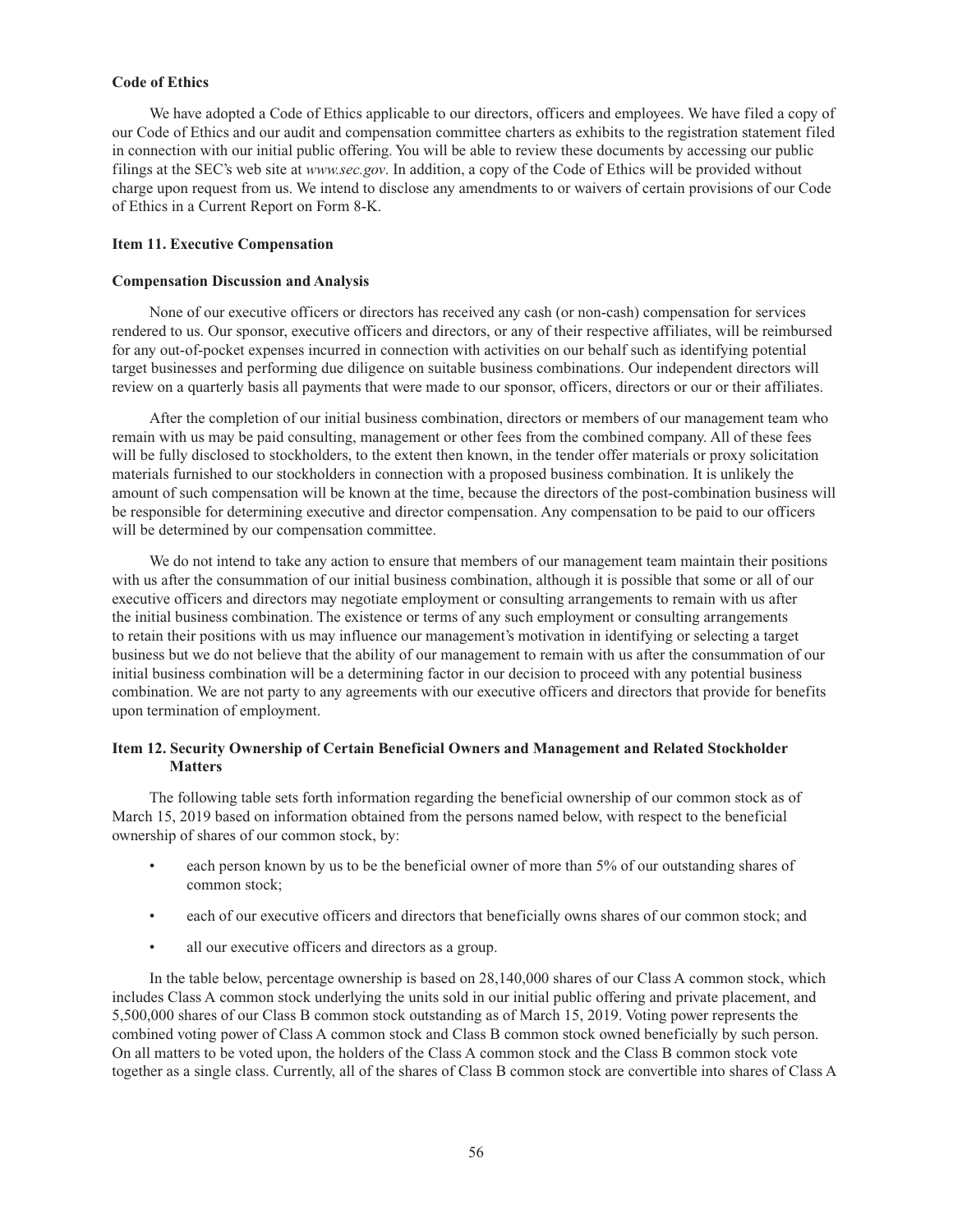**Code of Ethics**

We have adopted a Code of Ethics applicable to our directors, officers and employees. We have filed a copy of our Code of Ethics and our audit and compensation committee charters as exhibits to the registration statement filed in connection with our initial public offering. You will be able to review these documents by accessing our public filings at the SEC's web site at *www.sec.gov*. In addition, a copy of the Code of Ethics will be provided without charge upon request from us. We intend to disclose any amendments to or waivers of certain provisions of our Code of Ethics in a Current Report on Form 8-K.

**Item 11. Executive Compensation**

**Compensation Discussion and Analysis**

None of our executive officers or directors has received any cash (or non-cash) compensation for services rendered to us. Our sponsor, executive officers and directors, or any of their respective affiliates, will be reimbursed for any out-of-pocket expenses incurred in connection with activities on our behalf such as identifying potential target businesses and performing due diligence on suitable business combinations. Our independent directors will review on a quarterly basis all payments that were made to our sponsor, officers, directors or our or their affiliates.

After the completion of our initial business combination, directors or members of our management team who remain with us may be paid consulting, management or other fees from the combined company. All of these fees will be fully disclosed to stockholders, to the extent then known, in the tender offer materials or proxy solicitation materials furnished to our stockholders in connection with a proposed business combination. It is unlikely the amount of such compensation will be known at the time, because the directors of the post-combination business will be responsible for determining executive and director compensation. Any compensation to be paid to our officers will be determined by our compensation committee.

We do not intend to take any action to ensure that members of our management team maintain their positions with us after the consummation of our initial business combination, although it is possible that some or all of our executive officers and directors may negotiate employment or consulting arrangements to remain with us after the initial business combination. The existence or terms of any such employment or consulting arrangements to retain their positions with us may influence our management's motivation in identifying or selecting a target business but we do not believe that the ability of our management to remain with us after the consummation of our initial business combination will be a determining factor in our decision to proceed with any potential business combination. We are not party to any agreements with our executive officers and directors that provide for benefits upon termination of employment.

**Item 12. Security Ownership of Certain Beneficial Owners and Management and Related Stockholder Matters**

The following table sets forth information regarding the beneficial ownership of our common stock as of March 15, 2019 based on information obtained from the persons named below, with respect to the beneficial ownership of shares of our common stock, by:

- each person known by us to be the beneficial owner of more than 5% of our outstanding shares of common stock;
- each of our executive officers and directors that beneficially owns shares of our common stock; and
- all our executive officers and directors as a group.

In the table below, percentage ownership is based on 28,140,000 shares of our Class A common stock, which includes Class A common stock underlying the units sold in our initial public offering and private placement, and 5,500,000 shares of our Class B common stock outstanding as of March 15, 2019. Voting power represents the combined voting power of Class A common stock and Class B common stock owned beneficially by such person. On all matters to be voted upon, the holders of the Class A common stock and the Class B common stock vote together as a single class. Currently, all of the shares of Class B common stock are convertible into shares of Class A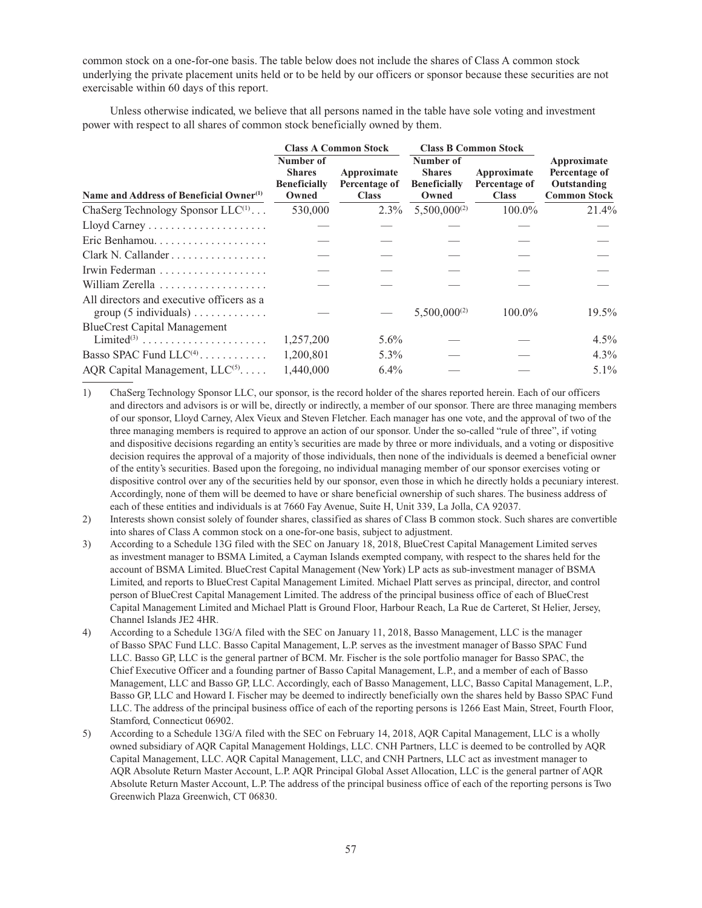common stock on a one-for-one basis. The table below does not include the shares of Class A common stock underlying the private placement units held or to be held by our officers or sponsor because these securities are not exercisable within 60 days of this report.

Unless otherwise indicated, we believe that all persons named in the table have sole voting and investment power with respect to all shares of common stock beneficially owned by them.

| | Class A Common Stock | | Class B Common Stock | | |
|---|---|---|---|---|---|
| Name and Address of Beneficial Owner[(1)] | Number of Shares Beneficially Owned | Approximate Percentage of Class | Number of Shares Beneficially Owned | Approximate Percentage of Class | Approximate Percentage of Outstanding Common Stock |
| ChaSerg Technology Sponsor LLC[(1)] | 530,000 | 2.3% | 5,500,000[(2)] | 100.0% | 21.4% |
| Lloyd Carney | — | — | — | — | — |
| Eric Benhamou | — | — | — | — | — |
| Clark N. Callander | — | — | — | — | — |
| Irwin Federman | — | — | — | — | — |
| William Zerella | — | — | — | — | — |
| All directors and executive officers as a group (5 individuals) | — | — | 5,500,000[(2)] | 100.0% | 19.5% |
| BlueCrest Capital Management Limited[(3)] | 1,257,200 | 5.6% | — | — | 4.5% |
| Basso SPAC Fund LLC[(4)] | 1,200,801 | 5.3% | — | — | 4.3% |
| AQR Capital Management, LLC[(5)] | 1,440,000 | 6.4% | — | — | 5.1% |

1) ChaSerg Technology Sponsor LLC, our sponsor, is the record holder of the shares reported herein. Each of our officers and directors and advisors is or will be, directly or indirectly, a member of our sponsor. There are three managing members of our sponsor, Lloyd Carney, Alex Vieux and Steven Fletcher. Each manager has one vote, and the approval of two of the three managing members is required to approve an action of our sponsor. Under the so-called "rule of three", if voting and dispositive decisions regarding an entity's securities are made by three or more individuals, and a voting or dispositive decision requires the approval of a majority of those individuals, then none of the individuals is deemed a beneficial owner of the entity's securities. Based upon the foregoing, no individual managing member of our sponsor exercises voting or dispositive control over any of the securities held by our sponsor, even those in which he directly holds a pecuniary interest. Accordingly, none of them will be deemed to have or share beneficial ownership of such shares. The business address of each of these entities and individuals is at 7660 Fay Avenue, Suite H, Unit 339, La Jolla, CA 92037.

2) Interests shown consist solely of founder shares, classified as shares of Class B common stock. Such shares are convertible into shares of Class A common stock on a one-for-one basis, subject to adjustment.

3) According to a Schedule 13G filed with the SEC on January 18, 2018, BlueCrest Capital Management Limited serves as investment manager to BSMA Limited, a Cayman Islands exempted company, with respect to the shares held for the account of BSMA Limited. BlueCrest Capital Management (New York) LP acts as sub-investment manager of BSMA Limited, and reports to BlueCrest Capital Management Limited. Michael Platt serves as principal, director, and control person of BlueCrest Capital Management Limited. The address of the principal business office of each of BlueCrest Capital Management Limited and Michael Platt is Ground Floor, Harbour Reach, La Rue de Carteret, St Helier, Jersey, Channel Islands JE2 4HR.

4) According to a Schedule 13G/A filed with the SEC on January 11, 2018, Basso Management, LLC is the manager of Basso SPAC Fund LLC. Basso Capital Management, L.P. serves as the investment manager of Basso SPAC Fund LLC. Basso GP, LLC is the general partner of BCM. Mr. Fischer is the sole portfolio manager for Basso SPAC, the Chief Executive Officer and a founding partner of Basso Capital Management, L.P., and a member of each of Basso Management, LLC and Basso GP, LLC. Accordingly, each of Basso Management, LLC, Basso Capital Management, L.P., Basso GP, LLC and Howard I. Fischer may be deemed to indirectly beneficially own the shares held by Basso SPAC Fund LLC. The address of the principal business office of each of the reporting persons is 1266 East Main, Street, Fourth Floor, Stamford, Connecticut 06902.

5) According to a Schedule 13G/A filed with the SEC on February 14, 2018, AQR Capital Management, LLC is a wholly owned subsidiary of AQR Capital Management Holdings, LLC. CNH Partners, LLC is deemed to be controlled by AQR Capital Management, LLC. AQR Capital Management, LLC, and CNH Partners, LLC act as investment manager to AQR Absolute Return Master Account, L.P. AQR Principal Global Asset Allocation, LLC is the general partner of AQR Absolute Return Master Account, L.P. The address of the principal business office of each of the reporting persons is Two Greenwich Plaza Greenwich, CT 06830.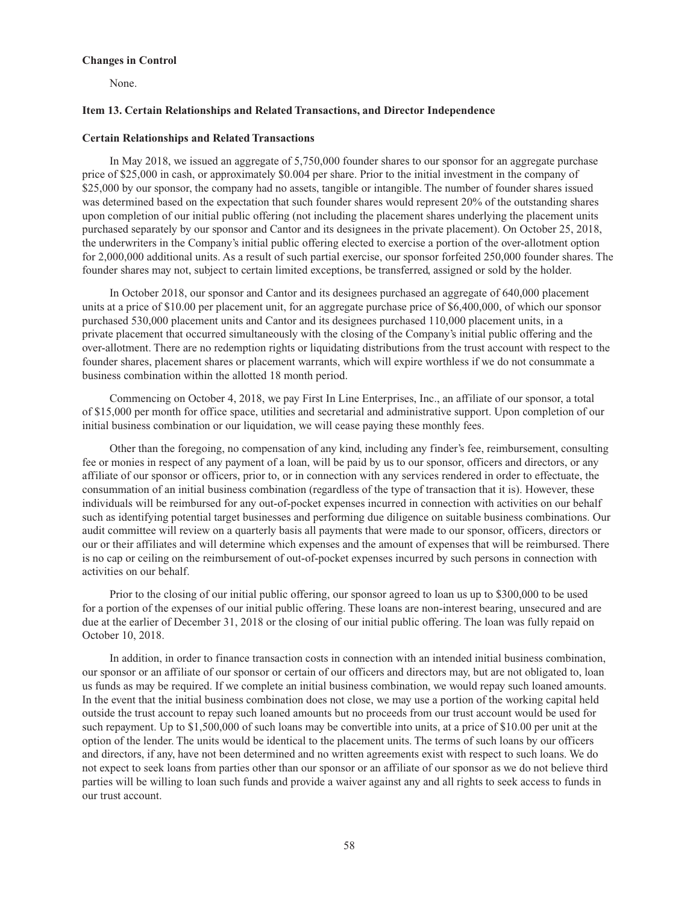**Changes in Control**

None.

**Item 13. Certain Relationships and Related Transactions, and Director Independence**

**Certain Relationships and Related Transactions**

In May 2018, we issued an aggregate of 5,750,000 founder shares to our sponsor for an aggregate purchase price of $25,000 in cash, or approximately $0.004 per share. Prior to the initial investment in the company of $25,000 by our sponsor, the company had no assets, tangible or intangible. The number of founder shares issued was determined based on the expectation that such founder shares would represent 20% of the outstanding shares upon completion of our initial public offering (not including the placement shares underlying the placement units purchased separately by our sponsor and Cantor and its designees in the private placement). On October 25, 2018, the underwriters in the Company's initial public offering elected to exercise a portion of the over-allotment option for 2,000,000 additional units. As a result of such partial exercise, our sponsor forfeited 250,000 founder shares. The founder shares may not, subject to certain limited exceptions, be transferred, assigned or sold by the holder.

In October 2018, our sponsor and Cantor and its designees purchased an aggregate of 640,000 placement units at a price of $10.00 per placement unit, for an aggregate purchase price of $6,400,000, of which our sponsor purchased 530,000 placement units and Cantor and its designees purchased 110,000 placement units, in a private placement that occurred simultaneously with the closing of the Company's initial public offering and the over-allotment. There are no redemption rights or liquidating distributions from the trust account with respect to the founder shares, placement shares or placement warrants, which will expire worthless if we do not consummate a business combination within the allotted 18 month period.

Commencing on October 4, 2018, we pay First In Line Enterprises, Inc., an affiliate of our sponsor, a total of $15,000 per month for office space, utilities and secretarial and administrative support. Upon completion of our initial business combination or our liquidation, we will cease paying these monthly fees.

Other than the foregoing, no compensation of any kind, including any finder's fee, reimbursement, consulting fee or monies in respect of any payment of a loan, will be paid by us to our sponsor, officers and directors, or any affiliate of our sponsor or officers, prior to, or in connection with any services rendered in order to effectuate, the consummation of an initial business combination (regardless of the type of transaction that it is). However, these individuals will be reimbursed for any out-of-pocket expenses incurred in connection with activities on our behalf such as identifying potential target businesses and performing due diligence on suitable business combinations. Our audit committee will review on a quarterly basis all payments that were made to our sponsor, officers, directors or our or their affiliates and will determine which expenses and the amount of expenses that will be reimbursed. There is no cap or ceiling on the reimbursement of out-of-pocket expenses incurred by such persons in connection with activities on our behalf.

Prior to the closing of our initial public offering, our sponsor agreed to loan us up to $300,000 to be used for a portion of the expenses of our initial public offering. These loans are non-interest bearing, unsecured and are due at the earlier of December 31, 2018 or the closing of our initial public offering. The loan was fully repaid on October 10, 2018.

In addition, in order to finance transaction costs in connection with an intended initial business combination, our sponsor or an affiliate of our sponsor or certain of our officers and directors may, but are not obligated to, loan us funds as may be required. If we complete an initial business combination, we would repay such loaned amounts. In the event that the initial business combination does not close, we may use a portion of the working capital held outside the trust account to repay such loaned amounts but no proceeds from our trust account would be used for such repayment. Up to $1,500,000 of such loans may be convertible into units, at a price of $10.00 per unit at the option of the lender. The units would be identical to the placement units. The terms of such loans by our officers and directors, if any, have not been determined and no written agreements exist with respect to such loans. We do not expect to seek loans from parties other than our sponsor or an affiliate of our sponsor as we do not believe third parties will be willing to loan such funds and provide a waiver against any and all rights to seek access to funds in our trust account.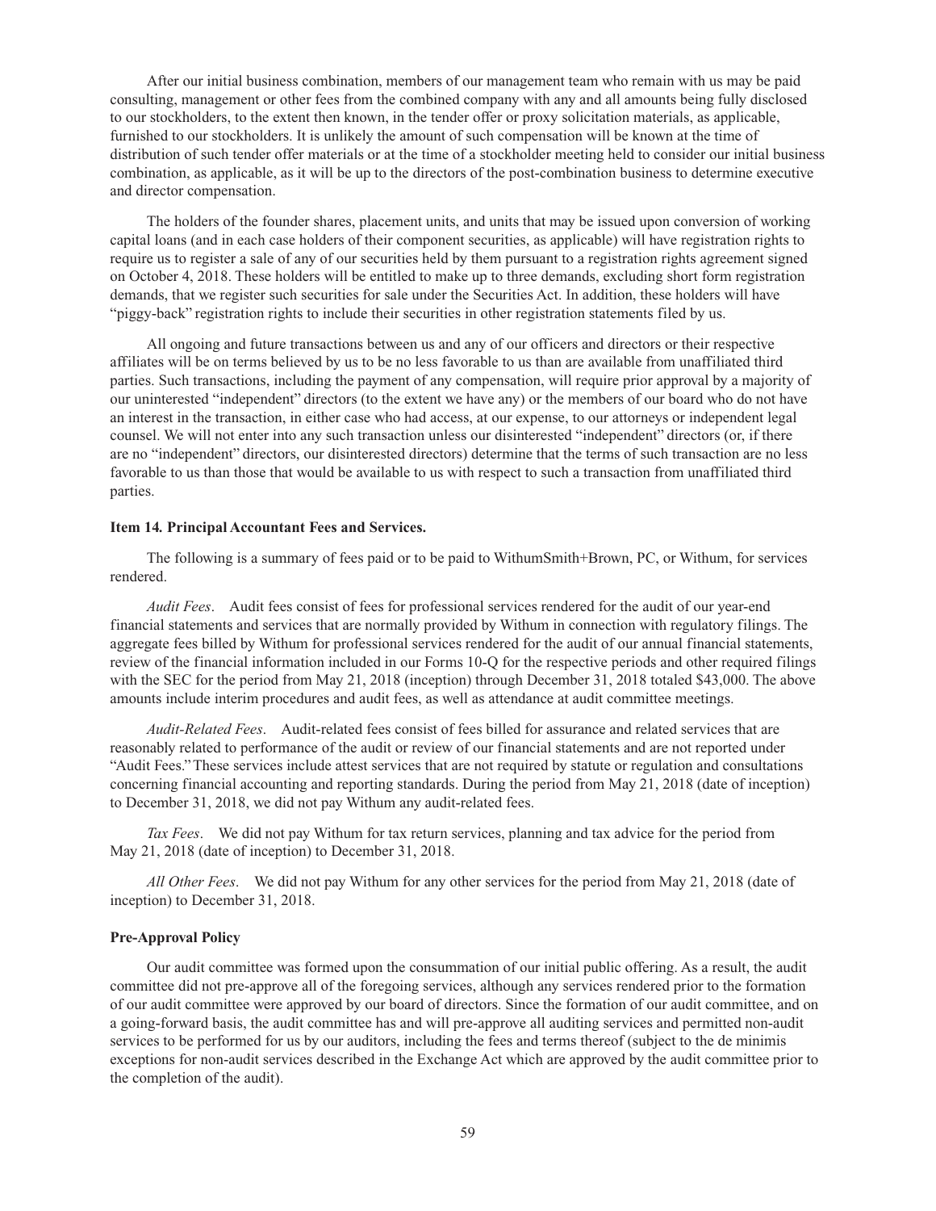After our initial business combination, members of our management team who remain with us may be paid consulting, management or other fees from the combined company with any and all amounts being fully disclosed to our stockholders, to the extent then known, in the tender offer or proxy solicitation materials, as applicable, furnished to our stockholders. It is unlikely the amount of such compensation will be known at the time of distribution of such tender offer materials or at the time of a stockholder meeting held to consider our initial business combination, as applicable, as it will be up to the directors of the post-combination business to determine executive and director compensation.

The holders of the founder shares, placement units, and units that may be issued upon conversion of working capital loans (and in each case holders of their component securities, as applicable) will have registration rights to require us to register a sale of any of our securities held by them pursuant to a registration rights agreement signed on October 4, 2018. These holders will be entitled to make up to three demands, excluding short form registration demands, that we register such securities for sale under the Securities Act. In addition, these holders will have "piggy-back" registration rights to include their securities in other registration statements filed by us.

All ongoing and future transactions between us and any of our officers and directors or their respective affiliates will be on terms believed by us to be no less favorable to us than are available from unaffiliated third parties. Such transactions, including the payment of any compensation, will require prior approval by a majority of our uninterested "independent" directors (to the extent we have any) or the members of our board who do not have an interest in the transaction, in either case who had access, at our expense, to our attorneys or independent legal counsel. We will not enter into any such transaction unless our disinterested "independent" directors (or, if there are no "independent" directors, our disinterested directors) determine that the terms of such transaction are no less favorable to us than those that would be available to us with respect to such a transaction from unaffiliated third parties.

#### Item 14. Principal Accountant Fees and Services.

The following is a summary of fees paid or to be paid to WithumSmith+Brown, PC, or Withum, for services rendered.

*Audit Fees*. Audit fees consist of fees for professional services rendered for the audit of our year-end financial statements and services that are normally provided by Withum in connection with regulatory filings. The aggregate fees billed by Withum for professional services rendered for the audit of our annual financial statements, review of the financial information included in our Forms 10-Q for the respective periods and other required filings with the SEC for the period from May 21, 2018 (inception) through December 31, 2018 totaled $43,000. The above amounts include interim procedures and audit fees, as well as attendance at audit committee meetings.

*Audit-Related Fees*. Audit-related fees consist of fees billed for assurance and related services that are reasonably related to performance of the audit or review of our financial statements and are not reported under "Audit Fees." These services include attest services that are not required by statute or regulation and consultations concerning financial accounting and reporting standards. During the period from May 21, 2018 (date of inception) to December 31, 2018, we did not pay Withum any audit-related fees.

*Tax Fees*. We did not pay Withum for tax return services, planning and tax advice for the period from May 21, 2018 (date of inception) to December 31, 2018.

*All Other Fees*. We did not pay Withum for any other services for the period from May 21, 2018 (date of inception) to December 31, 2018.

#### Pre-Approval Policy

Our audit committee was formed upon the consummation of our initial public offering. As a result, the audit committee did not pre-approve all of the foregoing services, although any services rendered prior to the formation of our audit committee were approved by our board of directors. Since the formation of our audit committee, and on a going-forward basis, the audit committee has and will pre-approve all auditing services and permitted non-audit services to be performed for us by our auditors, including the fees and terms thereof (subject to the de minimis exceptions for non-audit services described in the Exchange Act which are approved by the audit committee prior to the completion of the audit).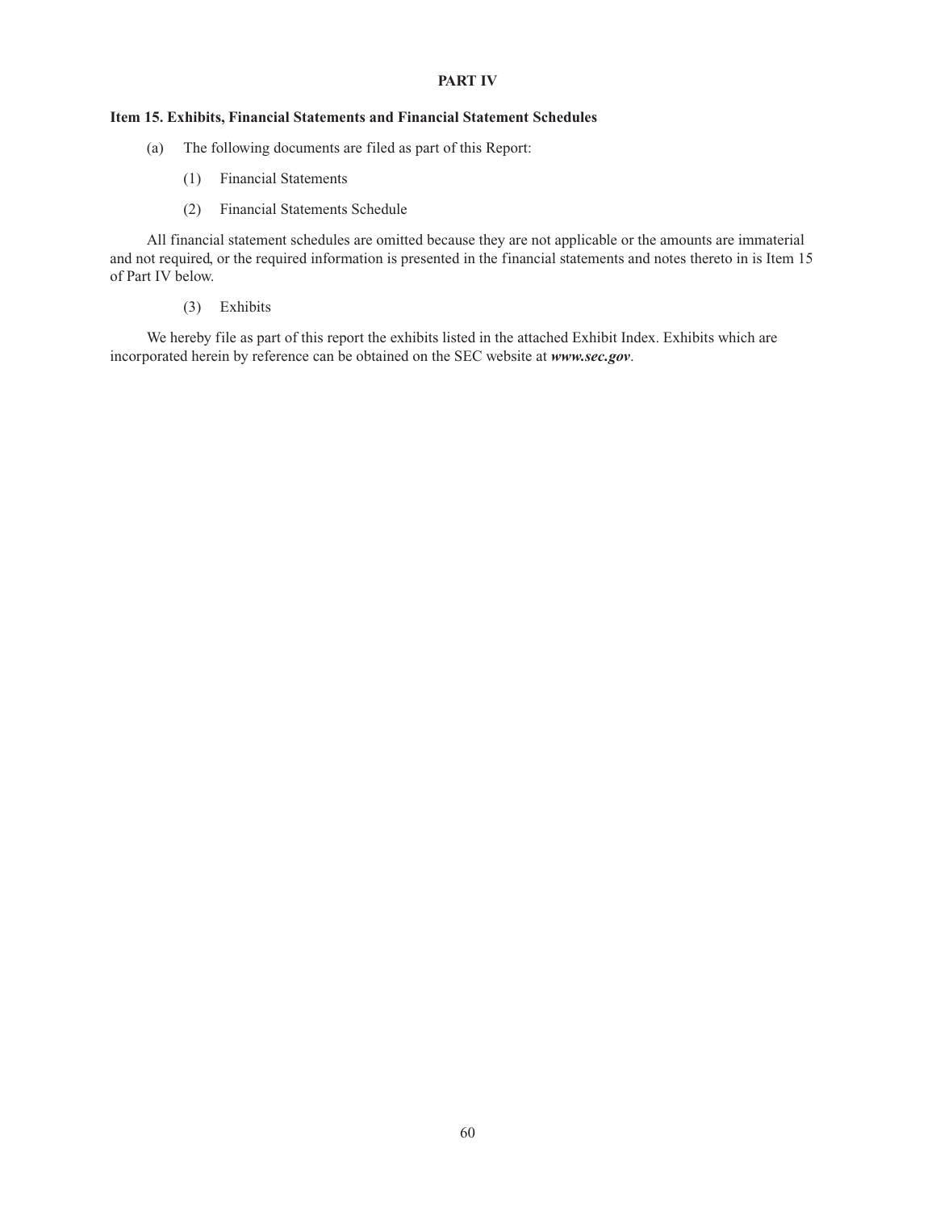# PART IV

## Item 15. Exhibits, Financial Statements and Financial Statement Schedules

(a) The following documents are filed as part of this Report:

(1) Financial Statements

(2) Financial Statements Schedule

All financial statement schedules are omitted because they are not applicable or the amounts are immaterial and not required, or the required information is presented in the financial statements and notes thereto in is Item 15 of Part IV below.

(3) Exhibits

We hereby file as part of this report the exhibits listed in the attached Exhibit Index. Exhibits which are incorporated herein by reference can be obtained on the SEC website at ***www.sec.gov***.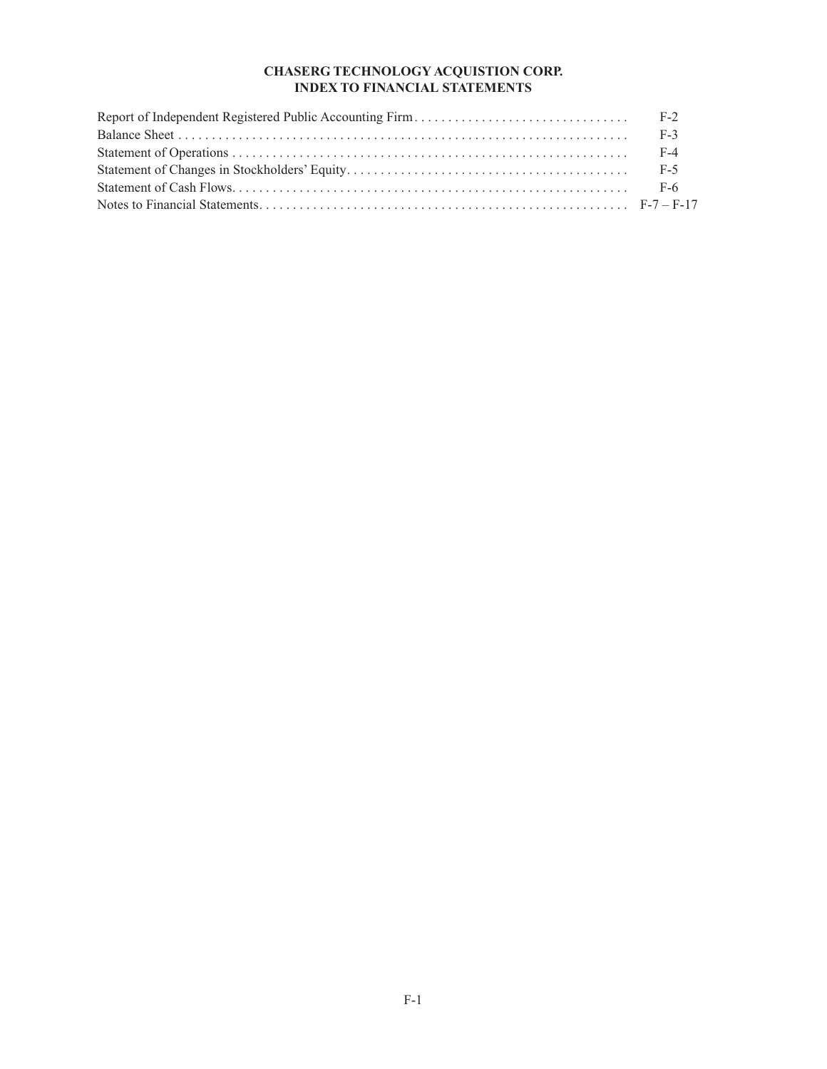# CHASERG TECHNOLOGY ACQUISTION CORP.
## INDEX TO FINANCIAL STATEMENTS

| | |
|---|---|
| Report of Independent Registered Public Accounting Firm | F-2 |
| Balance Sheet | F-3 |
| Statement of Operations | F-4 |
| Statement of Changes in Stockholders' Equity | F-5 |
| Statement of Cash Flows | F-6 |
| Notes to Financial Statements | F-7 – F-17 |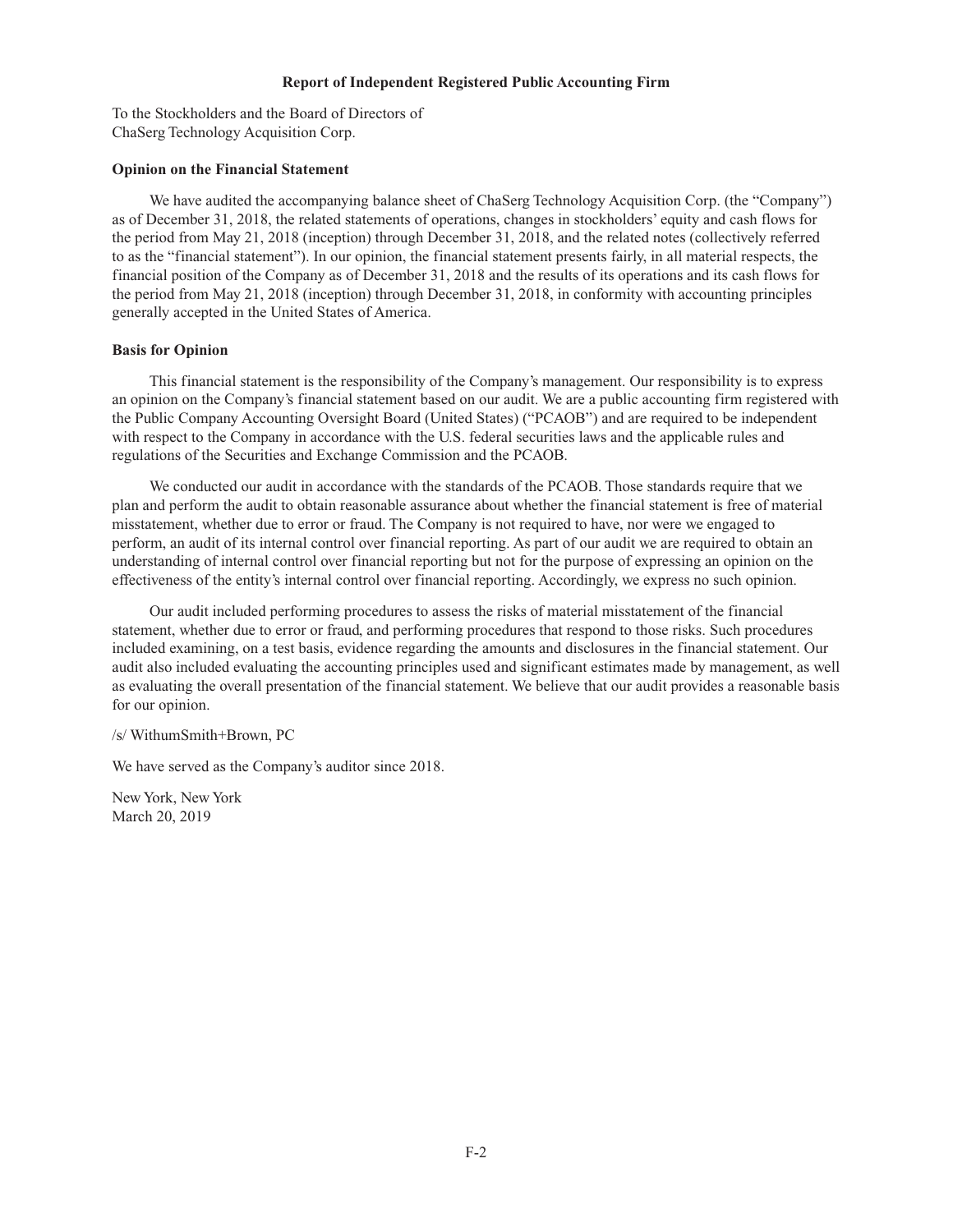## Report of Independent Registered Public Accounting Firm

To the Stockholders and the Board of Directors of
ChaSerg Technology Acquisition Corp.

**Opinion on the Financial Statement**

We have audited the accompanying balance sheet of ChaSerg Technology Acquisition Corp. (the "Company") as of December 31, 2018, the related statements of operations, changes in stockholders' equity and cash flows for the period from May 21, 2018 (inception) through December 31, 2018, and the related notes (collectively referred to as the "financial statement"). In our opinion, the financial statement presents fairly, in all material respects, the financial position of the Company as of December 31, 2018 and the results of its operations and its cash flows for the period from May 21, 2018 (inception) through December 31, 2018, in conformity with accounting principles generally accepted in the United States of America.

**Basis for Opinion**

This financial statement is the responsibility of the Company's management. Our responsibility is to express an opinion on the Company's financial statement based on our audit. We are a public accounting firm registered with the Public Company Accounting Oversight Board (United States) ("PCAOB") and are required to be independent with respect to the Company in accordance with the U.S. federal securities laws and the applicable rules and regulations of the Securities and Exchange Commission and the PCAOB.

We conducted our audit in accordance with the standards of the PCAOB. Those standards require that we plan and perform the audit to obtain reasonable assurance about whether the financial statement is free of material misstatement, whether due to error or fraud. The Company is not required to have, nor were we engaged to perform, an audit of its internal control over financial reporting. As part of our audit we are required to obtain an understanding of internal control over financial reporting but not for the purpose of expressing an opinion on the effectiveness of the entity's internal control over financial reporting. Accordingly, we express no such opinion.

Our audit included performing procedures to assess the risks of material misstatement of the financial statement, whether due to error or fraud, and performing procedures that respond to those risks. Such procedures included examining, on a test basis, evidence regarding the amounts and disclosures in the financial statement. Our audit also included evaluating the accounting principles used and significant estimates made by management, as well as evaluating the overall presentation of the financial statement. We believe that our audit provides a reasonable basis for our opinion.

/s/ WithumSmith+Brown, PC

We have served as the Company's auditor since 2018.

New York, New York
March 20, 2019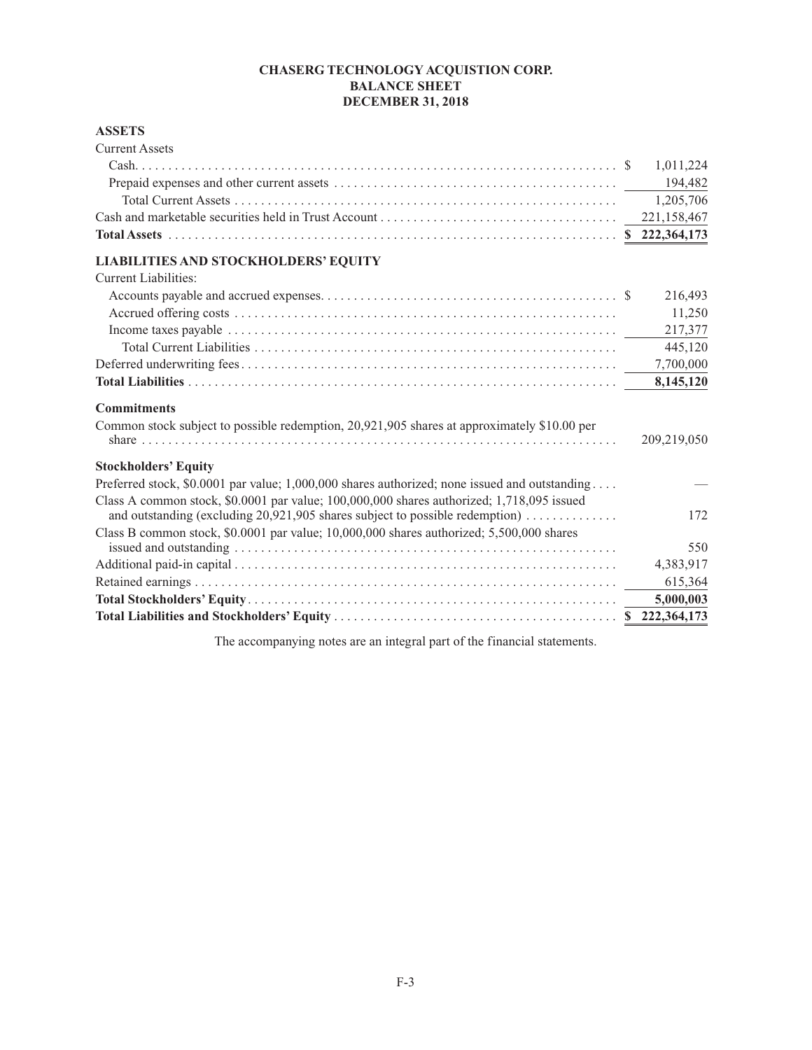# CHASERG TECHNOLOGY ACQUISTION CORP.
## BALANCE SHEET
## DECEMBER 31, 2018

| | |
|---|---|
| **ASSETS** | |
| Current Assets | |
| Cash | $ 1,011,224 |
| Prepaid expenses and other current assets | 194,482 |
| Total Current Assets | 1,205,706 |
| Cash and marketable securities held in Trust Account | 221,158,467 |
| **Total Assets** | **$ 222,364,173** |
| **LIABILITIES AND STOCKHOLDERS' EQUITY** | |
| Current Liabilities: | |
| Accounts payable and accrued expenses | $ 216,493 |
| Accrued offering costs | 11,250 |
| Income taxes payable | 217,377 |
| Total Current Liabilities | 445,120 |
| Deferred underwriting fees | 7,700,000 |
| **Total Liabilities** | **8,145,120** |
| **Commitments** | |
| Common stock subject to possible redemption, 20,921,905 shares at approximately $10.00 per share | 209,219,050 |
| **Stockholders' Equity** | |
| Preferred stock, $0.0001 par value; 1,000,000 shares authorized; none issued and outstanding | — |
| Class A common stock, $0.0001 par value; 100,000,000 shares authorized; 1,718,095 issued and outstanding (excluding 20,921,905 shares subject to possible redemption) | 172 |
| Class B common stock, $0.0001 par value; 10,000,000 shares authorized; 5,500,000 shares issued and outstanding | 550 |
| Additional paid-in capital | 4,383,917 |
| Retained earnings | 615,364 |
| **Total Stockholders' Equity** | **5,000,003** |
| **Total Liabilities and Stockholders' Equity** | **$ 222,364,173** |

The accompanying notes are an integral part of the financial statements.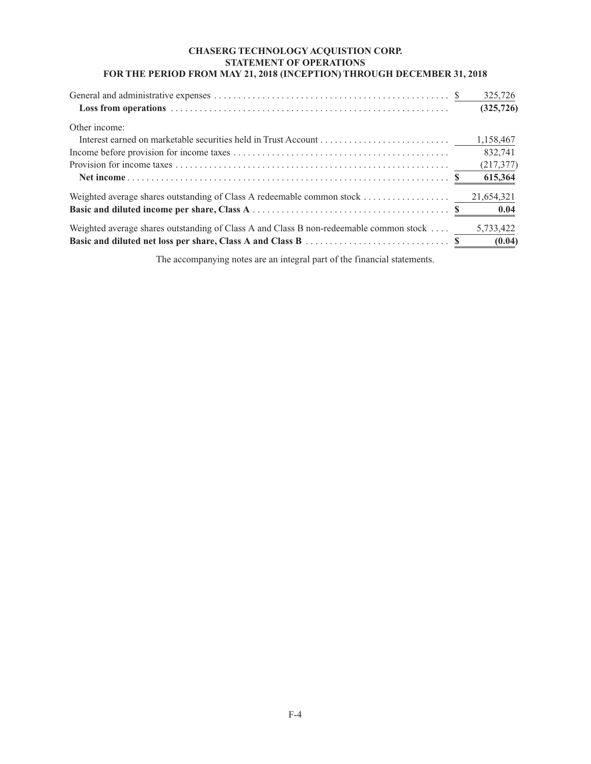**CHASERG TECHNOLOGY ACQUISTION CORP.**
**STATEMENT OF OPERATIONS**
**FOR THE PERIOD FROM MAY 21, 2018 (INCEPTION) THROUGH DECEMBER 31, 2018**

| | |
|---|---|
| General and administrative expenses | $ 325,726 |
| **Loss from operations** | **(325,726)** |
| Other income: | |
| Interest earned on marketable securities held in Trust Account | 1,158,467 |
| Income before provision for income taxes | 832,741 |
| Provision for income taxes | (217,377) |
| **Net income** | **$ 615,364** |
| Weighted average shares outstanding of Class A redeemable common stock | 21,654,321 |
| **Basic and diluted income per share, Class A** | **$ 0.04** |
| Weighted average shares outstanding of Class A and Class B non-redeemable common stock | 5,733,422 |
| **Basic and diluted net loss per share, Class A and Class B** | **$ (0.04)** |

The accompanying notes are an integral part of the financial statements.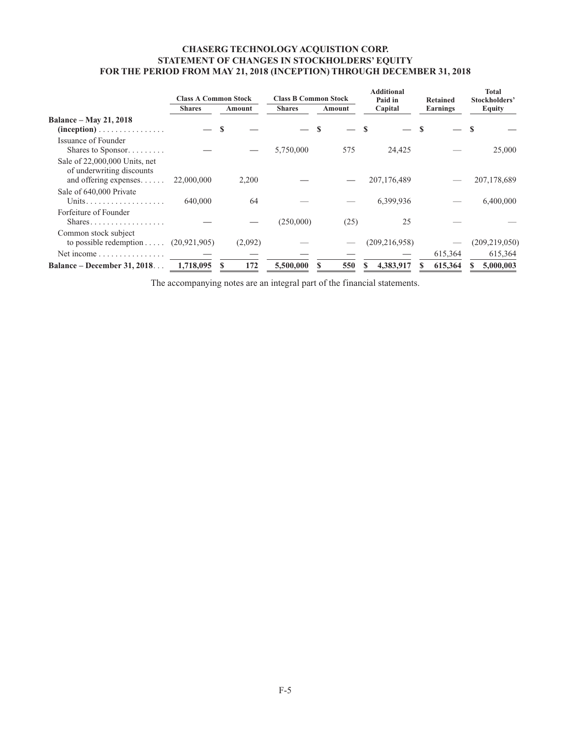# CHASERG TECHNOLOGY ACQUISTION CORP.
## STATEMENT OF CHANGES IN STOCKHOLDERS' EQUITY
## FOR THE PERIOD FROM MAY 21, 2018 (INCEPTION) THROUGH DECEMBER 31, 2018

| | Class A Common Stock | | Class B Common Stock | | Additional Paid in Capital | Retained Earnings | Total Stockholders' Equity |
|---|---|---|---|---|---|---|---|
| | Shares | Amount | Shares | Amount | | | |
| **Balance – May 21, 2018 (inception)** | — | $ — | — | $ — | $ — | $ — | $ — |
| Issuance of Founder Shares to Sponsor | — | — | 5,750,000 | 575 | 24,425 | — | 25,000 |
| Sale of 22,000,000 Units, net of underwriting discounts and offering expenses | 22,000,000 | 2,200 | — | — | 207,176,489 | — | 207,178,689 |
| Sale of 640,000 Private Units | 640,000 | 64 | — | — | 6,399,936 | — | 6,400,000 |
| Forfeiture of Founder Shares | — | — | (250,000) | (25) | 25 | — | — |
| Common stock subject to possible redemption | (20,921,905) | (2,092) | — | — | (209,216,958) | — | (209,219,050) |
| Net income | — | — | — | — | — | 615,364 | 615,364 |
| **Balance – December 31, 2018** | **1,718,095** | **$ 172** | **5,500,000** | **$ 550** | **$ 4,383,917** | **$ 615,364** | **$ 5,000,003** |

The accompanying notes are an integral part of the financial statements.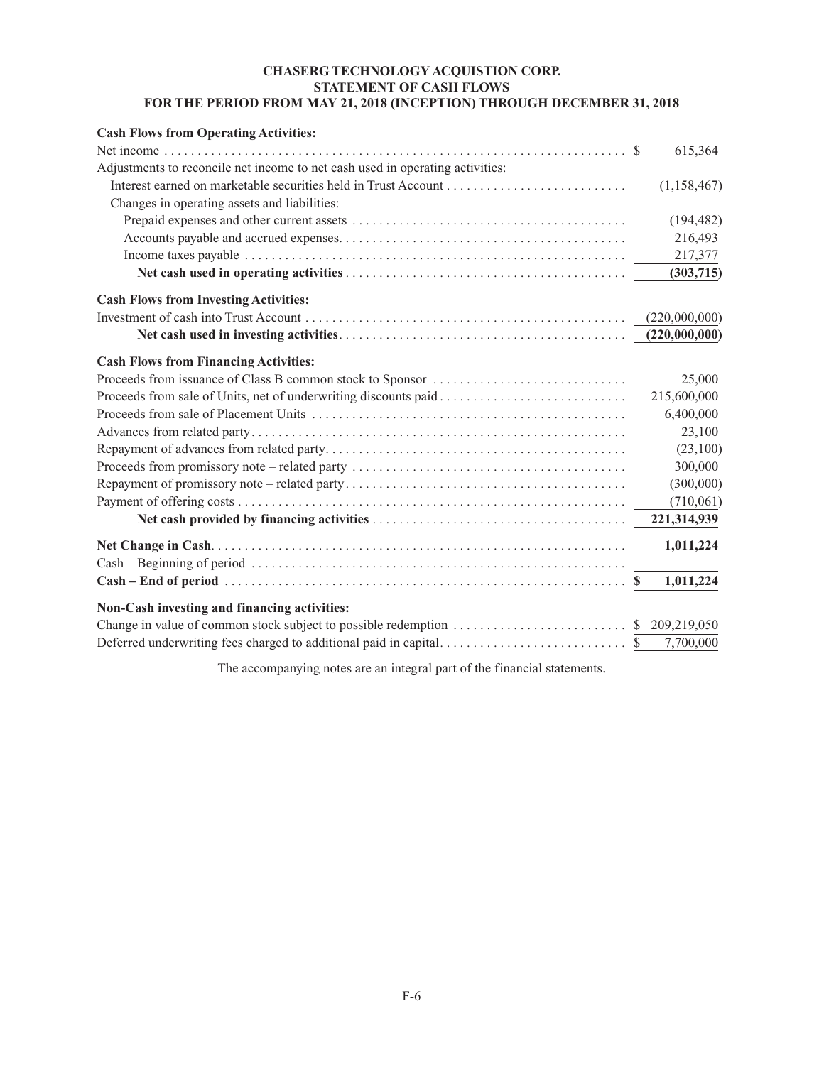# CHASERG TECHNOLOGY ACQUISTION CORP.
## STATEMENT OF CASH FLOWS
## FOR THE PERIOD FROM MAY 21, 2018 (INCEPTION) THROUGH DECEMBER 31, 2018

| | |
|---|---|
| **Cash Flows from Operating Activities:** | |
| Net income | $ 615,364 |
| Adjustments to reconcile net income to net cash used in operating activities: | |
| Interest earned on marketable securities held in Trust Account | (1,158,467) |
| Changes in operating assets and liabilities: | |
| Prepaid expenses and other current assets | (194,482) |
| Accounts payable and accrued expenses | 216,493 |
| Income taxes payable | 217,377 |
| **Net cash used in operating activities** | **(303,715)** |
| **Cash Flows from Investing Activities:** | |
| Investment of cash into Trust Account | (220,000,000) |
| **Net cash used in investing activities** | **(220,000,000)** |
| **Cash Flows from Financing Activities:** | |
| Proceeds from issuance of Class B common stock to Sponsor | 25,000 |
| Proceeds from sale of Units, net of underwriting discounts paid | 215,600,000 |
| Proceeds from sale of Placement Units | 6,400,000 |
| Advances from related party | 23,100 |
| Repayment of advances from related party | (23,100) |
| Proceeds from promissory note – related party | 300,000 |
| Repayment of promissory note – related party | (300,000) |
| Payment of offering costs | (710,061) |
| **Net cash provided by financing activities** | **221,314,939** |
| **Net Change in Cash** | **1,011,224** |
| Cash – Beginning of period | — |
| **Cash – End of period** | **$ 1,011,224** |
| **Non-Cash investing and financing activities:** | |
| Change in value of common stock subject to possible redemption | $ 209,219,050 |
| Deferred underwriting fees charged to additional paid in capital | $ 7,700,000 |

The accompanying notes are an integral part of the financial statements.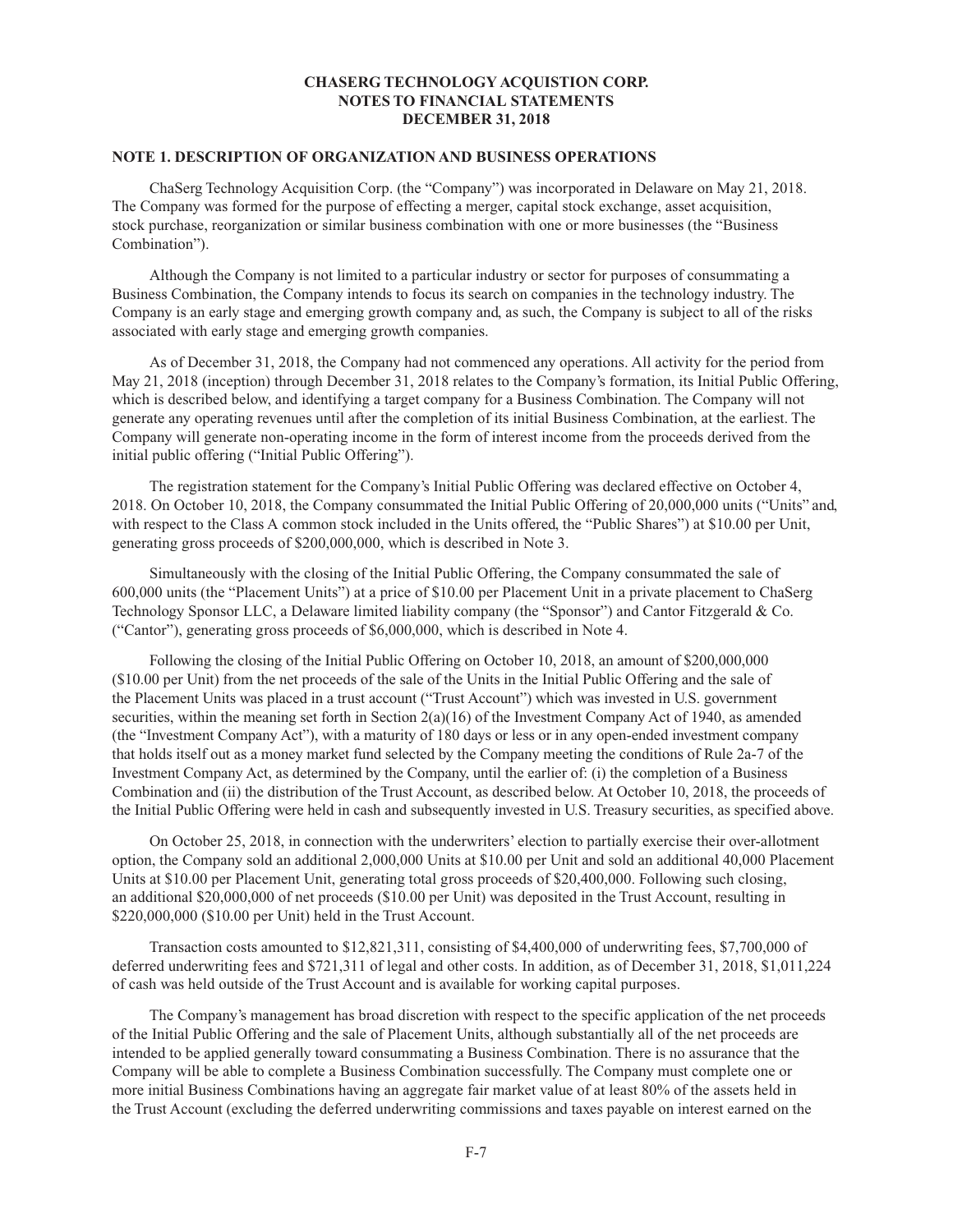# CHASERG TECHNOLOGY ACQUISTION CORP.
## NOTES TO FINANCIAL STATEMENTS
## DECEMBER 31, 2018

### NOTE 1. DESCRIPTION OF ORGANIZATION AND BUSINESS OPERATIONS

ChaSerg Technology Acquisition Corp. (the "Company") was incorporated in Delaware on May 21, 2018. The Company was formed for the purpose of effecting a merger, capital stock exchange, asset acquisition, stock purchase, reorganization or similar business combination with one or more businesses (the "Business Combination").

Although the Company is not limited to a particular industry or sector for purposes of consummating a Business Combination, the Company intends to focus its search on companies in the technology industry. The Company is an early stage and emerging growth company and, as such, the Company is subject to all of the risks associated with early stage and emerging growth companies.

As of December 31, 2018, the Company had not commenced any operations. All activity for the period from May 21, 2018 (inception) through December 31, 2018 relates to the Company's formation, its Initial Public Offering, which is described below, and identifying a target company for a Business Combination. The Company will not generate any operating revenues until after the completion of its initial Business Combination, at the earliest. The Company will generate non-operating income in the form of interest income from the proceeds derived from the initial public offering ("Initial Public Offering").

The registration statement for the Company's Initial Public Offering was declared effective on October 4, 2018. On October 10, 2018, the Company consummated the Initial Public Offering of 20,000,000 units ("Units" and, with respect to the Class A common stock included in the Units offered, the "Public Shares") at $10.00 per Unit, generating gross proceeds of $200,000,000, which is described in Note 3.

Simultaneously with the closing of the Initial Public Offering, the Company consummated the sale of 600,000 units (the "Placement Units") at a price of $10.00 per Placement Unit in a private placement to ChaSerg Technology Sponsor LLC, a Delaware limited liability company (the "Sponsor") and Cantor Fitzgerald & Co. ("Cantor"), generating gross proceeds of $6,000,000, which is described in Note 4.

Following the closing of the Initial Public Offering on October 10, 2018, an amount of $200,000,000 ($10.00 per Unit) from the net proceeds of the sale of the Units in the Initial Public Offering and the sale of the Placement Units was placed in a trust account ("Trust Account") which was invested in U.S. government securities, within the meaning set forth in Section 2(a)(16) of the Investment Company Act of 1940, as amended (the "Investment Company Act"), with a maturity of 180 days or less or in any open-ended investment company that holds itself out as a money market fund selected by the Company meeting the conditions of Rule 2a-7 of the Investment Company Act, as determined by the Company, until the earlier of: (i) the completion of a Business Combination and (ii) the distribution of the Trust Account, as described below. At October 10, 2018, the proceeds of the Initial Public Offering were held in cash and subsequently invested in U.S. Treasury securities, as specified above.

On October 25, 2018, in connection with the underwriters' election to partially exercise their over-allotment option, the Company sold an additional 2,000,000 Units at $10.00 per Unit and sold an additional 40,000 Placement Units at $10.00 per Placement Unit, generating total gross proceeds of $20,400,000. Following such closing, an additional $20,000,000 of net proceeds ($10.00 per Unit) was deposited in the Trust Account, resulting in $220,000,000 ($10.00 per Unit) held in the Trust Account.

Transaction costs amounted to $12,821,311, consisting of $4,400,000 of underwriting fees, $7,700,000 of deferred underwriting fees and $721,311 of legal and other costs. In addition, as of December 31, 2018, $1,011,224 of cash was held outside of the Trust Account and is available for working capital purposes.

The Company's management has broad discretion with respect to the specific application of the net proceeds of the Initial Public Offering and the sale of Placement Units, although substantially all of the net proceeds are intended to be applied generally toward consummating a Business Combination. There is no assurance that the Company will be able to complete a Business Combination successfully. The Company must complete one or more initial Business Combinations having an aggregate fair market value of at least 80% of the assets held in the Trust Account (excluding the deferred underwriting commissions and taxes payable on interest earned on the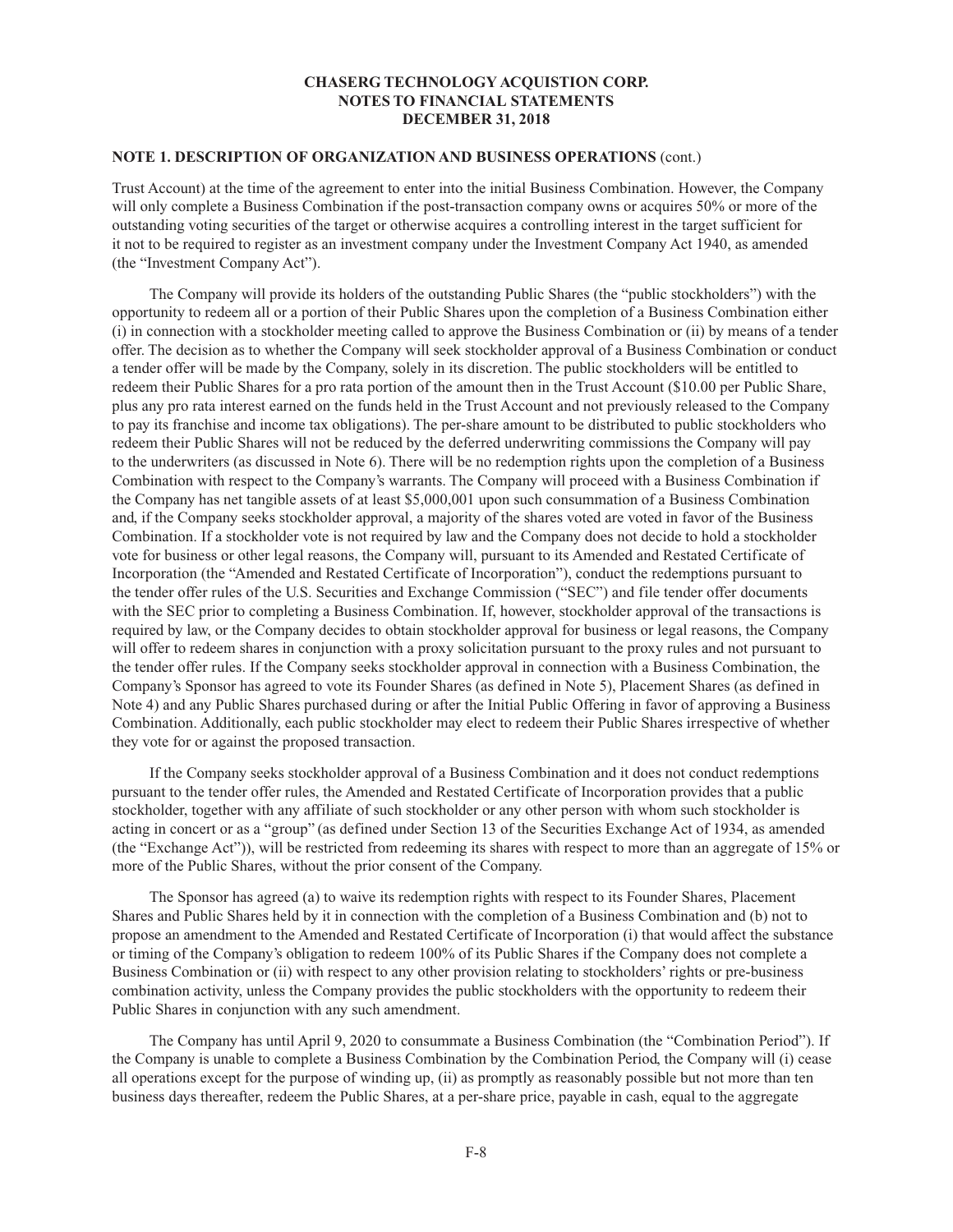**NOTE 1. DESCRIPTION OF ORGANIZATION AND BUSINESS OPERATIONS** (cont.)

Trust Account) at the time of the agreement to enter into the initial Business Combination. However, the Company will only complete a Business Combination if the post-transaction company owns or acquires 50% or more of the outstanding voting securities of the target or otherwise acquires a controlling interest in the target sufficient for it not to be required to register as an investment company under the Investment Company Act 1940, as amended (the "Investment Company Act").

The Company will provide its holders of the outstanding Public Shares (the "public stockholders") with the opportunity to redeem all or a portion of their Public Shares upon the completion of a Business Combination either (i) in connection with a stockholder meeting called to approve the Business Combination or (ii) by means of a tender offer. The decision as to whether the Company will seek stockholder approval of a Business Combination or conduct a tender offer will be made by the Company, solely in its discretion. The public stockholders will be entitled to redeem their Public Shares for a pro rata portion of the amount then in the Trust Account ($10.00 per Public Share, plus any pro rata interest earned on the funds held in the Trust Account and not previously released to the Company to pay its franchise and income tax obligations). The per-share amount to be distributed to public stockholders who redeem their Public Shares will not be reduced by the deferred underwriting commissions the Company will pay to the underwriters (as discussed in Note 6). There will be no redemption rights upon the completion of a Business Combination with respect to the Company's warrants. The Company will proceed with a Business Combination if the Company has net tangible assets of at least $5,000,001 upon such consummation of a Business Combination and, if the Company seeks stockholder approval, a majority of the shares voted are voted in favor of the Business Combination. If a stockholder vote is not required by law and the Company does not decide to hold a stockholder vote for business or other legal reasons, the Company will, pursuant to its Amended and Restated Certificate of Incorporation (the "Amended and Restated Certificate of Incorporation"), conduct the redemptions pursuant to the tender offer rules of the U.S. Securities and Exchange Commission ("SEC") and file tender offer documents with the SEC prior to completing a Business Combination. If, however, stockholder approval of the transactions is required by law, or the Company decides to obtain stockholder approval for business or legal reasons, the Company will offer to redeem shares in conjunction with a proxy solicitation pursuant to the proxy rules and not pursuant to the tender offer rules. If the Company seeks stockholder approval in connection with a Business Combination, the Company's Sponsor has agreed to vote its Founder Shares (as defined in Note 5), Placement Shares (as defined in Note 4) and any Public Shares purchased during or after the Initial Public Offering in favor of approving a Business Combination. Additionally, each public stockholder may elect to redeem their Public Shares irrespective of whether they vote for or against the proposed transaction.

If the Company seeks stockholder approval of a Business Combination and it does not conduct redemptions pursuant to the tender offer rules, the Amended and Restated Certificate of Incorporation provides that a public stockholder, together with any affiliate of such stockholder or any other person with whom such stockholder is acting in concert or as a "group" (as defined under Section 13 of the Securities Exchange Act of 1934, as amended (the "Exchange Act")), will be restricted from redeeming its shares with respect to more than an aggregate of 15% or more of the Public Shares, without the prior consent of the Company.

The Sponsor has agreed (a) to waive its redemption rights with respect to its Founder Shares, Placement Shares and Public Shares held by it in connection with the completion of a Business Combination and (b) not to propose an amendment to the Amended and Restated Certificate of Incorporation (i) that would affect the substance or timing of the Company's obligation to redeem 100% of its Public Shares if the Company does not complete a Business Combination or (ii) with respect to any other provision relating to stockholders' rights or pre-business combination activity, unless the Company provides the public stockholders with the opportunity to redeem their Public Shares in conjunction with any such amendment.

The Company has until April 9, 2020 to consummate a Business Combination (the "Combination Period"). If the Company is unable to complete a Business Combination by the Combination Period, the Company will (i) cease all operations except for the purpose of winding up, (ii) as promptly as reasonably possible but not more than ten business days thereafter, redeem the Public Shares, at a per-share price, payable in cash, equal to the aggregate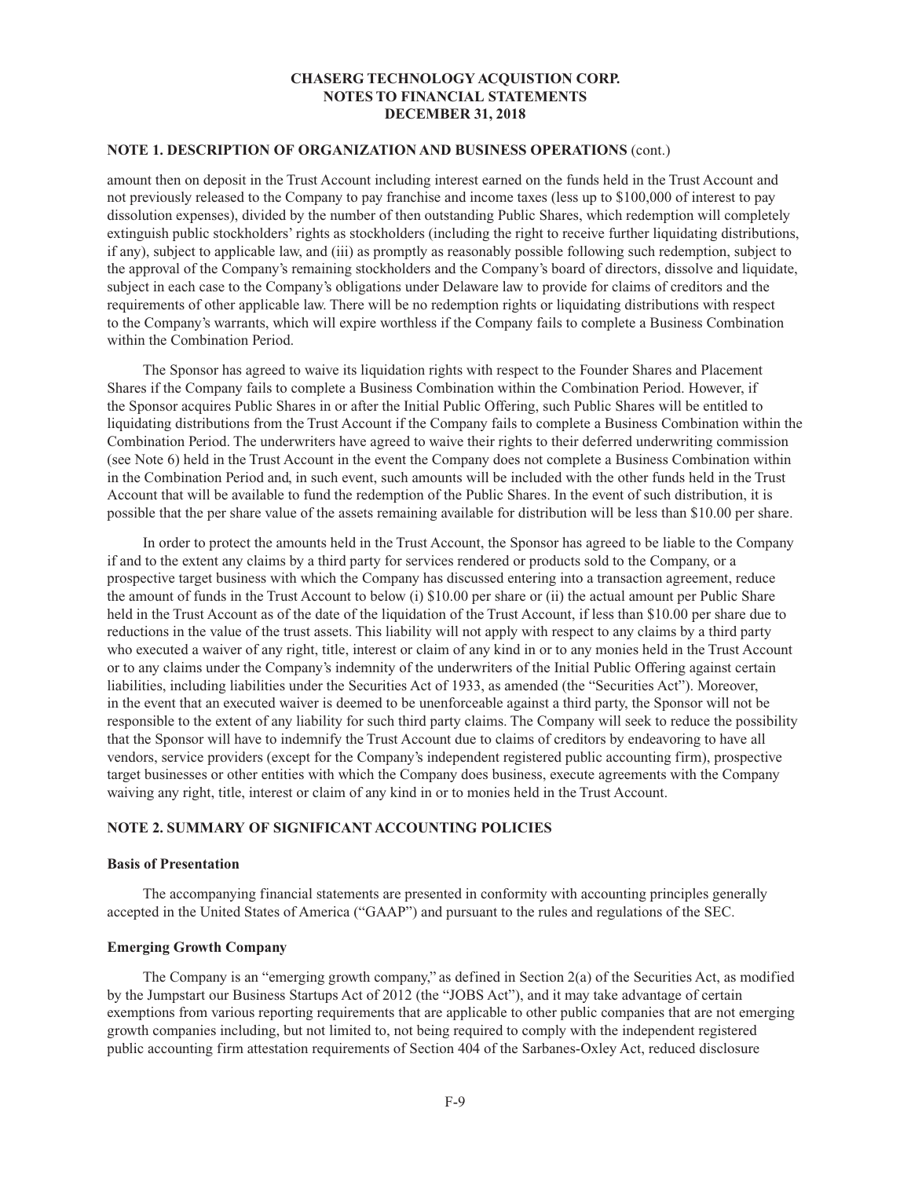## NOTE 1. DESCRIPTION OF ORGANIZATION AND BUSINESS OPERATIONS (cont.)

amount then on deposit in the Trust Account including interest earned on the funds held in the Trust Account and not previously released to the Company to pay franchise and income taxes (less up to $100,000 of interest to pay dissolution expenses), divided by the number of then outstanding Public Shares, which redemption will completely extinguish public stockholders' rights as stockholders (including the right to receive further liquidating distributions, if any), subject to applicable law, and (iii) as promptly as reasonably possible following such redemption, subject to the approval of the Company's remaining stockholders and the Company's board of directors, dissolve and liquidate, subject in each case to the Company's obligations under Delaware law to provide for claims of creditors and the requirements of other applicable law. There will be no redemption rights or liquidating distributions with respect to the Company's warrants, which will expire worthless if the Company fails to complete a Business Combination within the Combination Period.

The Sponsor has agreed to waive its liquidation rights with respect to the Founder Shares and Placement Shares if the Company fails to complete a Business Combination within the Combination Period. However, if the Sponsor acquires Public Shares in or after the Initial Public Offering, such Public Shares will be entitled to liquidating distributions from the Trust Account if the Company fails to complete a Business Combination within the Combination Period. The underwriters have agreed to waive their rights to their deferred underwriting commission (see Note 6) held in the Trust Account in the event the Company does not complete a Business Combination within in the Combination Period and, in such event, such amounts will be included with the other funds held in the Trust Account that will be available to fund the redemption of the Public Shares. In the event of such distribution, it is possible that the per share value of the assets remaining available for distribution will be less than $10.00 per share.

In order to protect the amounts held in the Trust Account, the Sponsor has agreed to be liable to the Company if and to the extent any claims by a third party for services rendered or products sold to the Company, or a prospective target business with which the Company has discussed entering into a transaction agreement, reduce the amount of funds in the Trust Account to below (i) $10.00 per share or (ii) the actual amount per Public Share held in the Trust Account as of the date of the liquidation of the Trust Account, if less than $10.00 per share due to reductions in the value of the trust assets. This liability will not apply with respect to any claims by a third party who executed a waiver of any right, title, interest or claim of any kind in or to any monies held in the Trust Account or to any claims under the Company's indemnity of the underwriters of the Initial Public Offering against certain liabilities, including liabilities under the Securities Act of 1933, as amended (the "Securities Act"). Moreover, in the event that an executed waiver is deemed to be unenforceable against a third party, the Sponsor will not be responsible to the extent of any liability for such third party claims. The Company will seek to reduce the possibility that the Sponsor will have to indemnify the Trust Account due to claims of creditors by endeavoring to have all vendors, service providers (except for the Company's independent registered public accounting firm), prospective target businesses or other entities with which the Company does business, execute agreements with the Company waiving any right, title, interest or claim of any kind in or to monies held in the Trust Account.

## NOTE 2. SUMMARY OF SIGNIFICANT ACCOUNTING POLICIES

### Basis of Presentation

The accompanying financial statements are presented in conformity with accounting principles generally accepted in the United States of America ("GAAP") and pursuant to the rules and regulations of the SEC.

### Emerging Growth Company

The Company is an "emerging growth company," as defined in Section 2(a) of the Securities Act, as modified by the Jumpstart our Business Startups Act of 2012 (the "JOBS Act"), and it may take advantage of certain exemptions from various reporting requirements that are applicable to other public companies that are not emerging growth companies including, but not limited to, not being required to comply with the independent registered public accounting firm attestation requirements of Section 404 of the Sarbanes-Oxley Act, reduced disclosure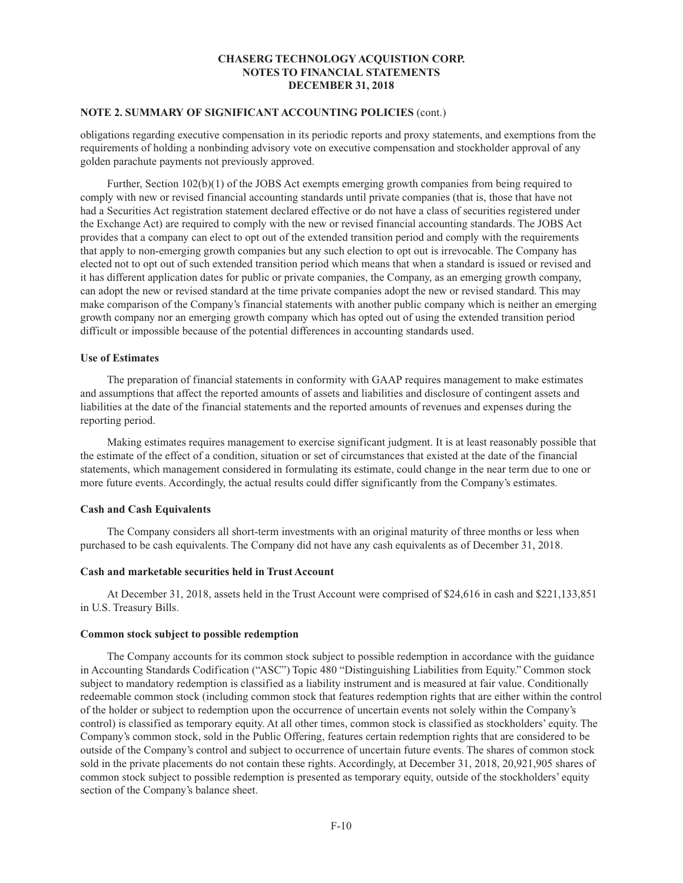## NOTE 2. SUMMARY OF SIGNIFICANT ACCOUNTING POLICIES (cont.)

obligations regarding executive compensation in its periodic reports and proxy statements, and exemptions from the requirements of holding a nonbinding advisory vote on executive compensation and stockholder approval of any golden parachute payments not previously approved.

Further, Section 102(b)(1) of the JOBS Act exempts emerging growth companies from being required to comply with new or revised financial accounting standards until private companies (that is, those that have not had a Securities Act registration statement declared effective or do not have a class of securities registered under the Exchange Act) are required to comply with the new or revised financial accounting standards. The JOBS Act provides that a company can elect to opt out of the extended transition period and comply with the requirements that apply to non-emerging growth companies but any such election to opt out is irrevocable. The Company has elected not to opt out of such extended transition period which means that when a standard is issued or revised and it has different application dates for public or private companies, the Company, as an emerging growth company, can adopt the new or revised standard at the time private companies adopt the new or revised standard. This may make comparison of the Company's financial statements with another public company which is neither an emerging growth company nor an emerging growth company which has opted out of using the extended transition period difficult or impossible because of the potential differences in accounting standards used.

### Use of Estimates

The preparation of financial statements in conformity with GAAP requires management to make estimates and assumptions that affect the reported amounts of assets and liabilities and disclosure of contingent assets and liabilities at the date of the financial statements and the reported amounts of revenues and expenses during the reporting period.

Making estimates requires management to exercise significant judgment. It is at least reasonably possible that the estimate of the effect of a condition, situation or set of circumstances that existed at the date of the financial statements, which management considered in formulating its estimate, could change in the near term due to one or more future events. Accordingly, the actual results could differ significantly from the Company's estimates.

### Cash and Cash Equivalents

The Company considers all short-term investments with an original maturity of three months or less when purchased to be cash equivalents. The Company did not have any cash equivalents as of December 31, 2018.

### Cash and marketable securities held in Trust Account

At December 31, 2018, assets held in the Trust Account were comprised of $24,616 in cash and $221,133,851 in U.S. Treasury Bills.

### Common stock subject to possible redemption

The Company accounts for its common stock subject to possible redemption in accordance with the guidance in Accounting Standards Codification ("ASC") Topic 480 "Distinguishing Liabilities from Equity." Common stock subject to mandatory redemption is classified as a liability instrument and is measured at fair value. Conditionally redeemable common stock (including common stock that features redemption rights that are either within the control of the holder or subject to redemption upon the occurrence of uncertain events not solely within the Company's control) is classified as temporary equity. At all other times, common stock is classified as stockholders' equity. The Company's common stock, sold in the Public Offering, features certain redemption rights that are considered to be outside of the Company's control and subject to occurrence of uncertain future events. The shares of common stock sold in the private placements do not contain these rights. Accordingly, at December 31, 2018, 20,921,905 shares of common stock subject to possible redemption is presented as temporary equity, outside of the stockholders' equity section of the Company's balance sheet.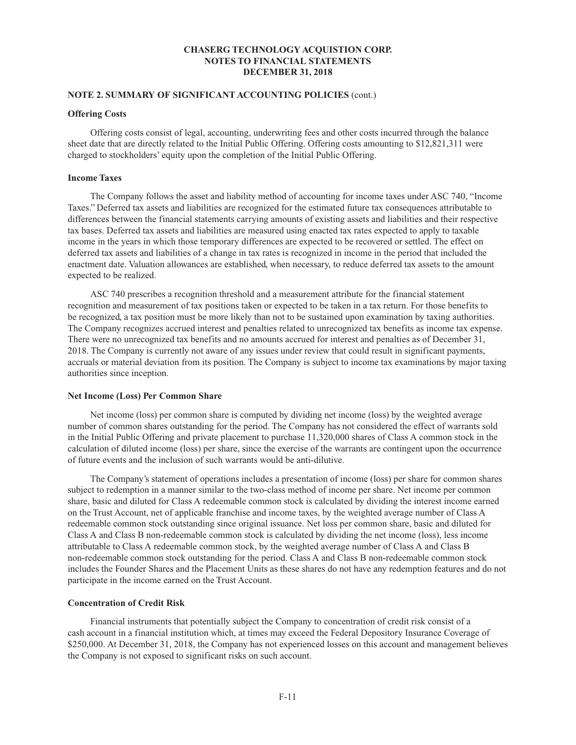**NOTE 2. SUMMARY OF SIGNIFICANT ACCOUNTING POLICIES** (cont.)

**Offering Costs**

Offering costs consist of legal, accounting, underwriting fees and other costs incurred through the balance sheet date that are directly related to the Initial Public Offering. Offering costs amounting to $12,821,311 were charged to stockholders' equity upon the completion of the Initial Public Offering.

**Income Taxes**

The Company follows the asset and liability method of accounting for income taxes under ASC 740, "Income Taxes." Deferred tax assets and liabilities are recognized for the estimated future tax consequences attributable to differences between the financial statements carrying amounts of existing assets and liabilities and their respective tax bases. Deferred tax assets and liabilities are measured using enacted tax rates expected to apply to taxable income in the years in which those temporary differences are expected to be recovered or settled. The effect on deferred tax assets and liabilities of a change in tax rates is recognized in income in the period that included the enactment date. Valuation allowances are established, when necessary, to reduce deferred tax assets to the amount expected to be realized.

ASC 740 prescribes a recognition threshold and a measurement attribute for the financial statement recognition and measurement of tax positions taken or expected to be taken in a tax return. For those benefits to be recognized, a tax position must be more likely than not to be sustained upon examination by taxing authorities. The Company recognizes accrued interest and penalties related to unrecognized tax benefits as income tax expense. There were no unrecognized tax benefits and no amounts accrued for interest and penalties as of December 31, 2018. The Company is currently not aware of any issues under review that could result in significant payments, accruals or material deviation from its position. The Company is subject to income tax examinations by major taxing authorities since inception.

**Net Income (Loss) Per Common Share**

Net income (loss) per common share is computed by dividing net income (loss) by the weighted average number of common shares outstanding for the period. The Company has not considered the effect of warrants sold in the Initial Public Offering and private placement to purchase 11,320,000 shares of Class A common stock in the calculation of diluted income (loss) per share, since the exercise of the warrants are contingent upon the occurrence of future events and the inclusion of such warrants would be anti-dilutive.

The Company's statement of operations includes a presentation of income (loss) per share for common shares subject to redemption in a manner similar to the two-class method of income per share. Net income per common share, basic and diluted for Class A redeemable common stock is calculated by dividing the interest income earned on the Trust Account, net of applicable franchise and income taxes, by the weighted average number of Class A redeemable common stock outstanding since original issuance. Net loss per common share, basic and diluted for Class A and Class B non-redeemable common stock is calculated by dividing the net income (loss), less income attributable to Class A redeemable common stock, by the weighted average number of Class A and Class B non-redeemable common stock outstanding for the period. Class A and Class B non-redeemable common stock includes the Founder Shares and the Placement Units as these shares do not have any redemption features and do not participate in the income earned on the Trust Account.

**Concentration of Credit Risk**

Financial instruments that potentially subject the Company to concentration of credit risk consist of a cash account in a financial institution which, at times may exceed the Federal Depository Insurance Coverage of $250,000. At December 31, 2018, the Company has not experienced losses on this account and management believes the Company is not exposed to significant risks on such account.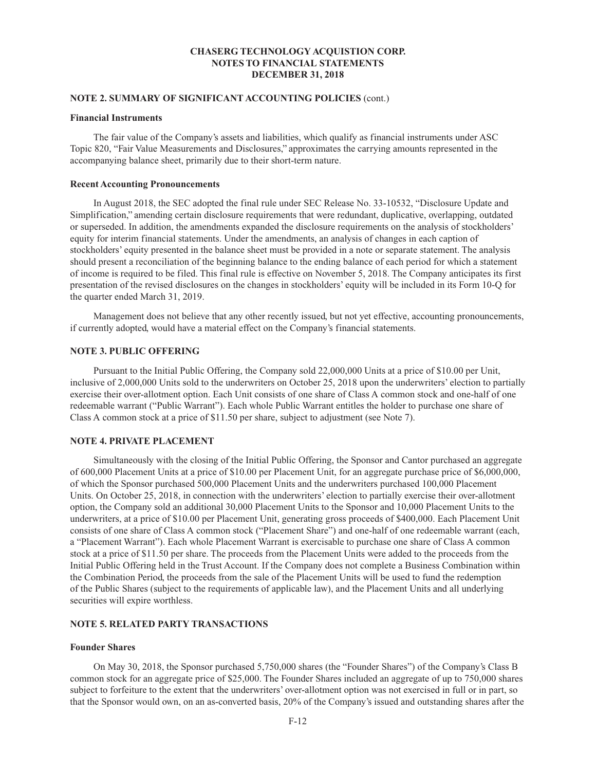**NOTE 2. SUMMARY OF SIGNIFICANT ACCOUNTING POLICIES** (cont.)

**Financial Instruments**

The fair value of the Company's assets and liabilities, which qualify as financial instruments under ASC Topic 820, "Fair Value Measurements and Disclosures," approximates the carrying amounts represented in the accompanying balance sheet, primarily due to their short-term nature.

**Recent Accounting Pronouncements**

In August 2018, the SEC adopted the final rule under SEC Release No. 33-10532, "Disclosure Update and Simplification," amending certain disclosure requirements that were redundant, duplicative, overlapping, outdated or superseded. In addition, the amendments expanded the disclosure requirements on the analysis of stockholders' equity for interim financial statements. Under the amendments, an analysis of changes in each caption of stockholders' equity presented in the balance sheet must be provided in a note or separate statement. The analysis should present a reconciliation of the beginning balance to the ending balance of each period for which a statement of income is required to be filed. This final rule is effective on November 5, 2018. The Company anticipates its first presentation of the revised disclosures on the changes in stockholders' equity will be included in its Form 10-Q for the quarter ended March 31, 2019.

Management does not believe that any other recently issued, but not yet effective, accounting pronouncements, if currently adopted, would have a material effect on the Company's financial statements.

**NOTE 3. PUBLIC OFFERING**

Pursuant to the Initial Public Offering, the Company sold 22,000,000 Units at a price of $10.00 per Unit, inclusive of 2,000,000 Units sold to the underwriters on October 25, 2018 upon the underwriters' election to partially exercise their over-allotment option. Each Unit consists of one share of Class A common stock and one-half of one redeemable warrant ("Public Warrant"). Each whole Public Warrant entitles the holder to purchase one share of Class A common stock at a price of $11.50 per share, subject to adjustment (see Note 7).

**NOTE 4. PRIVATE PLACEMENT**

Simultaneously with the closing of the Initial Public Offering, the Sponsor and Cantor purchased an aggregate of 600,000 Placement Units at a price of $10.00 per Placement Unit, for an aggregate purchase price of $6,000,000, of which the Sponsor purchased 500,000 Placement Units and the underwriters purchased 100,000 Placement Units. On October 25, 2018, in connection with the underwriters' election to partially exercise their over-allotment option, the Company sold an additional 30,000 Placement Units to the Sponsor and 10,000 Placement Units to the underwriters, at a price of $10.00 per Placement Unit, generating gross proceeds of $400,000. Each Placement Unit consists of one share of Class A common stock ("Placement Share") and one-half of one redeemable warrant (each, a "Placement Warrant"). Each whole Placement Warrant is exercisable to purchase one share of Class A common stock at a price of $11.50 per share. The proceeds from the Placement Units were added to the proceeds from the Initial Public Offering held in the Trust Account. If the Company does not complete a Business Combination within the Combination Period, the proceeds from the sale of the Placement Units will be used to fund the redemption of the Public Shares (subject to the requirements of applicable law), and the Placement Units and all underlying securities will expire worthless.

**NOTE 5. RELATED PARTY TRANSACTIONS**

**Founder Shares**

On May 30, 2018, the Sponsor purchased 5,750,000 shares (the "Founder Shares") of the Company's Class B common stock for an aggregate price of $25,000. The Founder Shares included an aggregate of up to 750,000 shares subject to forfeiture to the extent that the underwriters' over-allotment option was not exercised in full or in part, so that the Sponsor would own, on an as-converted basis, 20% of the Company's issued and outstanding shares after the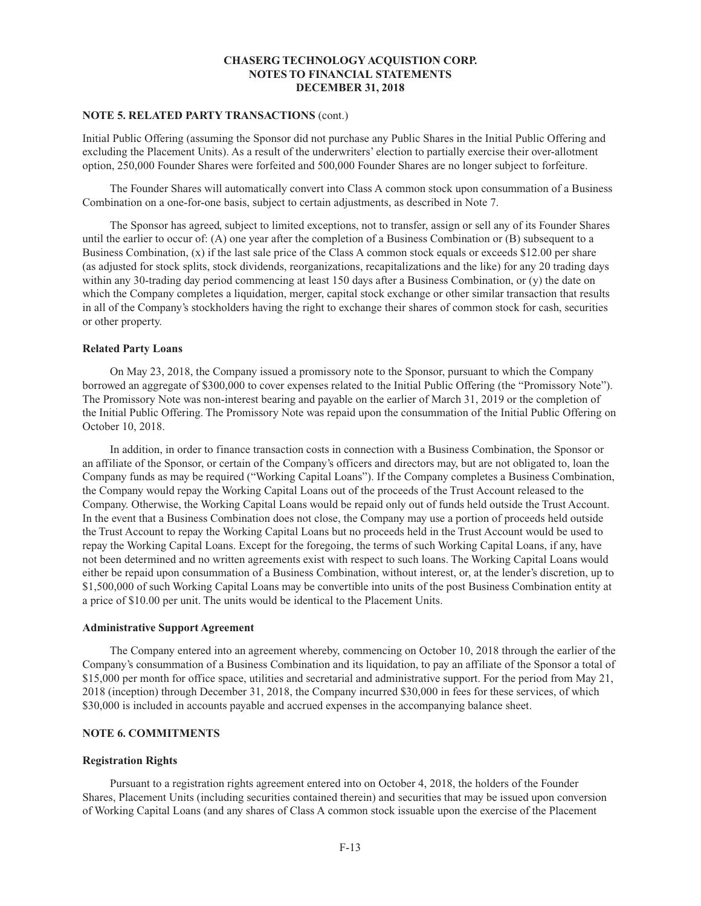**NOTE 5. RELATED PARTY TRANSACTIONS** (cont.)

Initial Public Offering (assuming the Sponsor did not purchase any Public Shares in the Initial Public Offering and excluding the Placement Units). As a result of the underwriters' election to partially exercise their over-allotment option, 250,000 Founder Shares were forfeited and 500,000 Founder Shares are no longer subject to forfeiture.

The Founder Shares will automatically convert into Class A common stock upon consummation of a Business Combination on a one-for-one basis, subject to certain adjustments, as described in Note 7.

The Sponsor has agreed, subject to limited exceptions, not to transfer, assign or sell any of its Founder Shares until the earlier to occur of: (A) one year after the completion of a Business Combination or (B) subsequent to a Business Combination, (x) if the last sale price of the Class A common stock equals or exceeds $12.00 per share (as adjusted for stock splits, stock dividends, reorganizations, recapitalizations and the like) for any 20 trading days within any 30-trading day period commencing at least 150 days after a Business Combination, or (y) the date on which the Company completes a liquidation, merger, capital stock exchange or other similar transaction that results in all of the Company's stockholders having the right to exchange their shares of common stock for cash, securities or other property.

**Related Party Loans**

On May 23, 2018, the Company issued a promissory note to the Sponsor, pursuant to which the Company borrowed an aggregate of $300,000 to cover expenses related to the Initial Public Offering (the "Promissory Note"). The Promissory Note was non-interest bearing and payable on the earlier of March 31, 2019 or the completion of the Initial Public Offering. The Promissory Note was repaid upon the consummation of the Initial Public Offering on October 10, 2018.

In addition, in order to finance transaction costs in connection with a Business Combination, the Sponsor or an affiliate of the Sponsor, or certain of the Company's officers and directors may, but are not obligated to, loan the Company funds as may be required ("Working Capital Loans"). If the Company completes a Business Combination, the Company would repay the Working Capital Loans out of the proceeds of the Trust Account released to the Company. Otherwise, the Working Capital Loans would be repaid only out of funds held outside the Trust Account. In the event that a Business Combination does not close, the Company may use a portion of proceeds held outside the Trust Account to repay the Working Capital Loans but no proceeds held in the Trust Account would be used to repay the Working Capital Loans. Except for the foregoing, the terms of such Working Capital Loans, if any, have not been determined and no written agreements exist with respect to such loans. The Working Capital Loans would either be repaid upon consummation of a Business Combination, without interest, or, at the lender's discretion, up to $1,500,000 of such Working Capital Loans may be convertible into units of the post Business Combination entity at a price of $10.00 per unit. The units would be identical to the Placement Units.

**Administrative Support Agreement**

The Company entered into an agreement whereby, commencing on October 10, 2018 through the earlier of the Company's consummation of a Business Combination and its liquidation, to pay an affiliate of the Sponsor a total of $15,000 per month for office space, utilities and secretarial and administrative support. For the period from May 21, 2018 (inception) through December 31, 2018, the Company incurred $30,000 in fees for these services, of which $30,000 is included in accounts payable and accrued expenses in the accompanying balance sheet.

**NOTE 6. COMMITMENTS**

**Registration Rights**

Pursuant to a registration rights agreement entered into on October 4, 2018, the holders of the Founder Shares, Placement Units (including securities contained therein) and securities that may be issued upon conversion of Working Capital Loans (and any shares of Class A common stock issuable upon the exercise of the Placement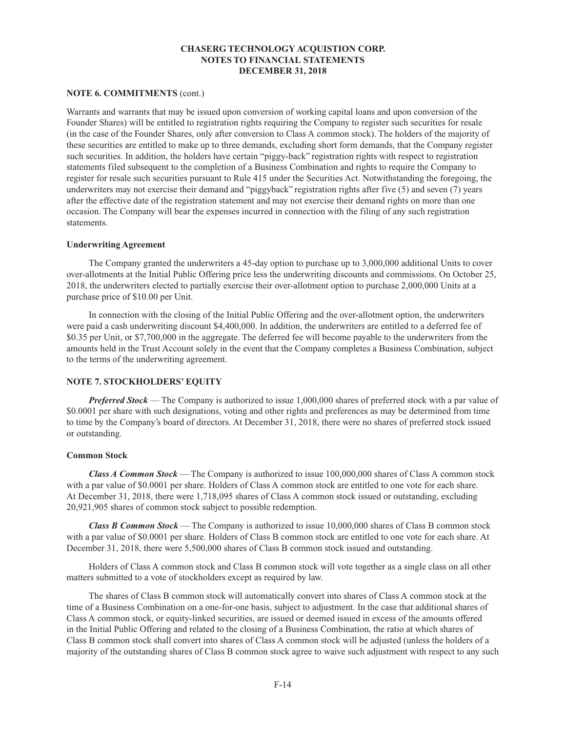### NOTE 6. COMMITMENTS (cont.)

Warrants and warrants that may be issued upon conversion of working capital loans and upon conversion of the Founder Shares) will be entitled to registration rights requiring the Company to register such securities for resale (in the case of the Founder Shares, only after conversion to Class A common stock). The holders of the majority of these securities are entitled to make up to three demands, excluding short form demands, that the Company register such securities. In addition, the holders have certain "piggy-back" registration rights with respect to registration statements filed subsequent to the completion of a Business Combination and rights to require the Company to register for resale such securities pursuant to Rule 415 under the Securities Act. Notwithstanding the foregoing, the underwriters may not exercise their demand and "piggyback" registration rights after five (5) and seven (7) years after the effective date of the registration statement and may not exercise their demand rights on more than one occasion. The Company will bear the expenses incurred in connection with the filing of any such registration statements.

#### Underwriting Agreement

The Company granted the underwriters a 45-day option to purchase up to 3,000,000 additional Units to cover over-allotments at the Initial Public Offering price less the underwriting discounts and commissions. On October 25, 2018, the underwriters elected to partially exercise their over-allotment option to purchase 2,000,000 Units at a purchase price of $10.00 per Unit.

In connection with the closing of the Initial Public Offering and the over-allotment option, the underwriters were paid a cash underwriting discount $4,400,000. In addition, the underwriters are entitled to a deferred fee of $0.35 per Unit, or $7,700,000 in the aggregate. The deferred fee will become payable to the underwriters from the amounts held in the Trust Account solely in the event that the Company completes a Business Combination, subject to the terms of the underwriting agreement.

### NOTE 7. STOCKHOLDERS' EQUITY

***Preferred Stock*** — The Company is authorized to issue 1,000,000 shares of preferred stock with a par value of $0.0001 per share with such designations, voting and other rights and preferences as may be determined from time to time by the Company's board of directors. At December 31, 2018, there were no shares of preferred stock issued or outstanding.

#### Common Stock

***Class A Common Stock*** — The Company is authorized to issue 100,000,000 shares of Class A common stock with a par value of $0.0001 per share. Holders of Class A common stock are entitled to one vote for each share. At December 31, 2018, there were 1,718,095 shares of Class A common stock issued or outstanding, excluding 20,921,905 shares of common stock subject to possible redemption.

***Class B Common Stock*** — The Company is authorized to issue 10,000,000 shares of Class B common stock with a par value of $0.0001 per share. Holders of Class B common stock are entitled to one vote for each share. At December 31, 2018, there were 5,500,000 shares of Class B common stock issued and outstanding.

Holders of Class A common stock and Class B common stock will vote together as a single class on all other matters submitted to a vote of stockholders except as required by law.

The shares of Class B common stock will automatically convert into shares of Class A common stock at the time of a Business Combination on a one-for-one basis, subject to adjustment. In the case that additional shares of Class A common stock, or equity-linked securities, are issued or deemed issued in excess of the amounts offered in the Initial Public Offering and related to the closing of a Business Combination, the ratio at which shares of Class B common stock shall convert into shares of Class A common stock will be adjusted (unless the holders of a majority of the outstanding shares of Class B common stock agree to waive such adjustment with respect to any such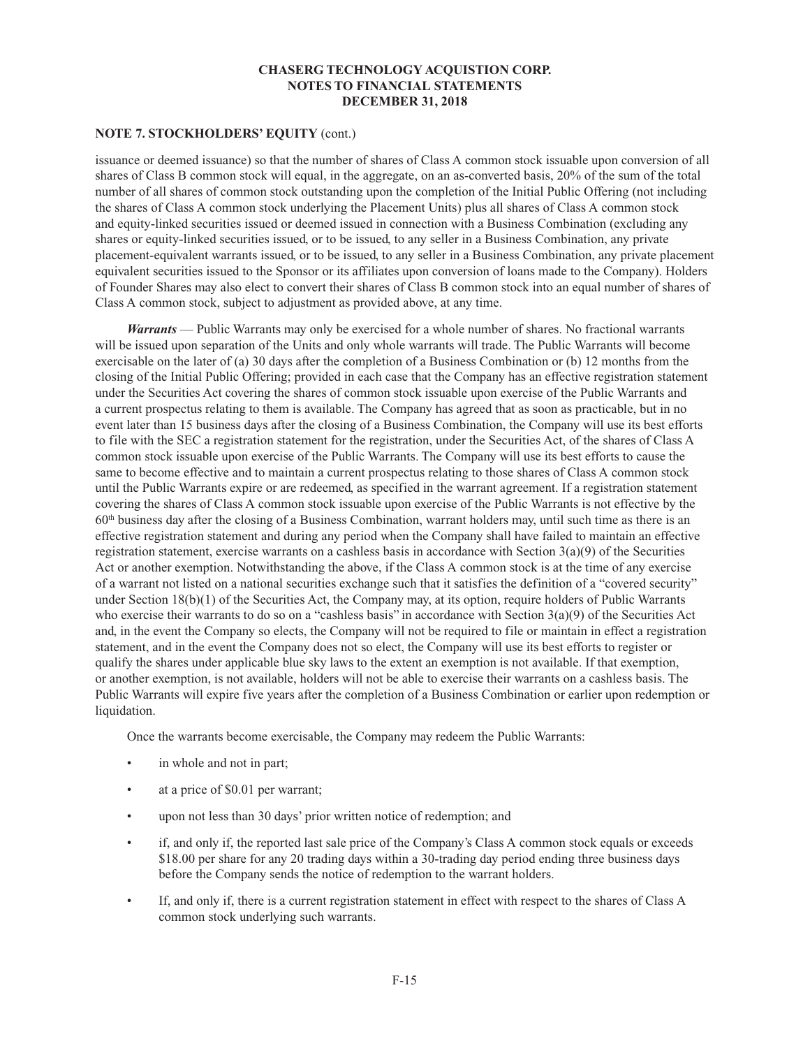**NOTE 7. STOCKHOLDERS' EQUITY** (cont.)

issuance or deemed issuance) so that the number of shares of Class A common stock issuable upon conversion of all shares of Class B common stock will equal, in the aggregate, on an as-converted basis, 20% of the sum of the total number of all shares of common stock outstanding upon the completion of the Initial Public Offering (not including the shares of Class A common stock underlying the Placement Units) plus all shares of Class A common stock and equity-linked securities issued or deemed issued in connection with a Business Combination (excluding any shares or equity-linked securities issued, or to be issued, to any seller in a Business Combination, any private placement-equivalent warrants issued, or to be issued, to any seller in a Business Combination, any private placement equivalent securities issued to the Sponsor or its affiliates upon conversion of loans made to the Company). Holders of Founder Shares may also elect to convert their shares of Class B common stock into an equal number of shares of Class A common stock, subject to adjustment as provided above, at any time.

***Warrants*** — Public Warrants may only be exercised for a whole number of shares. No fractional warrants will be issued upon separation of the Units and only whole warrants will trade. The Public Warrants will become exercisable on the later of (a) 30 days after the completion of a Business Combination or (b) 12 months from the closing of the Initial Public Offering; provided in each case that the Company has an effective registration statement under the Securities Act covering the shares of common stock issuable upon exercise of the Public Warrants and a current prospectus relating to them is available. The Company has agreed that as soon as practicable, but in no event later than 15 business days after the closing of a Business Combination, the Company will use its best efforts to file with the SEC a registration statement for the registration, under the Securities Act, of the shares of Class A common stock issuable upon exercise of the Public Warrants. The Company will use its best efforts to cause the same to become effective and to maintain a current prospectus relating to those shares of Class A common stock until the Public Warrants expire or are redeemed, as specified in the warrant agreement. If a registration statement covering the shares of Class A common stock issuable upon exercise of the Public Warrants is not effective by the 60th business day after the closing of a Business Combination, warrant holders may, until such time as there is an effective registration statement and during any period when the Company shall have failed to maintain an effective registration statement, exercise warrants on a cashless basis in accordance with Section 3(a)(9) of the Securities Act or another exemption. Notwithstanding the above, if the Class A common stock is at the time of any exercise of a warrant not listed on a national securities exchange such that it satisfies the definition of a "covered security" under Section 18(b)(1) of the Securities Act, the Company may, at its option, require holders of Public Warrants who exercise their warrants to do so on a "cashless basis" in accordance with Section 3(a)(9) of the Securities Act and, in the event the Company so elects, the Company will not be required to file or maintain in effect a registration statement, and in the event the Company does not so elect, the Company will use its best efforts to register or qualify the shares under applicable blue sky laws to the extent an exemption is not available. If that exemption, or another exemption, is not available, holders will not be able to exercise their warrants on a cashless basis. The Public Warrants will expire five years after the completion of a Business Combination or earlier upon redemption or liquidation.

Once the warrants become exercisable, the Company may redeem the Public Warrants:

- in whole and not in part;
- at a price of $0.01 per warrant;
- upon not less than 30 days' prior written notice of redemption; and
- if, and only if, the reported last sale price of the Company's Class A common stock equals or exceeds $18.00 per share for any 20 trading days within a 30-trading day period ending three business days before the Company sends the notice of redemption to the warrant holders.
- If, and only if, there is a current registration statement in effect with respect to the shares of Class A common stock underlying such warrants.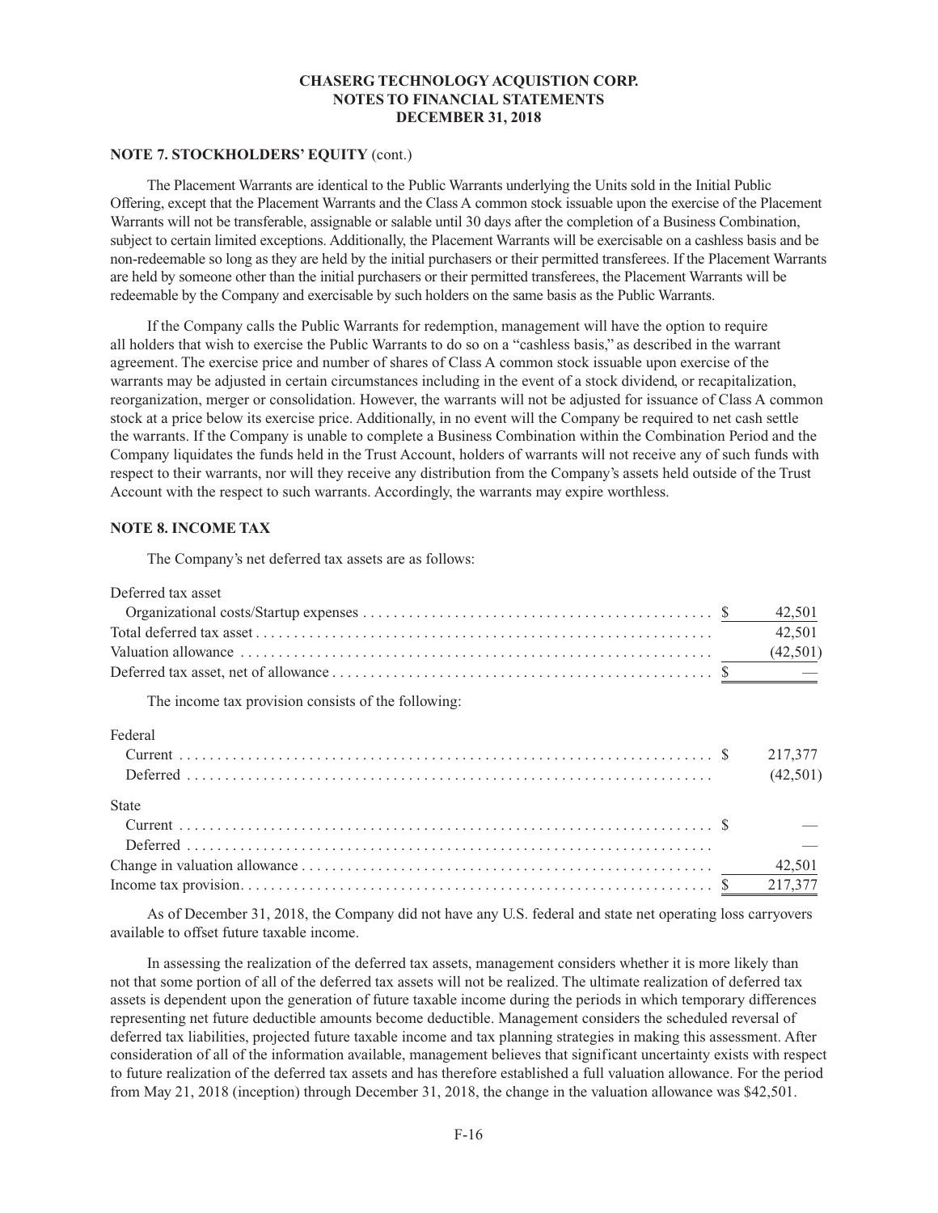**NOTE 7. STOCKHOLDERS' EQUITY** (cont.)

The Placement Warrants are identical to the Public Warrants underlying the Units sold in the Initial Public Offering, except that the Placement Warrants and the Class A common stock issuable upon the exercise of the Placement Warrants will not be transferable, assignable or salable until 30 days after the completion of a Business Combination, subject to certain limited exceptions. Additionally, the Placement Warrants will be exercisable on a cashless basis and be non-redeemable so long as they are held by the initial purchasers or their permitted transferees. If the Placement Warrants are held by someone other than the initial purchasers or their permitted transferees, the Placement Warrants will be redeemable by the Company and exercisable by such holders on the same basis as the Public Warrants.

If the Company calls the Public Warrants for redemption, management will have the option to require all holders that wish to exercise the Public Warrants to do so on a "cashless basis," as described in the warrant agreement. The exercise price and number of shares of Class A common stock issuable upon exercise of the warrants may be adjusted in certain circumstances including in the event of a stock dividend, or recapitalization, reorganization, merger or consolidation. However, the warrants will not be adjusted for issuance of Class A common stock at a price below its exercise price. Additionally, in no event will the Company be required to net cash settle the warrants. If the Company is unable to complete a Business Combination within the Combination Period and the Company liquidates the funds held in the Trust Account, holders of warrants will not receive any of such funds with respect to their warrants, nor will they receive any distribution from the Company's assets held outside of the Trust Account with the respect to such warrants. Accordingly, the warrants may expire worthless.

**NOTE 8. INCOME TAX**

The Company's net deferred tax assets are as follows:

| | |
|---|---|
| Deferred tax asset | |
| Organizational costs/Startup expenses | $ 42,501 |
| Total deferred tax asset | 42,501 |
| Valuation allowance | (42,501) |
| Deferred tax asset, net of allowance | $ — |

The income tax provision consists of the following:

| | |
|---|---|
| Federal | |
| Current | $ 217,377 |
| Deferred | (42,501) |
| State | |
| Current | $ — |
| Deferred | — |
| Change in valuation allowance | 42,501 |
| Income tax provision | $ 217,377 |

As of December 31, 2018, the Company did not have any U.S. federal and state net operating loss carryovers available to offset future taxable income.

In assessing the realization of the deferred tax assets, management considers whether it is more likely than not that some portion of all of the deferred tax assets will not be realized. The ultimate realization of deferred tax assets is dependent upon the generation of future taxable income during the periods in which temporary differences representing net future deductible amounts become deductible. Management considers the scheduled reversal of deferred tax liabilities, projected future taxable income and tax planning strategies in making this assessment. After consideration of all of the information available, management believes that significant uncertainty exists with respect to future realization of the deferred tax assets and has therefore established a full valuation allowance. For the period from May 21, 2018 (inception) through December 31, 2018, the change in the valuation allowance was $42,501.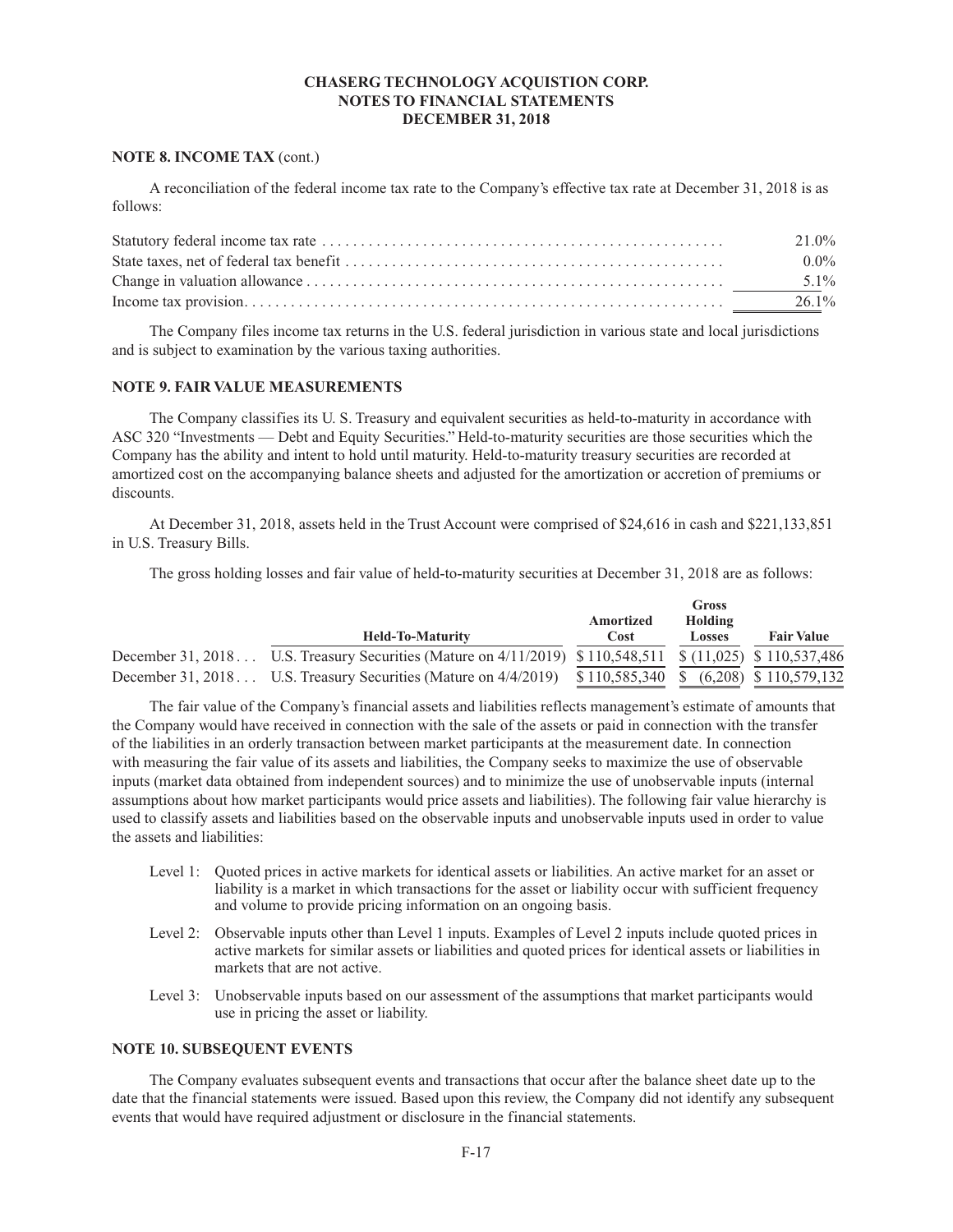**NOTE 8. INCOME TAX** (cont.)

A reconciliation of the federal income tax rate to the Company's effective tax rate at December 31, 2018 is as follows:

| | |
|---|---|
| Statutory federal income tax rate | 21.0% |
| State taxes, net of federal tax benefit | 0.0% |
| Change in valuation allowance | 5.1% |
| Income tax provision | 26.1% |

The Company files income tax returns in the U.S. federal jurisdiction in various state and local jurisdictions and is subject to examination by the various taxing authorities.

**NOTE 9. FAIR VALUE MEASUREMENTS**

The Company classifies its U. S. Treasury and equivalent securities as held-to-maturity in accordance with ASC 320 "Investments — Debt and Equity Securities." Held-to-maturity securities are those securities which the Company has the ability and intent to hold until maturity. Held-to-maturity treasury securities are recorded at amortized cost on the accompanying balance sheets and adjusted for the amortization or accretion of premiums or discounts.

At December 31, 2018, assets held in the Trust Account were comprised of $24,616 in cash and $221,133,851 in U.S. Treasury Bills.

The gross holding losses and fair value of held-to-maturity securities at December 31, 2018 are as follows:

| | Held-To-Maturity | Amortized Cost | Gross Holding Losses | Fair Value |
|---|---|---|---|---|
| December 31, 2018 | U.S. Treasury Securities (Mature on 4/11/2019) | $ 110,548,511 | $ (11,025) | $ 110,537,486 |
| December 31, 2018 | U.S. Treasury Securities (Mature on 4/4/2019) | $ 110,585,340 | $ (6,208) | $ 110,579,132 |

The fair value of the Company's financial assets and liabilities reflects management's estimate of amounts that the Company would have received in connection with the sale of the assets or paid in connection with the transfer of the liabilities in an orderly transaction between market participants at the measurement date. In connection with measuring the fair value of its assets and liabilities, the Company seeks to maximize the use of observable inputs (market data obtained from independent sources) and to minimize the use of unobservable inputs (internal assumptions about how market participants would price assets and liabilities). The following fair value hierarchy is used to classify assets and liabilities based on the observable inputs and unobservable inputs used in order to value the assets and liabilities:

- Level 1: Quoted prices in active markets for identical assets or liabilities. An active market for an asset or liability is a market in which transactions for the asset or liability occur with sufficient frequency and volume to provide pricing information on an ongoing basis.
- Level 2: Observable inputs other than Level 1 inputs. Examples of Level 2 inputs include quoted prices in active markets for similar assets or liabilities and quoted prices for identical assets or liabilities in markets that are not active.
- Level 3: Unobservable inputs based on our assessment of the assumptions that market participants would use in pricing the asset or liability.

**NOTE 10. SUBSEQUENT EVENTS**

The Company evaluates subsequent events and transactions that occur after the balance sheet date up to the date that the financial statements were issued. Based upon this review, the Company did not identify any subsequent events that would have required adjustment or disclosure in the financial statements.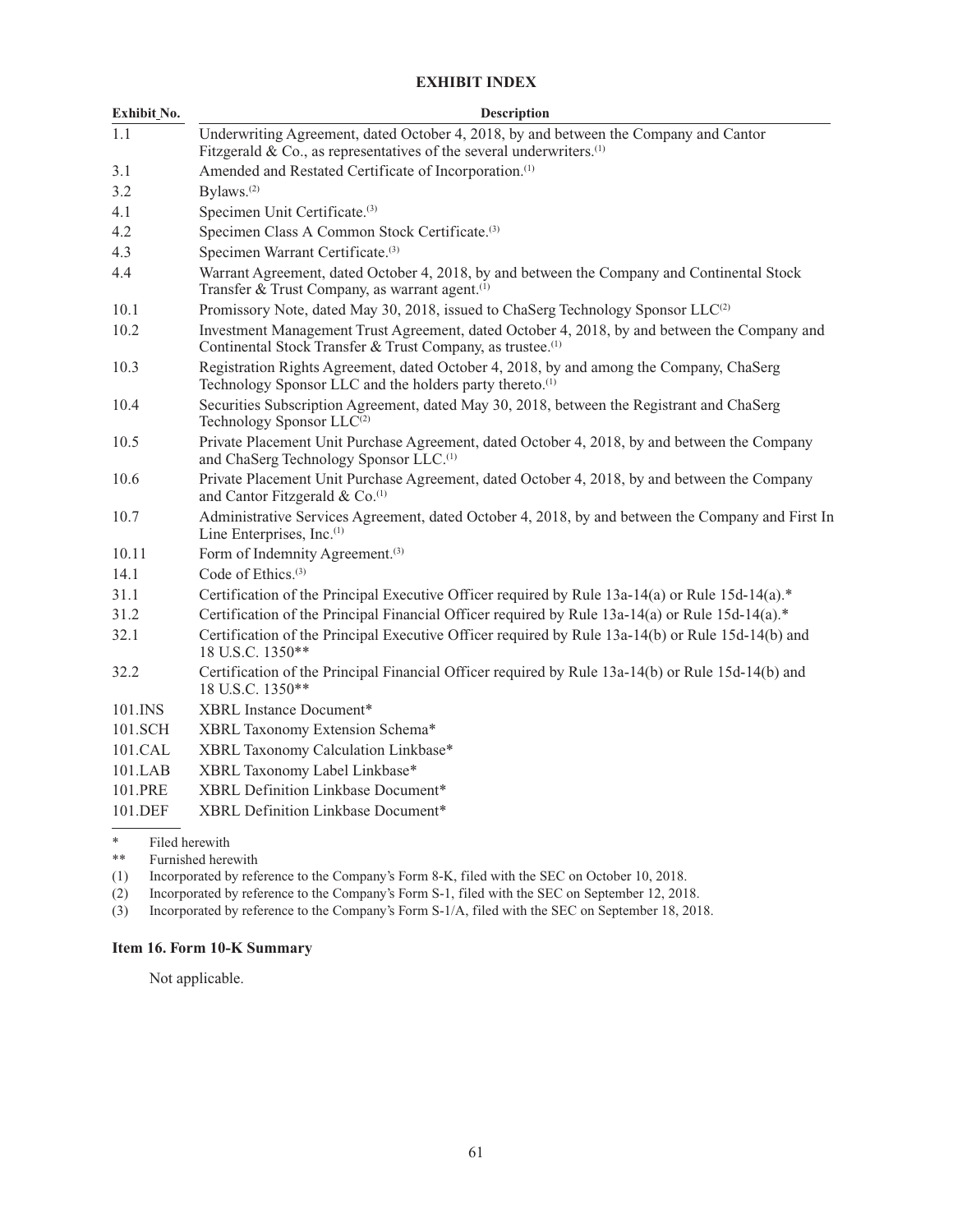## EXHIBIT INDEX

| Exhibit No. | Description |
|---|---|
| 1.1 | Underwriting Agreement, dated October 4, 2018, by and between the Company and Cantor Fitzgerald & Co., as representatives of the several underwriters.(1) |
| 3.1 | Amended and Restated Certificate of Incorporation.(1) |
| 3.2 | Bylaws.(2) |
| 4.1 | Specimen Unit Certificate.(3) |
| 4.2 | Specimen Class A Common Stock Certificate.(3) |
| 4.3 | Specimen Warrant Certificate.(3) |
| 4.4 | Warrant Agreement, dated October 4, 2018, by and between the Company and Continental Stock Transfer & Trust Company, as warrant agent.(1) |
| 10.1 | Promissory Note, dated May 30, 2018, issued to ChaSerg Technology Sponsor LLC(2) |
| 10.2 | Investment Management Trust Agreement, dated October 4, 2018, by and between the Company and Continental Stock Transfer & Trust Company, as trustee.(1) |
| 10.3 | Registration Rights Agreement, dated October 4, 2018, by and among the Company, ChaSerg Technology Sponsor LLC and the holders party thereto.(1) |
| 10.4 | Securities Subscription Agreement, dated May 30, 2018, between the Registrant and ChaSerg Technology Sponsor LLC(2) |
| 10.5 | Private Placement Unit Purchase Agreement, dated October 4, 2018, by and between the Company and ChaSerg Technology Sponsor LLC.(1) |
| 10.6 | Private Placement Unit Purchase Agreement, dated October 4, 2018, by and between the Company and Cantor Fitzgerald & Co.(1) |
| 10.7 | Administrative Services Agreement, dated October 4, 2018, by and between the Company and First In Line Enterprises, Inc.(1) |
| 10.11 | Form of Indemnity Agreement.(3) |
| 14.1 | Code of Ethics.(3) |
| 31.1 | Certification of the Principal Executive Officer required by Rule 13a-14(a) or Rule 15d-14(a).* |
| 31.2 | Certification of the Principal Financial Officer required by Rule 13a-14(a) or Rule 15d-14(a).* |
| 32.1 | Certification of the Principal Executive Officer required by Rule 13a-14(b) or Rule 15d-14(b) and 18 U.S.C. 1350** |
| 32.2 | Certification of the Principal Financial Officer required by Rule 13a-14(b) or Rule 15d-14(b) and 18 U.S.C. 1350** |
| 101.INS | XBRL Instance Document* |
| 101.SCH | XBRL Taxonomy Extension Schema* |
| 101.CAL | XBRL Taxonomy Calculation Linkbase* |
| 101.LAB | XBRL Taxonomy Label Linkbase* |
| 101.PRE | XBRL Definition Linkbase Document* |
| 101.DEF | XBRL Definition Linkbase Document* |

\* Filed herewith

** Furnished herewith

(1) Incorporated by reference to the Company's Form 8-K, filed with the SEC on October 10, 2018.

(2) Incorporated by reference to the Company's Form S-1, filed with the SEC on September 12, 2018.

(3) Incorporated by reference to the Company's Form S-1/A, filed with the SEC on September 18, 2018.

### Item 16. Form 10-K Summary

Not applicable.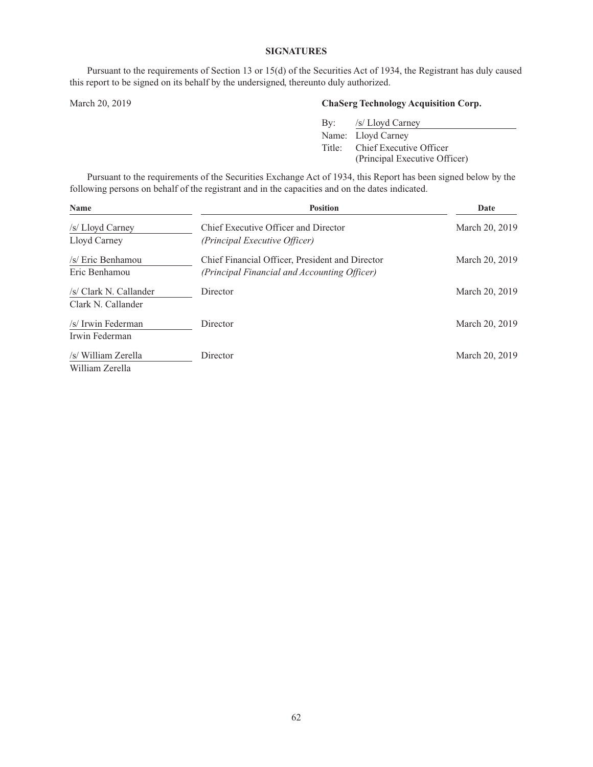## SIGNATURES

Pursuant to the requirements of Section 13 or 15(d) of the Securities Act of 1934, the Registrant has duly caused this report to be signed on its behalf by the undersigned, thereunto duly authorized.

March 20, 2019

**ChaSerg Technology Acquisition Corp.**

By: /s/ Lloyd Carney
Name: Lloyd Carney
Title: Chief Executive Officer
(Principal Executive Officer)

Pursuant to the requirements of the Securities Exchange Act of 1934, this Report has been signed below by the following persons on behalf of the registrant and in the capacities and on the dates indicated.

| Name | Position | Date |
| --- | --- | --- |
| /s/ Lloyd Carney<br>Lloyd Carney | Chief Executive Officer and Director<br>*(Principal Executive Officer)* | March 20, 2019 |
| /s/ Eric Benhamou<br>Eric Benhamou | Chief Financial Officer, President and Director<br>*(Principal Financial and Accounting Officer)* | March 20, 2019 |
| /s/ Clark N. Callander<br>Clark N. Callander | Director | March 20, 2019 |
| /s/ Irwin Federman<br>Irwin Federman | Director | March 20, 2019 |
| /s/ William Zerella<br>William Zerella | Director | March 20, 2019 |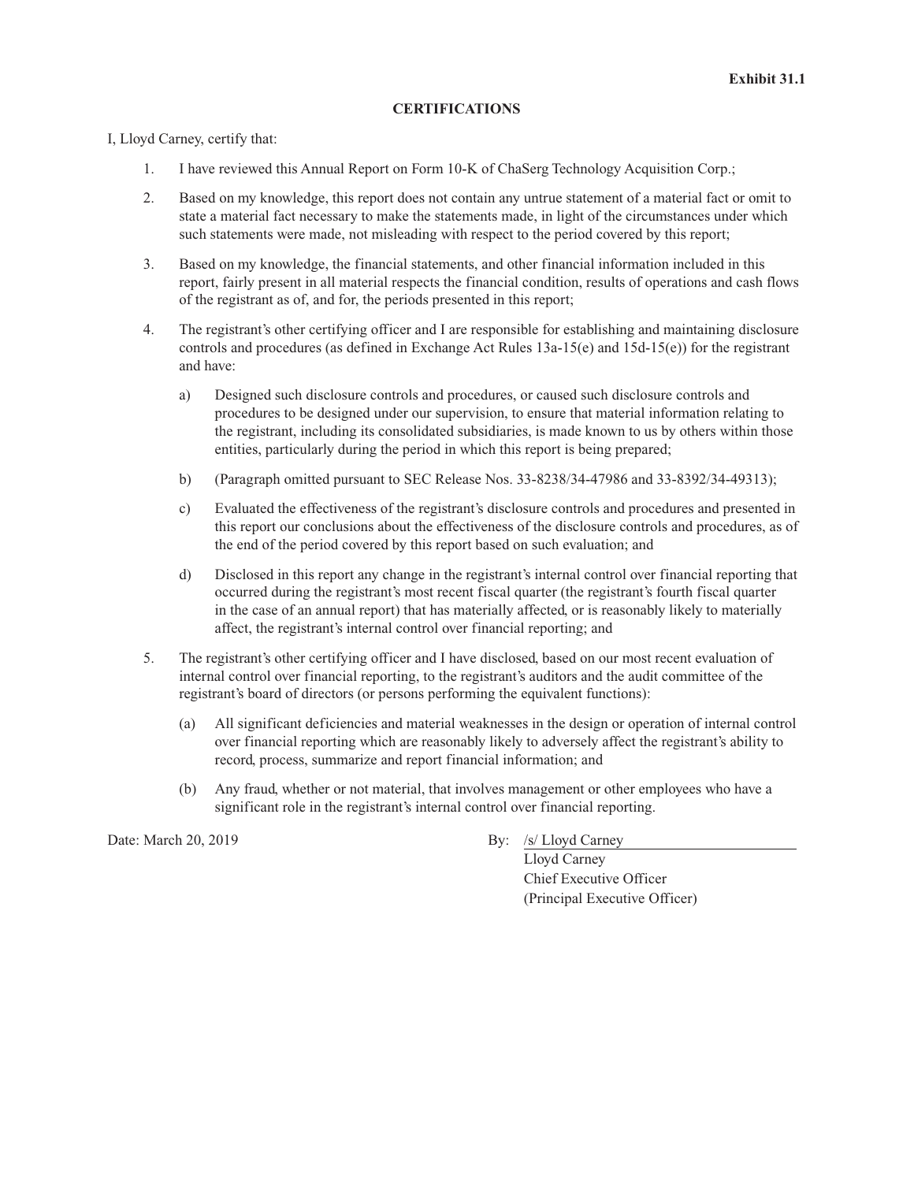**Exhibit 31.1**

**CERTIFICATIONS**

I, Lloyd Carney, certify that:

1. I have reviewed this Annual Report on Form 10-K of ChaSerg Technology Acquisition Corp.;

2. Based on my knowledge, this report does not contain any untrue statement of a material fact or omit to state a material fact necessary to make the statements made, in light of the circumstances under which such statements were made, not misleading with respect to the period covered by this report;

3. Based on my knowledge, the financial statements, and other financial information included in this report, fairly present in all material respects the financial condition, results of operations and cash flows of the registrant as of, and for, the periods presented in this report;

4. The registrant's other certifying officer and I are responsible for establishing and maintaining disclosure controls and procedures (as defined in Exchange Act Rules 13a-15(e) and 15d-15(e)) for the registrant and have:

   a) Designed such disclosure controls and procedures, or caused such disclosure controls and procedures to be designed under our supervision, to ensure that material information relating to the registrant, including its consolidated subsidiaries, is made known to us by others within those entities, particularly during the period in which this report is being prepared;

   b) (Paragraph omitted pursuant to SEC Release Nos. 33-8238/34-47986 and 33-8392/34-49313);

   c) Evaluated the effectiveness of the registrant's disclosure controls and procedures and presented in this report our conclusions about the effectiveness of the disclosure controls and procedures, as of the end of the period covered by this report based on such evaluation; and

   d) Disclosed in this report any change in the registrant's internal control over financial reporting that occurred during the registrant's most recent fiscal quarter (the registrant's fourth fiscal quarter in the case of an annual report) that has materially affected, or is reasonably likely to materially affect, the registrant's internal control over financial reporting; and

5. The registrant's other certifying officer and I have disclosed, based on our most recent evaluation of internal control over financial reporting, to the registrant's auditors and the audit committee of the registrant's board of directors (or persons performing the equivalent functions):

   (a) All significant deficiencies and material weaknesses in the design or operation of internal control over financial reporting which are reasonably likely to adversely affect the registrant's ability to record, process, summarize and report financial information; and

   (b) Any fraud, whether or not material, that involves management or other employees who have a significant role in the registrant's internal control over financial reporting.

Date: March 20, 2019

By: /s/ Lloyd Carney
Lloyd Carney
Chief Executive Officer
(Principal Executive Officer)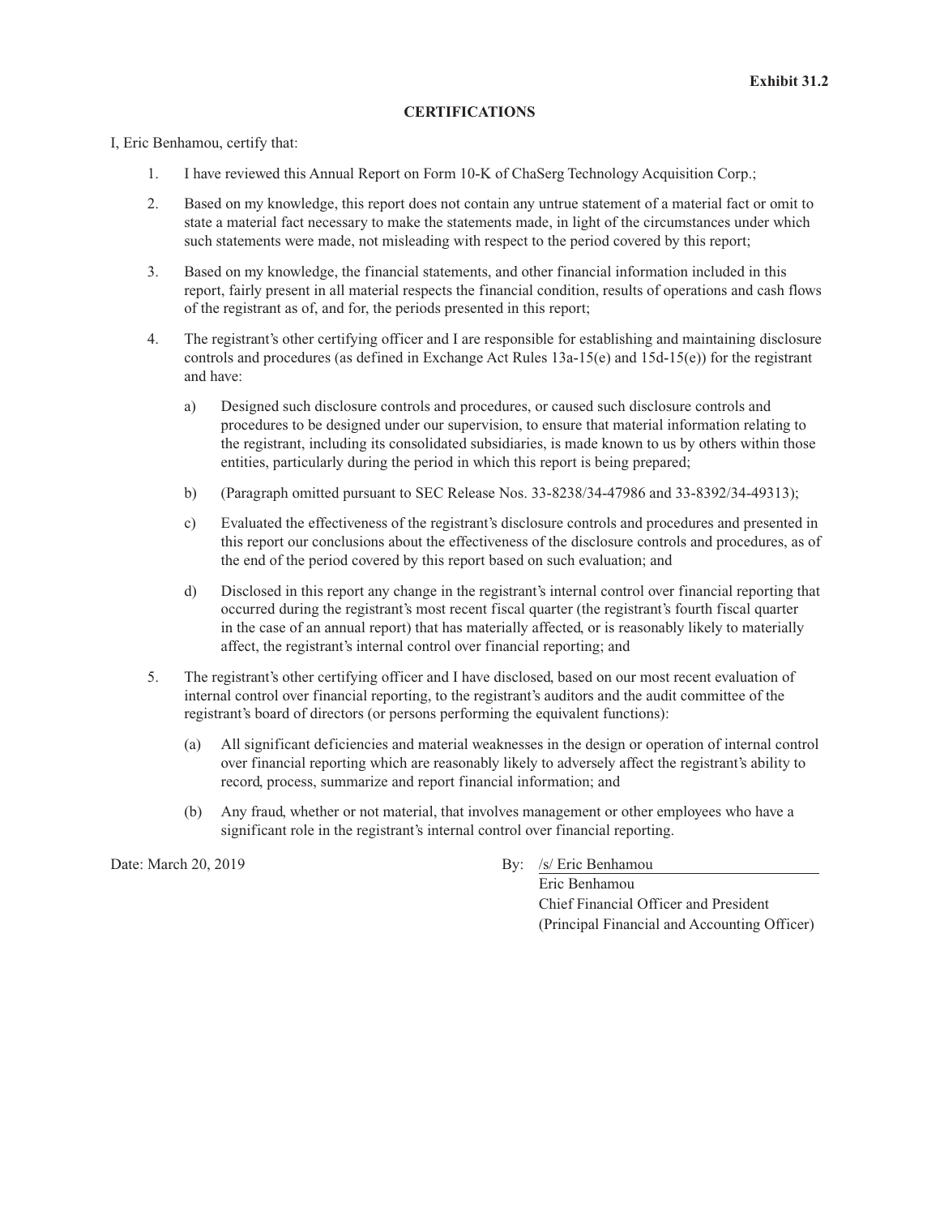**Exhibit 31.2**

**CERTIFICATIONS**

I, Eric Benhamou, certify that:

1. I have reviewed this Annual Report on Form 10-K of ChaSerg Technology Acquisition Corp.;

2. Based on my knowledge, this report does not contain any untrue statement of a material fact or omit to state a material fact necessary to make the statements made, in light of the circumstances under which such statements were made, not misleading with respect to the period covered by this report;

3. Based on my knowledge, the financial statements, and other financial information included in this report, fairly present in all material respects the financial condition, results of operations and cash flows of the registrant as of, and for, the periods presented in this report;

4. The registrant's other certifying officer and I are responsible for establishing and maintaining disclosure controls and procedures (as defined in Exchange Act Rules 13a-15(e) and 15d-15(e)) for the registrant and have:

   a) Designed such disclosure controls and procedures, or caused such disclosure controls and procedures to be designed under our supervision, to ensure that material information relating to the registrant, including its consolidated subsidiaries, is made known to us by others within those entities, particularly during the period in which this report is being prepared;

   b) (Paragraph omitted pursuant to SEC Release Nos. 33-8238/34-47986 and 33-8392/34-49313);

   c) Evaluated the effectiveness of the registrant's disclosure controls and procedures and presented in this report our conclusions about the effectiveness of the disclosure controls and procedures, as of the end of the period covered by this report based on such evaluation; and

   d) Disclosed in this report any change in the registrant's internal control over financial reporting that occurred during the registrant's most recent fiscal quarter (the registrant's fourth fiscal quarter in the case of an annual report) that has materially affected, or is reasonably likely to materially affect, the registrant's internal control over financial reporting; and

5. The registrant's other certifying officer and I have disclosed, based on our most recent evaluation of internal control over financial reporting, to the registrant's auditors and the audit committee of the registrant's board of directors (or persons performing the equivalent functions):

   (a) All significant deficiencies and material weaknesses in the design or operation of internal control over financial reporting which are reasonably likely to adversely affect the registrant's ability to record, process, summarize and report financial information; and

   (b) Any fraud, whether or not material, that involves management or other employees who have a significant role in the registrant's internal control over financial reporting.

Date: March 20, 2019

By: /s/ Eric Benhamou
Eric Benhamou
Chief Financial Officer and President
(Principal Financial and Accounting Officer)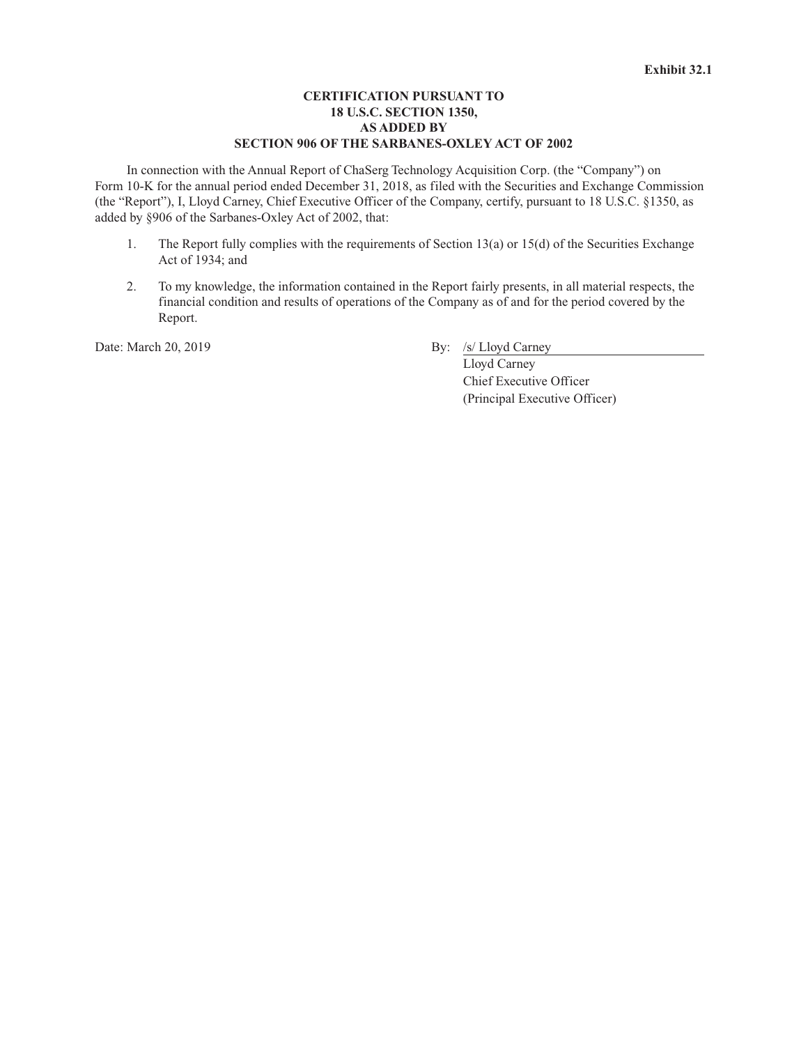**Exhibit 32.1**

**CERTIFICATION PURSUANT TO**
**18 U.S.C. SECTION 1350,**
**AS ADDED BY**
**SECTION 906 OF THE SARBANES-OXLEY ACT OF 2002**

In connection with the Annual Report of ChaSerg Technology Acquisition Corp. (the “Company”) on Form 10-K for the annual period ended December 31, 2018, as filed with the Securities and Exchange Commission (the “Report”), I, Lloyd Carney, Chief Executive Officer of the Company, certify, pursuant to 18 U.S.C. §1350, as added by §906 of the Sarbanes-Oxley Act of 2002, that:

1. The Report fully complies with the requirements of Section 13(a) or 15(d) of the Securities Exchange Act of 1934; and
2. To my knowledge, the information contained in the Report fairly presents, in all material respects, the financial condition and results of operations of the Company as of and for the period covered by the Report.

Date: March 20, 2019

By: /s/ Lloyd Carney
Lloyd Carney
Chief Executive Officer
(Principal Executive Officer)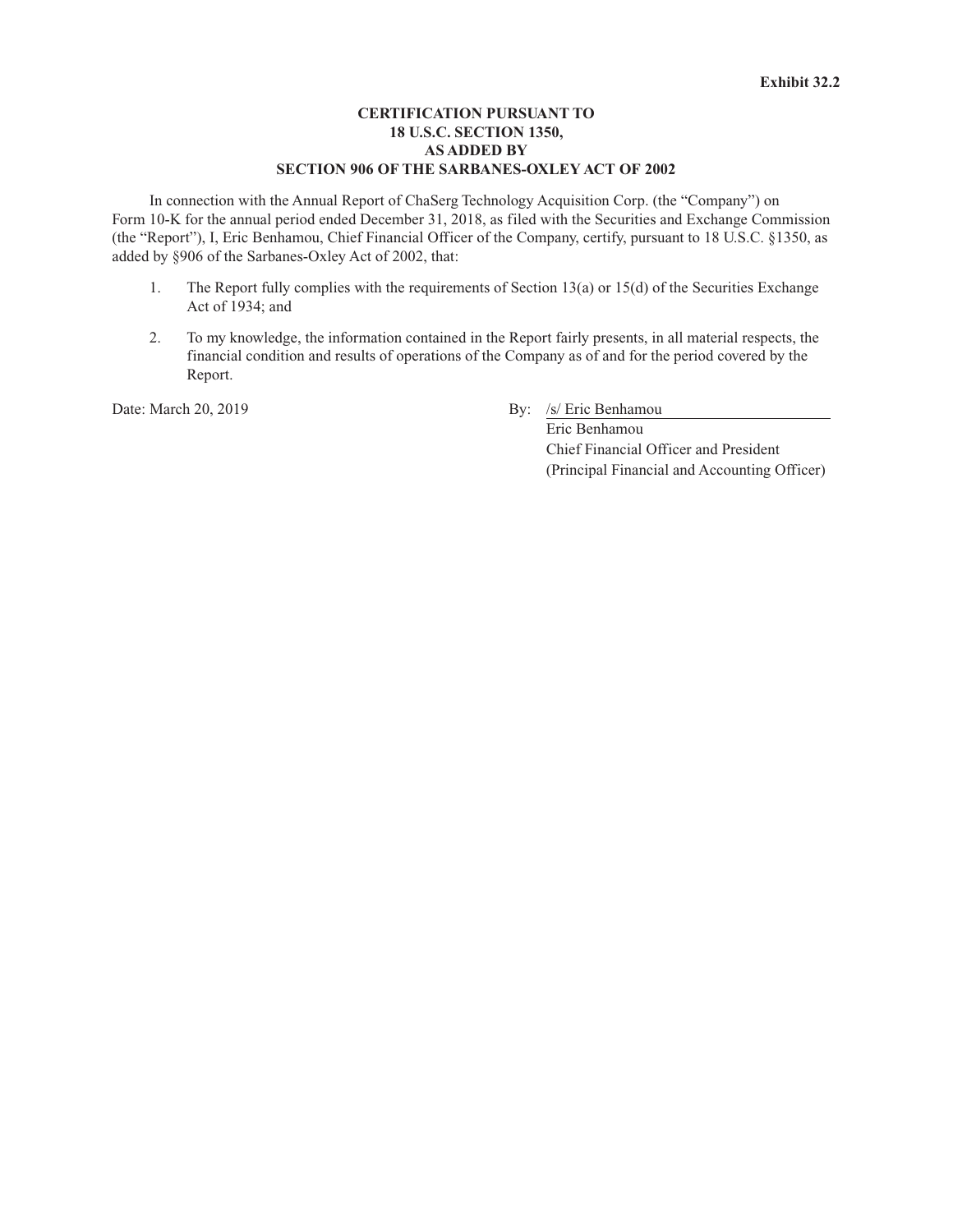**Exhibit 32.2**

**CERTIFICATION PURSUANT TO**
**18 U.S.C. SECTION 1350,**
**AS ADDED BY**
**SECTION 906 OF THE SARBANES-OXLEY ACT OF 2002**

In connection with the Annual Report of ChaSerg Technology Acquisition Corp. (the "Company") on Form 10-K for the annual period ended December 31, 2018, as filed with the Securities and Exchange Commission (the "Report"), I, Eric Benhamou, Chief Financial Officer of the Company, certify, pursuant to 18 U.S.C. §1350, as added by §906 of the Sarbanes-Oxley Act of 2002, that:

1. The Report fully complies with the requirements of Section 13(a) or 15(d) of the Securities Exchange Act of 1934; and

2. To my knowledge, the information contained in the Report fairly presents, in all material respects, the financial condition and results of operations of the Company as of and for the period covered by the Report.

Date: March 20, 2019

By: /s/ Eric Benhamou
Eric Benhamou
Chief Financial Officer and President
(Principal Financial and Accounting Officer)